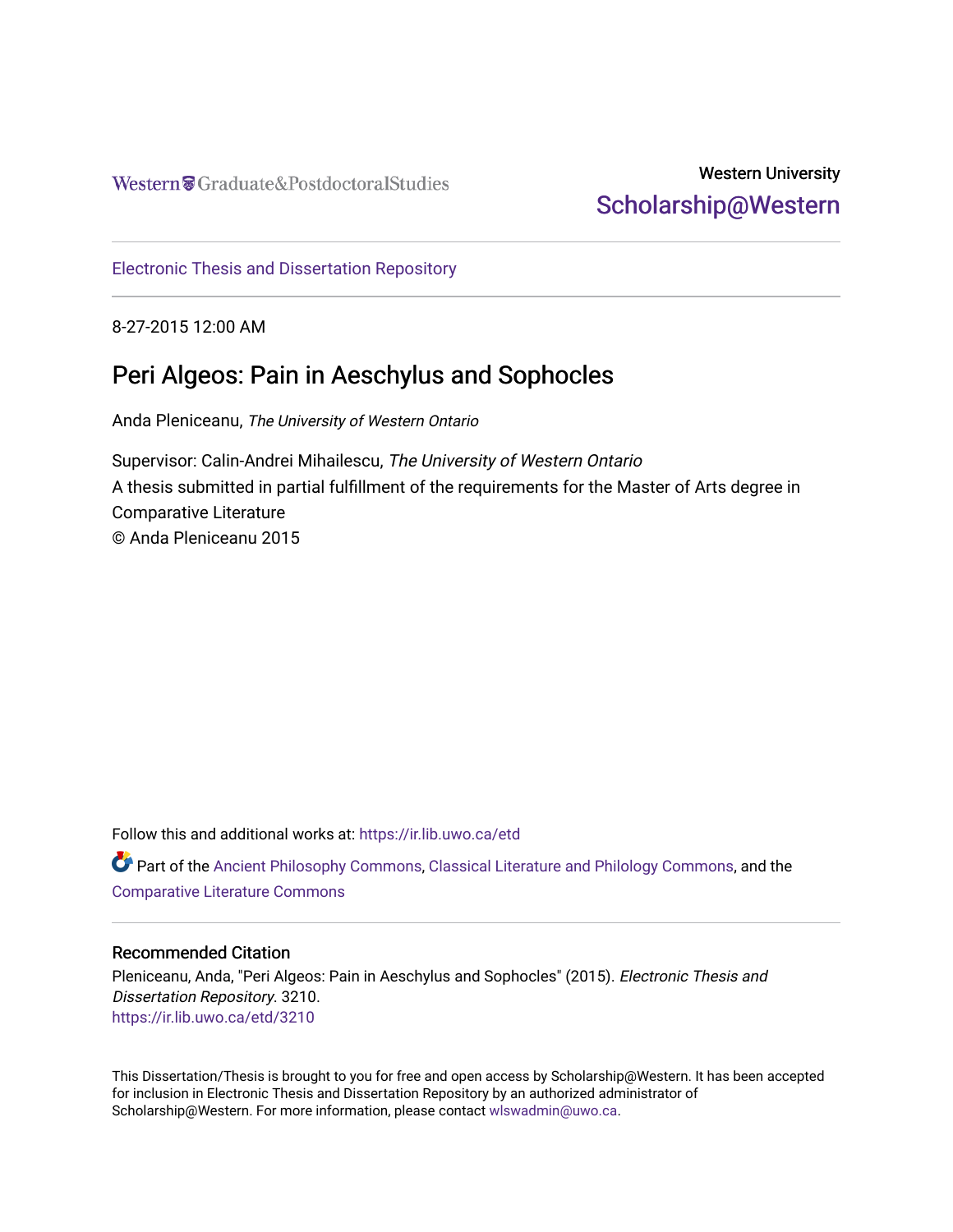Western Graduate&PostdoctoralStudies

Western University
Scholarship@Western

Electronic Thesis and Dissertation Repository

8-27-2015 12:00 AM

# Peri Algeos: Pain in Aeschylus and Sophocles

Anda Pleniceanu, *The University of Western Ontario*

Supervisor: Calin-Andrei Mihailescu, *The University of Western Ontario*
A thesis submitted in partial fulfillment of the requirements for the Master of Arts degree in Comparative Literature
© Anda Pleniceanu 2015

Follow this and additional works at: https://ir.lib.uwo.ca/etd

Part of the Ancient Philosophy Commons, Classical Literature and Philology Commons, and the Comparative Literature Commons

## Recommended Citation

Pleniceanu, Anda, "Peri Algeos: Pain in Aeschylus and Sophocles" (2015). *Electronic Thesis and Dissertation Repository*. 3210.
https://ir.lib.uwo.ca/etd/3210

This Dissertation/Thesis is brought to you for free and open access by Scholarship@Western. It has been accepted for inclusion in Electronic Thesis and Dissertation Repository by an authorized administrator of Scholarship@Western. For more information, please contact wlswadmin@uwo.ca.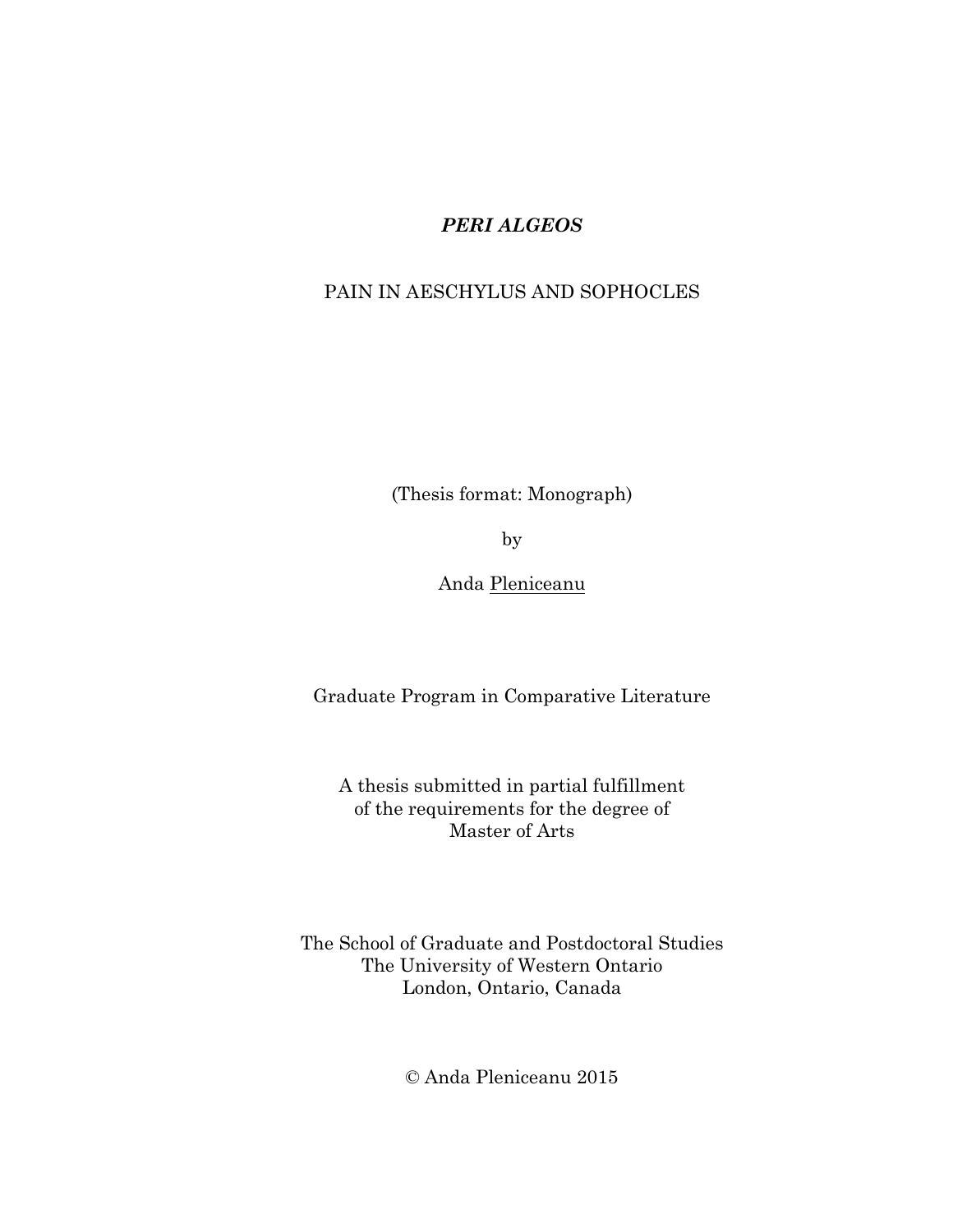# *PERI ALGEOS*

PAIN IN AESCHYLUS AND SOPHOCLES

(Thesis format: Monograph)

by

Anda Pleniceanu

Graduate Program in Comparative Literature

A thesis submitted in partial fulfillment
of the requirements for the degree of
Master of Arts

The School of Graduate and Postdoctoral Studies
The University of Western Ontario
London, Ontario, Canada

© Anda Pleniceanu 2015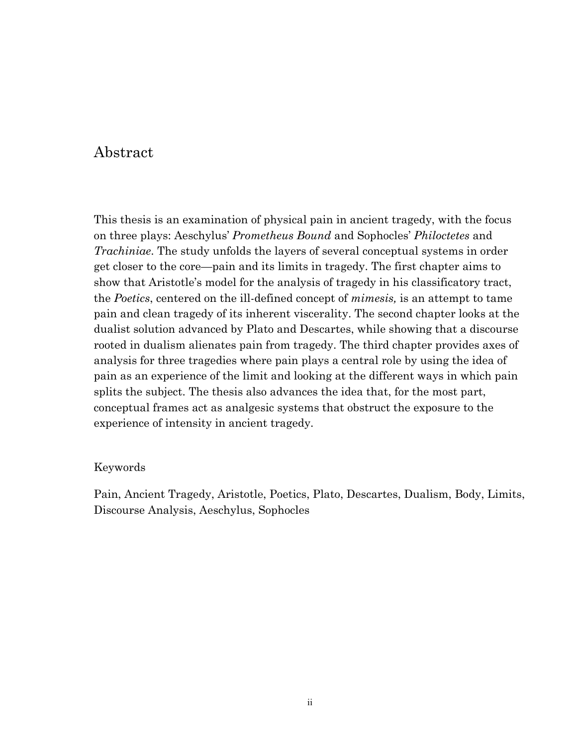# Abstract

This thesis is an examination of physical pain in ancient tragedy, with the focus on three plays: Aeschylus' *Prometheus Bound* and Sophocles' *Philoctetes* and *Trachiniae*. The study unfolds the layers of several conceptual systems in order get closer to the core—pain and its limits in tragedy. The first chapter aims to show that Aristotle's model for the analysis of tragedy in his classificatory tract, the *Poetics*, centered on the ill-defined concept of *mimesis,* is an attempt to tame pain and clean tragedy of its inherent viscerality. The second chapter looks at the dualist solution advanced by Plato and Descartes, while showing that a discourse rooted in dualism alienates pain from tragedy. The third chapter provides axes of analysis for three tragedies where pain plays a central role by using the idea of pain as an experience of the limit and looking at the different ways in which pain splits the subject. The thesis also advances the idea that, for the most part, conceptual frames act as analgesic systems that obstruct the exposure to the experience of intensity in ancient tragedy.

Keywords

Pain, Ancient Tragedy, Aristotle, Poetics, Plato, Descartes, Dualism, Body, Limits, Discourse Analysis, Aeschylus, Sophocles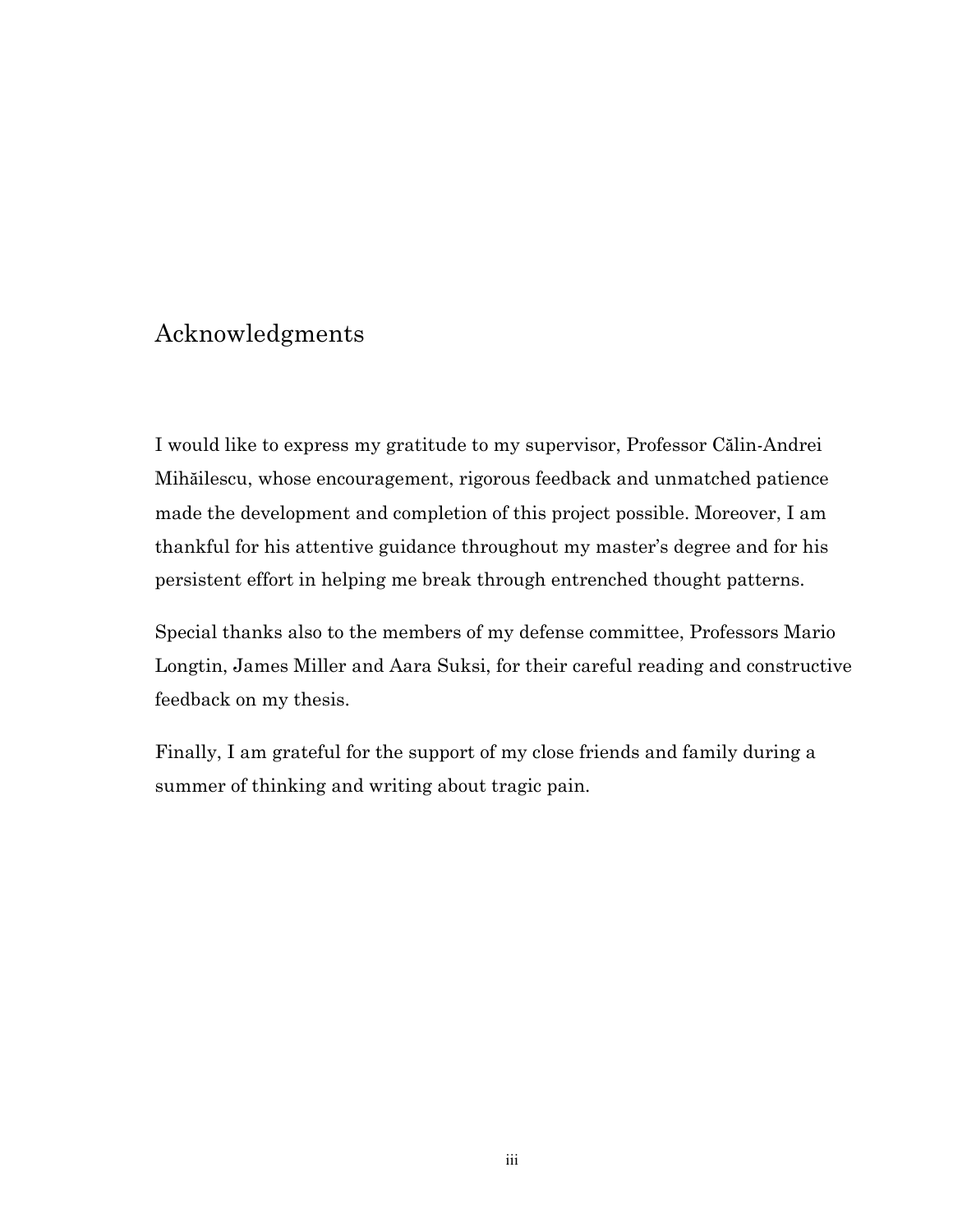# Acknowledgments

I would like to express my gratitude to my supervisor, Professor Călin-Andrei Mihăilescu, whose encouragement, rigorous feedback and unmatched patience made the development and completion of this project possible. Moreover, I am thankful for his attentive guidance throughout my master's degree and for his persistent effort in helping me break through entrenched thought patterns.

Special thanks also to the members of my defense committee, Professors Mario Longtin, James Miller and Aara Suksi, for their careful reading and constructive feedback on my thesis.

Finally, I am grateful for the support of my close friends and family during a summer of thinking and writing about tragic pain.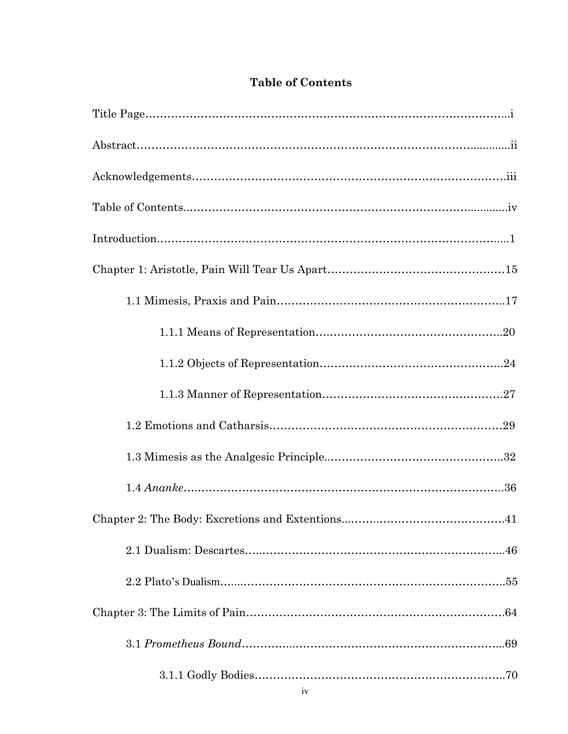# Table of Contents

Title Page……………………………………………………………………………………i

Abstract……………………………………………………………………………………ii

Acknowledgements………………………………………………………………………iii

Table of Contents…………………………………………………………………………iv

Introduction…………………………………………………………………………………1

Chapter 1: Aristotle, Pain Will Tear Us Apart…………………………………………15

1.1 Mimesis, Praxis and Pain………………………………………………………17

1.1.1 Means of Representation…………………………………………20

1.1.2 Objects of Representation…………………………………………24

1.1.3 Manner of Representation…………………………………………27

1.2 Emotions and Catharsis…………………………………………………………29

1.3 Mimesis as the Analgesic Principle…………………………………………32

1.4 *Ananke*……………………………………………………………………………36

Chapter 2: The Body: Excretions and Extentions………………………………………41

2.1 Dualism: Descartes………………………………………………………………46

2.2 Plato's Dualism……………………………………………………………………55

Chapter 3: The Limits of Pain……………………………………………………………64

3.1 *Prometheus Bound*………………………………………………………………69

3.1.1 Godly Bodies…………………………………………………………70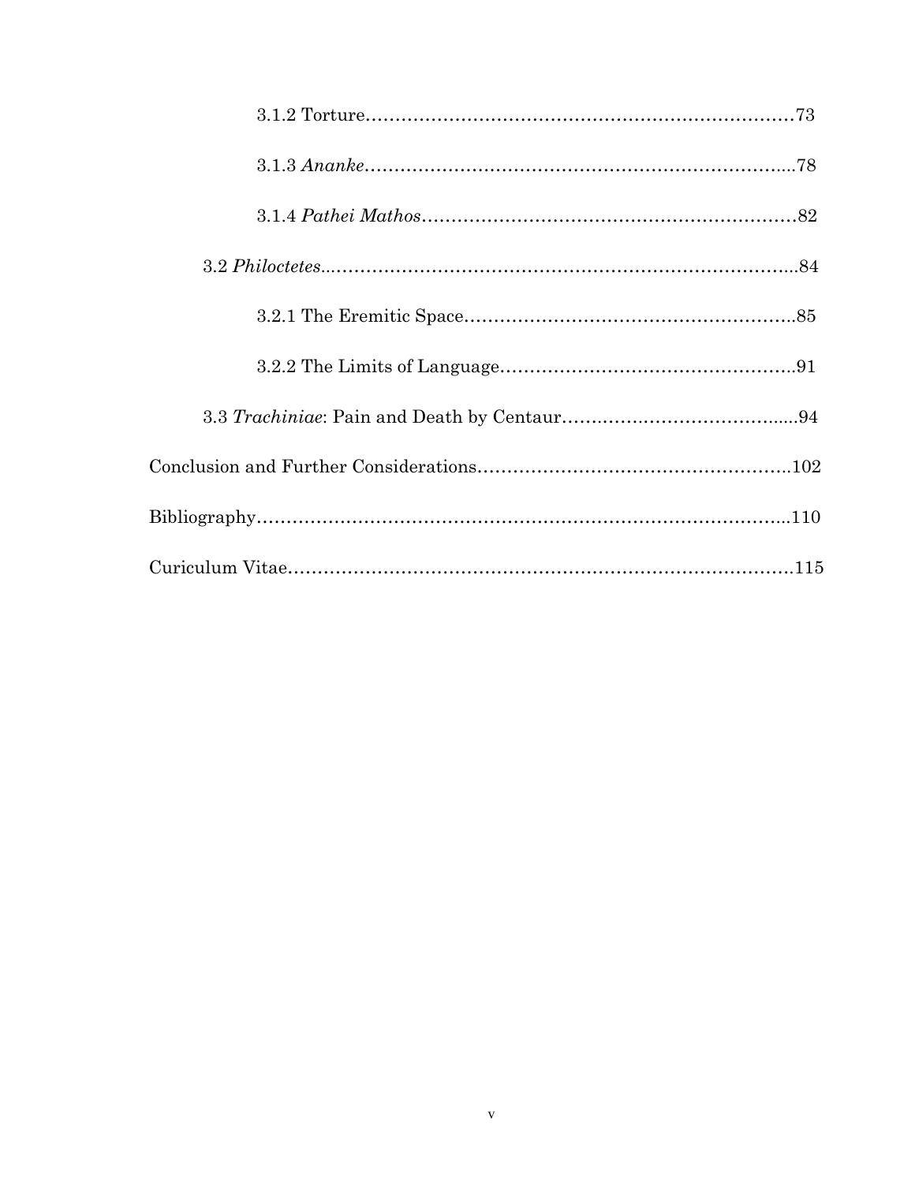3.1.2 Torture……………………………………………………………73

3.1.3 *Ananke*……………………………………………………………...78

3.1.4 *Pathei Mathos*………………………………………………………82

3.2 *Philoctetes*...……………………………………………………………..84

3.2.1 The Eremitic Space………………………………………………..85

3.2.2 The Limits of Language…………………………………………..91

3.3 *Trachiniae*: Pain and Death by Centaur………….…………………….....94

Conclusion and Further Considerations……………………………………………..102

Bibliography…………………………………………………………………………...110

Curiculum Vitae……………………………………………………………………….115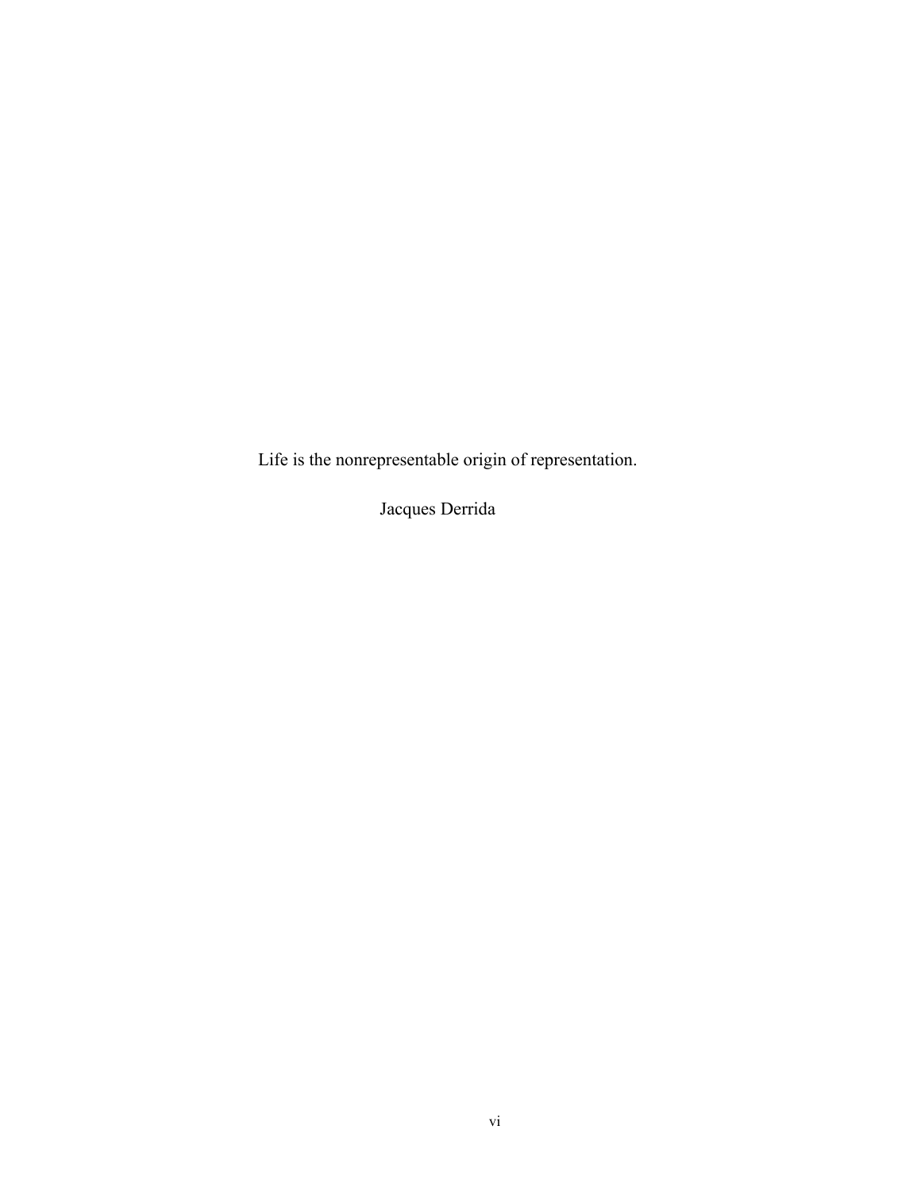Life is the nonrepresentable origin of representation.

Jacques Derrida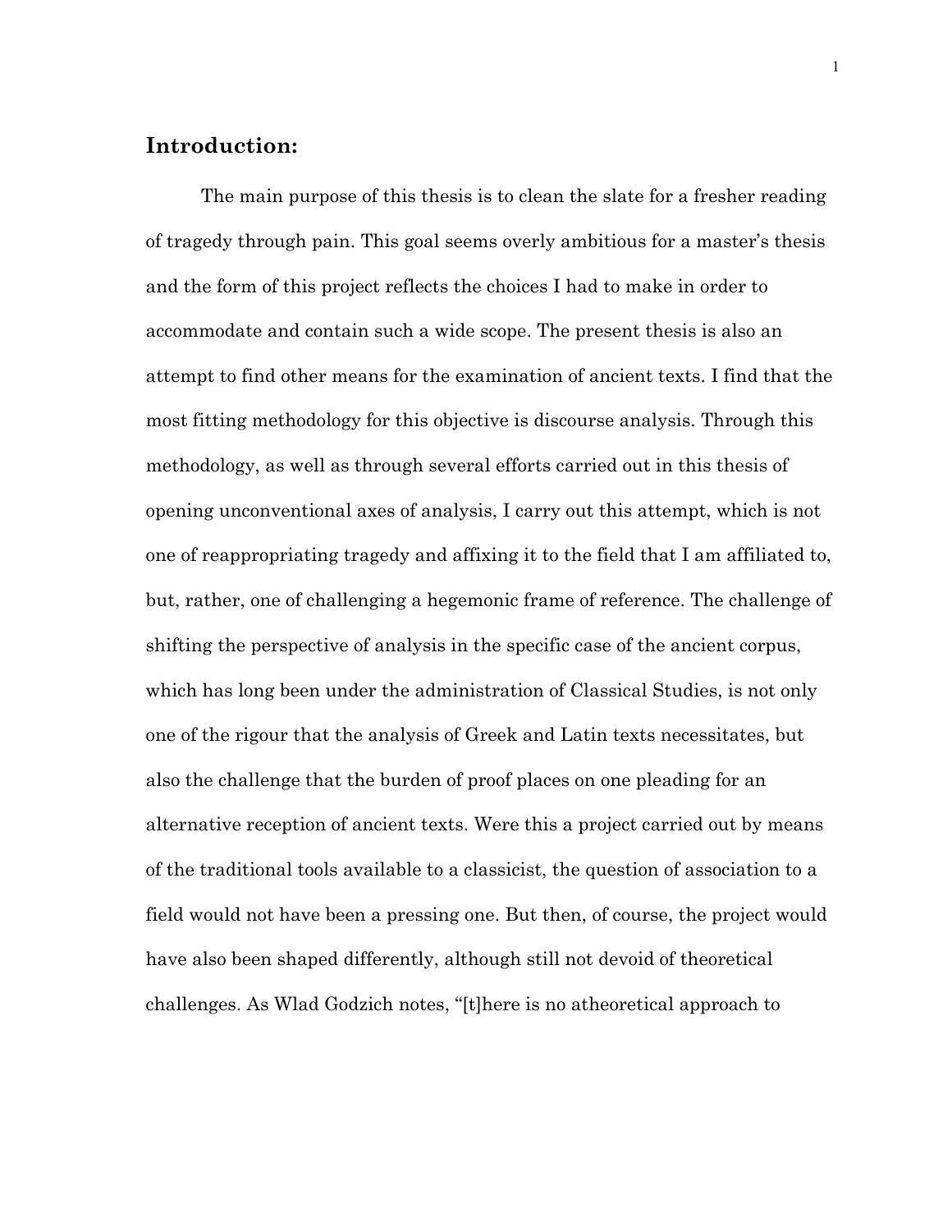## Introduction:

The main purpose of this thesis is to clean the slate for a fresher reading of tragedy through pain. This goal seems overly ambitious for a master's thesis and the form of this project reflects the choices I had to make in order to accommodate and contain such a wide scope. The present thesis is also an attempt to find other means for the examination of ancient texts. I find that the most fitting methodology for this objective is discourse analysis. Through this methodology, as well as through several efforts carried out in this thesis of opening unconventional axes of analysis, I carry out this attempt, which is not one of reappropriating tragedy and affixing it to the field that I am affiliated to, but, rather, one of challenging a hegemonic frame of reference. The challenge of shifting the perspective of analysis in the specific case of the ancient corpus, which has long been under the administration of Classical Studies, is not only one of the rigour that the analysis of Greek and Latin texts necessitates, but also the challenge that the burden of proof places on one pleading for an alternative reception of ancient texts. Were this a project carried out by means of the traditional tools available to a classicist, the question of association to a field would not have been a pressing one. But then, of course, the project would have also been shaped differently, although still not devoid of theoretical challenges. As Wlad Godzich notes, "[t]here is no atheoretical approach to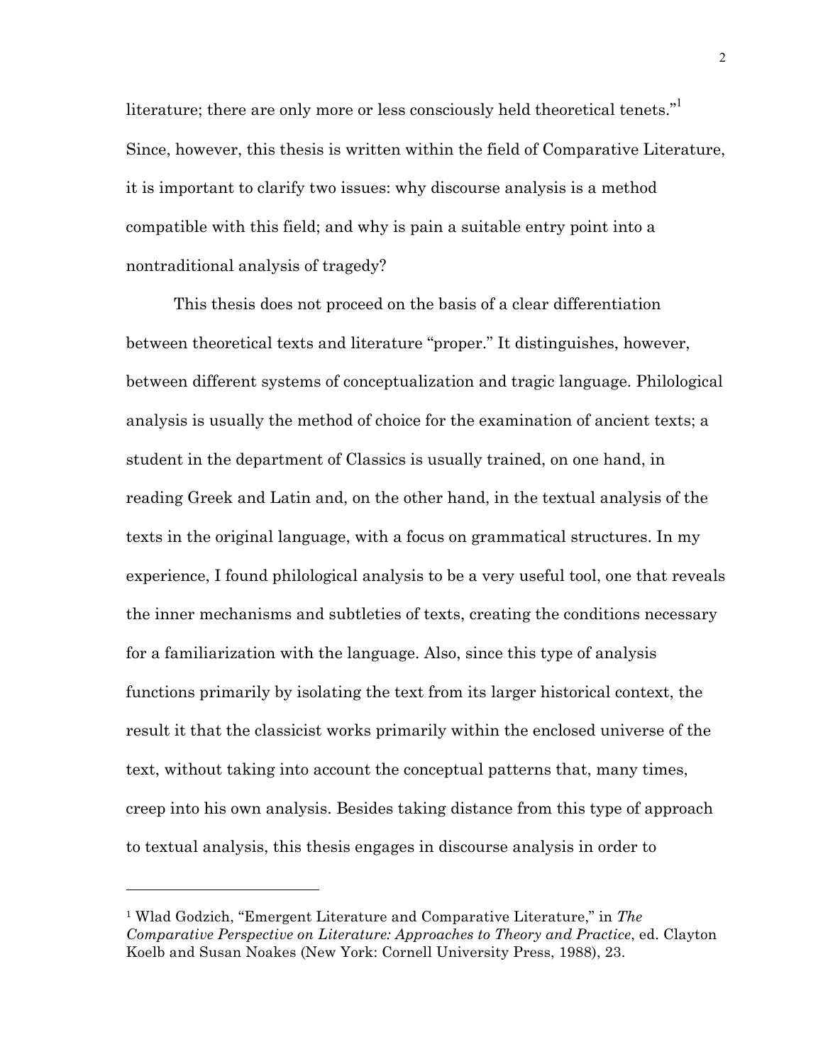literature; there are only more or less consciously held theoretical tenets."[1] Since, however, this thesis is written within the field of Comparative Literature, it is important to clarify two issues: why discourse analysis is a method compatible with this field; and why is pain a suitable entry point into a nontraditional analysis of tragedy?

This thesis does not proceed on the basis of a clear differentiation between theoretical texts and literature "proper." It distinguishes, however, between different systems of conceptualization and tragic language. Philological analysis is usually the method of choice for the examination of ancient texts; a student in the department of Classics is usually trained, on one hand, in reading Greek and Latin and, on the other hand, in the textual analysis of the texts in the original language, with a focus on grammatical structures. In my experience, I found philological analysis to be a very useful tool, one that reveals the inner mechanisms and subtleties of texts, creating the conditions necessary for a familiarization with the language. Also, since this type of analysis functions primarily by isolating the text from its larger historical context, the result it that the classicist works primarily within the enclosed universe of the text, without taking into account the conceptual patterns that, many times, creep into his own analysis. Besides taking distance from this type of approach to textual analysis, this thesis engages in discourse analysis in order to

---

[1] Wlad Godzich, "Emergent Literature and Comparative Literature," in *The Comparative Perspective on Literature: Approaches to Theory and Practice*, ed. Clayton Koelb and Susan Noakes (New York: Cornell University Press, 1988), 23.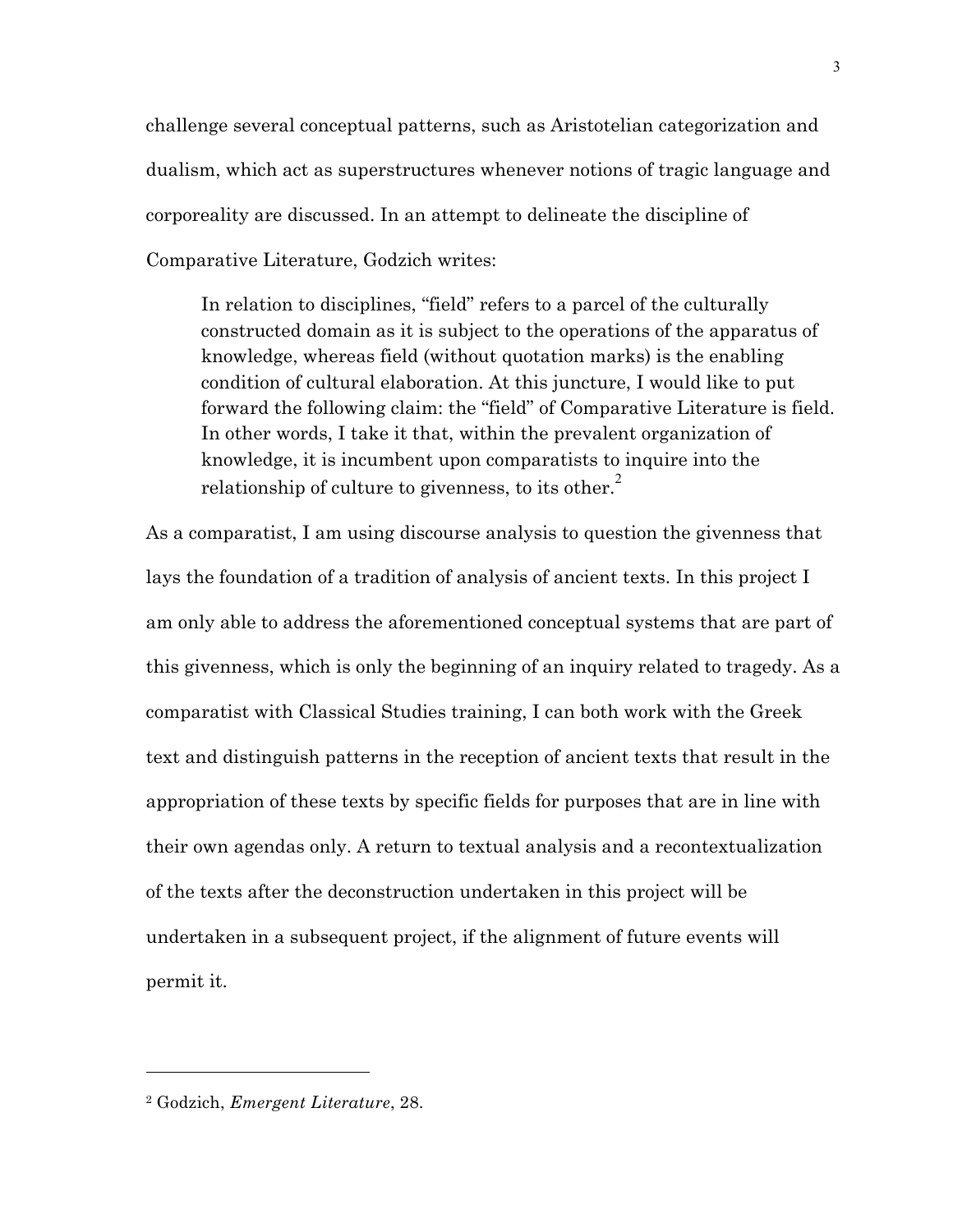challenge several conceptual patterns, such as Aristotelian categorization and dualism, which act as superstructures whenever notions of tragic language and corporeality are discussed. In an attempt to delineate the discipline of Comparative Literature, Godzich writes:

> In relation to disciplines, "field" refers to a parcel of the culturally constructed domain as it is subject to the operations of the apparatus of knowledge, whereas field (without quotation marks) is the enabling condition of cultural elaboration. At this juncture, I would like to put forward the following claim: the "field" of Comparative Literature is field. In other words, I take it that, within the prevalent organization of knowledge, it is incumbent upon comparatists to inquire into the relationship of culture to givenness, to its other.[2]

As a comparatist, I am using discourse analysis to question the givenness that lays the foundation of a tradition of analysis of ancient texts. In this project I am only able to address the aforementioned conceptual systems that are part of this givenness, which is only the beginning of an inquiry related to tragedy. As a comparatist with Classical Studies training, I can both work with the Greek text and distinguish patterns in the reception of ancient texts that result in the appropriation of these texts by specific fields for purposes that are in line with their own agendas only. A return to textual analysis and a recontextualization of the texts after the deconstruction undertaken in this project will be undertaken in a subsequent project, if the alignment of future events will permit it.

---

[2] Godzich, *Emergent Literature*, 28.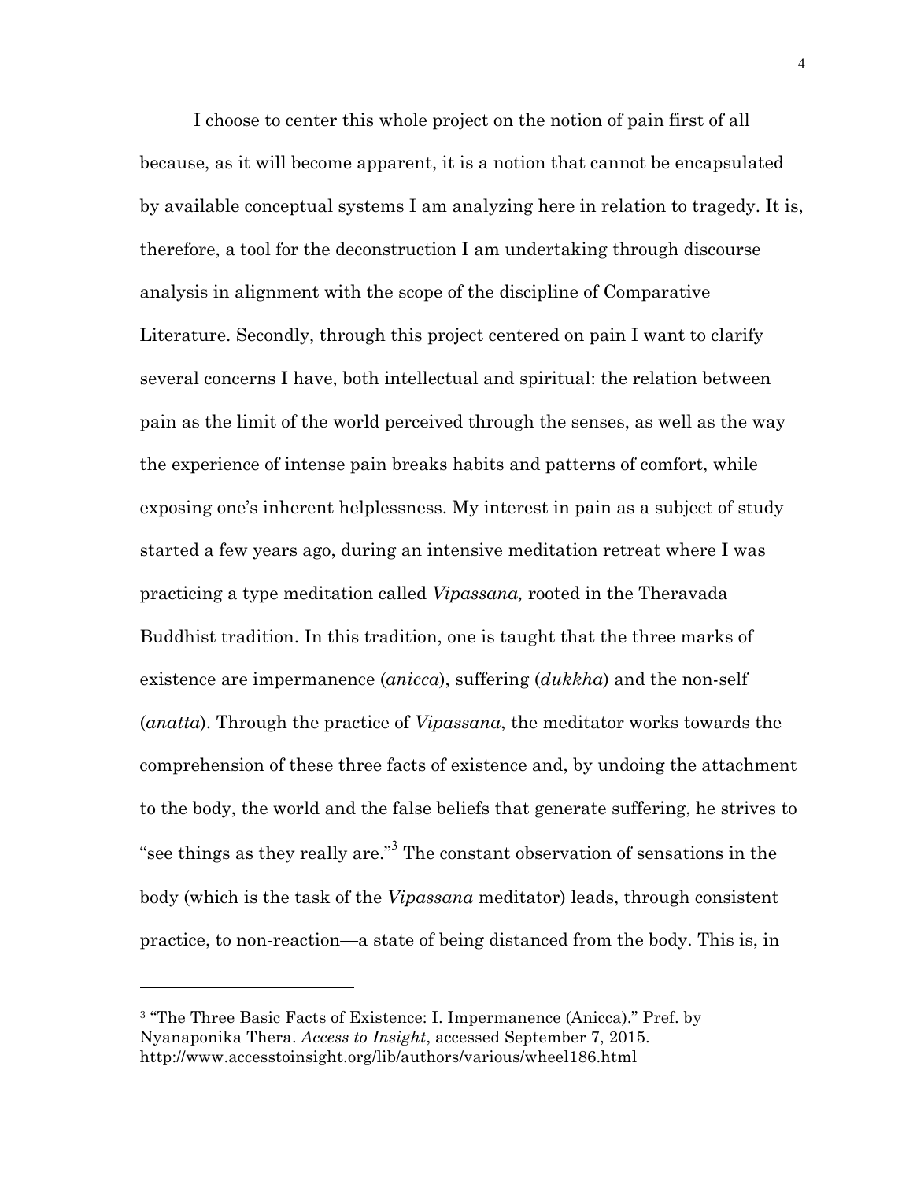I choose to center this whole project on the notion of pain first of all because, as it will become apparent, it is a notion that cannot be encapsulated by available conceptual systems I am analyzing here in relation to tragedy. It is, therefore, a tool for the deconstruction I am undertaking through discourse analysis in alignment with the scope of the discipline of Comparative Literature. Secondly, through this project centered on pain I want to clarify several concerns I have, both intellectual and spiritual: the relation between pain as the limit of the world perceived through the senses, as well as the way the experience of intense pain breaks habits and patterns of comfort, while exposing one's inherent helplessness. My interest in pain as a subject of study started a few years ago, during an intensive meditation retreat where I was practicing a type meditation called *Vipassana,* rooted in the Theravada Buddhist tradition. In this tradition, one is taught that the three marks of existence are impermanence (*anicca*), suffering (*dukkha*) and the non-self (*anatta*). Through the practice of *Vipassana*, the meditator works towards the comprehension of these three facts of existence and, by undoing the attachment to the body, the world and the false beliefs that generate suffering, he strives to "see things as they really are."[3] The constant observation of sensations in the body (which is the task of the *Vipassana* meditator) leads, through consistent practice, to non-reaction—a state of being distanced from the body. This is, in

---

[3] "The Three Basic Facts of Existence: I. Impermanence (Anicca)." Pref. by Nyanaponika Thera. *Access to Insight*, accessed September 7, 2015. http://www.accesstoinsight.org/lib/authors/various/wheel186.html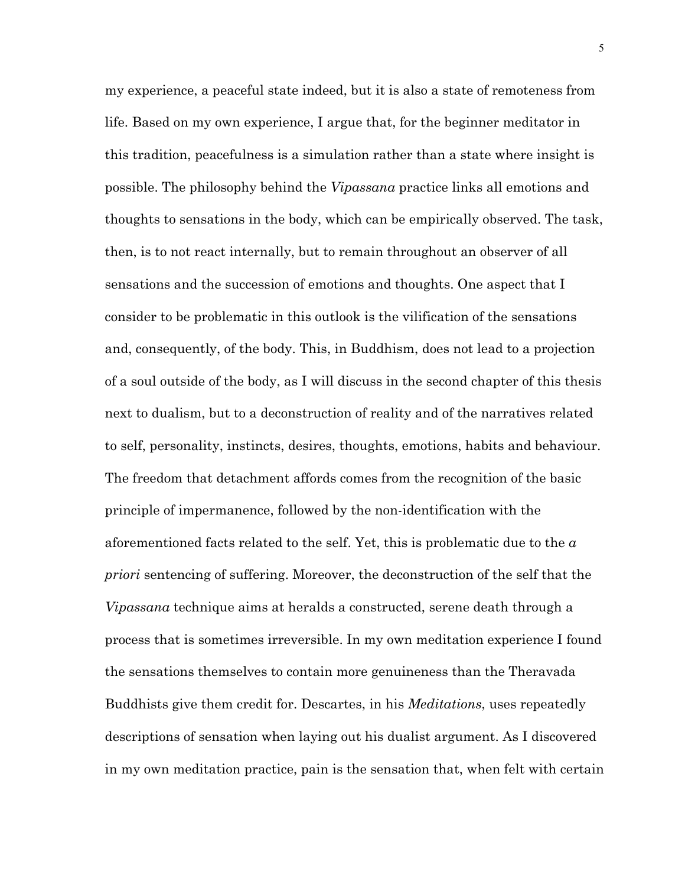my experience, a peaceful state indeed, but it is also a state of remoteness from life. Based on my own experience, I argue that, for the beginner meditator in this tradition, peacefulness is a simulation rather than a state where insight is possible. The philosophy behind the *Vipassana* practice links all emotions and thoughts to sensations in the body, which can be empirically observed. The task, then, is to not react internally, but to remain throughout an observer of all sensations and the succession of emotions and thoughts. One aspect that I consider to be problematic in this outlook is the vilification of the sensations and, consequently, of the body. This, in Buddhism, does not lead to a projection of a soul outside of the body, as I will discuss in the second chapter of this thesis next to dualism, but to a deconstruction of reality and of the narratives related to self, personality, instincts, desires, thoughts, emotions, habits and behaviour. The freedom that detachment affords comes from the recognition of the basic principle of impermanence, followed by the non-identification with the aforementioned facts related to the self. Yet, this is problematic due to the *a priori* sentencing of suffering. Moreover, the deconstruction of the self that the *Vipassana* technique aims at heralds a constructed, serene death through a process that is sometimes irreversible. In my own meditation experience I found the sensations themselves to contain more genuineness than the Theravada Buddhists give them credit for. Descartes, in his *Meditations*, uses repeatedly descriptions of sensation when laying out his dualist argument. As I discovered in my own meditation practice, pain is the sensation that, when felt with certain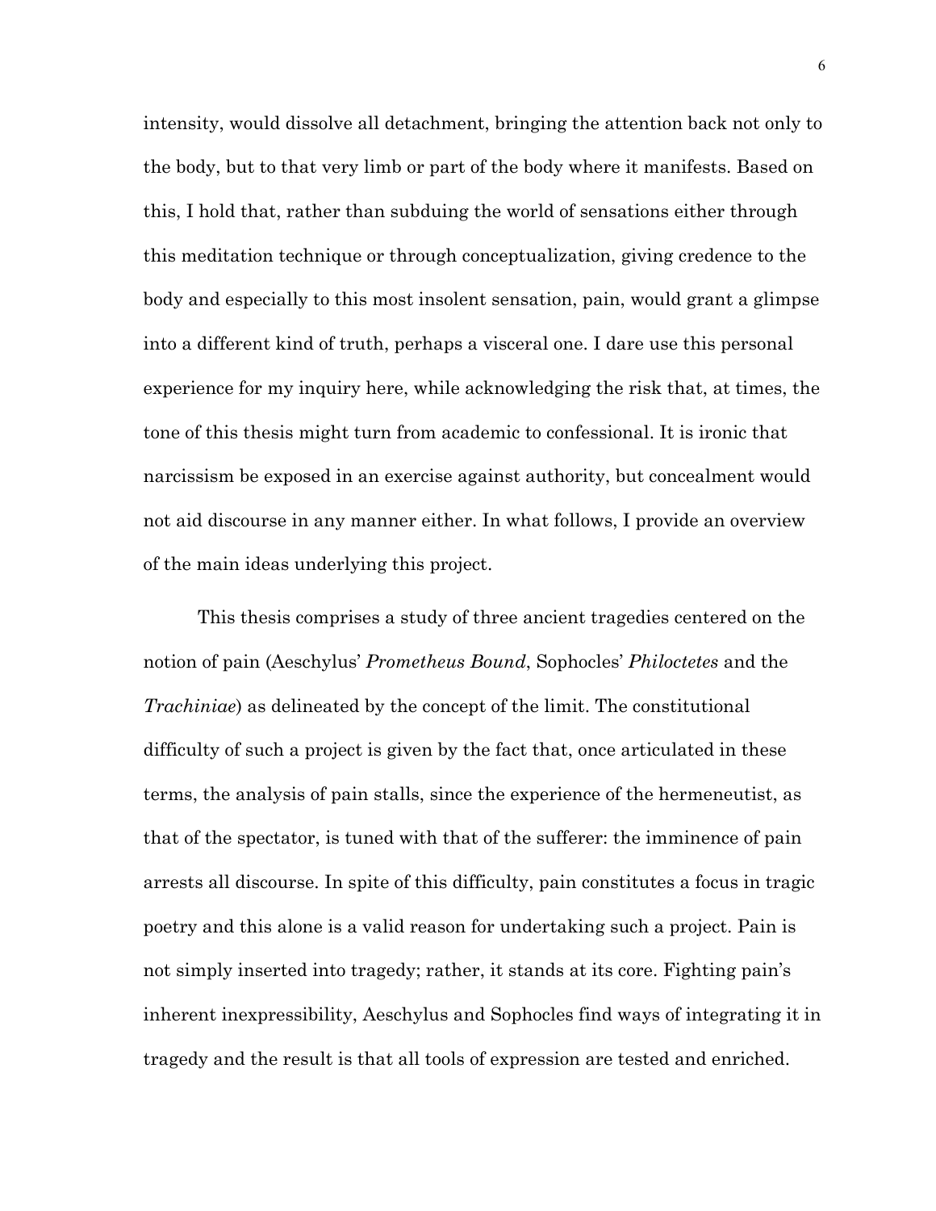intensity, would dissolve all detachment, bringing the attention back not only to the body, but to that very limb or part of the body where it manifests. Based on this, I hold that, rather than subduing the world of sensations either through this meditation technique or through conceptualization, giving credence to the body and especially to this most insolent sensation, pain, would grant a glimpse into a different kind of truth, perhaps a visceral one. I dare use this personal experience for my inquiry here, while acknowledging the risk that, at times, the tone of this thesis might turn from academic to confessional. It is ironic that narcissism be exposed in an exercise against authority, but concealment would not aid discourse in any manner either. In what follows, I provide an overview of the main ideas underlying this project.

This thesis comprises a study of three ancient tragedies centered on the notion of pain (Aeschylus' *Prometheus Bound*, Sophocles' *Philoctetes* and the *Trachiniae*) as delineated by the concept of the limit. The constitutional difficulty of such a project is given by the fact that, once articulated in these terms, the analysis of pain stalls, since the experience of the hermeneutist, as that of the spectator, is tuned with that of the sufferer: the imminence of pain arrests all discourse. In spite of this difficulty, pain constitutes a focus in tragic poetry and this alone is a valid reason for undertaking such a project. Pain is not simply inserted into tragedy; rather, it stands at its core. Fighting pain's inherent inexpressibility, Aeschylus and Sophocles find ways of integrating it in tragedy and the result is that all tools of expression are tested and enriched.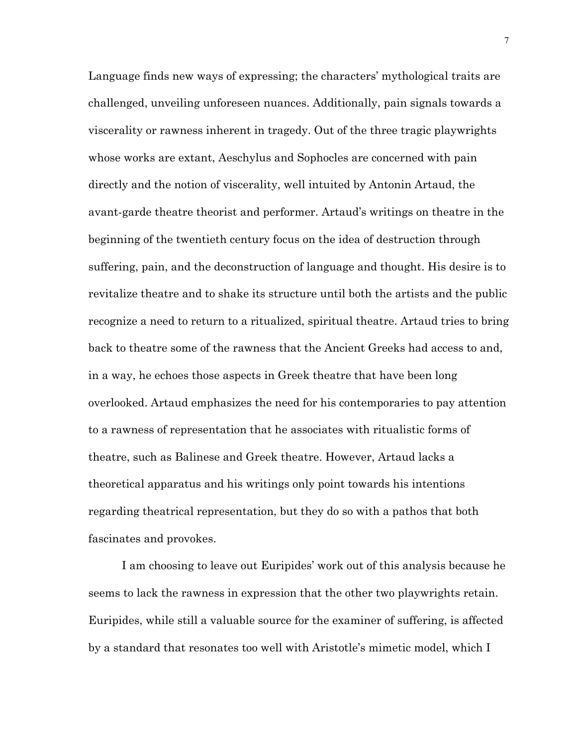Language finds new ways of expressing; the characters' mythological traits are challenged, unveiling unforeseen nuances. Additionally, pain signals towards a viscerality or rawness inherent in tragedy. Out of the three tragic playwrights whose works are extant, Aeschylus and Sophocles are concerned with pain directly and the notion of viscerality, well intuited by Antonin Artaud, the avant-garde theatre theorist and performer. Artaud's writings on theatre in the beginning of the twentieth century focus on the idea of destruction through suffering, pain, and the deconstruction of language and thought. His desire is to revitalize theatre and to shake its structure until both the artists and the public recognize a need to return to a ritualized, spiritual theatre. Artaud tries to bring back to theatre some of the rawness that the Ancient Greeks had access to and, in a way, he echoes those aspects in Greek theatre that have been long overlooked. Artaud emphasizes the need for his contemporaries to pay attention to a rawness of representation that he associates with ritualistic forms of theatre, such as Balinese and Greek theatre. However, Artaud lacks a theoretical apparatus and his writings only point towards his intentions regarding theatrical representation, but they do so with a pathos that both fascinates and provokes.

I am choosing to leave out Euripides' work out of this analysis because he seems to lack the rawness in expression that the other two playwrights retain. Euripides, while still a valuable source for the examiner of suffering, is affected by a standard that resonates too well with Aristotle's mimetic model, which I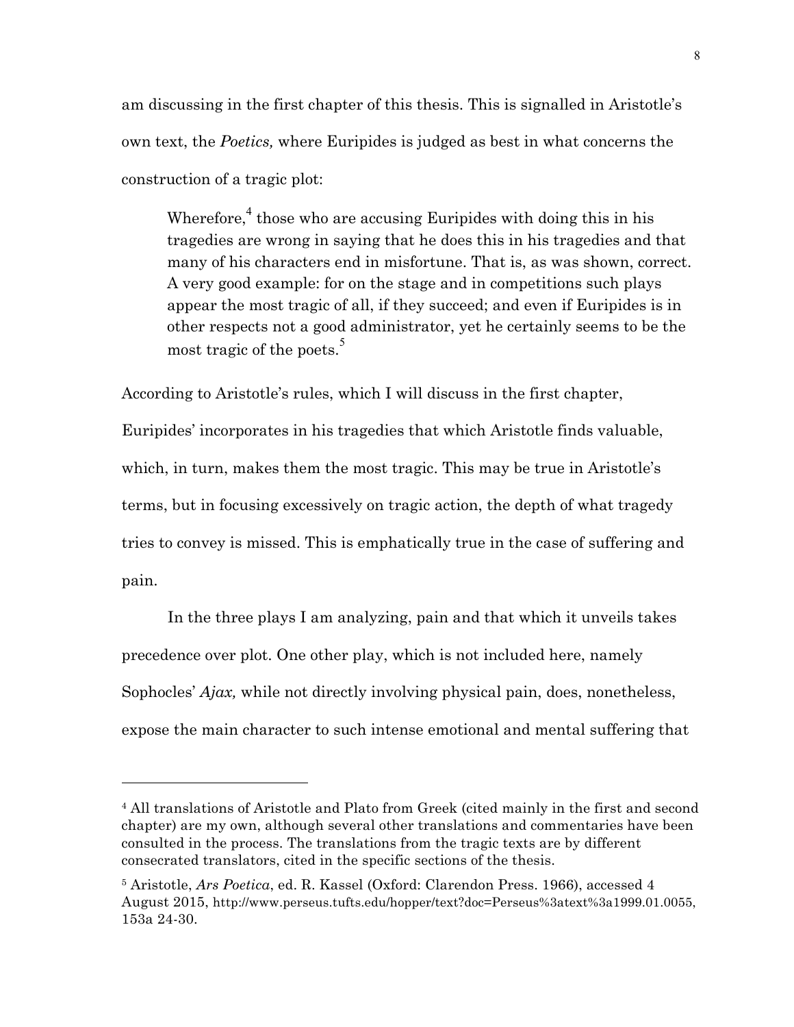am discussing in the first chapter of this thesis. This is signalled in Aristotle's own text, the *Poetics,* where Euripides is judged as best in what concerns the construction of a tragic plot:

> Wherefore,[4] those who are accusing Euripides with doing this in his tragedies are wrong in saying that he does this in his tragedies and that many of his characters end in misfortune. That is, as was shown, correct. A very good example: for on the stage and in competitions such plays appear the most tragic of all, if they succeed; and even if Euripides is in other respects not a good administrator, yet he certainly seems to be the most tragic of the poets.[5]

According to Aristotle's rules, which I will discuss in the first chapter, Euripides' incorporates in his tragedies that which Aristotle finds valuable, which, in turn, makes them the most tragic. This may be true in Aristotle's terms, but in focusing excessively on tragic action, the depth of what tragedy tries to convey is missed. This is emphatically true in the case of suffering and pain.

In the three plays I am analyzing, pain and that which it unveils takes precedence over plot. One other play, which is not included here, namely Sophocles' *Ajax,* while not directly involving physical pain, does, nonetheless, expose the main character to such intense emotional and mental suffering that

---

[4] All translations of Aristotle and Plato from Greek (cited mainly in the first and second chapter) are my own, although several other translations and commentaries have been consulted in the process. The translations from the tragic texts are by different consecrated translators, cited in the specific sections of the thesis.

[5] Aristotle, *Ars Poetica*, ed. R. Kassel (Oxford: Clarendon Press. 1966), accessed 4 August 2015, http://www.perseus.tufts.edu/hopper/text?doc=Perseus%3atext%3a1999.01.0055, 153a 24-30.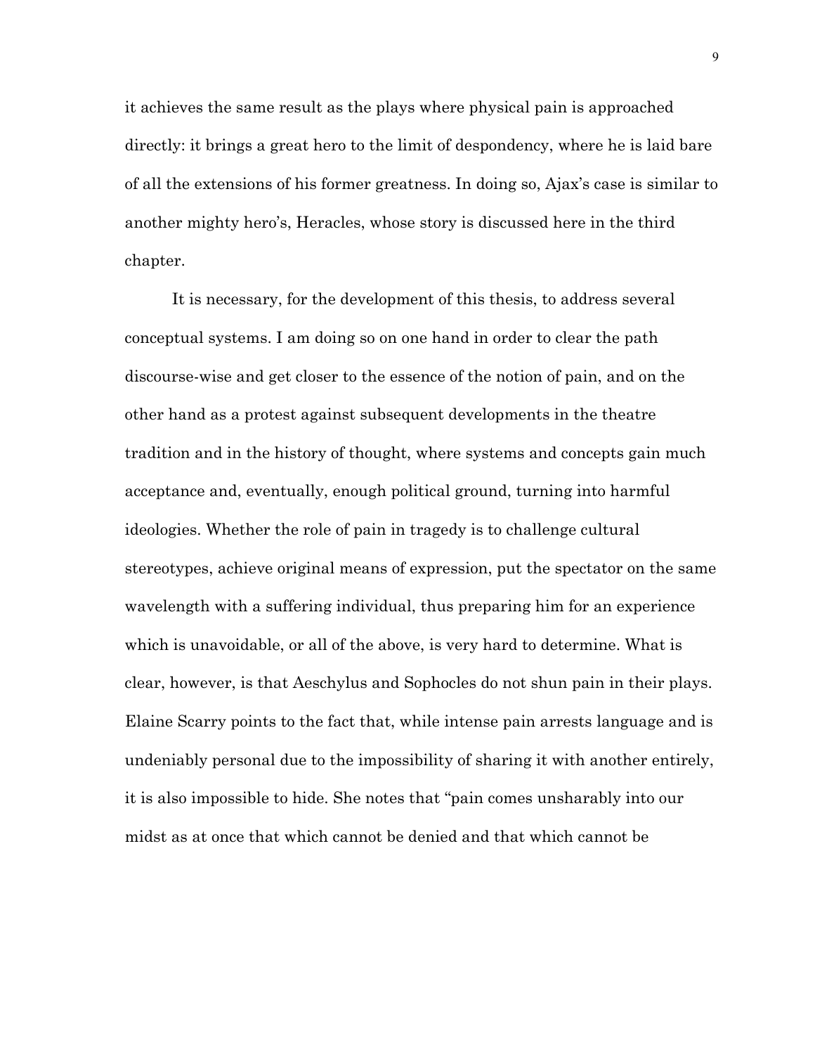it achieves the same result as the plays where physical pain is approached directly: it brings a great hero to the limit of despondency, where he is laid bare of all the extensions of his former greatness. In doing so, Ajax's case is similar to another mighty hero's, Heracles, whose story is discussed here in the third chapter.

It is necessary, for the development of this thesis, to address several conceptual systems. I am doing so on one hand in order to clear the path discourse-wise and get closer to the essence of the notion of pain, and on the other hand as a protest against subsequent developments in the theatre tradition and in the history of thought, where systems and concepts gain much acceptance and, eventually, enough political ground, turning into harmful ideologies. Whether the role of pain in tragedy is to challenge cultural stereotypes, achieve original means of expression, put the spectator on the same wavelength with a suffering individual, thus preparing him for an experience which is unavoidable, or all of the above, is very hard to determine. What is clear, however, is that Aeschylus and Sophocles do not shun pain in their plays. Elaine Scarry points to the fact that, while intense pain arrests language and is undeniably personal due to the impossibility of sharing it with another entirely, it is also impossible to hide. She notes that "pain comes unsharably into our midst as at once that which cannot be denied and that which cannot be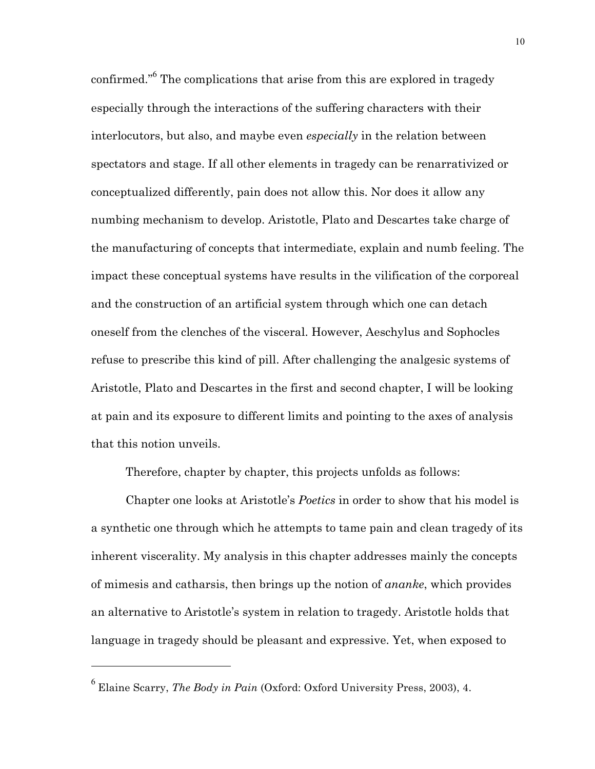confirmed."[6] The complications that arise from this are explored in tragedy especially through the interactions of the suffering characters with their interlocutors, but also, and maybe even *especially* in the relation between spectators and stage. If all other elements in tragedy can be renarrativized or conceptualized differently, pain does not allow this. Nor does it allow any numbing mechanism to develop. Aristotle, Plato and Descartes take charge of the manufacturing of concepts that intermediate, explain and numb feeling. The impact these conceptual systems have results in the vilification of the corporeal and the construction of an artificial system through which one can detach oneself from the clenches of the visceral. However, Aeschylus and Sophocles refuse to prescribe this kind of pill. After challenging the analgesic systems of Aristotle, Plato and Descartes in the first and second chapter, I will be looking at pain and its exposure to different limits and pointing to the axes of analysis that this notion unveils.

Therefore, chapter by chapter, this projects unfolds as follows:

Chapter one looks at Aristotle's *Poetics* in order to show that his model is a synthetic one through which he attempts to tame pain and clean tragedy of its inherent viscerality. My analysis in this chapter addresses mainly the concepts of mimesis and catharsis, then brings up the notion of *ananke*, which provides an alternative to Aristotle's system in relation to tragedy. Aristotle holds that language in tragedy should be pleasant and expressive. Yet, when exposed to

---

[6] Elaine Scarry, *The Body in Pain* (Oxford: Oxford University Press, 2003), 4.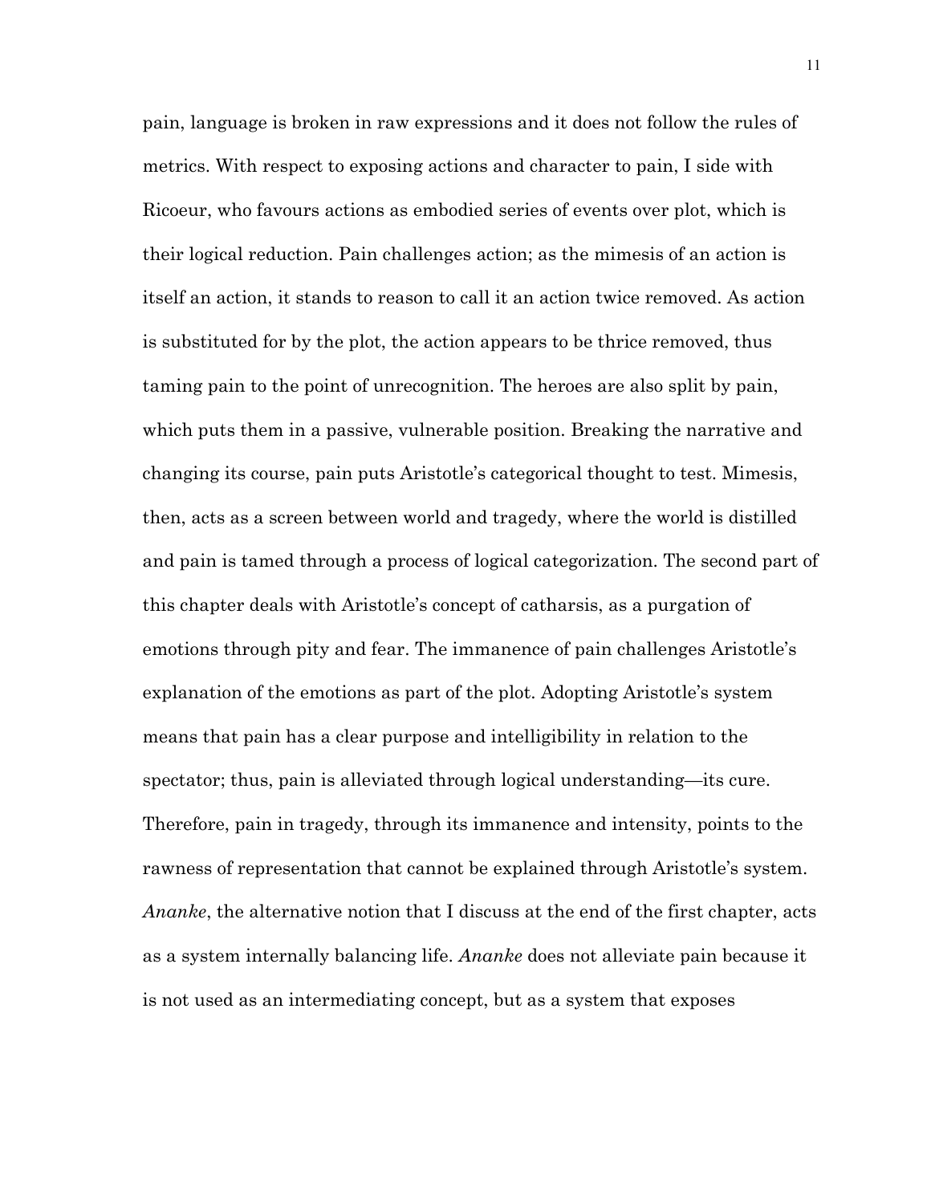pain, language is broken in raw expressions and it does not follow the rules of metrics. With respect to exposing actions and character to pain, I side with Ricoeur, who favours actions as embodied series of events over plot, which is their logical reduction. Pain challenges action; as the mimesis of an action is itself an action, it stands to reason to call it an action twice removed. As action is substituted for by the plot, the action appears to be thrice removed, thus taming pain to the point of unrecognition. The heroes are also split by pain, which puts them in a passive, vulnerable position. Breaking the narrative and changing its course, pain puts Aristotle's categorical thought to test. Mimesis, then, acts as a screen between world and tragedy, where the world is distilled and pain is tamed through a process of logical categorization. The second part of this chapter deals with Aristotle's concept of catharsis, as a purgation of emotions through pity and fear. The immanence of pain challenges Aristotle's explanation of the emotions as part of the plot. Adopting Aristotle's system means that pain has a clear purpose and intelligibility in relation to the spectator; thus, pain is alleviated through logical understanding—its cure. Therefore, pain in tragedy, through its immanence and intensity, points to the rawness of representation that cannot be explained through Aristotle's system. *Ananke*, the alternative notion that I discuss at the end of the first chapter, acts as a system internally balancing life. *Ananke* does not alleviate pain because it is not used as an intermediating concept, but as a system that exposes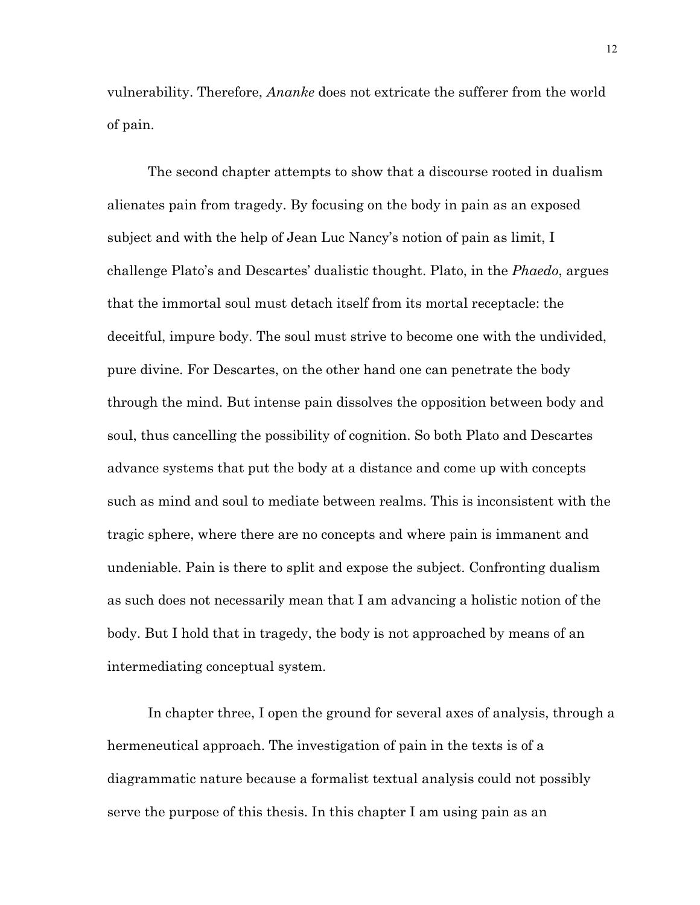vulnerability. Therefore, *Ananke* does not extricate the sufferer from the world of pain.

The second chapter attempts to show that a discourse rooted in dualism alienates pain from tragedy. By focusing on the body in pain as an exposed subject and with the help of Jean Luc Nancy's notion of pain as limit, I challenge Plato's and Descartes' dualistic thought. Plato, in the *Phaedo*, argues that the immortal soul must detach itself from its mortal receptacle: the deceitful, impure body. The soul must strive to become one with the undivided, pure divine. For Descartes, on the other hand one can penetrate the body through the mind. But intense pain dissolves the opposition between body and soul, thus cancelling the possibility of cognition. So both Plato and Descartes advance systems that put the body at a distance and come up with concepts such as mind and soul to mediate between realms. This is inconsistent with the tragic sphere, where there are no concepts and where pain is immanent and undeniable. Pain is there to split and expose the subject. Confronting dualism as such does not necessarily mean that I am advancing a holistic notion of the body. But I hold that in tragedy, the body is not approached by means of an intermediating conceptual system.

In chapter three, I open the ground for several axes of analysis, through a hermeneutical approach. The investigation of pain in the texts is of a diagrammatic nature because a formalist textual analysis could not possibly serve the purpose of this thesis. In this chapter I am using pain as an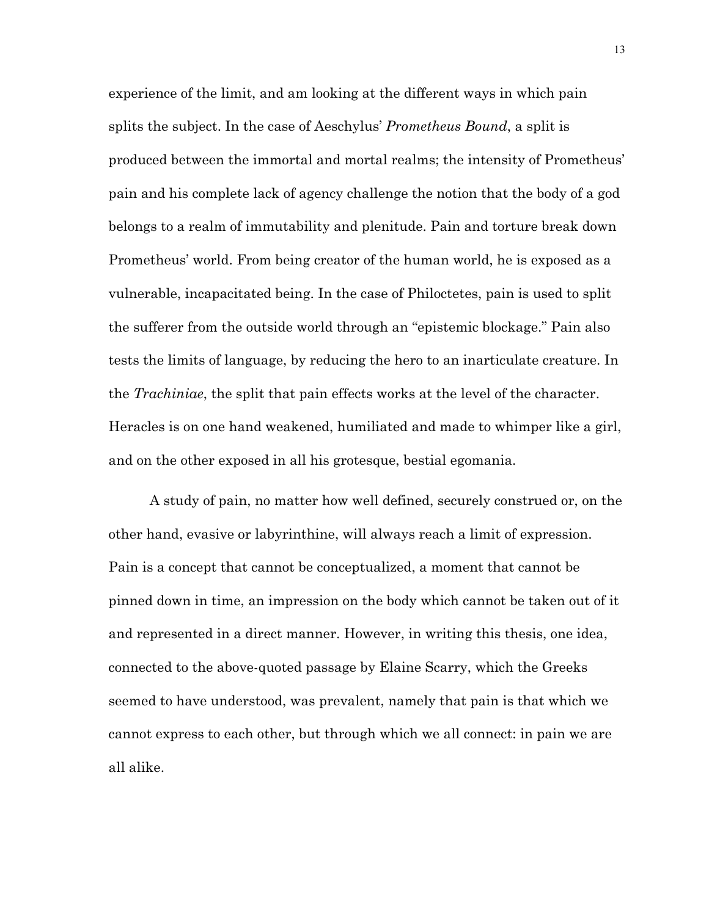experience of the limit, and am looking at the different ways in which pain splits the subject. In the case of Aeschylus' *Prometheus Bound*, a split is produced between the immortal and mortal realms; the intensity of Prometheus' pain and his complete lack of agency challenge the notion that the body of a god belongs to a realm of immutability and plenitude. Pain and torture break down Prometheus' world. From being creator of the human world, he is exposed as a vulnerable, incapacitated being. In the case of Philoctetes, pain is used to split the sufferer from the outside world through an "epistemic blockage." Pain also tests the limits of language, by reducing the hero to an inarticulate creature. In the *Trachiniae*, the split that pain effects works at the level of the character. Heracles is on one hand weakened, humiliated and made to whimper like a girl, and on the other exposed in all his grotesque, bestial egomania.

A study of pain, no matter how well defined, securely construed or, on the other hand, evasive or labyrinthine, will always reach a limit of expression. Pain is a concept that cannot be conceptualized, a moment that cannot be pinned down in time, an impression on the body which cannot be taken out of it and represented in a direct manner. However, in writing this thesis, one idea, connected to the above-quoted passage by Elaine Scarry, which the Greeks seemed to have understood, was prevalent, namely that pain is that which we cannot express to each other, but through which we all connect: in pain we are all alike.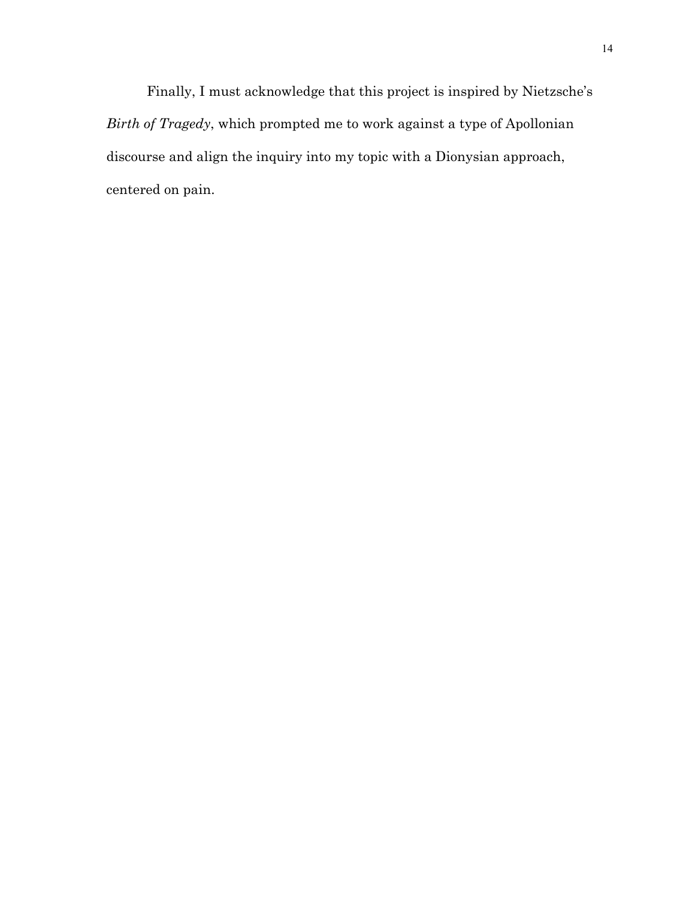Finally, I must acknowledge that this project is inspired by Nietzsche's *Birth of Tragedy*, which prompted me to work against a type of Apollonian discourse and align the inquiry into my topic with a Dionysian approach, centered on pain.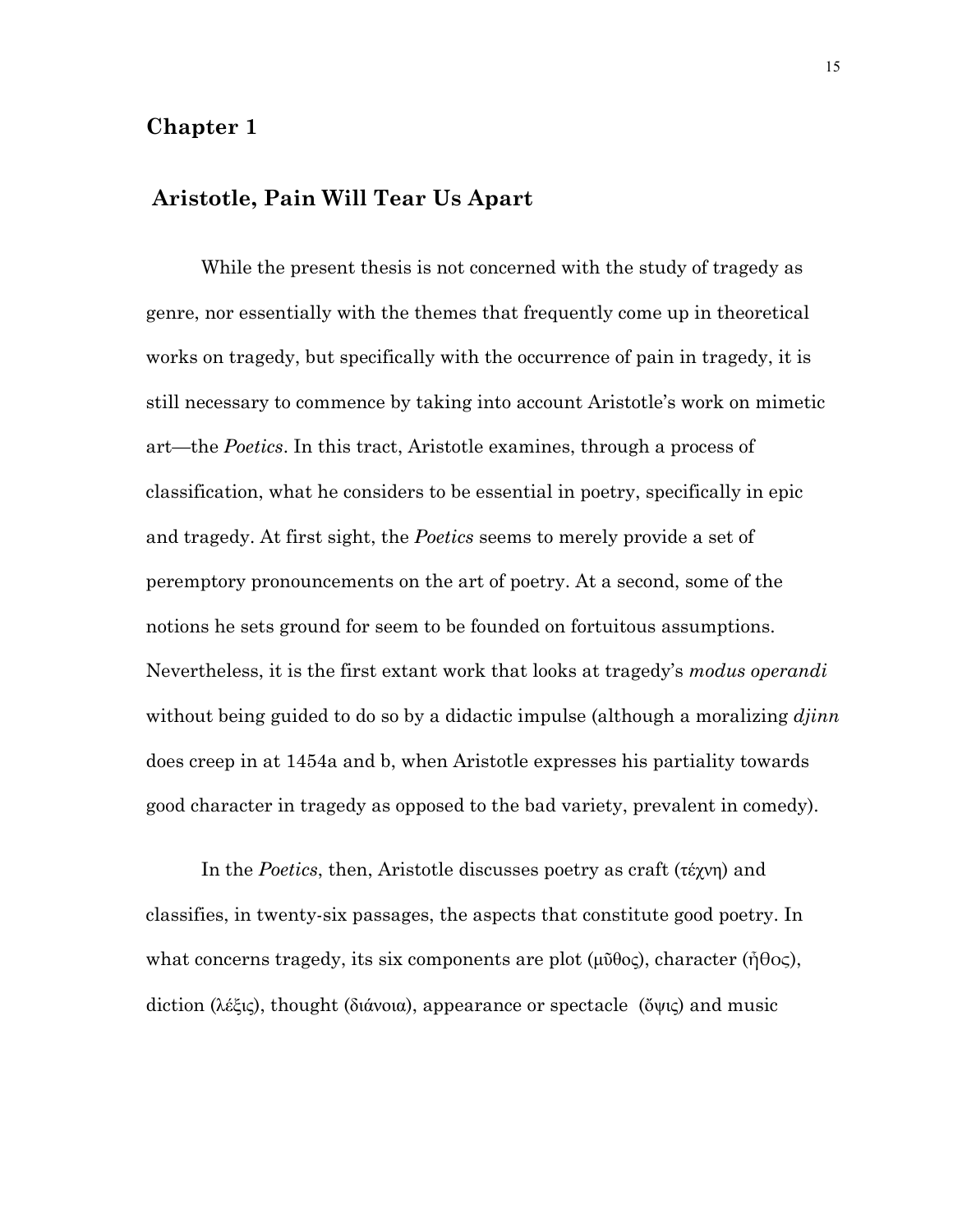# Chapter 1

## Aristotle, Pain Will Tear Us Apart

While the present thesis is not concerned with the study of tragedy as genre, nor essentially with the themes that frequently come up in theoretical works on tragedy, but specifically with the occurrence of pain in tragedy, it is still necessary to commence by taking into account Aristotle's work on mimetic art—the *Poetics*. In this tract, Aristotle examines, through a process of classification, what he considers to be essential in poetry, specifically in epic and tragedy. At first sight, the *Poetics* seems to merely provide a set of peremptory pronouncements on the art of poetry. At a second, some of the notions he sets ground for seem to be founded on fortuitous assumptions. Nevertheless, it is the first extant work that looks at tragedy's *modus operandi* without being guided to do so by a didactic impulse (although a moralizing *djinn* does creep in at 1454a and b, when Aristotle expresses his partiality towards good character in tragedy as opposed to the bad variety, prevalent in comedy).

In the *Poetics*, then, Aristotle discusses poetry as craft (τέχνη) and classifies, in twenty-six passages, the aspects that constitute good poetry. In what concerns tragedy, its six components are plot (μῦθος), character (ἦθος), diction (λέξις), thought (διάνοια), appearance or spectacle (ὄψις) and music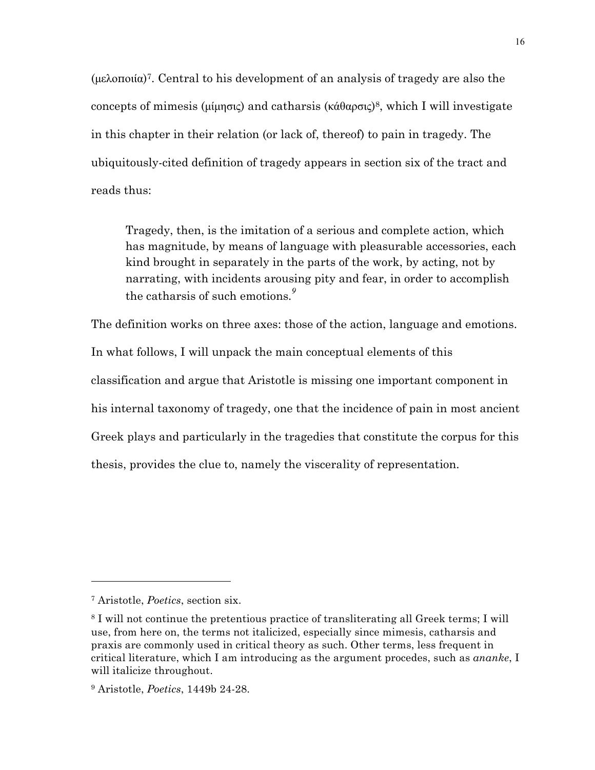(μελοποιία)[7]. Central to his development of an analysis of tragedy are also the concepts of mimesis (μίμησις) and catharsis (κάθαρσις)[8], which I will investigate in this chapter in their relation (or lack of, thereof) to pain in tragedy. The ubiquitously-cited definition of tragedy appears in section six of the tract and reads thus:

> Tragedy, then, is the imitation of a serious and complete action, which has magnitude, by means of language with pleasurable accessories, each kind brought in separately in the parts of the work, by acting, not by narrating, with incidents arousing pity and fear, in order to accomplish the catharsis of such emotions.[9]

The definition works on three axes: those of the action, language and emotions. In what follows, I will unpack the main conceptual elements of this classification and argue that Aristotle is missing one important component in his internal taxonomy of tragedy, one that the incidence of pain in most ancient Greek plays and particularly in the tragedies that constitute the corpus for this thesis, provides the clue to, namely the viscerality of representation.

---

[7] Aristotle, *Poetics*, section six.

[8] I will not continue the pretentious practice of transliterating all Greek terms; I will use, from here on, the terms not italicized, especially since mimesis, catharsis and praxis are commonly used in critical theory as such. Other terms, less frequent in critical literature, which I am introducing as the argument procedes, such as *ananke*, I will italicize throughout.

[9] Aristotle, *Poetics*, 1449b 24-28.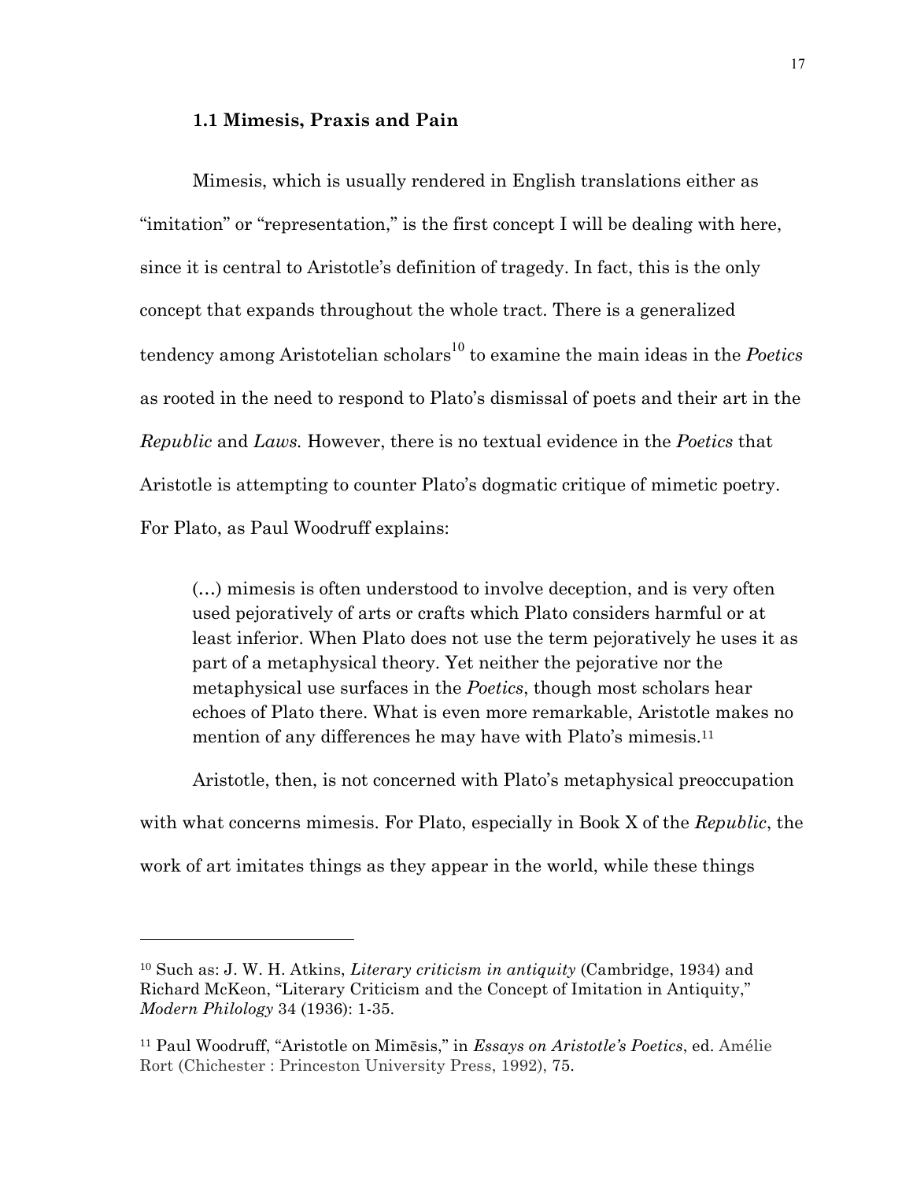### 1.1 Mimesis, Praxis and Pain

Mimesis, which is usually rendered in English translations either as "imitation" or "representation," is the first concept I will be dealing with here, since it is central to Aristotle's definition of tragedy. In fact, this is the only concept that expands throughout the whole tract. There is a generalized tendency among Aristotelian scholars[10] to examine the main ideas in the *Poetics* as rooted in the need to respond to Plato's dismissal of poets and their art in the *Republic* and *Laws.* However, there is no textual evidence in the *Poetics* that Aristotle is attempting to counter Plato's dogmatic critique of mimetic poetry. For Plato, as Paul Woodruff explains:

> (…) mimesis is often understood to involve deception, and is very often used pejoratively of arts or crafts which Plato considers harmful or at least inferior. When Plato does not use the term pejoratively he uses it as part of a metaphysical theory. Yet neither the pejorative nor the metaphysical use surfaces in the *Poetics*, though most scholars hear echoes of Plato there. What is even more remarkable, Aristotle makes no mention of any differences he may have with Plato's mimesis.[11]

Aristotle, then, is not concerned with Plato's metaphysical preoccupation with what concerns mimesis. For Plato, especially in Book X of the *Republic*, the work of art imitates things as they appear in the world, while these things

---

[10] Such as: J. W. H. Atkins, *Literary criticism in antiquity* (Cambridge, 1934) and Richard McKeon, "Literary Criticism and the Concept of Imitation in Antiquity," *Modern Philology* 34 (1936): 1-35.

[11] Paul Woodruff, "Aristotle on Mimēsis," in *Essays on Aristotle's Poetics*, ed. Amélie Rort (Chichester : Princeton University Press, 1992), 75.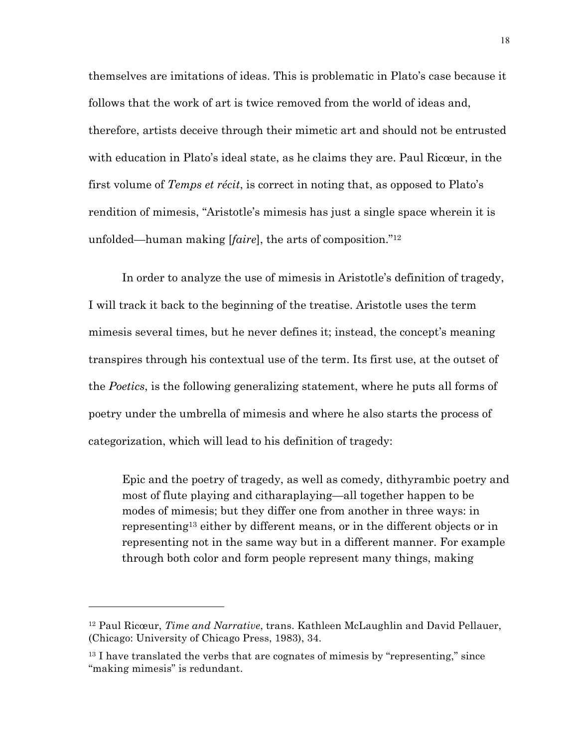themselves are imitations of ideas. This is problematic in Plato's case because it follows that the work of art is twice removed from the world of ideas and, therefore, artists deceive through their mimetic art and should not be entrusted with education in Plato's ideal state, as he claims they are. Paul Ricœur, in the first volume of *Temps et récit*, is correct in noting that, as opposed to Plato's rendition of mimesis, "Aristotle's mimesis has just a single space wherein it is unfolded—human making [*faire*], the arts of composition."[12]

In order to analyze the use of mimesis in Aristotle's definition of tragedy, I will track it back to the beginning of the treatise. Aristotle uses the term mimesis several times, but he never defines it; instead, the concept's meaning transpires through his contextual use of the term. Its first use, at the outset of the *Poetics*, is the following generalizing statement, where he puts all forms of poetry under the umbrella of mimesis and where he also starts the process of categorization, which will lead to his definition of tragedy:

> Epic and the poetry of tragedy, as well as comedy, dithyrambic poetry and most of flute playing and citharaplaying—all together happen to be modes of mimesis; but they differ one from another in three ways: in representing[13] either by different means, or in the different objects or in representing not in the same way but in a different manner. For example through both color and form people represent many things, making

---

[12] Paul Ricœur, *Time and Narrative*, trans. Kathleen McLaughlin and David Pellauer, (Chicago: University of Chicago Press, 1983), 34.

[13] I have translated the verbs that are cognates of mimesis by "representing," since "making mimesis" is redundant.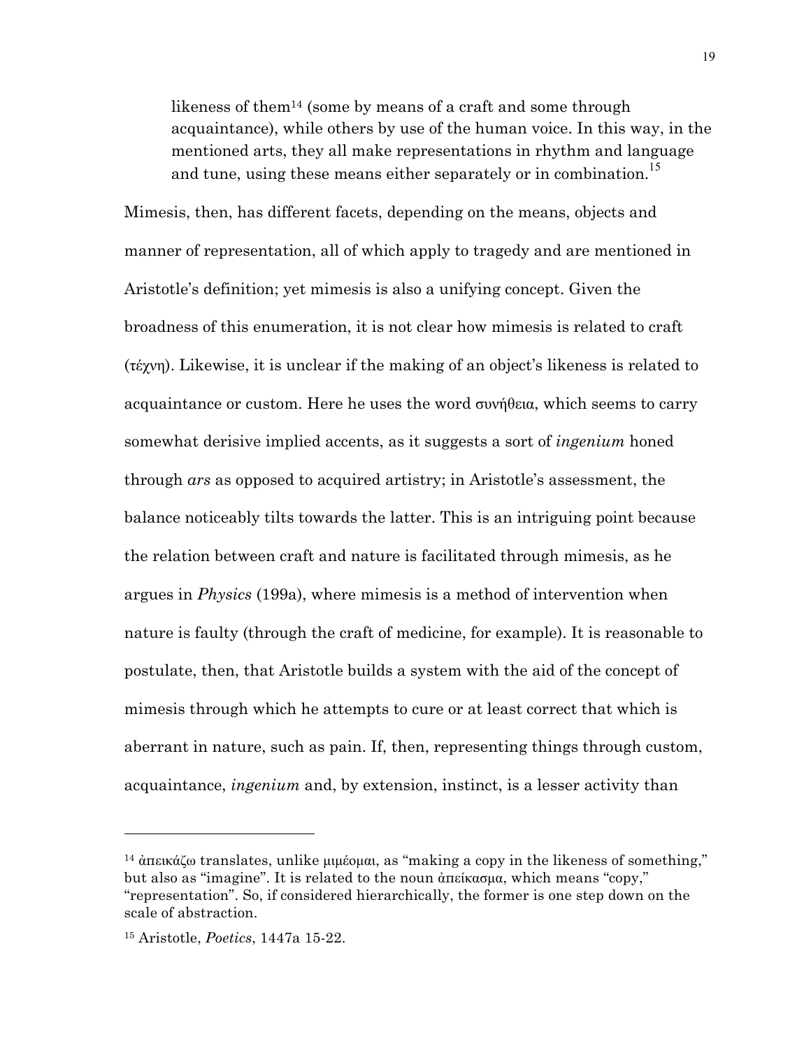> likeness of them[14] (some by means of a craft and some through acquaintance), while others by use of the human voice. In this way, in the mentioned arts, they all make representations in rhythm and language and tune, using these means either separately or in combination.[15]

Mimesis, then, has different facets, depending on the means, objects and manner of representation, all of which apply to tragedy and are mentioned in Aristotle's definition; yet mimesis is also a unifying concept. Given the broadness of this enumeration, it is not clear how mimesis is related to craft (τέχνη). Likewise, it is unclear if the making of an object's likeness is related to acquaintance or custom. Here he uses the word συνήθεια, which seems to carry somewhat derisive implied accents, as it suggests a sort of *ingenium* honed through *ars* as opposed to acquired artistry; in Aristotle's assessment, the balance noticeably tilts towards the latter. This is an intriguing point because the relation between craft and nature is facilitated through mimesis, as he argues in *Physics* (199a), where mimesis is a method of intervention when nature is faulty (through the craft of medicine, for example). It is reasonable to postulate, then, that Aristotle builds a system with the aid of the concept of mimesis through which he attempts to cure or at least correct that which is aberrant in nature, such as pain. If, then, representing things through custom, acquaintance, *ingenium* and, by extension, instinct, is a lesser activity than

---

[14] ἀπεικάζω translates, unlike μιμέομαι, as "making a copy in the likeness of something," but also as "imagine". It is related to the noun ἀπείκασμα, which means "copy," "representation". So, if considered hierarchically, the former is one step down on the scale of abstraction.

[15] Aristotle, *Poetics*, 1447a 15-22.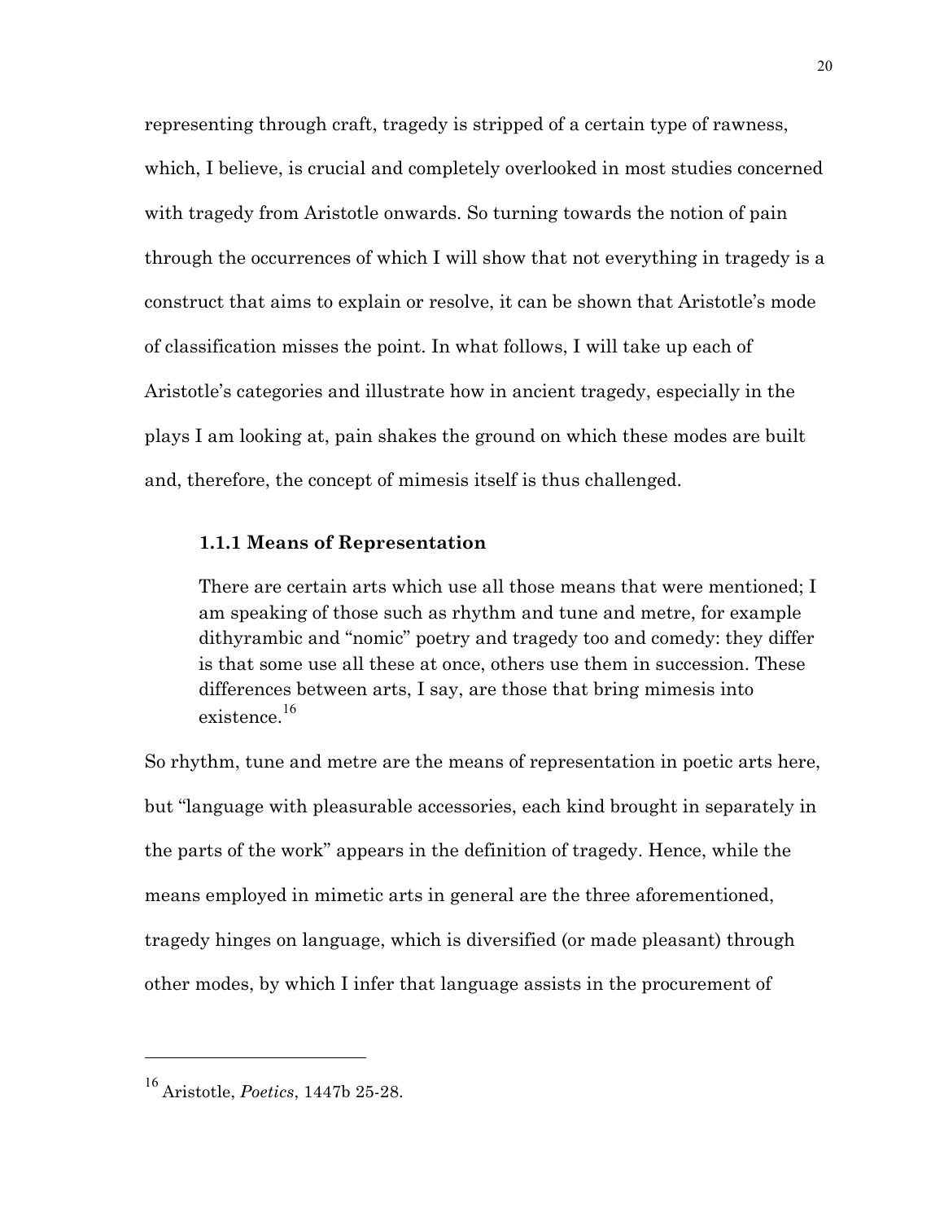representing through craft, tragedy is stripped of a certain type of rawness, which, I believe, is crucial and completely overlooked in most studies concerned with tragedy from Aristotle onwards. So turning towards the notion of pain through the occurrences of which I will show that not everything in tragedy is a construct that aims to explain or resolve, it can be shown that Aristotle's mode of classification misses the point. In what follows, I will take up each of Aristotle's categories and illustrate how in ancient tragedy, especially in the plays I am looking at, pain shakes the ground on which these modes are built and, therefore, the concept of mimesis itself is thus challenged.

### 1.1.1 Means of Representation

> There are certain arts which use all those means that were mentioned; I am speaking of those such as rhythm and tune and metre, for example dithyrambic and "nomic" poetry and tragedy too and comedy: they differ is that some use all these at once, others use them in succession. These differences between arts, I say, are those that bring mimesis into existence.[16]

So rhythm, tune and metre are the means of representation in poetic arts here, but "language with pleasurable accessories, each kind brought in separately in the parts of the work" appears in the definition of tragedy. Hence, while the means employed in mimetic arts in general are the three aforementioned, tragedy hinges on language, which is diversified (or made pleasant) through other modes, by which I infer that language assists in the procurement of

---

[16] Aristotle, *Poetics*, 1447b 25-28.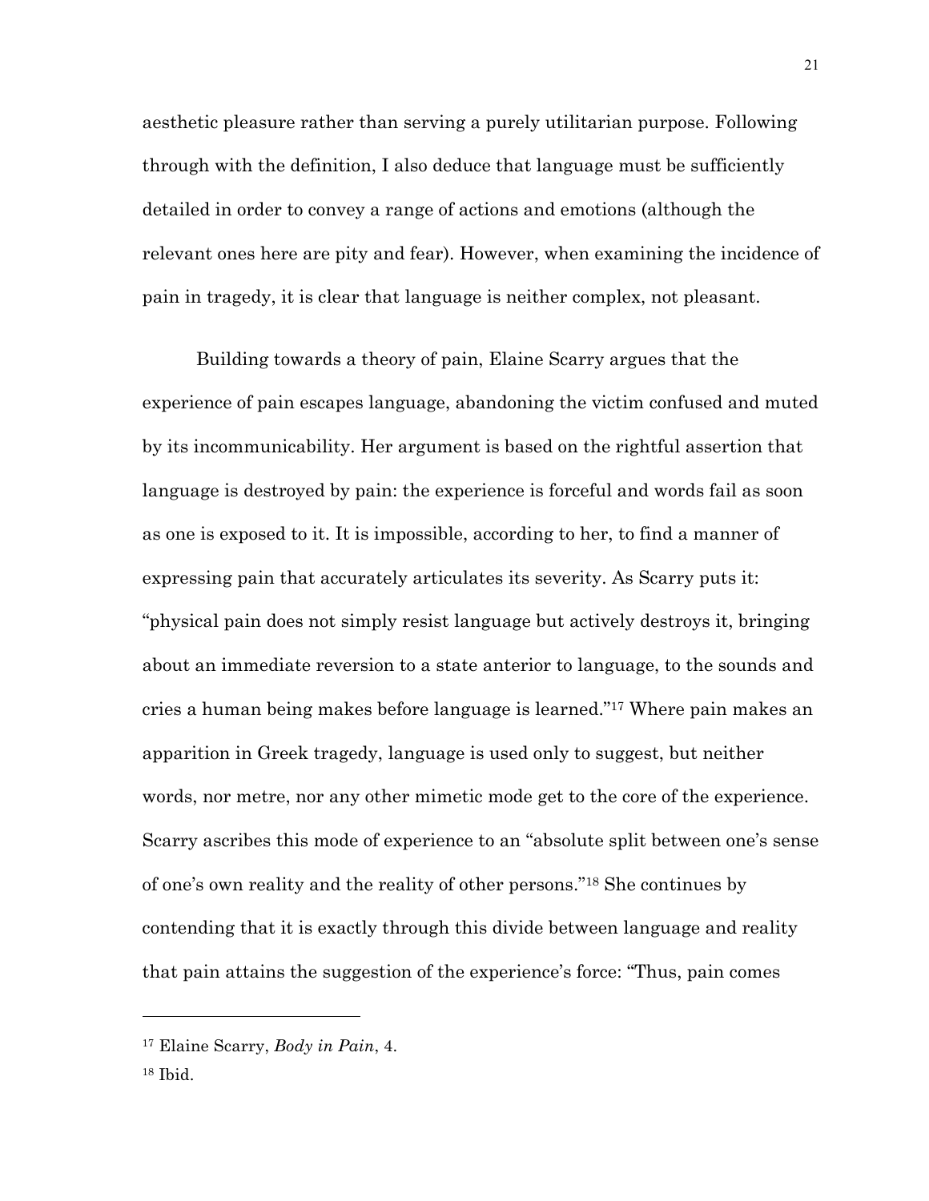aesthetic pleasure rather than serving a purely utilitarian purpose. Following through with the definition, I also deduce that language must be sufficiently detailed in order to convey a range of actions and emotions (although the relevant ones here are pity and fear). However, when examining the incidence of pain in tragedy, it is clear that language is neither complex, not pleasant.

Building towards a theory of pain, Elaine Scarry argues that the experience of pain escapes language, abandoning the victim confused and muted by its incommunicability. Her argument is based on the rightful assertion that language is destroyed by pain: the experience is forceful and words fail as soon as one is exposed to it. It is impossible, according to her, to find a manner of expressing pain that accurately articulates its severity. As Scarry puts it: "physical pain does not simply resist language but actively destroys it, bringing about an immediate reversion to a state anterior to language, to the sounds and cries a human being makes before language is learned."[17] Where pain makes an apparition in Greek tragedy, language is used only to suggest, but neither words, nor metre, nor any other mimetic mode get to the core of the experience. Scarry ascribes this mode of experience to an "absolute split between one's sense of one's own reality and the reality of other persons."[18] She continues by contending that it is exactly through this divide between language and reality that pain attains the suggestion of the experience's force: "Thus, pain comes

---

[17] Elaine Scarry, *Body in Pain*, 4.

[18] Ibid.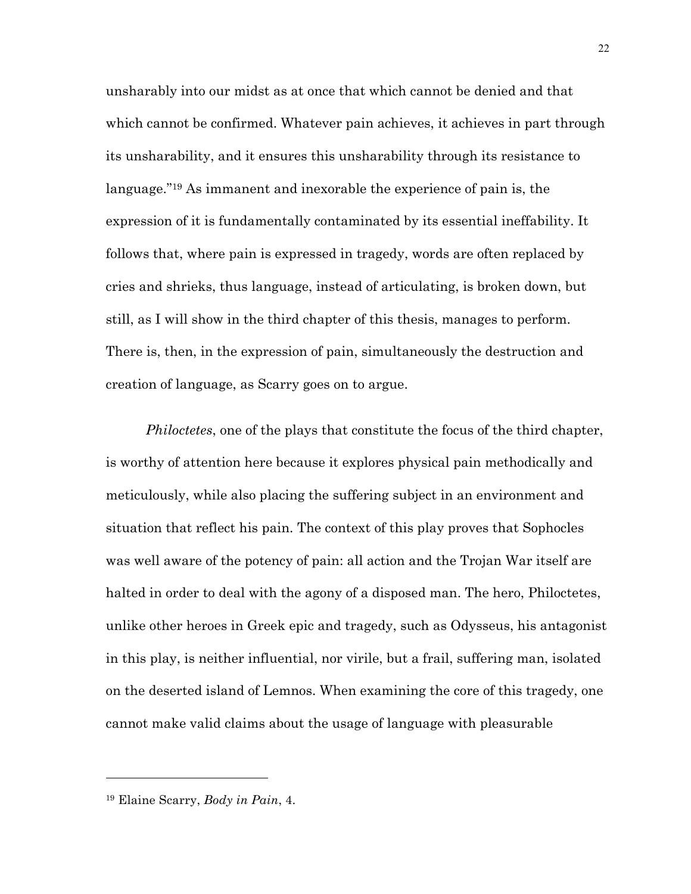unsharably into our midst as at once that which cannot be denied and that which cannot be confirmed. Whatever pain achieves, it achieves in part through its unsharability, and it ensures this unsharability through its resistance to language."[19] As immanent and inexorable the experience of pain is, the expression of it is fundamentally contaminated by its essential ineffability. It follows that, where pain is expressed in tragedy, words are often replaced by cries and shrieks, thus language, instead of articulating, is broken down, but still, as I will show in the third chapter of this thesis, manages to perform. There is, then, in the expression of pain, simultaneously the destruction and creation of language, as Scarry goes on to argue.

*Philoctetes*, one of the plays that constitute the focus of the third chapter, is worthy of attention here because it explores physical pain methodically and meticulously, while also placing the suffering subject in an environment and situation that reflect his pain. The context of this play proves that Sophocles was well aware of the potency of pain: all action and the Trojan War itself are halted in order to deal with the agony of a disposed man. The hero, Philoctetes, unlike other heroes in Greek epic and tragedy, such as Odysseus, his antagonist in this play, is neither influential, nor virile, but a frail, suffering man, isolated on the deserted island of Lemnos. When examining the core of this tragedy, one cannot make valid claims about the usage of language with pleasurable

---

[19] Elaine Scarry, *Body in Pain*, 4.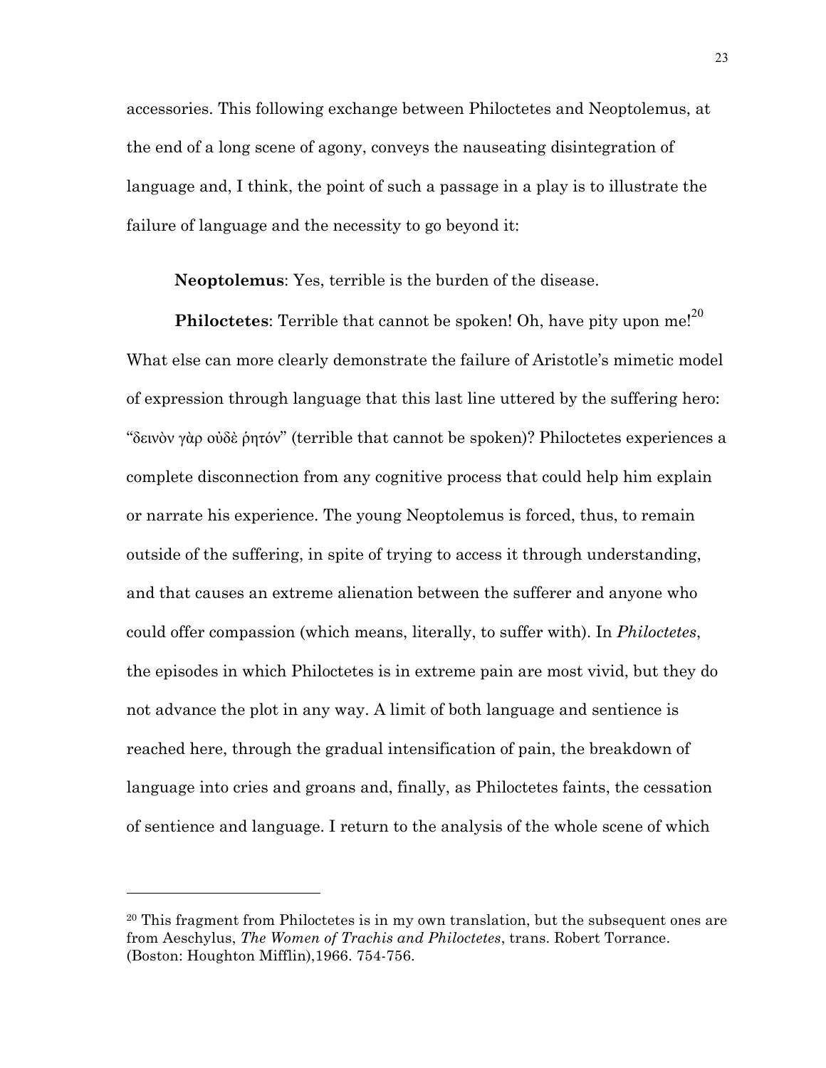accessories. This following exchange between Philoctetes and Neoptolemus, at the end of a long scene of agony, conveys the nauseating disintegration of language and, I think, the point of such a passage in a play is to illustrate the failure of language and the necessity to go beyond it:

**Neoptolemus**: Yes, terrible is the burden of the disease.

**Philoctetes**: Terrible that cannot be spoken! Oh, have pity upon me![20]

What else can more clearly demonstrate the failure of Aristotle's mimetic model of expression through language that this last line uttered by the suffering hero: "δεινὸν γὰρ οὐδὲ ῥητόν" (terrible that cannot be spoken)? Philoctetes experiences a complete disconnection from any cognitive process that could help him explain or narrate his experience. The young Neoptolemus is forced, thus, to remain outside of the suffering, in spite of trying to access it through understanding, and that causes an extreme alienation between the sufferer and anyone who could offer compassion (which means, literally, to suffer with). In *Philoctetes*, the episodes in which Philoctetes is in extreme pain are most vivid, but they do not advance the plot in any way. A limit of both language and sentience is reached here, through the gradual intensification of pain, the breakdown of language into cries and groans and, finally, as Philoctetes faints, the cessation of sentience and language. I return to the analysis of the whole scene of which

---

[20] This fragment from Philoctetes is in my own translation, but the subsequent ones are from Aeschylus, *The Women of Trachis and Philoctetes*, trans. Robert Torrance. (Boston: Houghton Mifflin),1966. 754-756.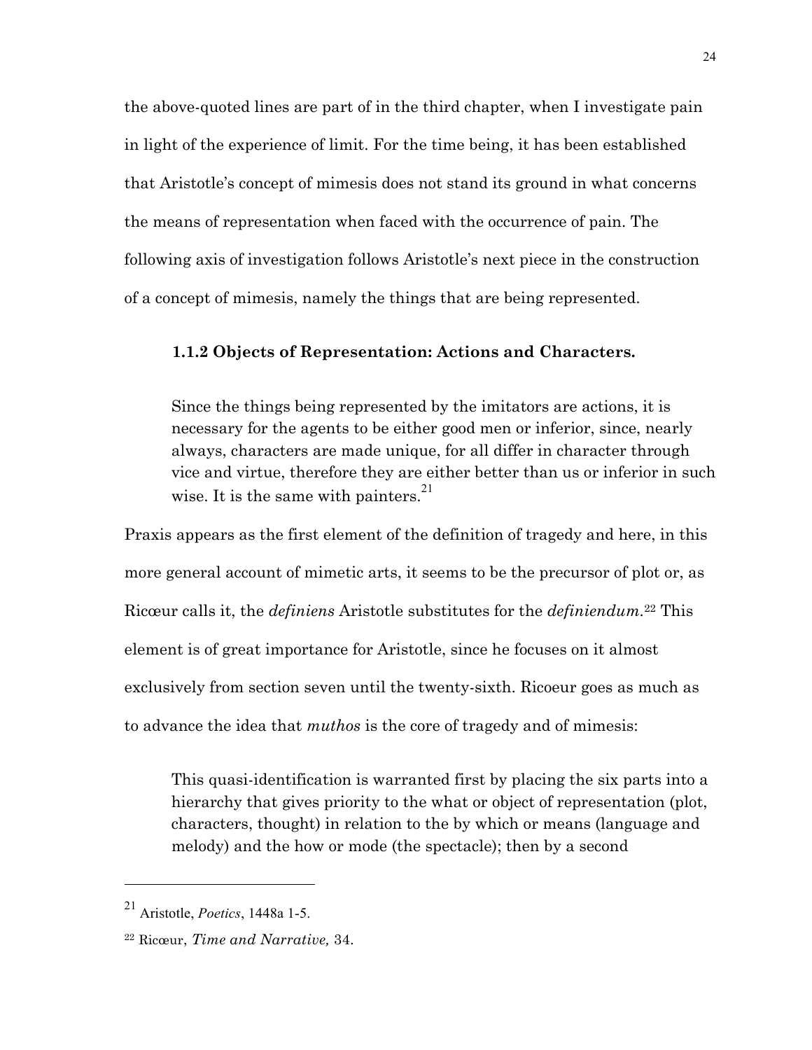the above-quoted lines are part of in the third chapter, when I investigate pain in light of the experience of limit. For the time being, it has been established that Aristotle's concept of mimesis does not stand its ground in what concerns the means of representation when faced with the occurrence of pain. The following axis of investigation follows Aristotle's next piece in the construction of a concept of mimesis, namely the things that are being represented.

### 1.1.2 Objects of Representation: Actions and Characters.

> Since the things being represented by the imitators are actions, it is necessary for the agents to be either good men or inferior, since, nearly always, characters are made unique, for all differ in character through vice and virtue, therefore they are either better than us or inferior in such wise. It is the same with painters.[21]

Praxis appears as the first element of the definition of tragedy and here, in this more general account of mimetic arts, it seems to be the precursor of plot or, as Ricœur calls it, the *definiens* Aristotle substitutes for the *definiendum*.[22] This element is of great importance for Aristotle, since he focuses on it almost exclusively from section seven until the twenty-sixth. Ricoeur goes as much as to advance the idea that *muthos* is the core of tragedy and of mimesis:

> This quasi-identification is warranted first by placing the six parts into a hierarchy that gives priority to the what or object of representation (plot, characters, thought) in relation to the by which or means (language and melody) and the how or mode (the spectacle); then by a second

[21] Aristotle, *Poetics*, 1448a 1-5.

[22] Ricœur, *Time and Narrative,* 34.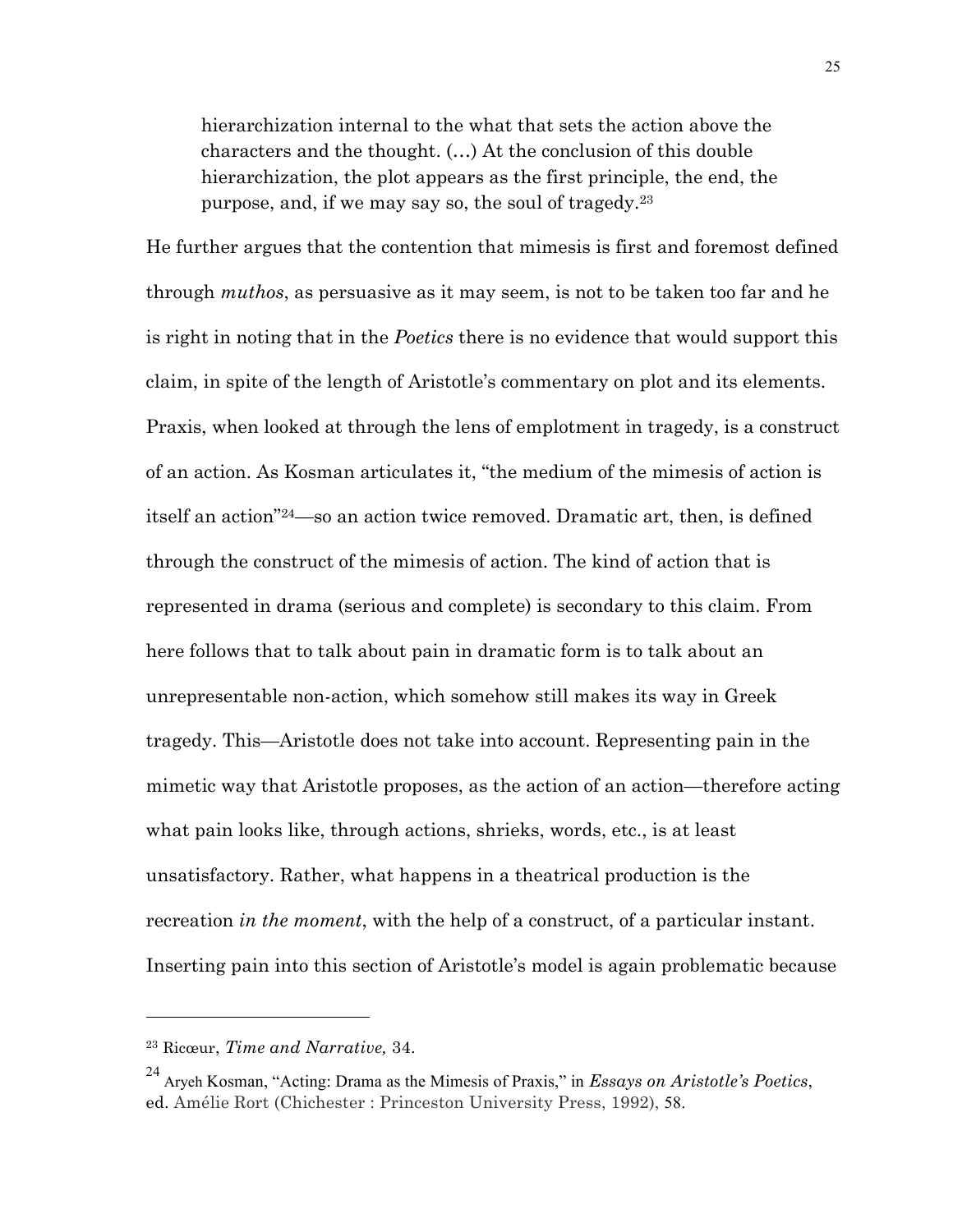> hierarchization internal to the what that sets the action above the characters and the thought. (…) At the conclusion of this double hierarchization, the plot appears as the first principle, the end, the purpose, and, if we may say so, the soul of tragedy.[23]

He further argues that the contention that mimesis is first and foremost defined through *muthos*, as persuasive as it may seem, is not to be taken too far and he is right in noting that in the *Poetics* there is no evidence that would support this claim, in spite of the length of Aristotle's commentary on plot and its elements. Praxis, when looked at through the lens of emplotment in tragedy, is a construct of an action. As Kosman articulates it, "the medium of the mimesis of action is itself an action"[24]—so an action twice removed. Dramatic art, then, is defined through the construct of the mimesis of action. The kind of action that is represented in drama (serious and complete) is secondary to this claim. From here follows that to talk about pain in dramatic form is to talk about an unrepresentable non-action, which somehow still makes its way in Greek tragedy. This—Aristotle does not take into account. Representing pain in the mimetic way that Aristotle proposes, as the action of an action—therefore acting what pain looks like, through actions, shrieks, words, etc., is at least unsatisfactory. Rather, what happens in a theatrical production is the recreation *in the moment*, with the help of a construct, of a particular instant. Inserting pain into this section of Aristotle's model is again problematic because

---

[23] Ricœur, *Time and Narrative,* 34.

[24] Aryeh Kosman, "Acting: Drama as the Mimesis of Praxis," in *Essays on Aristotle's Poetics*, ed. Amélie Rort (Chichester : Princeton University Press, 1992), 58.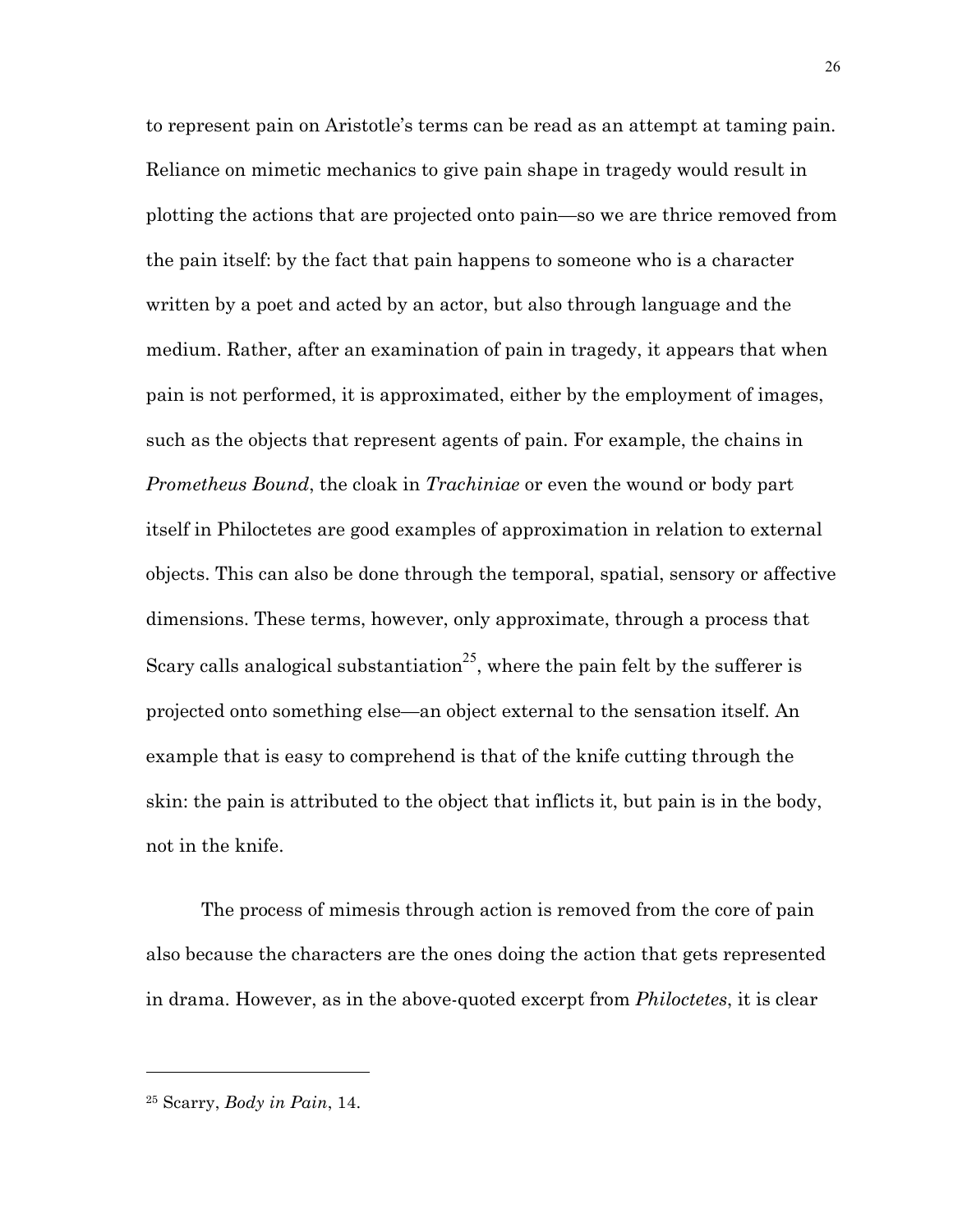to represent pain on Aristotle's terms can be read as an attempt at taming pain. Reliance on mimetic mechanics to give pain shape in tragedy would result in plotting the actions that are projected onto pain—so we are thrice removed from the pain itself: by the fact that pain happens to someone who is a character written by a poet and acted by an actor, but also through language and the medium. Rather, after an examination of pain in tragedy, it appears that when pain is not performed, it is approximated, either by the employment of images, such as the objects that represent agents of pain. For example, the chains in *Prometheus Bound*, the cloak in *Trachiniae* or even the wound or body part itself in Philoctetes are good examples of approximation in relation to external objects. This can also be done through the temporal, spatial, sensory or affective dimensions. These terms, however, only approximate, through a process that Scary calls analogical substantiation[25], where the pain felt by the sufferer is projected onto something else—an object external to the sensation itself. An example that is easy to comprehend is that of the knife cutting through the skin: the pain is attributed to the object that inflicts it, but pain is in the body, not in the knife.

The process of mimesis through action is removed from the core of pain also because the characters are the ones doing the action that gets represented in drama. However, as in the above-quoted excerpt from *Philoctetes*, it is clear

---

[25] Scarry, *Body in Pain*, 14.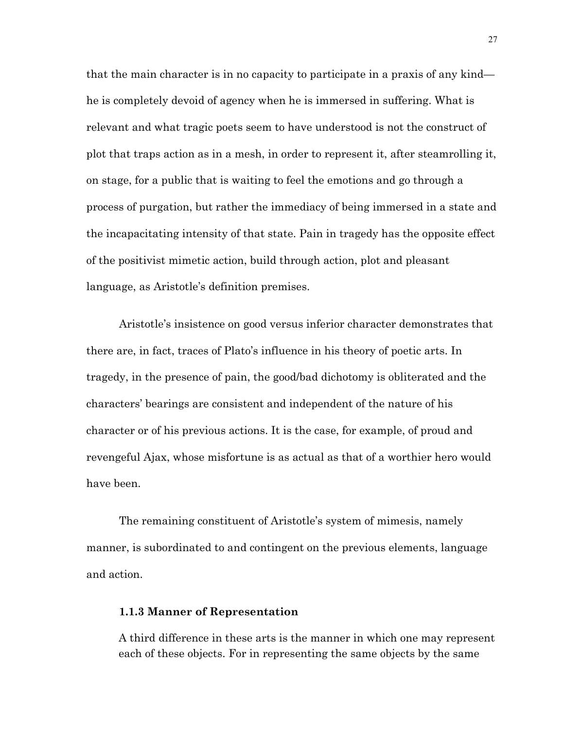that the main character is in no capacity to participate in a praxis of any kind—he is completely devoid of agency when he is immersed in suffering. What is relevant and what tragic poets seem to have understood is not the construct of plot that traps action as in a mesh, in order to represent it, after steamrolling it, on stage, for a public that is waiting to feel the emotions and go through a process of purgation, but rather the immediacy of being immersed in a state and the incapacitating intensity of that state. Pain in tragedy has the opposite effect of the positivist mimetic action, build through action, plot and pleasant language, as Aristotle's definition premises.

Aristotle's insistence on good versus inferior character demonstrates that there are, in fact, traces of Plato's influence in his theory of poetic arts. In tragedy, in the presence of pain, the good/bad dichotomy is obliterated and the characters' bearings are consistent and independent of the nature of his character or of his previous actions. It is the case, for example, of proud and revengeful Ajax, whose misfortune is as actual as that of a worthier hero would have been.

The remaining constituent of Aristotle's system of mimesis, namely manner, is subordinated to and contingent on the previous elements, language and action.

### 1.1.3 Manner of Representation

> A third difference in these arts is the manner in which one may represent each of these objects. For in representing the same objects by the same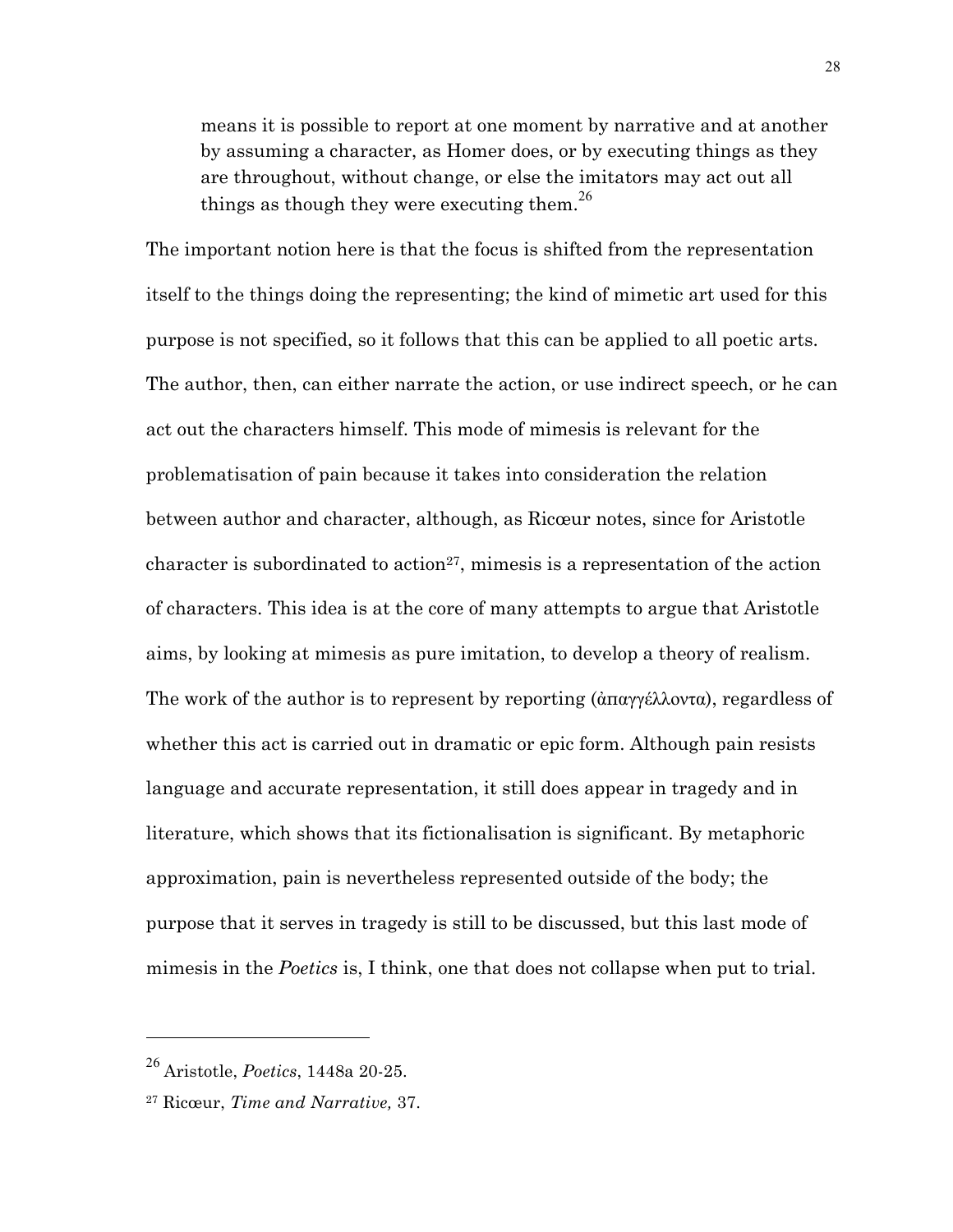> means it is possible to report at one moment by narrative and at another by assuming a character, as Homer does, or by executing things as they are throughout, without change, or else the imitators may act out all things as though they were executing them.[26]

The important notion here is that the focus is shifted from the representation itself to the things doing the representing; the kind of mimetic art used for this purpose is not specified, so it follows that this can be applied to all poetic arts. The author, then, can either narrate the action, or use indirect speech, or he can act out the characters himself. This mode of mimesis is relevant for the problematisation of pain because it takes into consideration the relation between author and character, although, as Ricœur notes, since for Aristotle character is subordinated to action[27], mimesis is a representation of the action of characters. This idea is at the core of many attempts to argue that Aristotle aims, by looking at mimesis as pure imitation, to develop a theory of realism. The work of the author is to represent by reporting (ἀπαγγέλλοντα), regardless of whether this act is carried out in dramatic or epic form. Although pain resists language and accurate representation, it still does appear in tragedy and in literature, which shows that its fictionalisation is significant. By metaphoric approximation, pain is nevertheless represented outside of the body; the purpose that it serves in tragedy is still to be discussed, but this last mode of mimesis in the *Poetics* is, I think, one that does not collapse when put to trial.

---

[26] Aristotle, *Poetics*, 1448a 20-25.

[27] Ricœur, *Time and Narrative,* 37.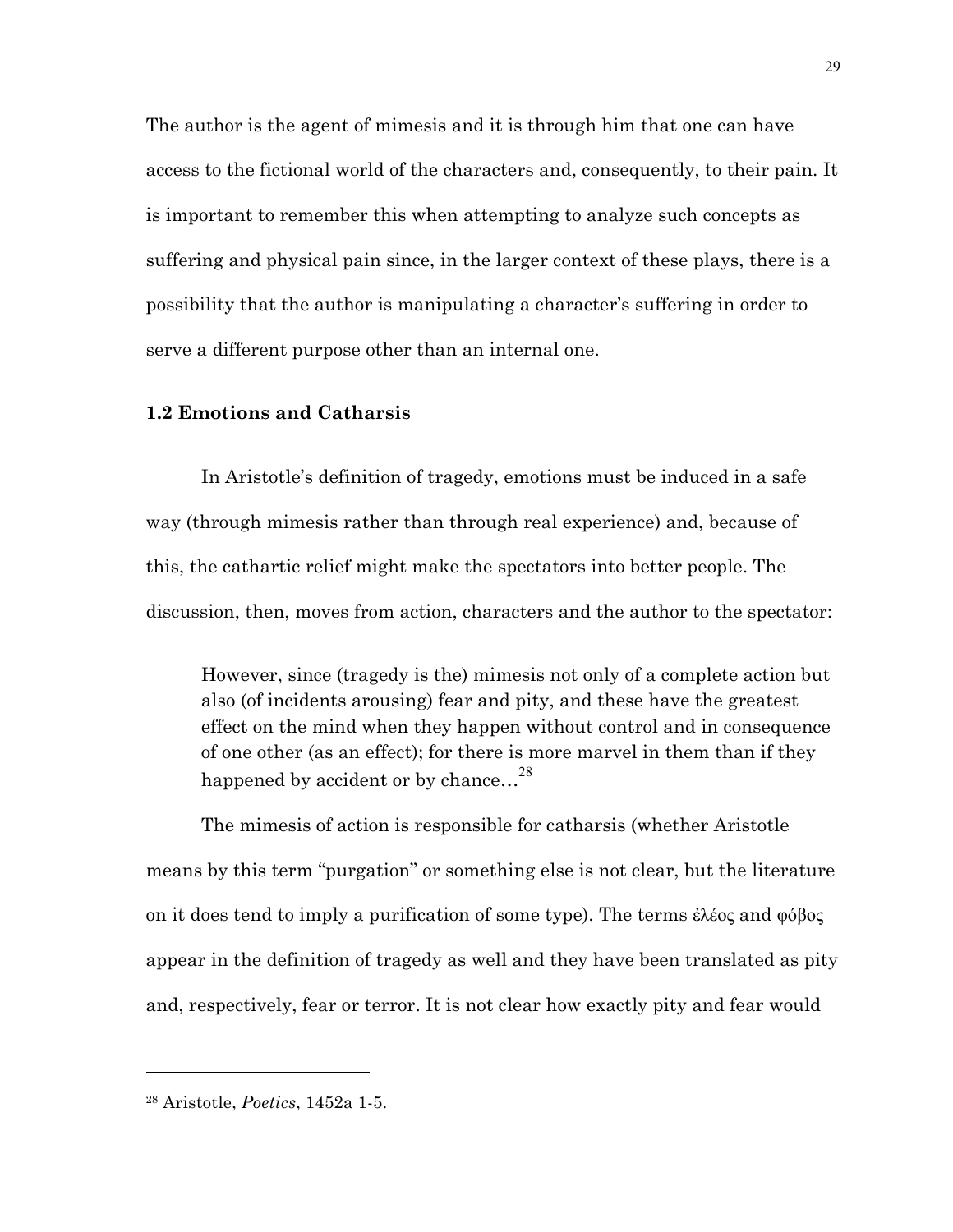The author is the agent of mimesis and it is through him that one can have access to the fictional world of the characters and, consequently, to their pain. It is important to remember this when attempting to analyze such concepts as suffering and physical pain since, in the larger context of these plays, there is a possibility that the author is manipulating a character's suffering in order to serve a different purpose other than an internal one.

### 1.2 Emotions and Catharsis

In Aristotle's definition of tragedy, emotions must be induced in a safe way (through mimesis rather than through real experience) and, because of this, the cathartic relief might make the spectators into better people. The discussion, then, moves from action, characters and the author to the spectator:

> However, since (tragedy is the) mimesis not only of a complete action but also (of incidents arousing) fear and pity, and these have the greatest effect on the mind when they happen without control and in consequence of one other (as an effect); for there is more marvel in them than if they happened by accident or by chance…[28]

The mimesis of action is responsible for catharsis (whether Aristotle means by this term "purgation" or something else is not clear, but the literature on it does tend to imply a purification of some type). The terms ἐλέος and φόβος appear in the definition of tragedy as well and they have been translated as pity and, respectively, fear or terror. It is not clear how exactly pity and fear would

[28] Aristotle, *Poetics*, 1452a 1-5.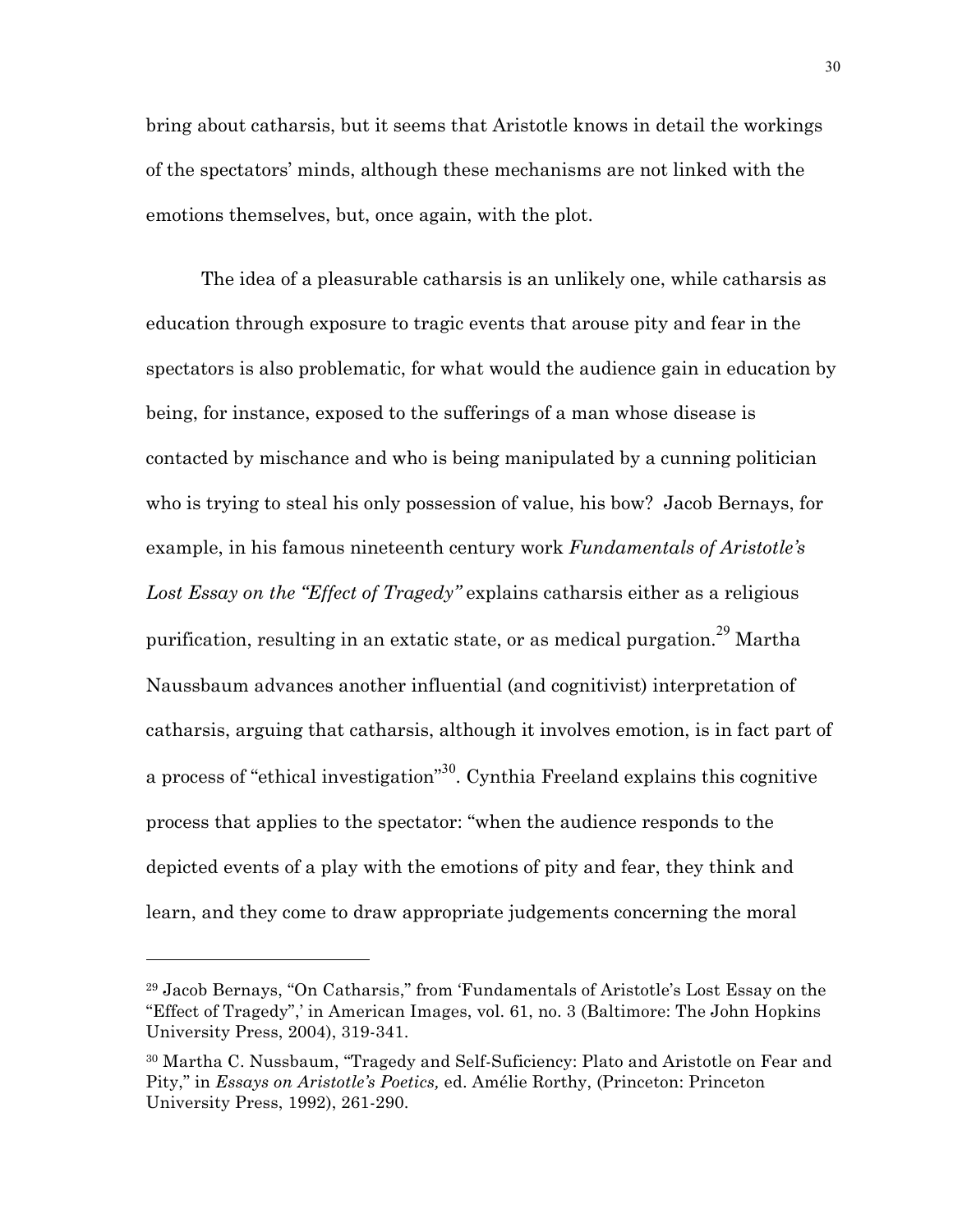bring about catharsis, but it seems that Aristotle knows in detail the workings of the spectators' minds, although these mechanisms are not linked with the emotions themselves, but, once again, with the plot.

The idea of a pleasurable catharsis is an unlikely one, while catharsis as education through exposure to tragic events that arouse pity and fear in the spectators is also problematic, for what would the audience gain in education by being, for instance, exposed to the sufferings of a man whose disease is contacted by mischance and who is being manipulated by a cunning politician who is trying to steal his only possession of value, his bow? Jacob Bernays, for example, in his famous nineteenth century work *Fundamentals of Aristotle's Lost Essay on the "Effect of Tragedy"* explains catharsis either as a religious purification, resulting in an extatic state, or as medical purgation.[29] Martha Naussbaum advances another influential (and cognitivist) interpretation of catharsis, arguing that catharsis, although it involves emotion, is in fact part of a process of "ethical investigation"[30]. Cynthia Freeland explains this cognitive process that applies to the spectator: "when the audience responds to the depicted events of a play with the emotions of pity and fear, they think and learn, and they come to draw appropriate judgements concerning the moral

---

[29] Jacob Bernays, "On Catharsis," from 'Fundamentals of Aristotle's Lost Essay on the "Effect of Tragedy",' in American Images, vol. 61, no. 3 (Baltimore: The John Hopkins University Press, 2004), 319-341.

[30] Martha C. Nussbaum, "Tragedy and Self-Suficiency: Plato and Aristotle on Fear and Pity," in *Essays on Aristotle's Poetics,* ed. Amélie Rorthy, (Princeton: Princeton University Press, 1992), 261-290.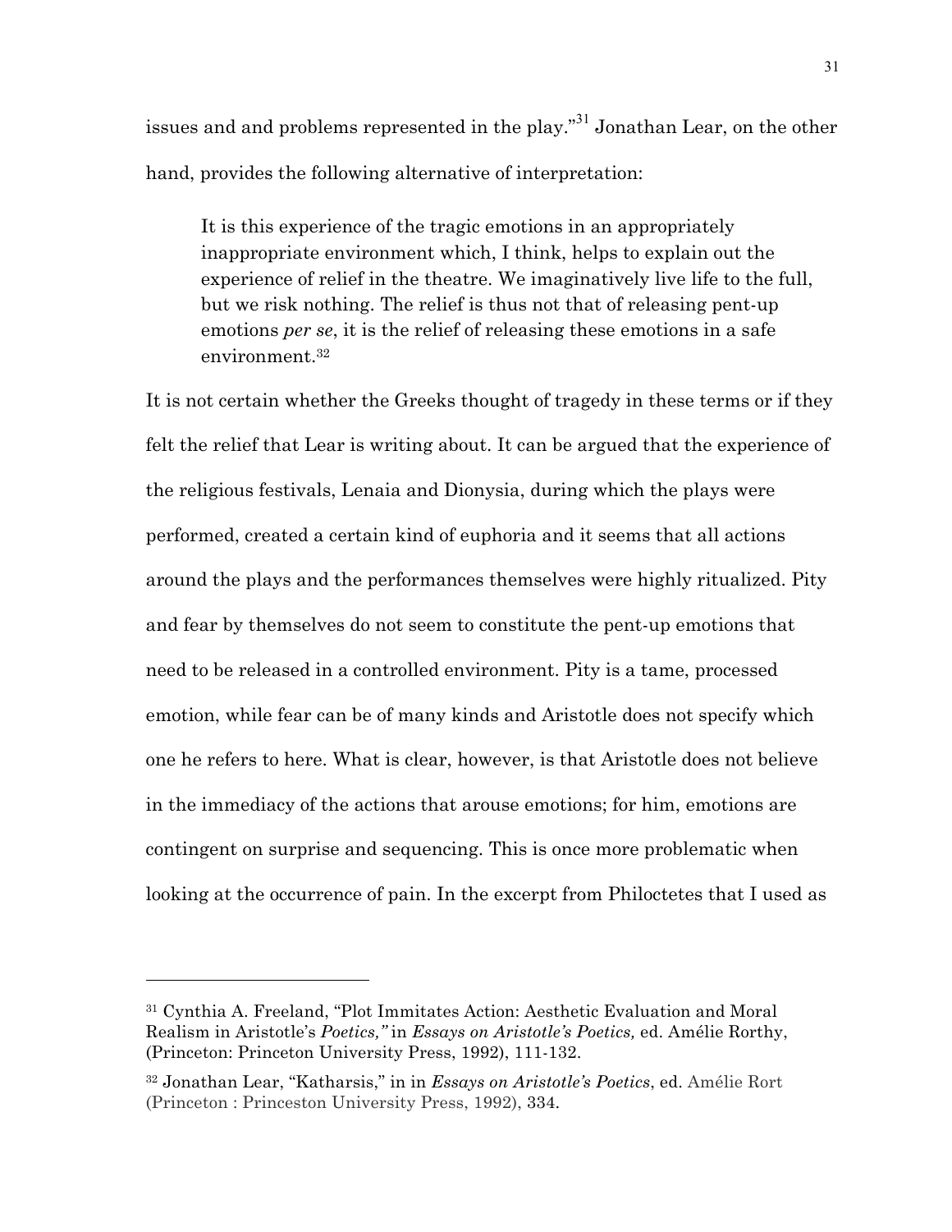issues and and problems represented in the play."[31] Jonathan Lear, on the other hand, provides the following alternative of interpretation:

> It is this experience of the tragic emotions in an appropriately inappropriate environment which, I think, helps to explain out the experience of relief in the theatre. We imaginatively live life to the full, but we risk nothing. The relief is thus not that of releasing pent-up emotions *per se*, it is the relief of releasing these emotions in a safe environment.[32]

It is not certain whether the Greeks thought of tragedy in these terms or if they felt the relief that Lear is writing about. It can be argued that the experience of the religious festivals, Lenaia and Dionysia, during which the plays were performed, created a certain kind of euphoria and it seems that all actions around the plays and the performances themselves were highly ritualized. Pity and fear by themselves do not seem to constitute the pent-up emotions that need to be released in a controlled environment. Pity is a tame, processed emotion, while fear can be of many kinds and Aristotle does not specify which one he refers to here. What is clear, however, is that Aristotle does not believe in the immediacy of the actions that arouse emotions; for him, emotions are contingent on surprise and sequencing. This is once more problematic when looking at the occurrence of pain. In the excerpt from Philoctetes that I used as

---

[31] Cynthia A. Freeland, "Plot Immitates Action: Aesthetic Evaluation and Moral Realism in Aristotle's *Poetics,"* in *Essays on Aristotle's Poetics,* ed. Amélie Rorthy, (Princeton: Princeton University Press, 1992), 111-132.

[32] Jonathan Lear, "Katharsis," in in *Essays on Aristotle's Poetics*, ed. Amélie Rort (Princeton : Princeston University Press, 1992), 334.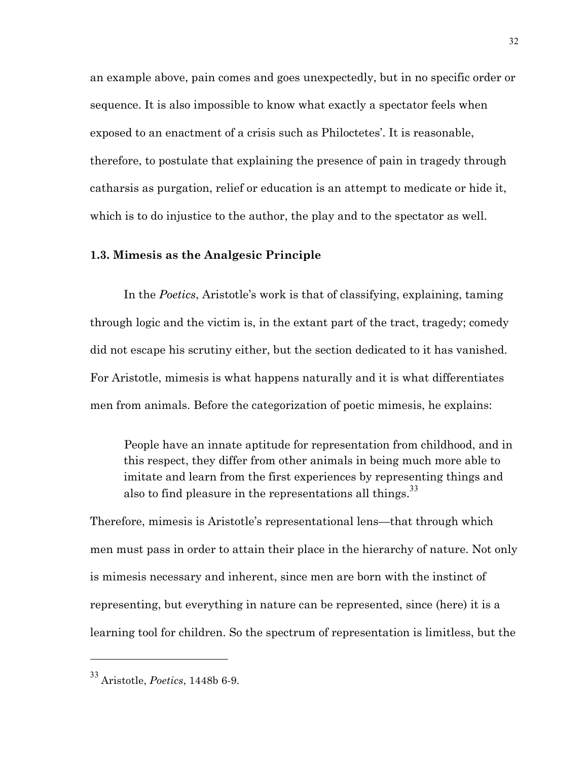an example above, pain comes and goes unexpectedly, but in no specific order or sequence. It is also impossible to know what exactly a spectator feels when exposed to an enactment of a crisis such as Philoctetes'. It is reasonable, therefore, to postulate that explaining the presence of pain in tragedy through catharsis as purgation, relief or education is an attempt to medicate or hide it, which is to do injustice to the author, the play and to the spectator as well.

### 1.3. Mimesis as the Analgesic Principle

In the *Poetics*, Aristotle's work is that of classifying, explaining, taming through logic and the victim is, in the extant part of the tract, tragedy; comedy did not escape his scrutiny either, but the section dedicated to it has vanished. For Aristotle, mimesis is what happens naturally and it is what differentiates men from animals. Before the categorization of poetic mimesis, he explains:

> People have an innate aptitude for representation from childhood, and in this respect, they differ from other animals in being much more able to imitate and learn from the first experiences by representing things and also to find pleasure in the representations all things.[33]

Therefore, mimesis is Aristotle's representational lens—that through which men must pass in order to attain their place in the hierarchy of nature. Not only is mimesis necessary and inherent, since men are born with the instinct of representing, but everything in nature can be represented, since (here) it is a learning tool for children. So the spectrum of representation is limitless, but the

---

[33] Aristotle, *Poetics*, 1448b 6-9.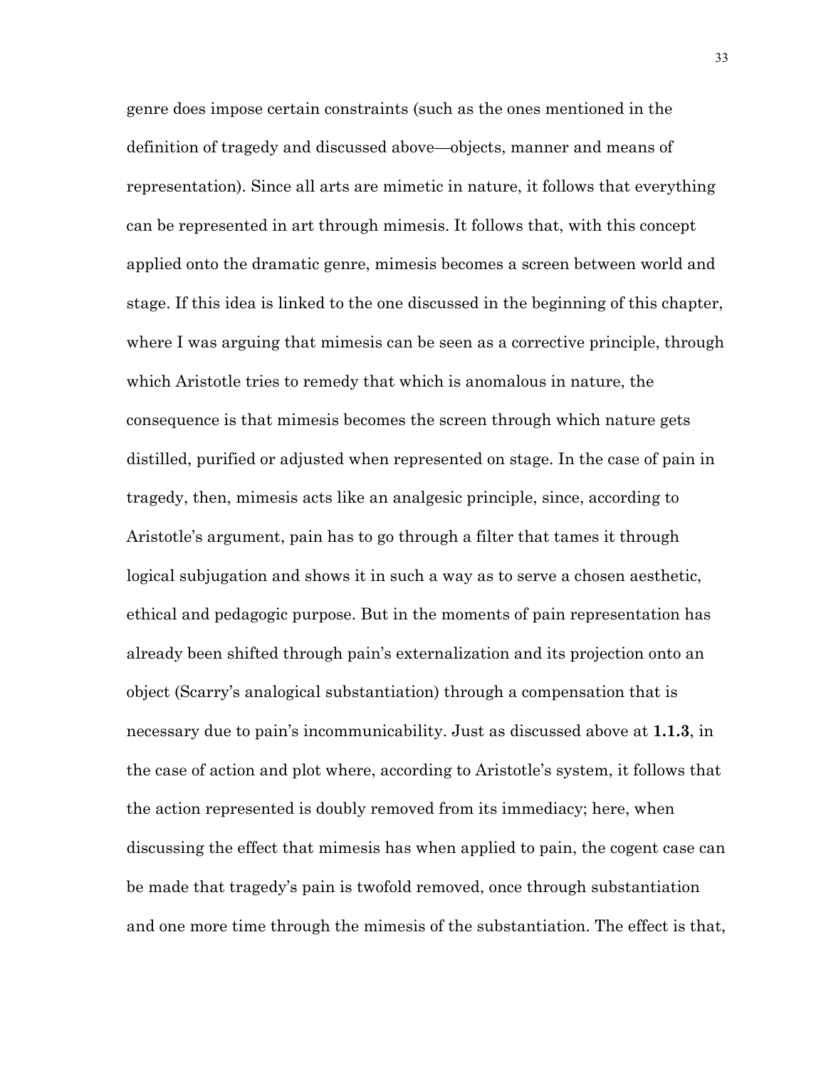genre does impose certain constraints (such as the ones mentioned in the definition of tragedy and discussed above—objects, manner and means of representation). Since all arts are mimetic in nature, it follows that everything can be represented in art through mimesis. It follows that, with this concept applied onto the dramatic genre, mimesis becomes a screen between world and stage. If this idea is linked to the one discussed in the beginning of this chapter, where I was arguing that mimesis can be seen as a corrective principle, through which Aristotle tries to remedy that which is anomalous in nature, the consequence is that mimesis becomes the screen through which nature gets distilled, purified or adjusted when represented on stage. In the case of pain in tragedy, then, mimesis acts like an analgesic principle, since, according to Aristotle's argument, pain has to go through a filter that tames it through logical subjugation and shows it in such a way as to serve a chosen aesthetic, ethical and pedagogic purpose. But in the moments of pain representation has already been shifted through pain's externalization and its projection onto an object (Scarry's analogical substantiation) through a compensation that is necessary due to pain's incommunicability. Just as discussed above at **1.1.3**, in the case of action and plot where, according to Aristotle's system, it follows that the action represented is doubly removed from its immediacy; here, when discussing the effect that mimesis has when applied to pain, the cogent case can be made that tragedy's pain is twofold removed, once through substantiation and one more time through the mimesis of the substantiation. The effect is that,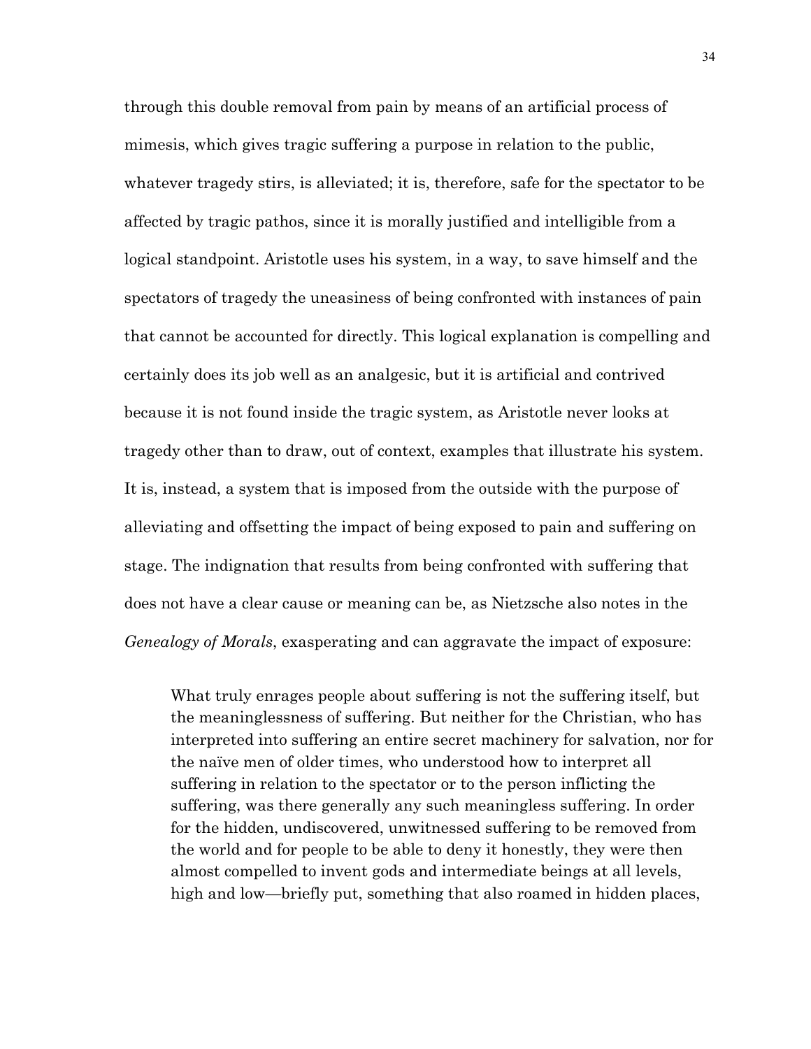through this double removal from pain by means of an artificial process of mimesis, which gives tragic suffering a purpose in relation to the public, whatever tragedy stirs, is alleviated; it is, therefore, safe for the spectator to be affected by tragic pathos, since it is morally justified and intelligible from a logical standpoint. Aristotle uses his system, in a way, to save himself and the spectators of tragedy the uneasiness of being confronted with instances of pain that cannot be accounted for directly. This logical explanation is compelling and certainly does its job well as an analgesic, but it is artificial and contrived because it is not found inside the tragic system, as Aristotle never looks at tragedy other than to draw, out of context, examples that illustrate his system. It is, instead, a system that is imposed from the outside with the purpose of alleviating and offsetting the impact of being exposed to pain and suffering on stage. The indignation that results from being confronted with suffering that does not have a clear cause or meaning can be, as Nietzsche also notes in the *Genealogy of Morals*, exasperating and can aggravate the impact of exposure:

> What truly enrages people about suffering is not the suffering itself, but the meaninglessness of suffering. But neither for the Christian, who has interpreted into suffering an entire secret machinery for salvation, nor for the naïve men of older times, who understood how to interpret all suffering in relation to the spectator or to the person inflicting the suffering, was there generally any such meaningless suffering. In order for the hidden, undiscovered, unwitnessed suffering to be removed from the world and for people to be able to deny it honestly, they were then almost compelled to invent gods and intermediate beings at all levels, high and low—briefly put, something that also roamed in hidden places,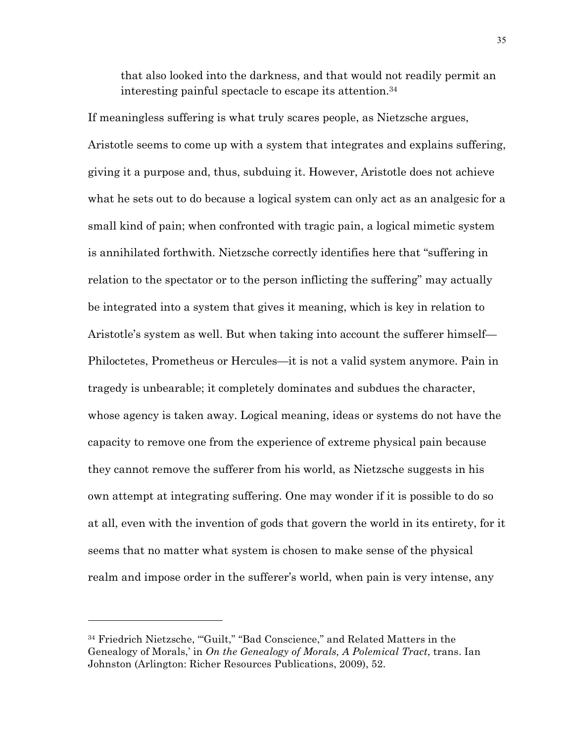> that also looked into the darkness, and that would not readily permit an interesting painful spectacle to escape its attention.[34]

If meaningless suffering is what truly scares people, as Nietzsche argues, Aristotle seems to come up with a system that integrates and explains suffering, giving it a purpose and, thus, subduing it. However, Aristotle does not achieve what he sets out to do because a logical system can only act as an analgesic for a small kind of pain; when confronted with tragic pain, a logical mimetic system is annihilated forthwith. Nietzsche correctly identifies here that "suffering in relation to the spectator or to the person inflicting the suffering" may actually be integrated into a system that gives it meaning, which is key in relation to Aristotle's system as well. But when taking into account the sufferer himself—Philoctetes, Prometheus or Hercules—it is not a valid system anymore. Pain in tragedy is unbearable; it completely dominates and subdues the character, whose agency is taken away. Logical meaning, ideas or systems do not have the capacity to remove one from the experience of extreme physical pain because they cannot remove the sufferer from his world, as Nietzsche suggests in his own attempt at integrating suffering. One may wonder if it is possible to do so at all, even with the invention of gods that govern the world in its entirety, for it seems that no matter what system is chosen to make sense of the physical realm and impose order in the sufferer's world, when pain is very intense, any

---

[34] Friedrich Nietzsche, '"Guilt," "Bad Conscience," and Related Matters in the Genealogy of Morals,' in *On the Genealogy of Morals, A Polemical Tract*, trans. Ian Johnston (Arlington: Richer Resources Publications, 2009), 52.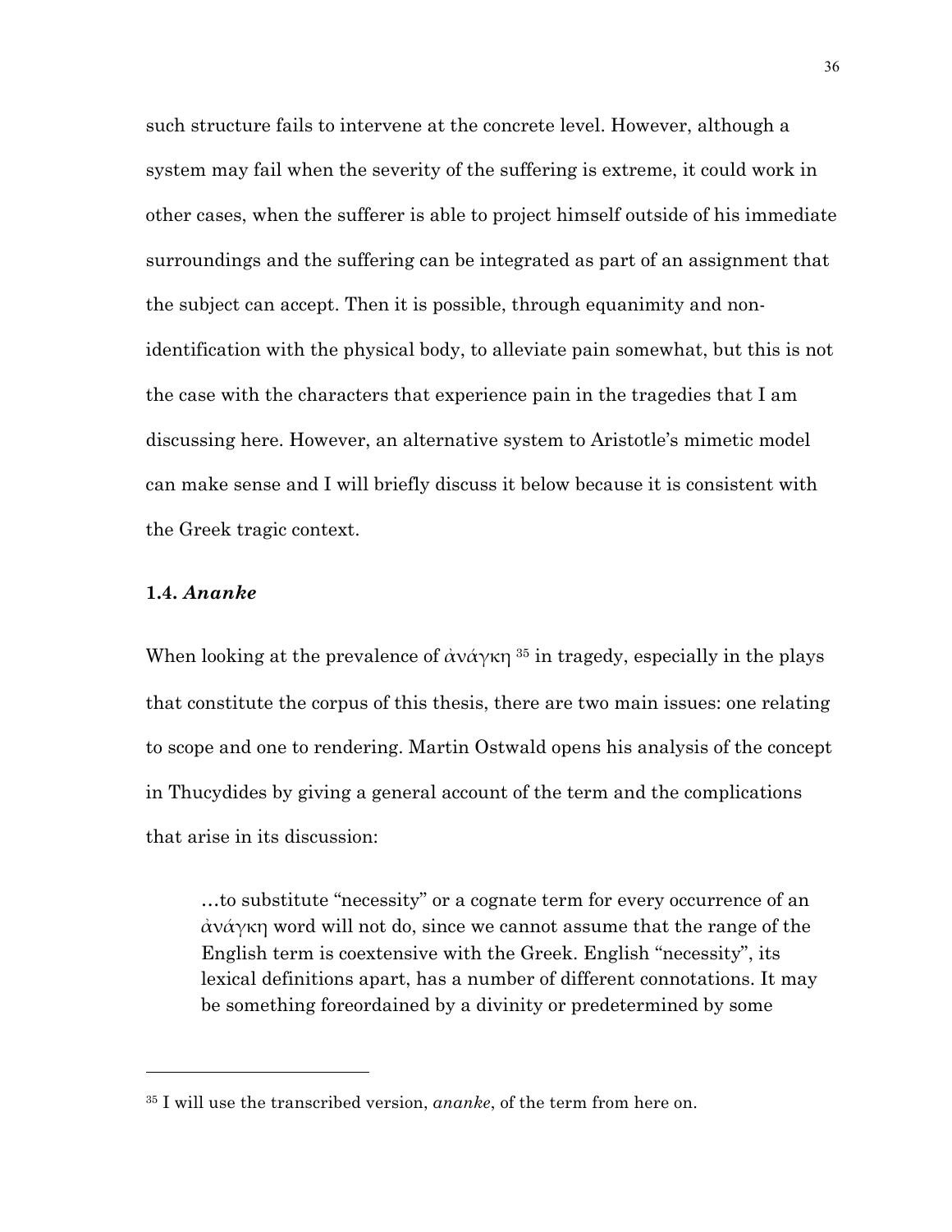such structure fails to intervene at the concrete level. However, although a system may fail when the severity of the suffering is extreme, it could work in other cases, when the sufferer is able to project himself outside of his immediate surroundings and the suffering can be integrated as part of an assignment that the subject can accept. Then it is possible, through equanimity and non-identification with the physical body, to alleviate pain somewhat, but this is not the case with the characters that experience pain in the tragedies that I am discussing here. However, an alternative system to Aristotle's mimetic model can make sense and I will briefly discuss it below because it is consistent with the Greek tragic context.

### 1.4. *Ananke*

When looking at the prevalence of ἀνάγκη [35] in tragedy, especially in the plays that constitute the corpus of this thesis, there are two main issues: one relating to scope and one to rendering. Martin Ostwald opens his analysis of the concept in Thucydides by giving a general account of the term and the complications that arise in its discussion:

> …to substitute "necessity" or a cognate term for every occurrence of an ἀνάγκη word will not do, since we cannot assume that the range of the English term is coextensive with the Greek. English "necessity", its lexical definitions apart, has a number of different connotations. It may be something foreordained by a divinity or predetermined by some

---

[35] I will use the transcribed version, *ananke*, of the term from here on.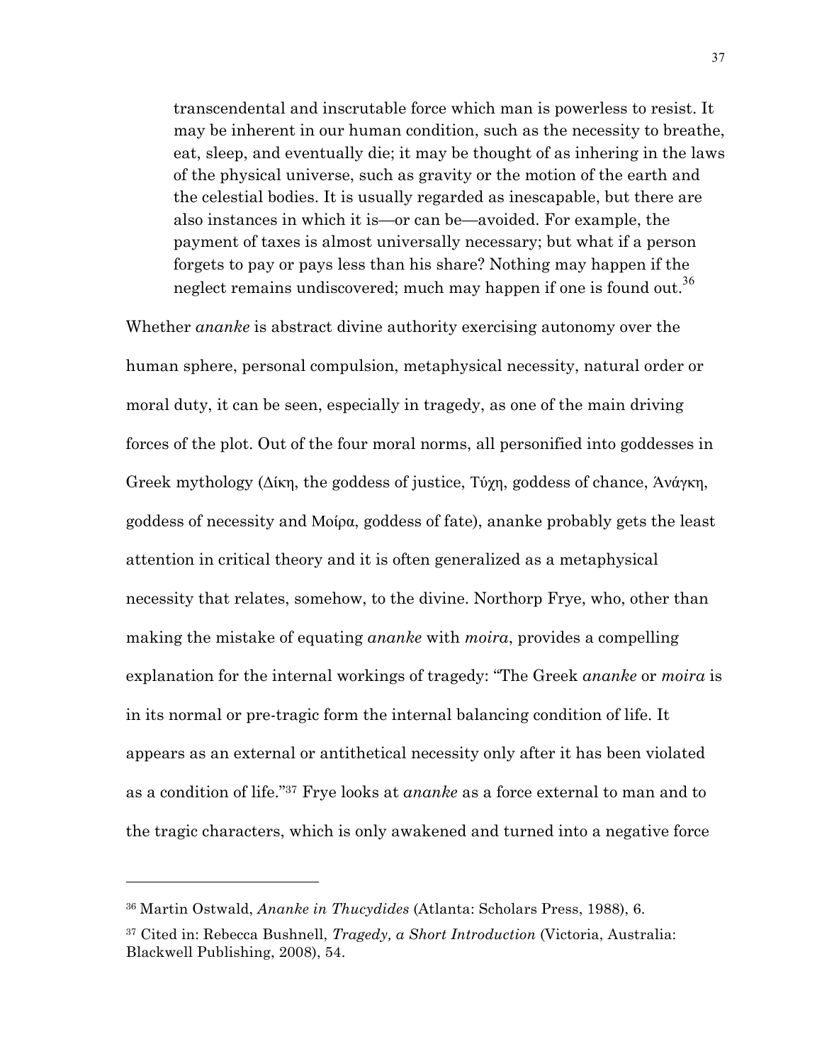> transcendental and inscrutable force which man is powerless to resist. It may be inherent in our human condition, such as the necessity to breathe, eat, sleep, and eventually die; it may be thought of as inhering in the laws of the physical universe, such as gravity or the motion of the earth and the celestial bodies. It is usually regarded as inescapable, but there are also instances in which it is—or can be—avoided. For example, the payment of taxes is almost universally necessary; but what if a person forgets to pay or pays less than his share? Nothing may happen if the neglect remains undiscovered; much may happen if one is found out.[36]

Whether *ananke* is abstract divine authority exercising autonomy over the human sphere, personal compulsion, metaphysical necessity, natural order or moral duty, it can be seen, especially in tragedy, as one of the main driving forces of the plot. Out of the four moral norms, all personified into goddesses in Greek mythology (Δίκη, the goddess of justice, Τύχη, goddess of chance, Ἀνάγκη, goddess of necessity and Μοίρα, goddess of fate), ananke probably gets the least attention in critical theory and it is often generalized as a metaphysical necessity that relates, somehow, to the divine. Northorp Frye, who, other than making the mistake of equating *ananke* with *moira*, provides a compelling explanation for the internal workings of tragedy: "The Greek *ananke* or *moira* is in its normal or pre-tragic form the internal balancing condition of life. It appears as an external or antithetical necessity only after it has been violated as a condition of life."[37] Frye looks at *ananke* as a force external to man and to the tragic characters, which is only awakened and turned into a negative force

---

[36] Martin Ostwald, *Ananke in Thucydides* (Atlanta: Scholars Press, 1988), 6.

[37] Cited in: Rebecca Bushnell, *Tragedy, a Short Introduction* (Victoria, Australia: Blackwell Publishing, 2008), 54.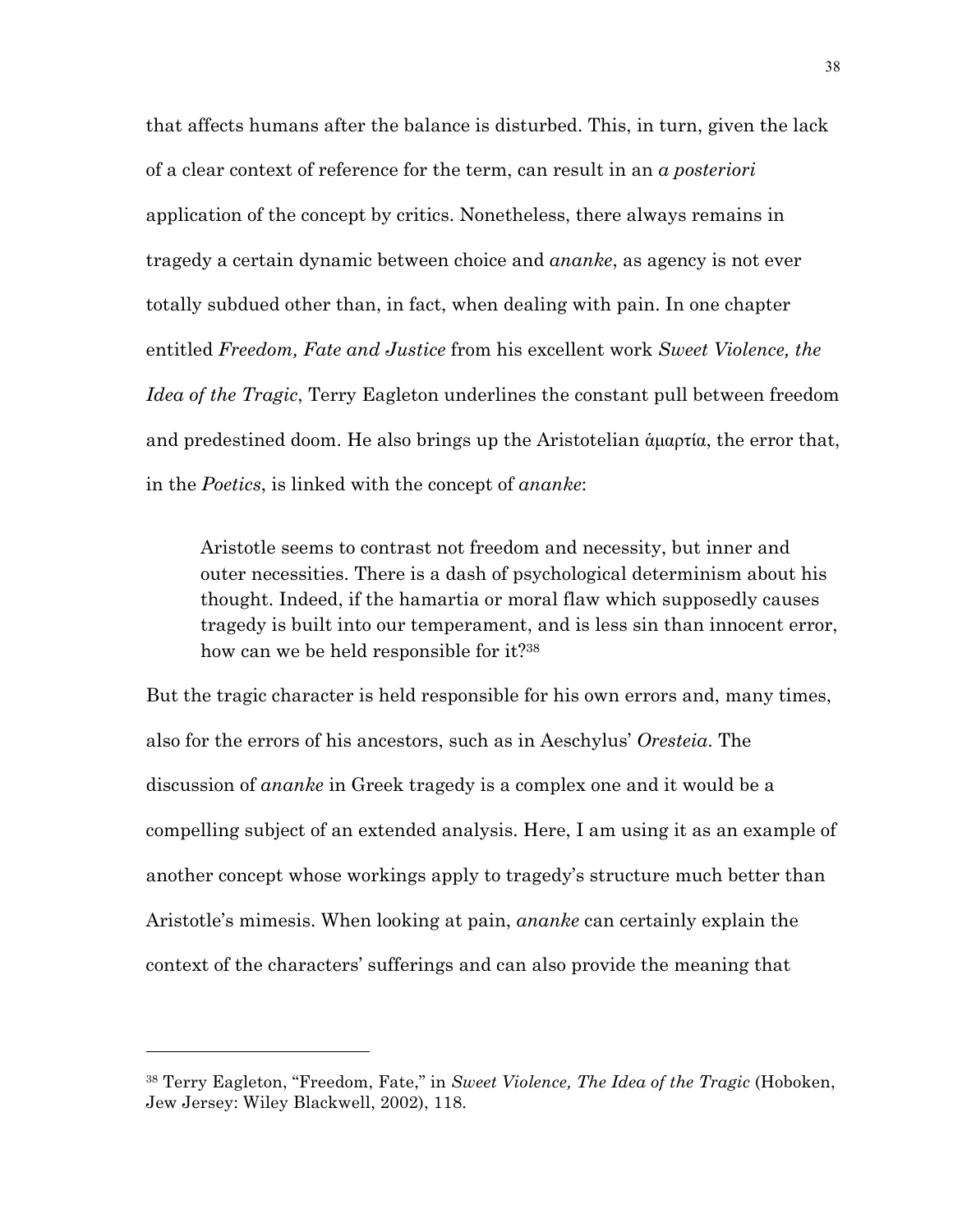that affects humans after the balance is disturbed. This, in turn, given the lack of a clear context of reference for the term, can result in an *a posteriori* application of the concept by critics. Nonetheless, there always remains in tragedy a certain dynamic between choice and *ananke*, as agency is not ever totally subdued other than, in fact, when dealing with pain. In one chapter entitled *Freedom, Fate and Justice* from his excellent work *Sweet Violence, the Idea of the Tragic*, Terry Eagleton underlines the constant pull between freedom and predestined doom. He also brings up the Aristotelian ἁμαρτία, the error that, in the *Poetics*, is linked with the concept of *ananke*:

> Aristotle seems to contrast not freedom and necessity, but inner and outer necessities. There is a dash of psychological determinism about his thought. Indeed, if the hamartia or moral flaw which supposedly causes tragedy is built into our temperament, and is less sin than innocent error, how can we be held responsible for it?[38]

But the tragic character is held responsible for his own errors and, many times, also for the errors of his ancestors, such as in Aeschylus' *Oresteia*. The discussion of *ananke* in Greek tragedy is a complex one and it would be a compelling subject of an extended analysis. Here, I am using it as an example of another concept whose workings apply to tragedy's structure much better than Aristotle's mimesis. When looking at pain, *ananke* can certainly explain the context of the characters' sufferings and can also provide the meaning that

---

[38] Terry Eagleton, "Freedom, Fate," in *Sweet Violence, The Idea of the Tragic* (Hoboken, Jew Jersey: Wiley Blackwell, 2002), 118.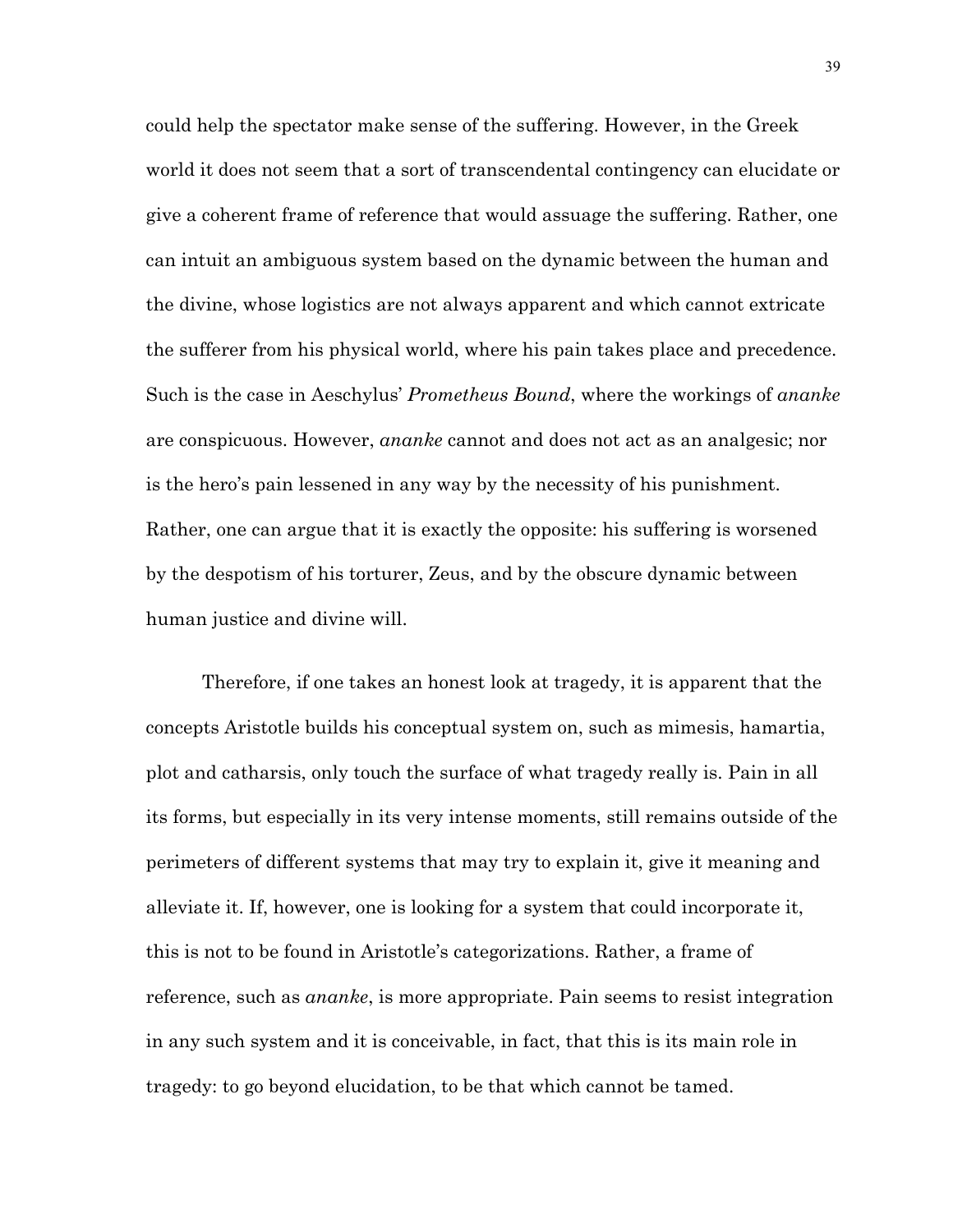could help the spectator make sense of the suffering. However, in the Greek world it does not seem that a sort of transcendental contingency can elucidate or give a coherent frame of reference that would assuage the suffering. Rather, one can intuit an ambiguous system based on the dynamic between the human and the divine, whose logistics are not always apparent and which cannot extricate the sufferer from his physical world, where his pain takes place and precedence. Such is the case in Aeschylus' *Prometheus Bound*, where the workings of *ananke* are conspicuous. However, *ananke* cannot and does not act as an analgesic; nor is the hero's pain lessened in any way by the necessity of his punishment. Rather, one can argue that it is exactly the opposite: his suffering is worsened by the despotism of his torturer, Zeus, and by the obscure dynamic between human justice and divine will.

Therefore, if one takes an honest look at tragedy, it is apparent that the concepts Aristotle builds his conceptual system on, such as mimesis, hamartia, plot and catharsis, only touch the surface of what tragedy really is. Pain in all its forms, but especially in its very intense moments, still remains outside of the perimeters of different systems that may try to explain it, give it meaning and alleviate it. If, however, one is looking for a system that could incorporate it, this is not to be found in Aristotle's categorizations. Rather, a frame of reference, such as *ananke*, is more appropriate. Pain seems to resist integration in any such system and it is conceivable, in fact, that this is its main role in tragedy: to go beyond elucidation, to be that which cannot be tamed.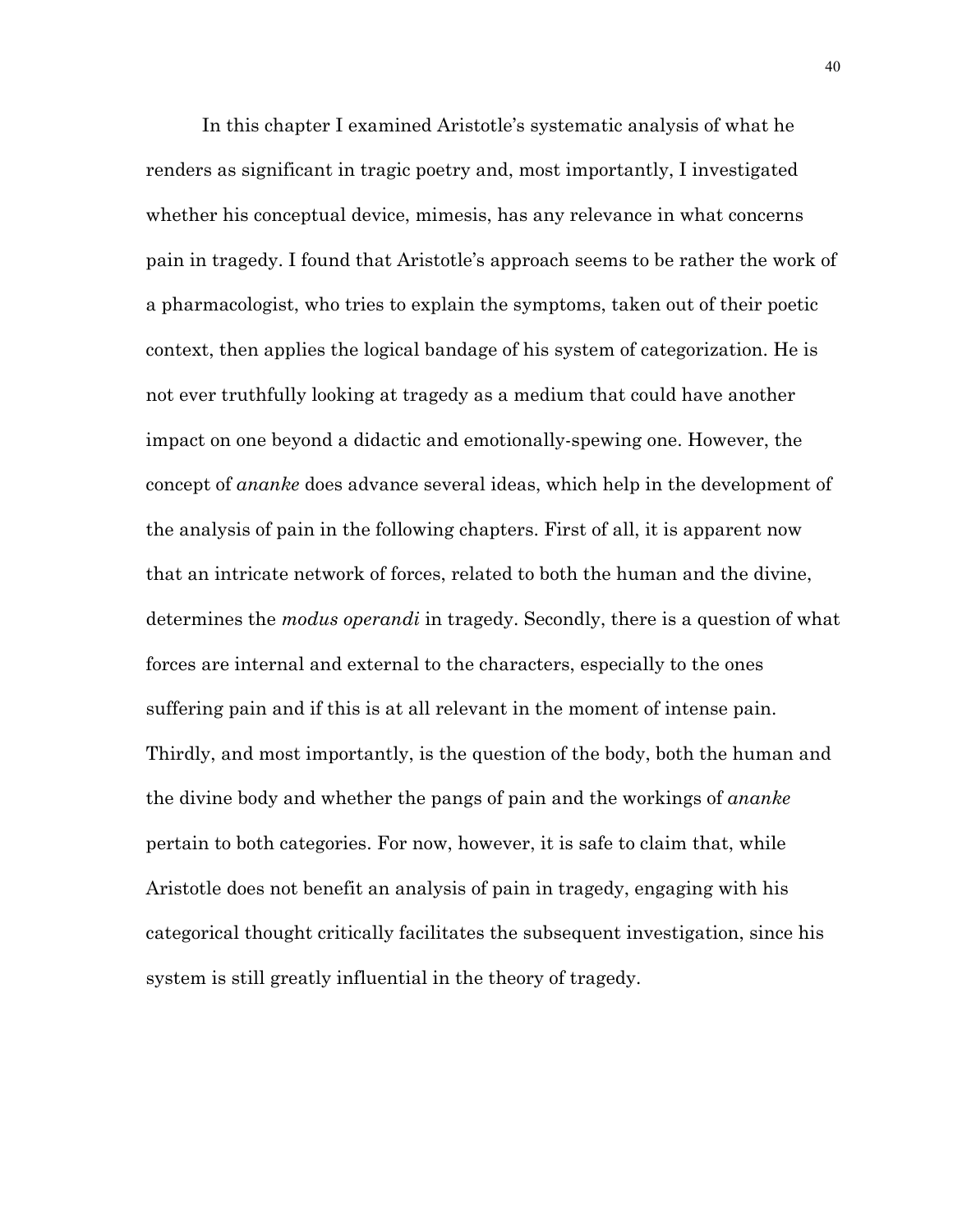In this chapter I examined Aristotle's systematic analysis of what he renders as significant in tragic poetry and, most importantly, I investigated whether his conceptual device, mimesis, has any relevance in what concerns pain in tragedy. I found that Aristotle's approach seems to be rather the work of a pharmacologist, who tries to explain the symptoms, taken out of their poetic context, then applies the logical bandage of his system of categorization. He is not ever truthfully looking at tragedy as a medium that could have another impact on one beyond a didactic and emotionally-spewing one. However, the concept of *ananke* does advance several ideas, which help in the development of the analysis of pain in the following chapters. First of all, it is apparent now that an intricate network of forces, related to both the human and the divine, determines the *modus operandi* in tragedy. Secondly, there is a question of what forces are internal and external to the characters, especially to the ones suffering pain and if this is at all relevant in the moment of intense pain. Thirdly, and most importantly, is the question of the body, both the human and the divine body and whether the pangs of pain and the workings of *ananke* pertain to both categories. For now, however, it is safe to claim that, while Aristotle does not benefit an analysis of pain in tragedy, engaging with his categorical thought critically facilitates the subsequent investigation, since his system is still greatly influential in the theory of tragedy.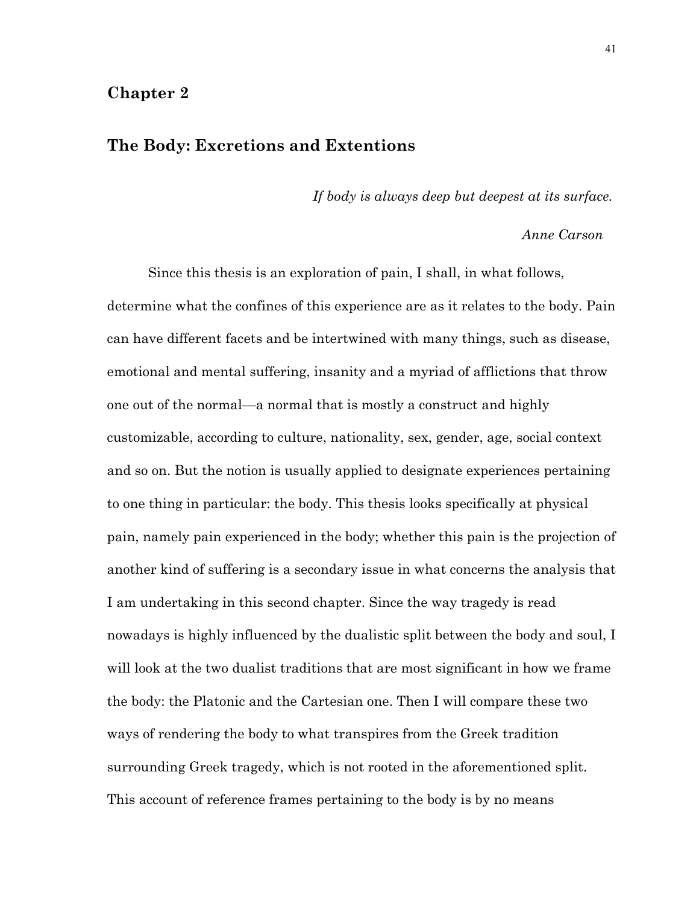# Chapter 2

## The Body: Excretions and Extentions

*If body is always deep but deepest at its surface.*

*Anne Carson*

Since this thesis is an exploration of pain, I shall, in what follows, determine what the confines of this experience are as it relates to the body. Pain can have different facets and be intertwined with many things, such as disease, emotional and mental suffering, insanity and a myriad of afflictions that throw one out of the normal—a normal that is mostly a construct and highly customizable, according to culture, nationality, sex, gender, age, social context and so on. But the notion is usually applied to designate experiences pertaining to one thing in particular: the body. This thesis looks specifically at physical pain, namely pain experienced in the body; whether this pain is the projection of another kind of suffering is a secondary issue in what concerns the analysis that I am undertaking in this second chapter. Since the way tragedy is read nowadays is highly influenced by the dualistic split between the body and soul, I will look at the two dualist traditions that are most significant in how we frame the body: the Platonic and the Cartesian one. Then I will compare these two ways of rendering the body to what transpires from the Greek tradition surrounding Greek tragedy, which is not rooted in the aforementioned split. This account of reference frames pertaining to the body is by no means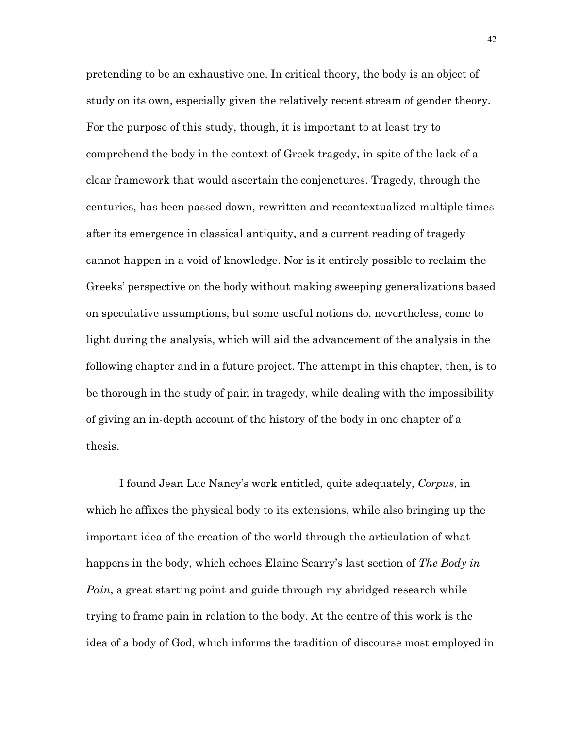pretending to be an exhaustive one. In critical theory, the body is an object of study on its own, especially given the relatively recent stream of gender theory. For the purpose of this study, though, it is important to at least try to comprehend the body in the context of Greek tragedy, in spite of the lack of a clear framework that would ascertain the conjenctures. Tragedy, through the centuries, has been passed down, rewritten and recontextualized multiple times after its emergence in classical antiquity, and a current reading of tragedy cannot happen in a void of knowledge. Nor is it entirely possible to reclaim the Greeks' perspective on the body without making sweeping generalizations based on speculative assumptions, but some useful notions do, nevertheless, come to light during the analysis, which will aid the advancement of the analysis in the following chapter and in a future project. The attempt in this chapter, then, is to be thorough in the study of pain in tragedy, while dealing with the impossibility of giving an in-depth account of the history of the body in one chapter of a thesis.

I found Jean Luc Nancy's work entitled, quite adequately, *Corpus*, in which he affixes the physical body to its extensions, while also bringing up the important idea of the creation of the world through the articulation of what happens in the body, which echoes Elaine Scarry's last section of *The Body in Pain*, a great starting point and guide through my abridged research while trying to frame pain in relation to the body. At the centre of this work is the idea of a body of God, which informs the tradition of discourse most employed in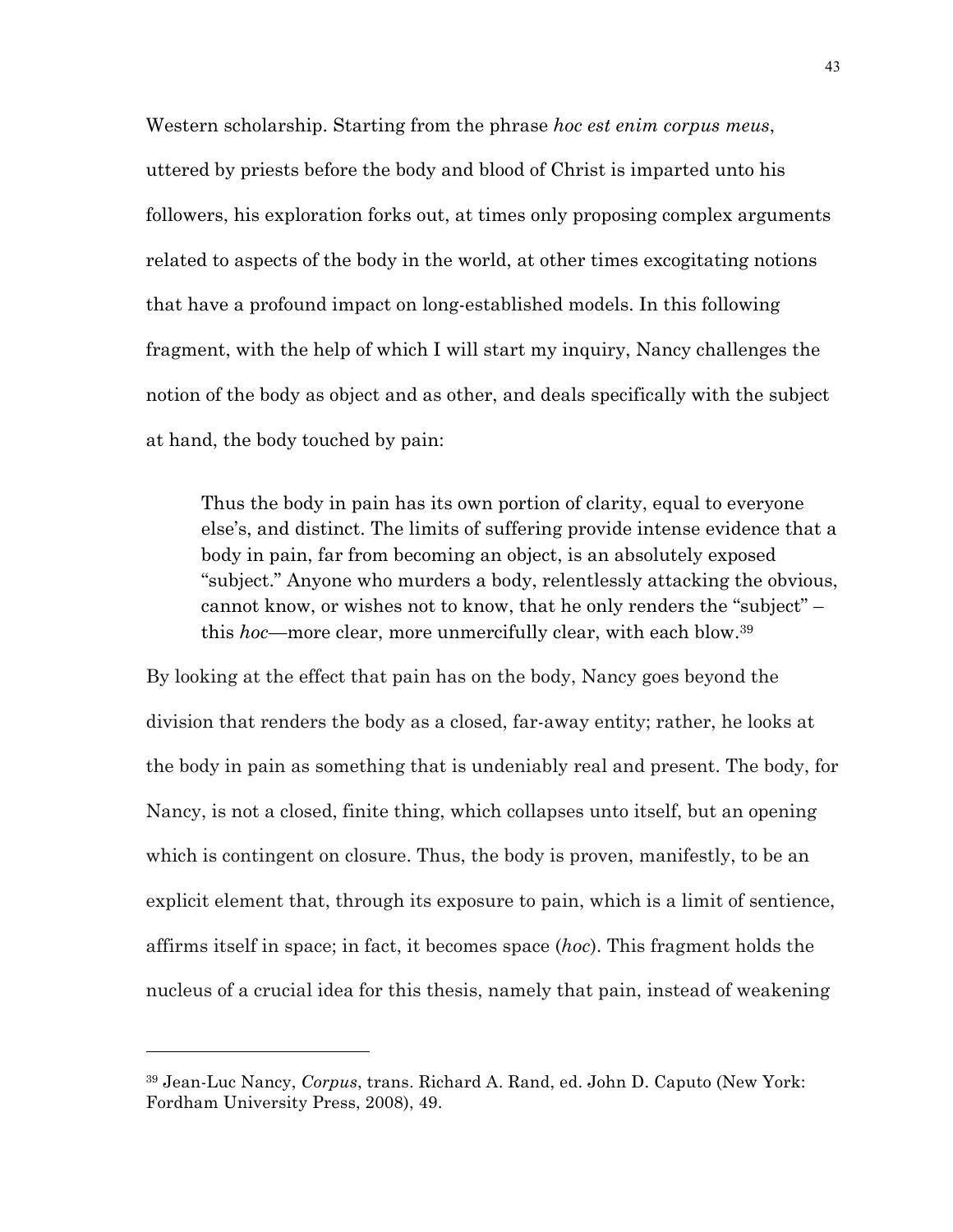Western scholarship. Starting from the phrase *hoc est enim corpus meus*, uttered by priests before the body and blood of Crist is imparted unto his followers, his exploration forks out, at times only proposing complex arguments related to aspects of the body in the world, at other times excogitating notions that have a profound impact on long-established models. In this following fragment, with the help of which I will start my inquiry, Nancy challenges the notion of the body as object and as other, and deals specifically with the subject at hand, the body touched by pain:

> Thus the body in pain has its own portion of clarity, equal to everyone else's, and distinct. The limits of suffering provide intense evidence that a body in pain, far from becoming an object, is an absolutely exposed "subject." Anyone who murders a body, relentlessly attacking the obvious, cannot know, or wishes not to know, that he only renders the "subject" – this *hoc*—more clear, more unmercifully clear, with each blow.[39]

By looking at the effect that pain has on the body, Nancy goes beyond the division that renders the body as a closed, far-away entity; rather, he looks at the body in pain as something that is undeniably real and present. The body, for Nancy, is not a closed, finite thing, which collapses unto itself, but an opening which is contingent on closure. Thus, the body is proven, manifestly, to be an explicit element that, through its exposure to pain, which is a limit of sentience, affirms itself in space; in fact, it becomes space (*hoc*). This fragment holds the nucleus of a crucial idea for this thesis, namely that pain, instead of weakening

---

[39] Jean-Luc Nancy, *Corpus*, trans. Richard A. Rand, ed. John D. Caputo (New York: Fordham University Press, 2008), 49.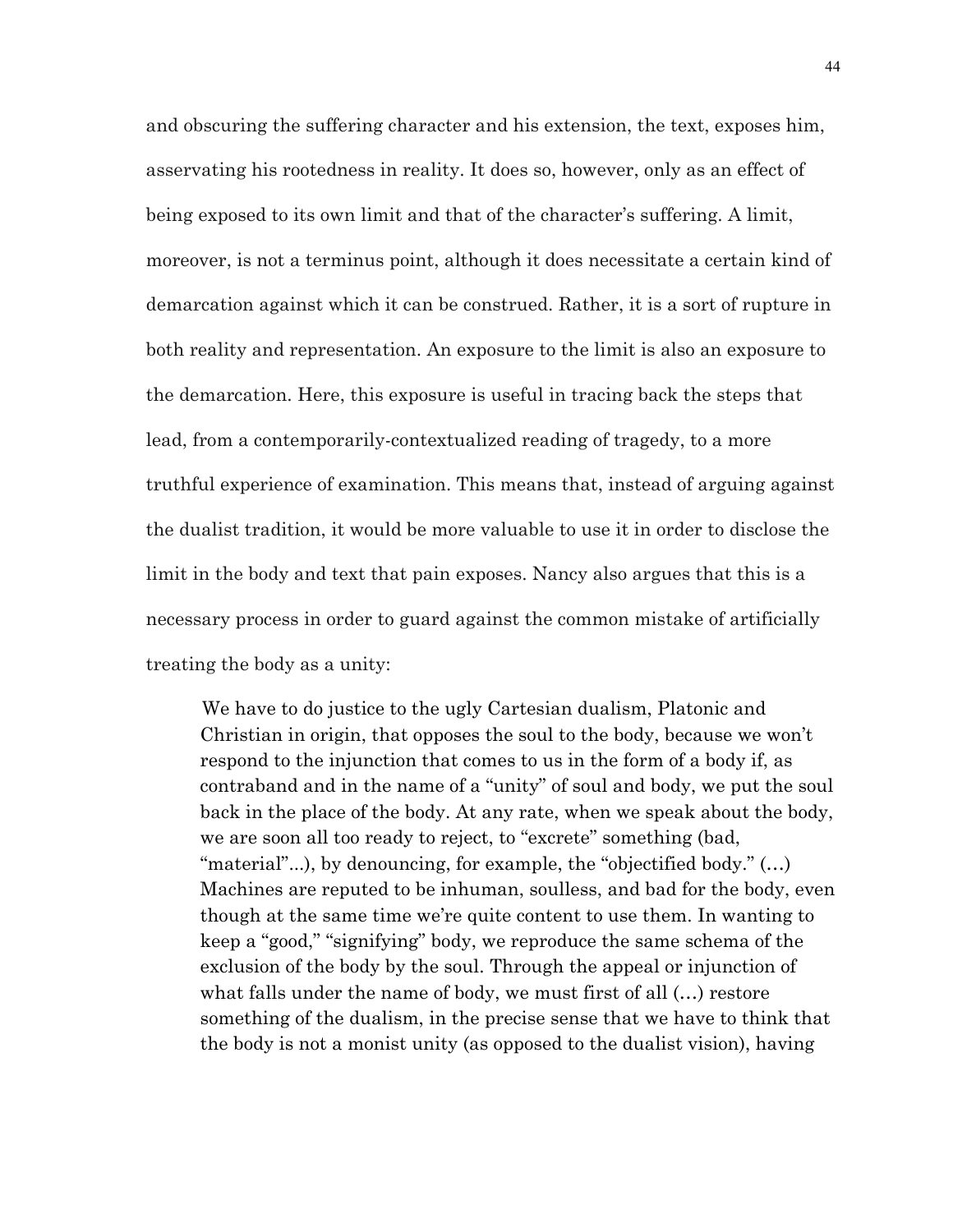and obscuring the suffering character and his extension, the text, exposes him, asservating his rootedness in reality. It does so, however, only as an effect of being exposed to its own limit and that of the character's suffering. A limit, moreover, is not a terminus point, although it does necessitate a certain kind of demarcation against which it can be construed. Rather, it is a sort of rupture in both reality and representation. An exposure to the limit is also an exposure to the demarcation. Here, this exposure is useful in tracing back the steps that lead, from a contemporarily-contextualized reading of tragedy, to a more truthful experience of examination. This means that, instead of arguing against the dualist tradition, it would be more valuable to use it in order to disclose the limit in the body and text that pain exposes. Nancy also argues that this is a necessary process in order to guard against the common mistake of artificially treating the body as a unity:

> We have to do justice to the ugly Cartesian dualism, Platonic and Christian in origin, that opposes the soul to the body, because we won't respond to the injunction that comes to us in the form of a body if, as contraband and in the name of a "unity" of soul and body, we put the soul back in the place of the body. At any rate, when we speak about the body, we are soon all too ready to reject, to "excrete" something (bad, "material"...), by denouncing, for example, the "objectified body." (…) Machines are reputed to be inhuman, soulless, and bad for the body, even though at the same time we're quite content to use them. In wanting to keep a "good," "signifying" body, we reproduce the same schema of the exclusion of the body by the soul. Through the appeal or injunction of what falls under the name of body, we must first of all (…) restore something of the dualism, in the precise sense that we have to think that the body is not a monist unity (as opposed to the dualist vision), having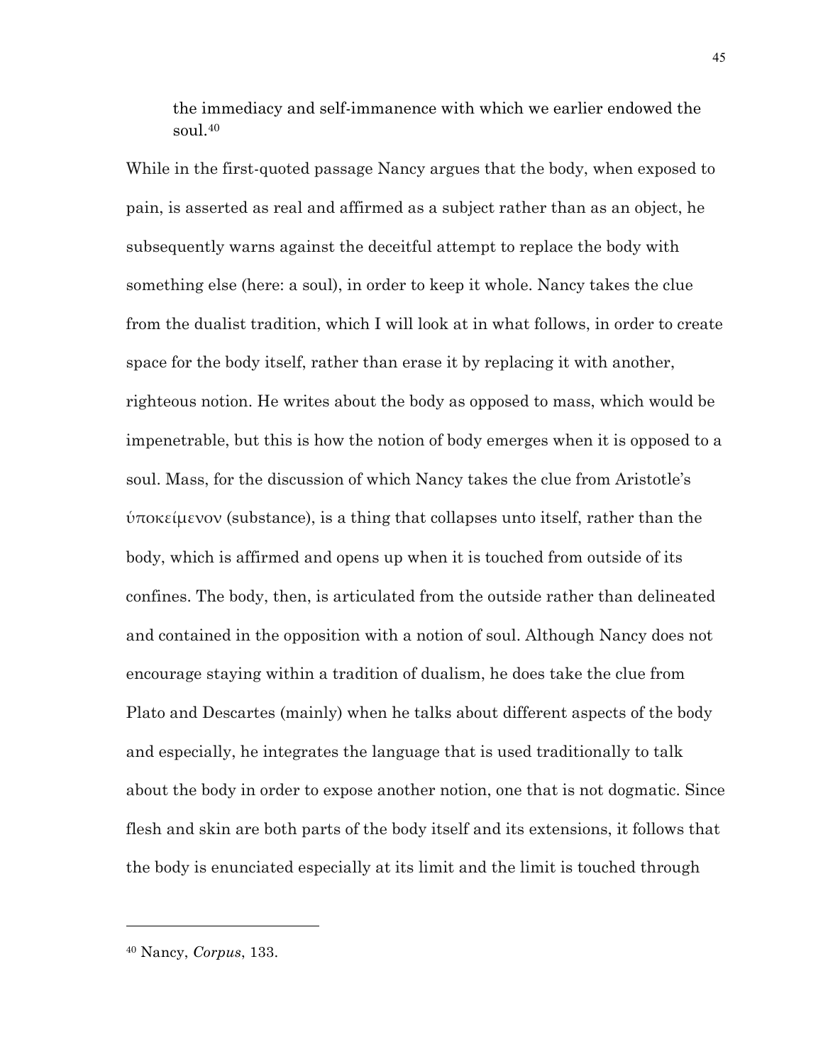> the immediacy and self-immanence with which we earlier endowed the soul.[40]

While in the first-quoted passage Nancy argues that the body, when exposed to pain, is asserted as real and affirmed as a subject rather than as an object, he subsequently warns against the deceitful attempt to replace the body with something else (here: a soul), in order to keep it whole. Nancy takes the clue from the dualist tradition, which I will look at in what follows, in order to create space for the body itself, rather than erase it by replacing it with another, righteous notion. He writes about the body as opposed to mass, which would be impenetrable, but this is how the notion of body emerges when it is opposed to a soul. Mass, for the discussion of which Nancy takes the clue from Aristotle's ὑποκείμενον (substance), is a thing that collapses unto itself, rather than the body, which is affirmed and opens up when it is touched from outside of its confines. The body, then, is articulated from the outside rather than delineated and contained in the opposition with a notion of soul. Although Nancy does not encourage staying within a tradition of dualism, he does take the clue from Plato and Descartes (mainly) when he talks about different aspects of the body and especially, he integrates the language that is used traditionally to talk about the body in order to expose another notion, one that is not dogmatic. Since flesh and skin are both parts of the body itself and its extensions, it follows that the body is enunciated especially at its limit and the limit is touched through

---

[40] Nancy, *Corpus*, 133.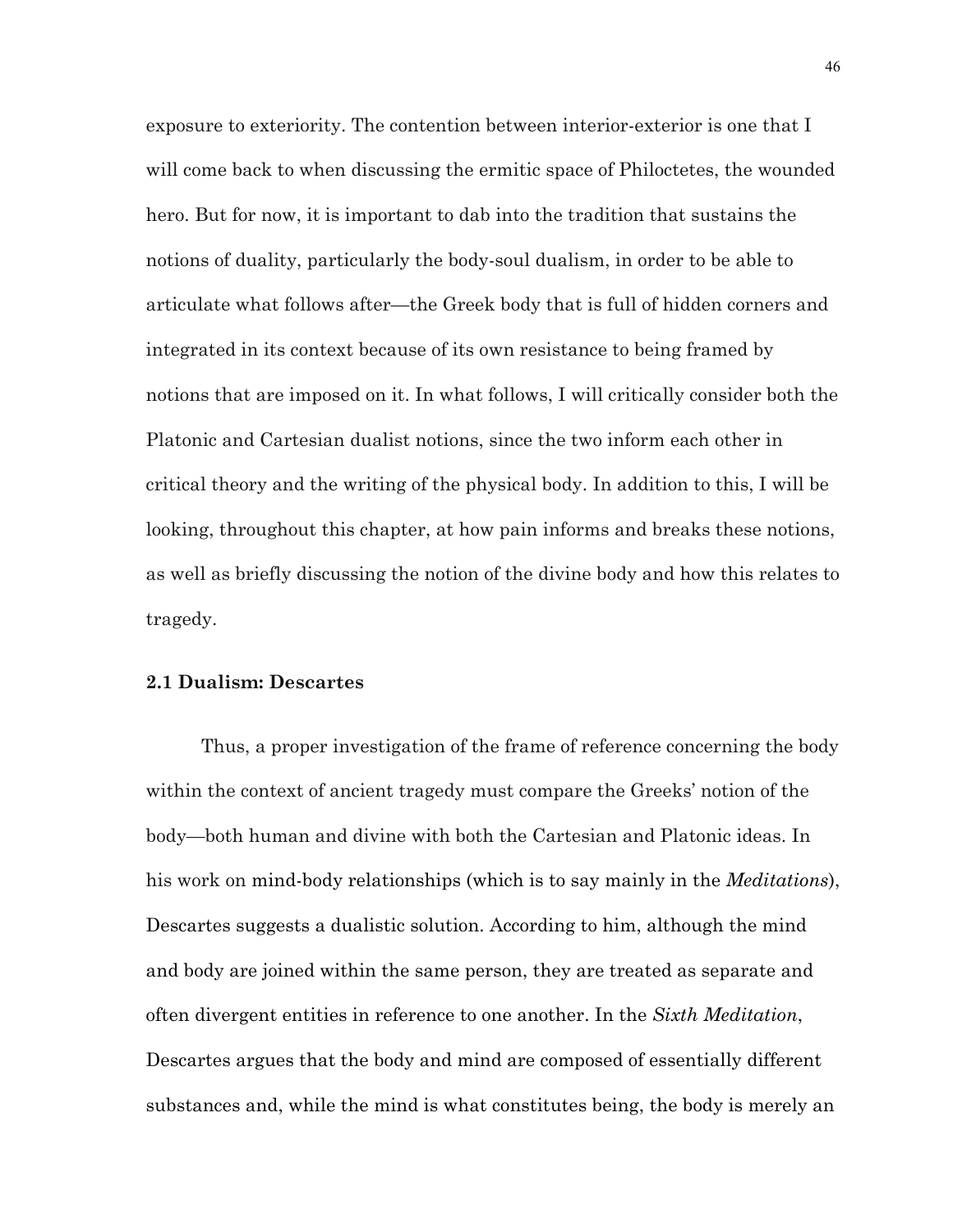exposure to exteriority. The contention between interior-exterior is one that I will come back to when discussing the ermitic space of Philoctetes, the wounded hero. But for now, it is important to dab into the tradition that sustains the notions of duality, particularly the body-soul dualism, in order to be able to articulate what follows after—the Greek body that is full of hidden corners and integrated in its context because of its own resistance to being framed by notions that are imposed on it. In what follows, I will critically consider both the Platonic and Cartesian dualist notions, since the two inform each other in critical theory and the writing of the physical body. In addition to this, I will be looking, throughout this chapter, at how pain informs and breaks these notions, as well as briefly discussing the notion of the divine body and how this relates to tragedy.

### 2.1 Dualism: Descartes

Thus, a proper investigation of the frame of reference concerning the body within the context of ancient tragedy must compare the Greeks' notion of the body—both human and divine with both the Cartesian and Platonic ideas. In his work on mind-body relationships (which is to say mainly in the *Meditations*), Descartes suggests a dualistic solution. According to him, although the mind and body are joined within the same person, they are treated as separate and often divergent entities in reference to one another. In the *Sixth Meditation*, Descartes argues that the body and mind are composed of essentially different substances and, while the mind is what constitutes being, the body is merely an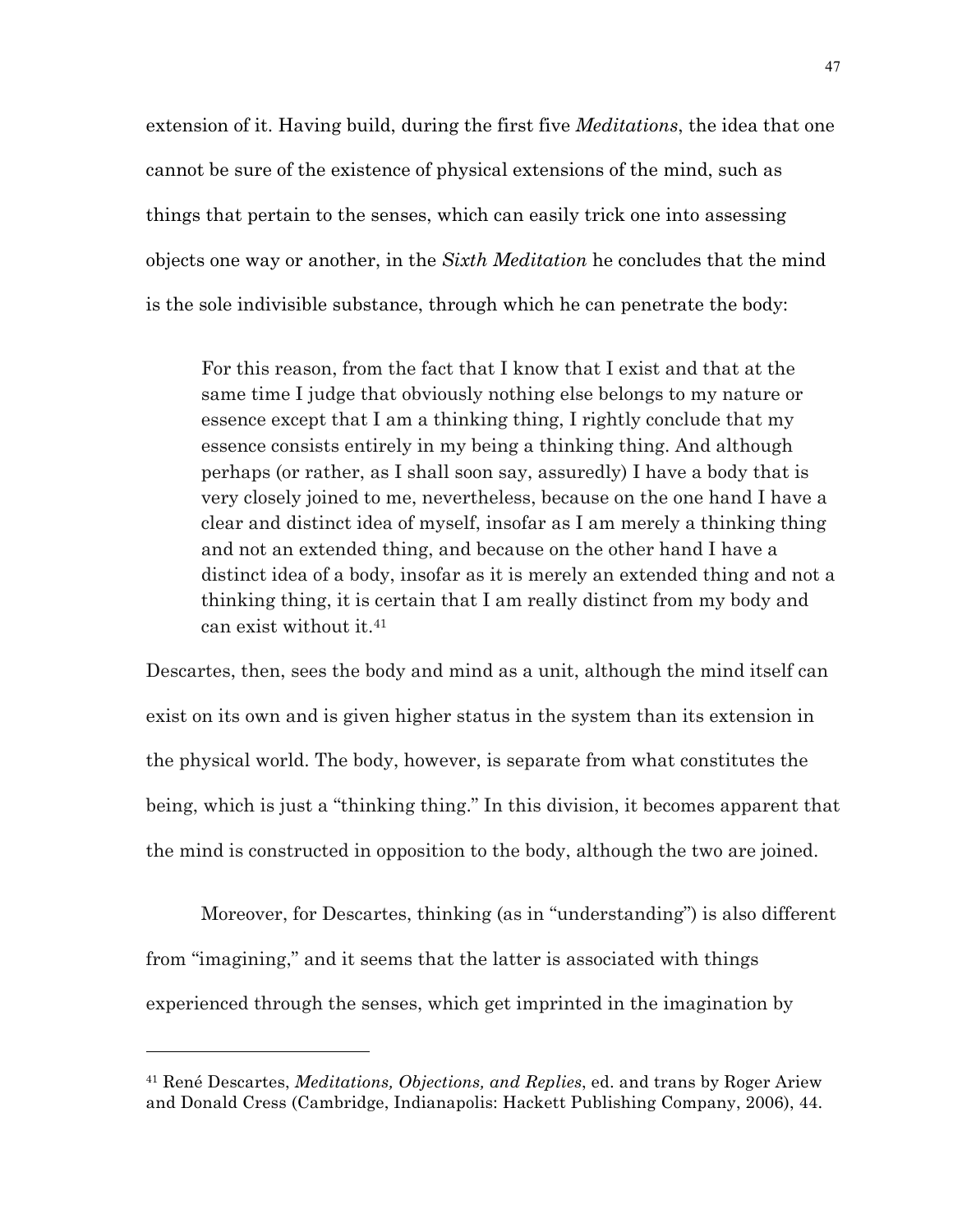extension of it. Having build, during the first five *Meditations*, the idea that one cannot be sure of the existence of physical extensions of the mind, such as things that pertain to the senses, which can easily trick one into assessing objects one way or another, in the *Sixth Meditation* he concludes that the mind is the sole indivisible substance, through which he can penetrate the body:

> For this reason, from the fact that I know that I exist and that at the same time I judge that obviously nothing else belongs to my nature or essence except that I am a thinking thing, I rightly conclude that my essence consists entirely in my being a thinking thing. And although perhaps (or rather, as I shall soon say, assuredly) I have a body that is very closely joined to me, nevertheless, because on the one hand I have a clear and distinct idea of myself, insofar as I am merely a thinking thing and not an extended thing, and because on the other hand I have a distinct idea of a body, insofar as it is merely an extended thing and not a thinking thing, it is certain that I am really distinct from my body and can exist without it.[41]

Descartes, then, sees the body and mind as a unit, although the mind itself can exist on its own and is given higher status in the system than its extension in the physical world. The body, however, is separate from what constitutes the being, which is just a "thinking thing." In this division, it becomes apparent that the mind is constructed in opposition to the body, although the two are joined.

Moreover, for Descartes, thinking (as in "understanding") is also different from "imagining," and it seems that the latter is associated with things experienced through the senses, which get imprinted in the imagination by

---

[41] René Descartes, *Meditations, Objections, and Replies*, ed. and trans by Roger Ariew and Donald Cress (Cambridge, Indianapolis: Hackett Publishing Company, 2006), 44.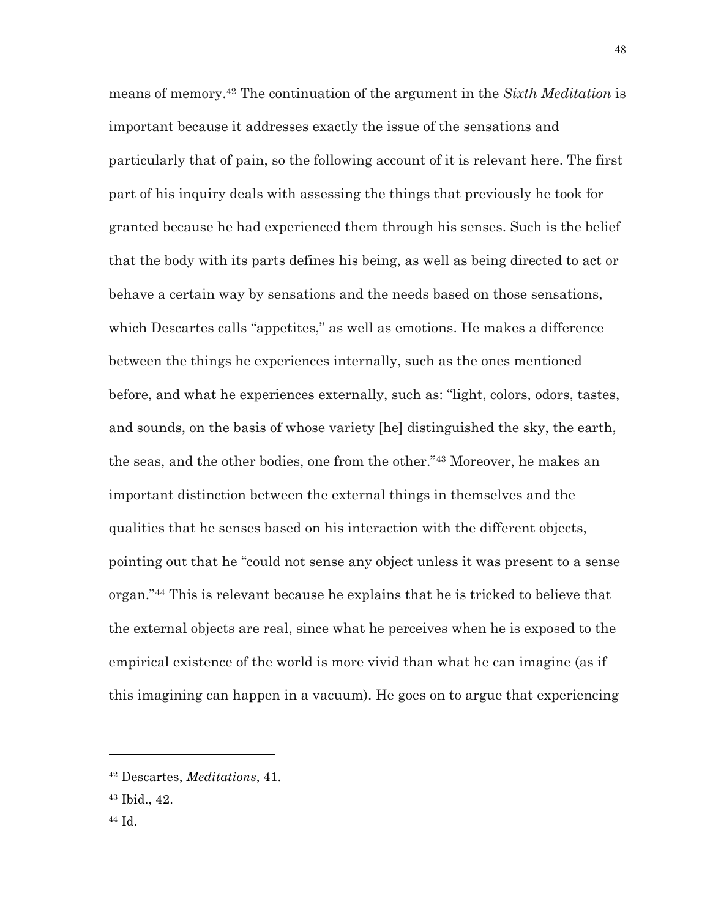means of memory.[42] The continuation of the argument in the *Sixth Meditation* is important because it addresses exactly the issue of the sensations and particularly that of pain, so the following account of it is relevant here. The first part of his inquiry deals with assessing the things that previously he took for granted because he had experienced them through his senses. Such is the belief that the body with its parts defines his being, as well as being directed to act or behave a certain way by sensations and the needs based on those sensations, which Descartes calls "appetites," as well as emotions. He makes a difference between the things he experiences internally, such as the ones mentioned before, and what he experiences externally, such as: "light, colors, odors, tastes, and sounds, on the basis of whose variety [he] distinguished the sky, the earth, the seas, and the other bodies, one from the other."[43] Moreover, he makes an important distinction between the external things in themselves and the qualities that he senses based on his interaction with the different objects, pointing out that he "could not sense any object unless it was present to a sense organ."[44] This is relevant because he explains that he is tricked to believe that the external objects are real, since what he perceives when he is exposed to the empirical existence of the world is more vivid than what he can imagine (as if this imagining can happen in a vacuum). He goes on to argue that experiencing

[42] Descartes, *Meditations*, 41.

[43] Ibid., 42.

[44] Id.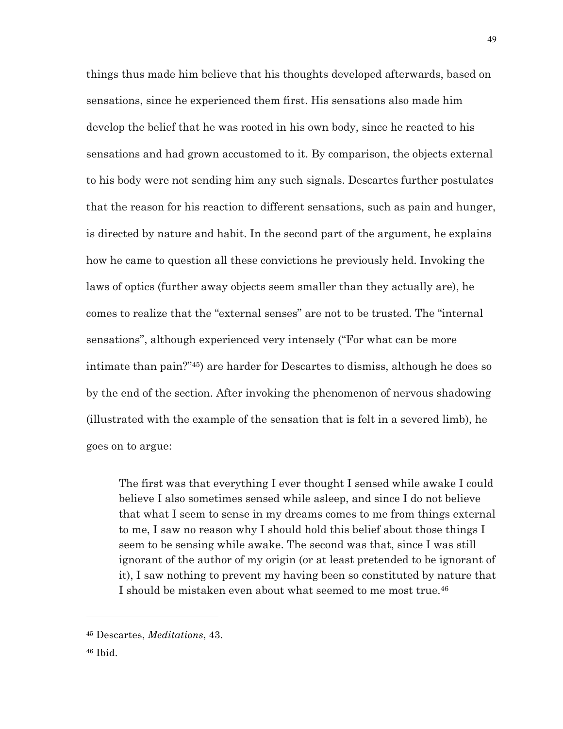things thus made him believe that his thoughts developed afterwards, based on sensations, since he experienced them first. His sensations also made him develop the belief that he was rooted in his own body, since he reacted to his sensations and had grown accustomed to it. By comparison, the objects external to his body were not sending him any such signals. Descartes further postulates that the reason for his reaction to different sensations, such as pain and hunger, is directed by nature and habit. In the second part of the argument, he explains how he came to question all these convictions he previously held. Invoking the laws of optics (further away objects seem smaller than they actually are), he comes to realize that the "external senses" are not to be trusted. The "internal sensations", although experienced very intensely ("For what can be more intimate than pain?"[45]) are harder for Descartes to dismiss, although he does so by the end of the section. After invoking the phenomenon of nervous shadowing (illustrated with the example of the sensation that is felt in a severed limb), he goes on to argue:

> The first was that everything I ever thought I sensed while awake I could believe I also sometimes sensed while asleep, and since I do not believe that what I seem to sense in my dreams comes to me from things external to me, I saw no reason why I should hold this belief about those things I seem to be sensing while awake. The second was that, since I was still ignorant of the author of my origin (or at least pretended to be ignorant of it), I saw nothing to prevent my having been so constituted by nature that I should be mistaken even about what seemed to me most true.[46]

---

[45] Descartes, *Meditations*, 43.

[46] Ibid.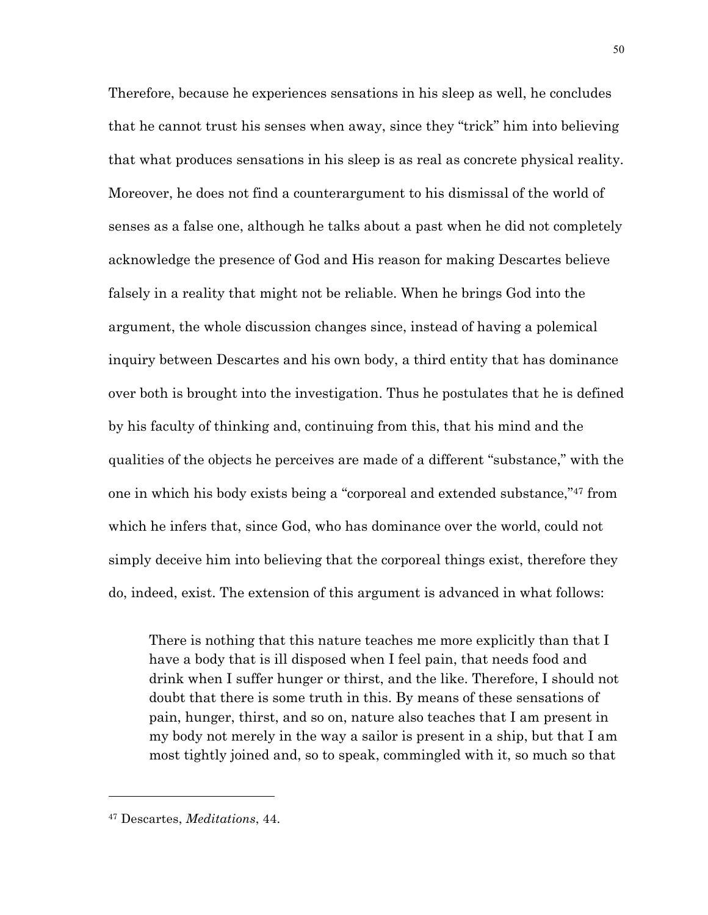Therefore, because he experiences sensations in his sleep as well, he concludes that he cannot trust his senses when away, since they "trick" him into believing that what produces sensations in his sleep is as real as concrete physical reality. Moreover, he does not find a counterargument to his dismissal of the world of senses as a false one, although he talks about a past when he did not completely acknowledge the presence of God and His reason for making Descartes believe falsely in a reality that might not be reliable. When he brings God into the argument, the whole discussion changes since, instead of having a polemical inquiry between Descartes and his own body, a third entity that has dominance over both is brought into the investigation. Thus he postulates that he is defined by his faculty of thinking and, continuing from this, that his mind and the qualities of the objects he perceives are made of a different "substance," with the one in which his body exists being a "corporeal and extended substance,"[47] from which he infers that, since God, who has dominance over the world, could not simply deceive him into believing that the corporeal things exist, therefore they do, indeed, exist. The extension of this argument is advanced in what follows:

> There is nothing that this nature teaches me more explicitly than that I have a body that is ill disposed when I feel pain, that needs food and drink when I suffer hunger or thirst, and the like. Therefore, I should not doubt that there is some truth in this. By means of these sensations of pain, hunger, thirst, and so on, nature also teaches that I am present in my body not merely in the way a sailor is present in a ship, but that I am most tightly joined and, so to speak, commingled with it, so much so that

---

[47] Descartes, *Meditations*, 44.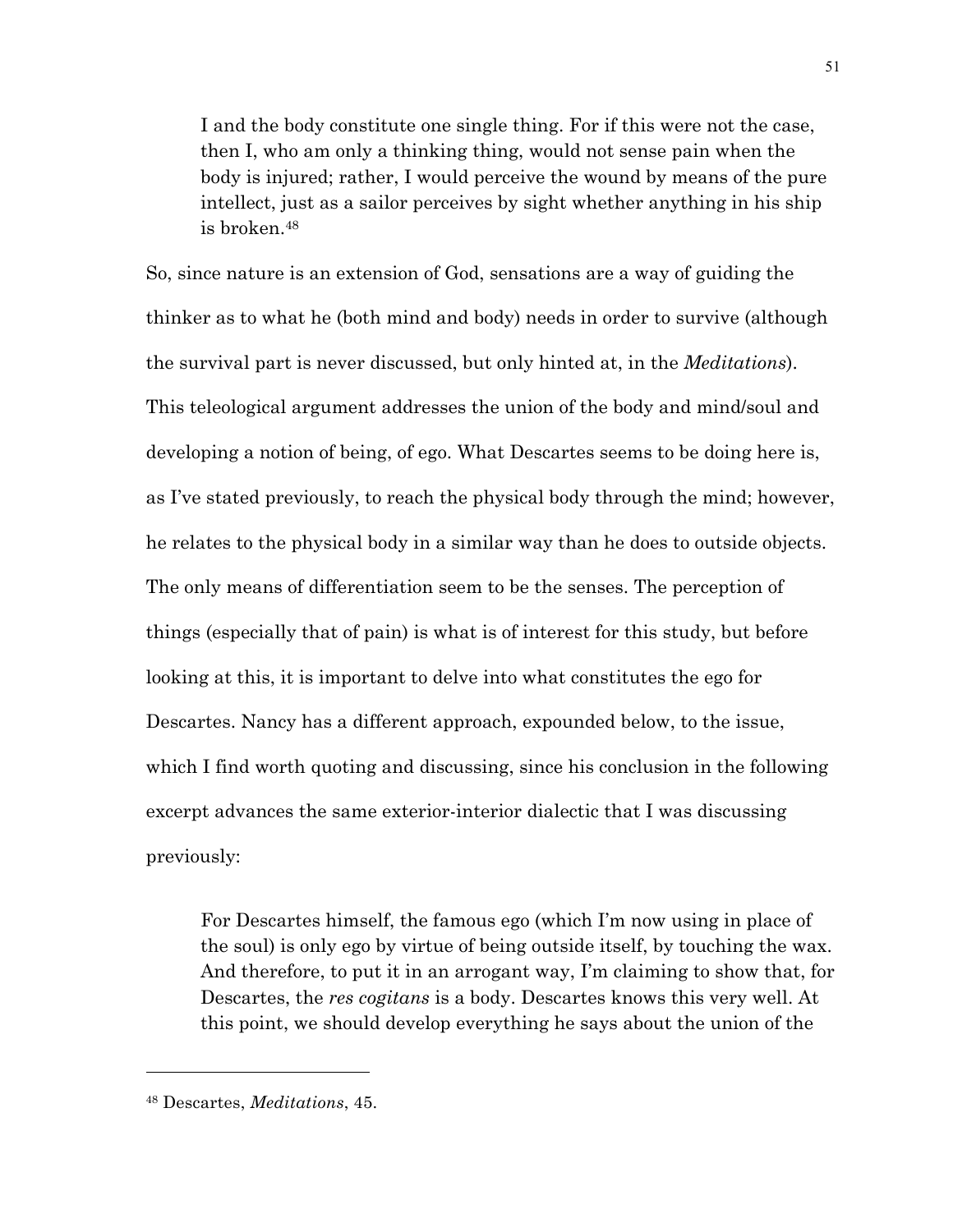> I and the body constitute one single thing. For if this were not the case, then I, who am only a thinking thing, would not sense pain when the body is injured; rather, I would perceive the wound by means of the pure intellect, just as a sailor perceives by sight whether anything in his ship is broken.[48]

So, since nature is an extension of God, sensations are a way of guiding the thinker as to what he (both mind and body) needs in order to survive (although the survival part is never discussed, but only hinted at, in the *Meditations*). This teleological argument addresses the union of the body and mind/soul and developing a notion of being, of ego. What Descartes seems to be doing here is, as I've stated previously, to reach the physical body through the mind; however, he relates to the physical body in a similar way than he does to outside objects. The only means of differentiation seem to be the senses. The perception of things (especially that of pain) is what is of interest for this study, but before looking at this, it is important to delve into what constitutes the ego for Descartes. Nancy has a different approach, expounded below, to the issue, which I find worth quoting and discussing, since his conclusion in the following excerpt advances the same exterior-interior dialectic that I was discussing previously:

> For Descartes himself, the famous ego (which I'm now using in place of the soul) is only ego by virtue of being outside itself, by touching the wax. And therefore, to put it in an arrogant way, I'm claiming to show that, for Descartes, the *res cogitans* is a body. Descartes knows this very well. At this point, we should develop everything he says about the union of the

---

[48] Descartes, *Meditations*, 45.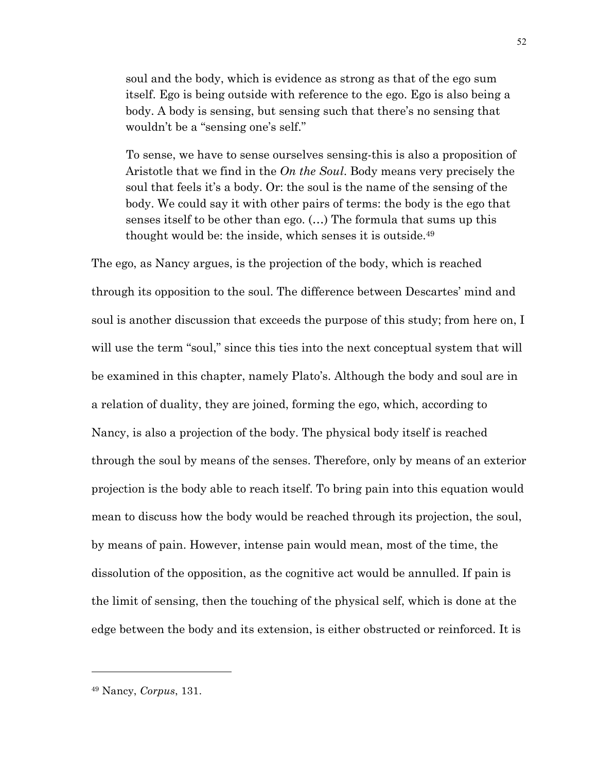> soul and the body, which is evidence as strong as that of the ego sum itself. Ego is being outside with reference to the ego. Ego is also being a body. A body is sensing, but sensing such that there's no sensing that wouldn't be a "sensing one's self."
>
> To sense, we have to sense ourselves sensing-this is also a proposition of Aristotle that we find in the *On the Soul*. Body means very precisely the soul that feels it's a body. Or: the soul is the name of the sensing of the body. We could say it with other pairs of terms: the body is the ego that senses itself to be other than ego. (…) The formula that sums up this thought would be: the inside, which senses it is outside.[49]

The ego, as Nancy argues, is the projection of the body, which is reached through its opposition to the soul. The difference between Descartes' mind and soul is another discussion that exceeds the purpose of this study; from here on, I will use the term "soul," since this ties into the next conceptual system that will be examined in this chapter, namely Plato's. Although the body and soul are in a relation of duality, they are joined, forming the ego, which, according to Nancy, is also a projection of the body. The physical body itself is reached through the soul by means of the senses. Therefore, only by means of an exterior projection is the body able to reach itself. To bring pain into this equation would mean to discuss how the body would be reached through its projection, the soul, by means of pain. However, intense pain would mean, most of the time, the dissolution of the opposition, as the cognitive act would be annulled. If pain is the limit of sensing, then the touching of the physical self, which is done at the edge between the body and its extension, is either obstructed or reinforced. It is

---

[49] Nancy, *Corpus*, 131.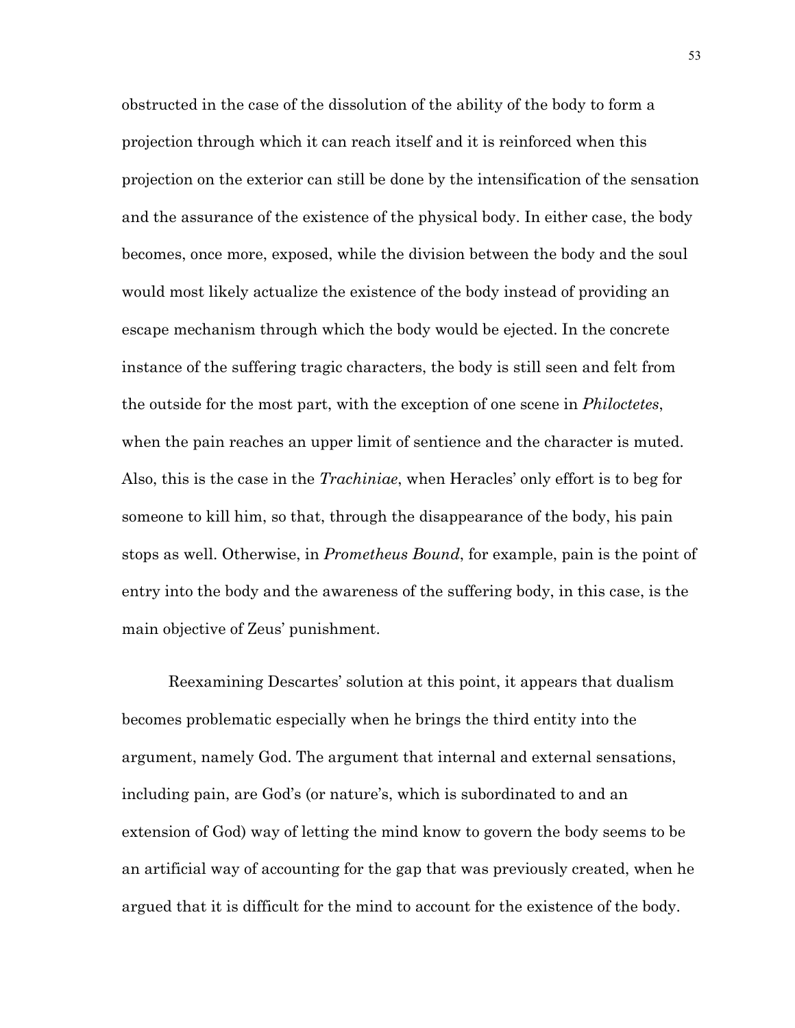obstructed in the case of the dissolution of the ability of the body to form a projection through which it can reach itself and it is reinforced when this projection on the exterior can still be done by the intensification of the sensation and the assurance of the existence of the physical body. In either case, the body becomes, once more, exposed, while the division between the body and the soul would most likely actualize the existence of the body instead of providing an escape mechanism through which the body would be ejected. In the concrete instance of the suffering tragic characters, the body is still seen and felt from the outside for the most part, with the exception of one scene in *Philoctetes*, when the pain reaches an upper limit of sentience and the character is muted. Also, this is the case in the *Trachiniae*, when Heracles' only effort is to beg for someone to kill him, so that, through the disappearance of the body, his pain stops as well. Otherwise, in *Prometheus Bound*, for example, pain is the point of entry into the body and the awareness of the suffering body, in this case, is the main objective of Zeus' punishment.

Reexamining Descartes' solution at this point, it appears that dualism becomes problematic especially when he brings the third entity into the argument, namely God. The argument that internal and external sensations, including pain, are God's (or nature's, which is subordinated to and an extension of God) way of letting the mind know to govern the body seems to be an artificial way of accounting for the gap that was previously created, when he argued that it is difficult for the mind to account for the existence of the body.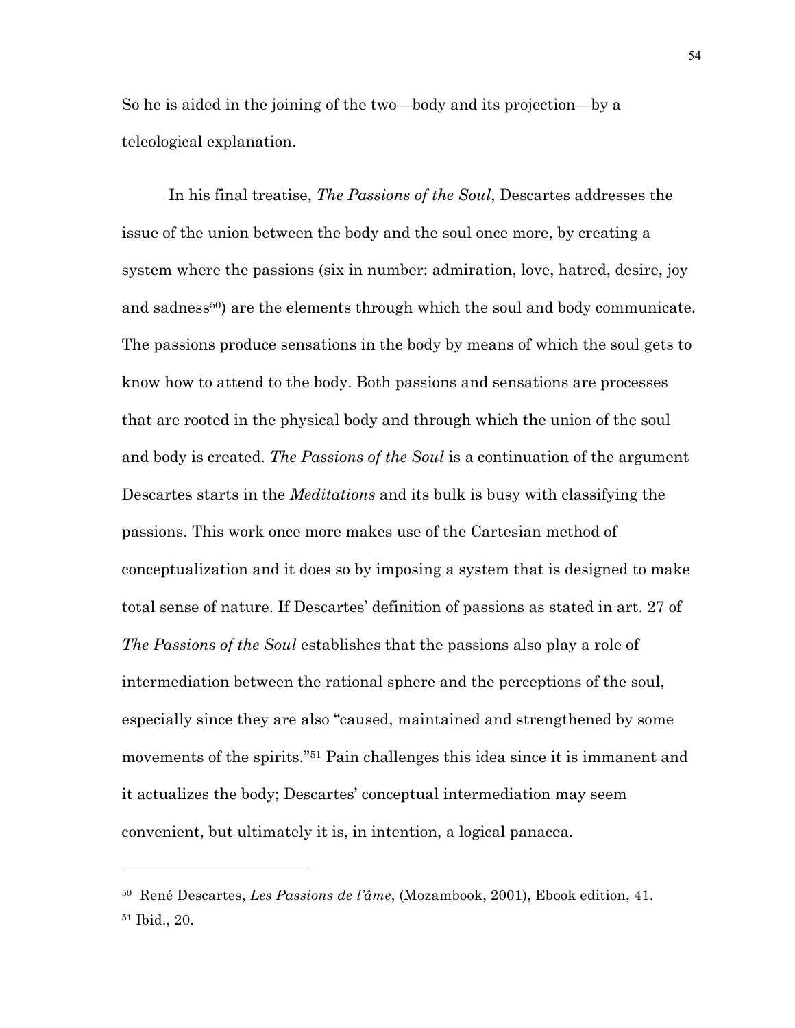So he is aided in the joining of the two—body and its projection—by a teleological explanation.

In his final treatise, *The Passions of the Soul*, Descartes addresses the issue of the union between the body and the soul once more, by creating a system where the passions (six in number: admiration, love, hatred, desire, joy and sadness[50]) are the elements through which the soul and body communicate. The passions produce sensations in the body by means of which the soul gets to know how to attend to the body. Both passions and sensations are processes that are rooted in the physical body and through which the union of the soul and body is created. *The Passions of the Soul* is a continuation of the argument Descartes starts in the *Meditations* and its bulk is busy with classifying the passions. This work once more makes use of the Cartesian method of conceptualization and it does so by imposing a system that is designed to make total sense of nature. If Descartes' definition of passions as stated in art. 27 of *The Passions of the Soul* establishes that the passions also play a role of intermediation between the rational sphere and the perceptions of the soul, especially since they are also "caused, maintained and strengthened by some movements of the spirits."[51] Pain challenges this idea since it is immanent and it actualizes the body; Descartes' conceptual intermediation may seem convenient, but ultimately it is, in intention, a logical panacea.

---

[50] René Descartes, *Les Passions de l'âme*, (Mozambook, 2001), Ebook edition, 41.
[51] Ibid., 20.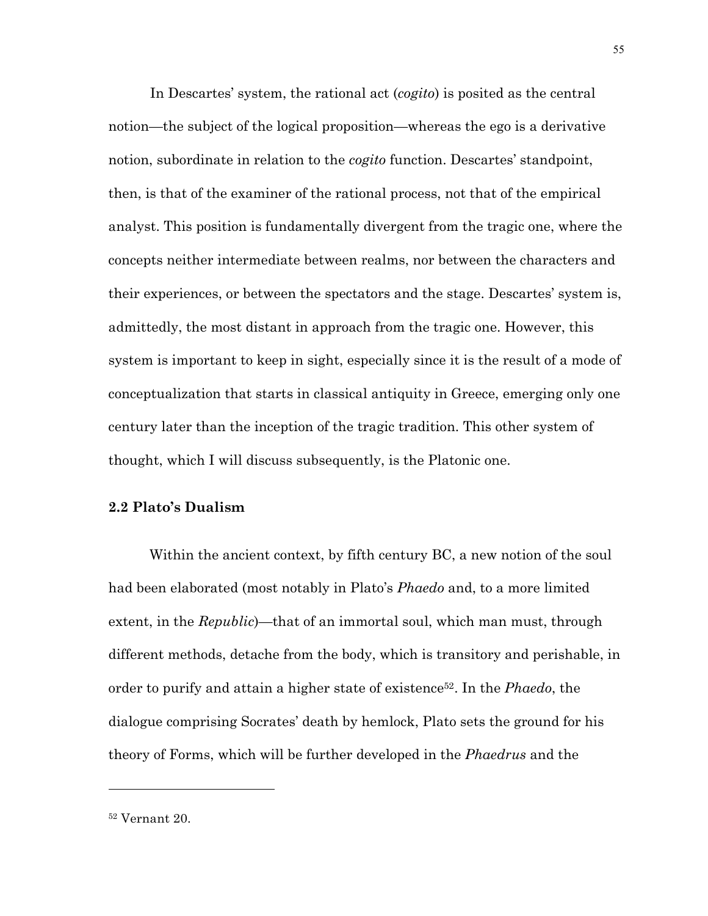In Descartes' system, the rational act (*cogito*) is posited as the central notion—the subject of the logical proposition—whereas the ego is a derivative notion, subordinate in relation to the *cogito* function. Descartes' standpoint, then, is that of the examiner of the rational process, not that of the empirical analyst. This position is fundamentally divergent from the tragic one, where the concepts neither intermediate between realms, nor between the characters and their experiences, or between the spectators and the stage. Descartes' system is, admittedly, the most distant in approach from the tragic one. However, this system is important to keep in sight, especially since it is the result of a mode of conceptualization that starts in classical antiquity in Greece, emerging only one century later than the inception of the tragic tradition. This other system of thought, which I will discuss subsequently, is the Platonic one.

### 2.2 Plato's Dualism

Within the ancient context, by fifth century BC, a new notion of the soul had been elaborated (most notably in Plato's *Phaedo* and, to a more limited extent, in the *Republic*)—that of an immortal soul, which man must, through different methods, detache from the body, which is transitory and perishable, in order to purify and attain a higher state of existence[52]. In the *Phaedo*, the dialogue comprising Socrates' death by hemlock, Plato sets the ground for his theory of Forms, which will be further developed in the *Phaedrus* and the

---

[52] Vernant 20.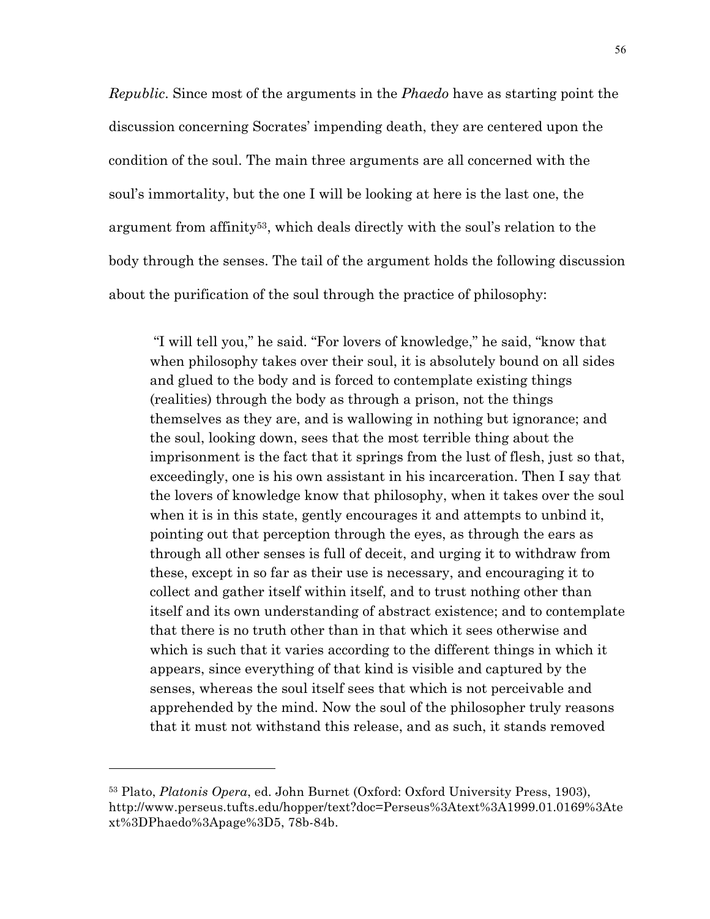*Republic*. Since most of the arguments in the *Phaedo* have as starting point the discussion concerning Socrates' impending death, they are centered upon the condition of the soul. The main three arguments are all concerned with the soul's immortality, but the one I will be looking at here is the last one, the argument from affinity[53], which deals directly with the soul's relation to the body through the senses. The tail of the argument holds the following discussion about the purification of the soul through the practice of philosophy:

> "I will tell you," he said. "For lovers of knowledge," he said, "know that when philosophy takes over their soul, it is absolutely bound on all sides and glued to the body and is forced to contemplate existing things (realities) through the body as through a prison, not the things themselves as they are, and is wallowing in nothing but ignorance; and the soul, looking down, sees that the most terrible thing about the imprisonment is the fact that it springs from the lust of flesh, just so that, exceedingly, one is his own assistant in his incarceration. Then I say that the lovers of knowledge know that philosophy, when it takes over the soul when it is in this state, gently encourages it and attempts to unbind it, pointing out that perception through the eyes, as through the ears as through all other senses is full of deceit, and urging it to withdraw from these, except in so far as their use is necessary, and encouraging it to collect and gather itself within itself, and to trust nothing other than itself and its own understanding of abstract existence; and to contemplate that there is no truth other than in that which it sees otherwise and which is such that it varies according to the different things in which it appears, since everything of that kind is visible and captured by the senses, whereas the soul itself sees that which is not perceivable and apprehended by the mind. Now the soul of the philosopher truly reasons that it must not withstand this release, and as such, it stands removed

---

[53] Plato, *Platonis Opera*, ed. John Burnet (Oxford: Oxford University Press, 1903), http://www.perseus.tufts.edu/hopper/text?doc=Perseus%3Atext%3A1999.01.0169%3Atext%3DPhaedo%3Apage%3D5, 78b-84b.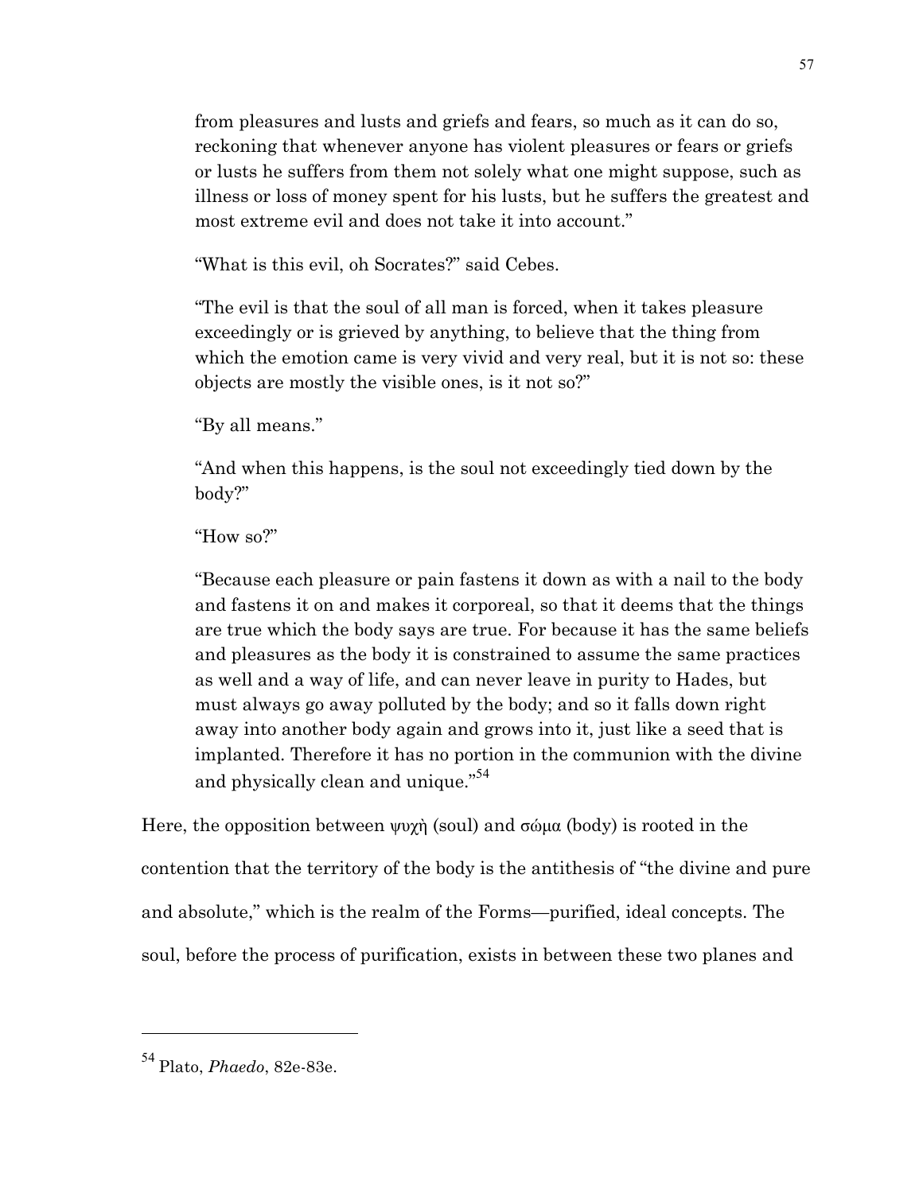> from pleasures and lusts and griefs and fears, so much as it can do so, reckoning that whenever anyone has violent pleasures or fears or griefs or lusts he suffers from them not solely what one might suppose, such as illness or loss of money spent for his lusts, but he suffers the greatest and most extreme evil and does not take it into account."
>
> "What is this evil, oh Socrates?" said Cebes.
>
> "The evil is that the soul of all man is forced, when it takes pleasure exceedingly or is grieved by anything, to believe that the thing from which the emotion came is very vivid and very real, but it is not so: these objects are mostly the visible ones, is it not so?"
>
> "By all means."
>
> "And when this happens, is the soul not exceedingly tied down by the body?"
>
> "How so?"
>
> "Because each pleasure or pain fastens it down as with a nail to the body and fastens it on and makes it corporeal, so that it deems that the things are true which the body says are true. For because it has the same beliefs and pleasures as the body it is constrained to assume the same practices as well and a way of life, and can never leave in purity to Hades, but must always go away polluted by the body; and so it falls down right away into another body again and grows into it, just like a seed that is implanted. Therefore it has no portion in the communion with the divine and physically clean and unique."[54]

Here, the opposition between ψυχὴ (soul) and σώμα (body) is rooted in the contention that the territory of the body is the antithesis of "the divine and pure and absolute," which is the realm of the Forms—purified, ideal concepts. The soul, before the process of purification, exists in between these two planes and

---

[54] Plato, *Phaedo*, 82e-83e.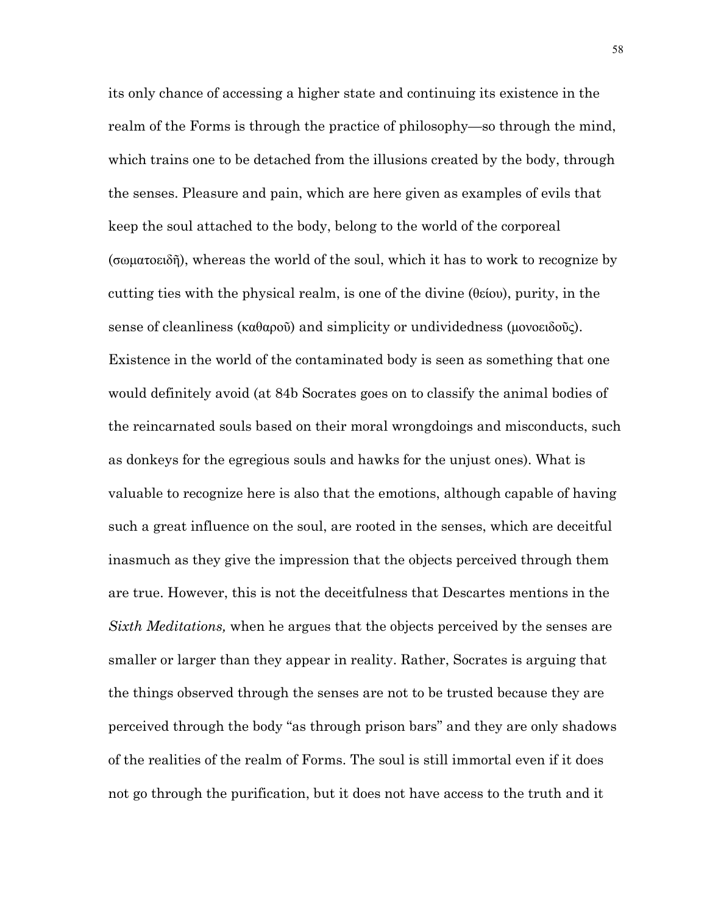its only chance of accessing a higher state and continuing its existence in the realm of the Forms is through the practice of philosophy—so through the mind, which trains one to be detached from the illusions created by the body, through the senses. Pleasure and pain, which are here given as examples of evils that keep the soul attached to the body, belong to the world of the corporeal (σωματοειδῆ), whereas the world of the soul, which it has to work to recognize by cutting ties with the physical realm, is one of the divine (θείου), purity, in the sense of cleanliness (καθαροῦ) and simplicity or undividedness (μονοειδοῦς). Existence in the world of the contaminated body is seen as something that one would definitely avoid (at 84b Socrates goes on to classify the animal bodies of the reincarnated souls based on their moral wrongdoings and misconducts, such as donkeys for the egregious souls and hawks for the unjust ones). What is valuable to recognize here is also that the emotions, although capable of having such a great influence on the soul, are rooted in the senses, which are deceitful inasmuch as they give the impression that the objects perceived through them are true. However, this is not the deceitfulness that Descartes mentions in the *Sixth Meditations,* when he argues that the objects perceived by the senses are smaller or larger than they appear in reality. Rather, Socrates is arguing that the things observed through the senses are not to be trusted because they are perceived through the body "as through prison bars" and they are only shadows of the realities of the realm of Forms. The soul is still immortal even if it does not go through the purification, but it does not have access to the truth and it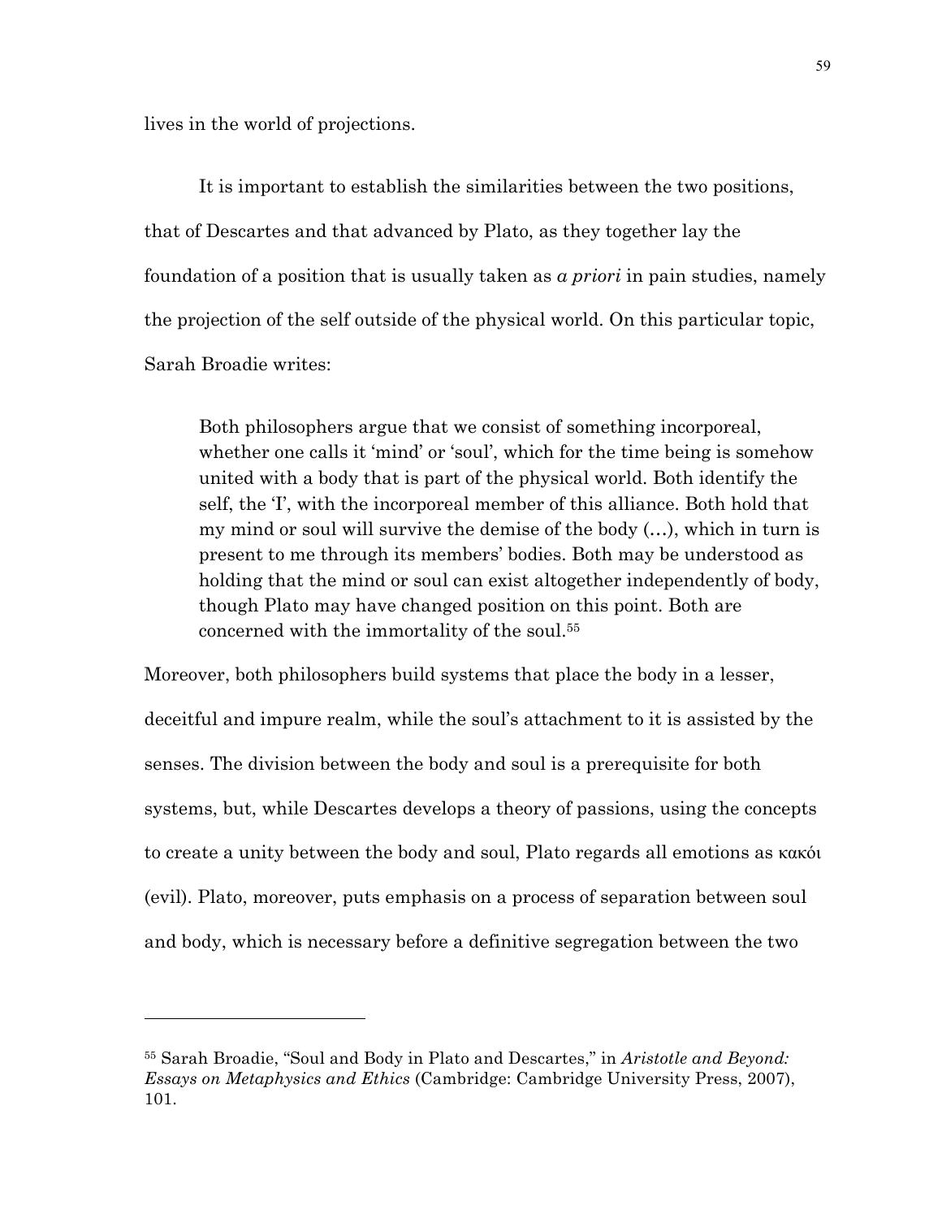lives in the world of projections.

It is important to establish the similarities between the two positions, that of Descartes and that advanced by Plato, as they together lay the foundation of a position that is usually taken as *a priori* in pain studies, namely the projection of the self outside of the physical world. On this particular topic, Sarah Broadie writes:

> Both philosophers argue that we consist of something incorporeal, whether one calls it 'mind' or 'soul', which for the time being is somehow united with a body that is part of the physical world. Both identify the self, the 'I', with the incorporeal member of this alliance. Both hold that my mind or soul will survive the demise of the body (…), which in turn is present to me through its members' bodies. Both may be understood as holding that the mind or soul can exist altogether independently of body, though Plato may have changed position on this point. Both are concerned with the immortality of the soul.[55]

Moreover, both philosophers build systems that place the body in a lesser, deceitful and impure realm, while the soul's attachment to it is assisted by the senses. The division between the body and soul is a prerequisite for both systems, but, while Descartes develops a theory of passions, using the concepts to create a unity between the body and soul, Plato regards all emotions as κακόι (evil). Plato, moreover, puts emphasis on a process of separation between soul and body, which is necessary before a definitive segregation between the two

---

[55] Sarah Broadie, "Soul and Body in Plato and Descartes," in *Aristotle and Beyond: Essays on Metaphysics and Ethics* (Cambridge: Cambridge University Press, 2007), 101.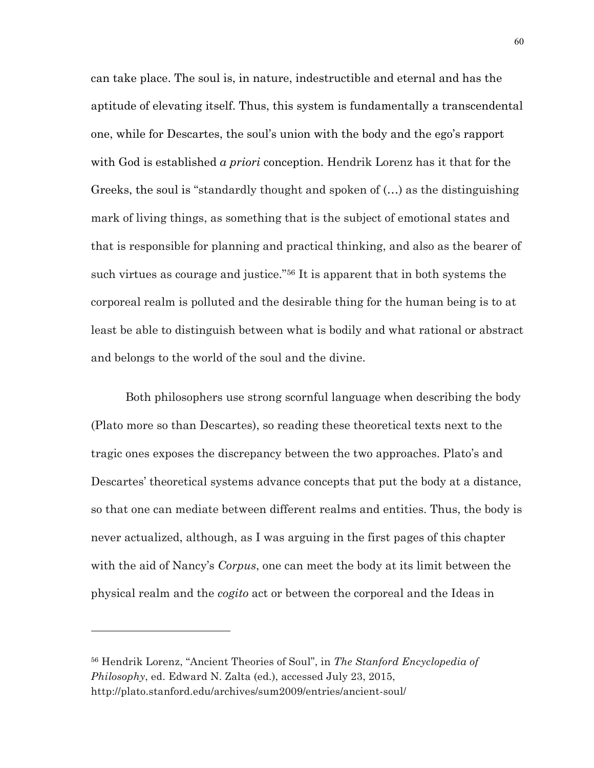can take place. The soul is, in nature, indestructible and eternal and has the aptitude of elevating itself. Thus, this system is fundamentally a transcendental one, while for Descartes, the soul's union with the body and the ego's rapport with God is established *a priori* conception. Hendrik Lorenz has it that for the Greeks, the soul is "standardly thought and spoken of (…) as the distinguishing mark of living things, as something that is the subject of emotional states and that is responsible for planning and practical thinking, and also as the bearer of such virtues as courage and justice."[56] It is apparent that in both systems the corporeal realm is polluted and the desirable thing for the human being is to at least be able to distinguish between what is bodily and what rational or abstract and belongs to the world of the soul and the divine.

Both philosophers use strong scornful language when describing the body (Plato more so than Descartes), so reading these theoretical texts next to the tragic ones exposes the discrepancy between the two approaches. Plato's and Descartes' theoretical systems advance concepts that put the body at a distance, so that one can mediate between different realms and entities. Thus, the body is never actualized, although, as I was arguing in the first pages of this chapter with the aid of Nancy's *Corpus*, one can meet the body at its limit between the physical realm and the *cogito* act or between the corporeal and the Ideas in

---

[56] Hendrik Lorenz, "Ancient Theories of Soul", in *The Stanford Encyclopedia of Philosophy*, ed. Edward N. Zalta (ed.), accessed July 23, 2015, http://plato.stanford.edu/archives/sum2009/entries/ancient-soul/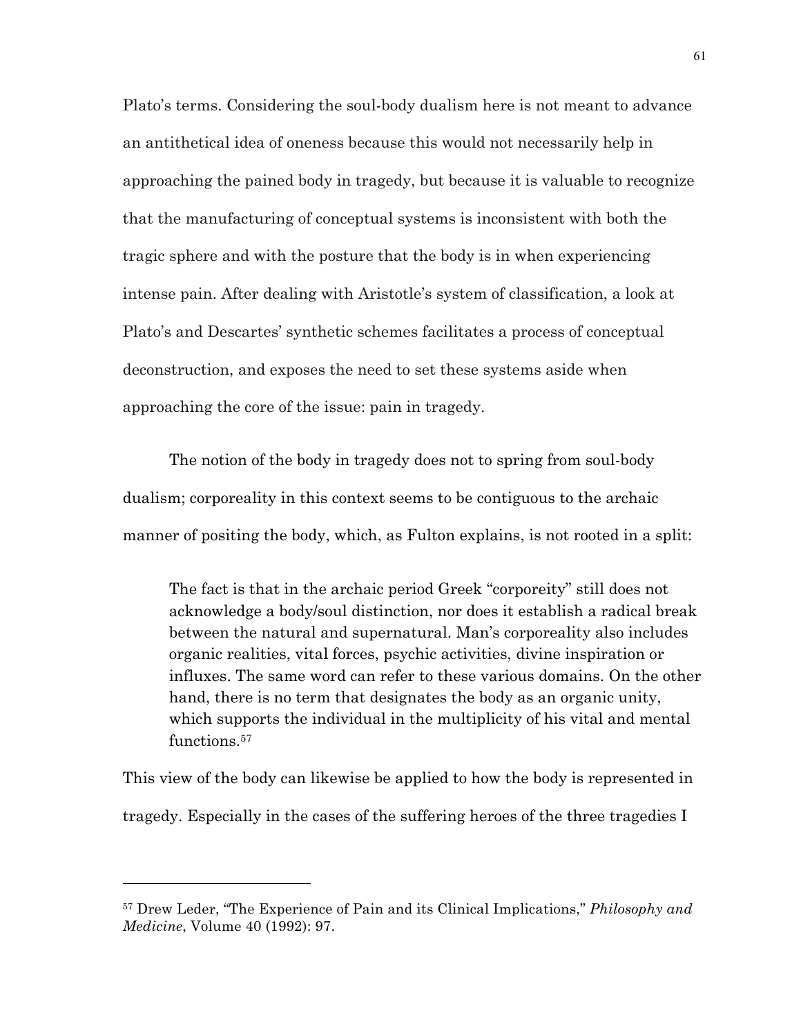Plato's terms. Considering the soul-body dualism here is not meant to advance an antithetical idea of oneness because this would not necessarily help in approaching the pained body in tragedy, but because it is valuable to recognize that the manufacturing of conceptual systems is inconsistent with both the tragic sphere and with the posture that the body is in when experiencing intense pain. After dealing with Aristotle's system of classification, a look at Plato's and Descartes' synthetic schemes facilitates a process of conceptual deconstruction, and exposes the need to set these systems aside when approaching the core of the issue: pain in tragedy.

The notion of the body in tragedy does not to spring from soul-body dualism; corporeality in this context seems to be contiguous to the archaic manner of positing the body, which, as Fulton explains, is not rooted in a split:

> The fact is that in the archaic period Greek "corporeity" still does not acknowledge a body/soul distinction, nor does it establish a radical break between the natural and supernatural. Man's corporeality also includes organic realities, vital forces, psychic activities, divine inspiration or influxes. The same word can refer to these various domains. On the other hand, there is no term that designates the body as an organic unity, which supports the individual in the multiplicity of his vital and mental functions.[57]

This view of the body can likewise be applied to how the body is represented in tragedy. Especially in the cases of the suffering heroes of the three tragedies I

---

[57] Drew Leder, "The Experience of Pain and its Clinical Implications," *Philosophy and Medicine*, Volume 40 (1992): 97.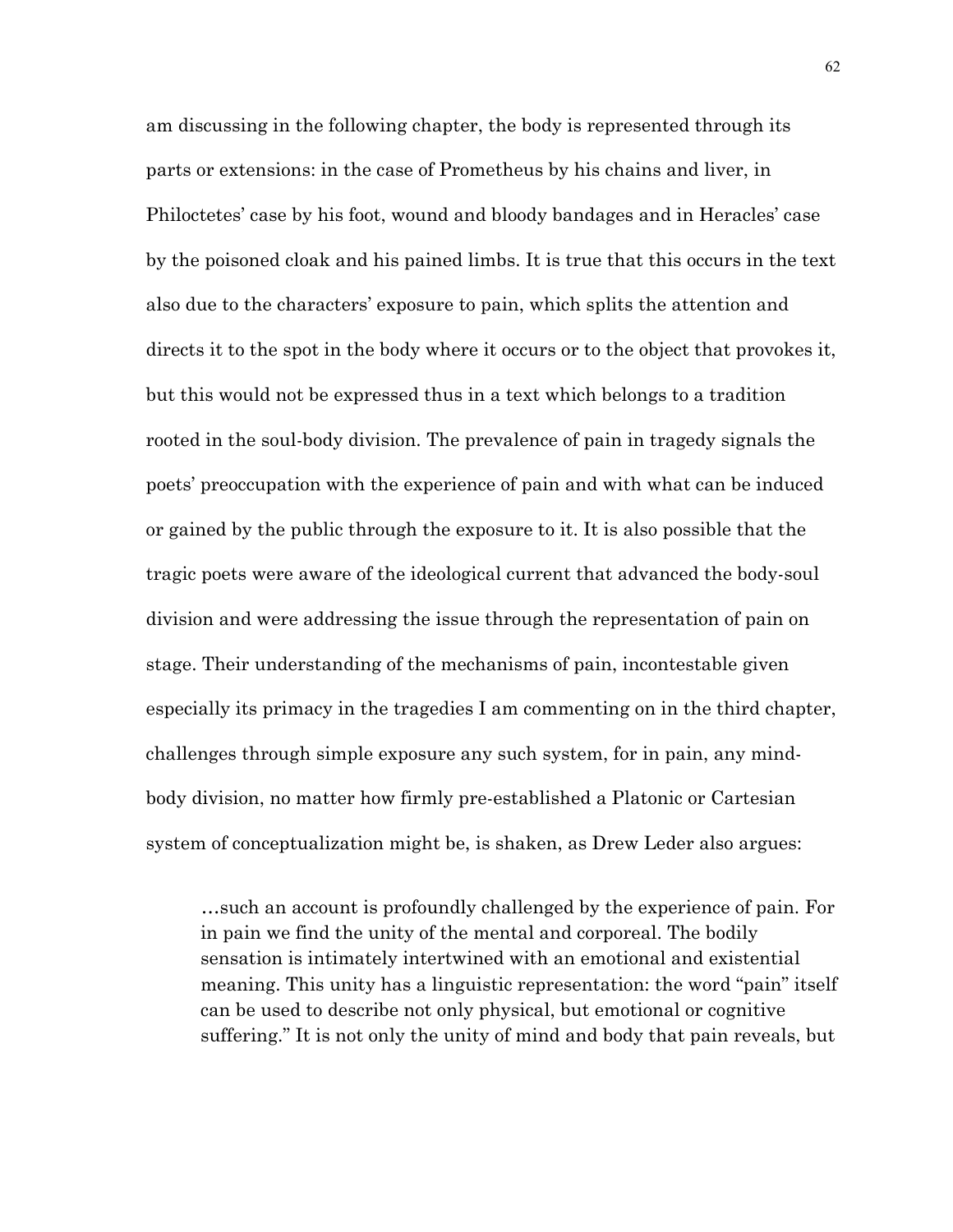am discussing in the following chapter, the body is represented through its parts or extensions: in the case of Prometheus by his chains and liver, in Philoctetes' case by his foot, wound and bloody bandages and in Heracles' case by the poisoned cloak and his pained limbs. It is true that this occurs in the text also due to the characters' exposure to pain, which splits the attention and directs it to the spot in the body where it occurs or to the object that provokes it, but this would not be expressed thus in a text which belongs to a tradition rooted in the soul-body division. The prevalence of pain in tragedy signals the poets' preoccupation with the experience of pain and with what can be induced or gained by the public through the exposure to it. It is also possible that the tragic poets were aware of the ideological current that advanced the body-soul division and were addressing the issue through the representation of pain on stage. Their understanding of the mechanisms of pain, incontestable given especially its primacy in the tragedies I am commenting on in the third chapter, challenges through simple exposure any such system, for in pain, any mind-body division, no matter how firmly pre-established a Platonic or Cartesian system of conceptualization might be, is shaken, as Drew Leder also argues:

> …such an account is profoundly challenged by the experience of pain. For in pain we find the unity of the mental and corporeal. The bodily sensation is intimately intertwined with an emotional and existential meaning. This unity has a linguistic representation: the word "pain" itself can be used to describe not only physical, but emotional or cognitive suffering." It is not only the unity of mind and body that pain reveals, but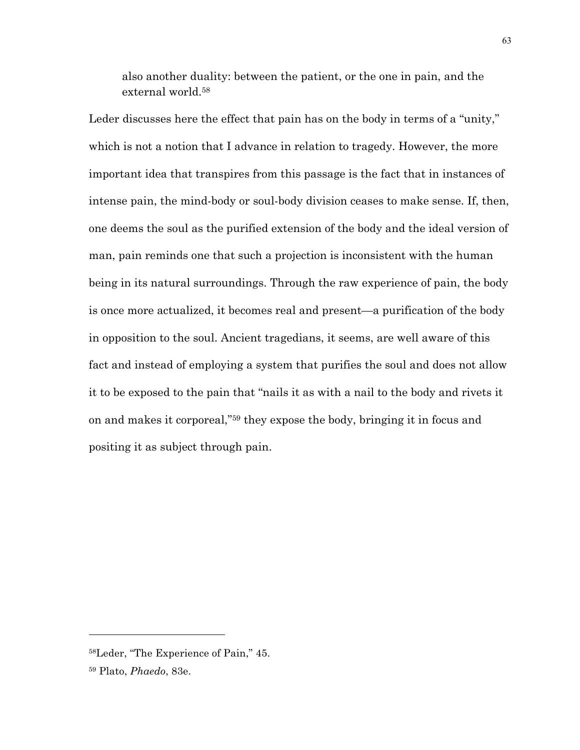> also another duality: between the patient, or the one in pain, and the external world.[58]

Leder discusses here the effect that pain has on the body in terms of a "unity," which is not a notion that I advance in relation to tragedy. However, the more important idea that transpires from this passage is the fact that in instances of intense pain, the mind-body or soul-body division ceases to make sense. If, then, one deems the soul as the purified extension of the body and the ideal version of man, pain reminds one that such a projection is inconsistent with the human being in its natural surroundings. Through the raw experience of pain, the body is once more actualized, it becomes real and present—a purification of the body in opposition to the soul. Ancient tragedians, it seems, are well aware of this fact and instead of employing a system that purifies the soul and does not allow it to be exposed to the pain that "nails it as with a nail to the body and rivets it on and makes it corporeal,"[59] they expose the body, bringing it in focus and positing it as subject through pain.

---

[58]Leder, "The Experience of Pain," 45.

[59] Plato, *Phaedo*, 83e.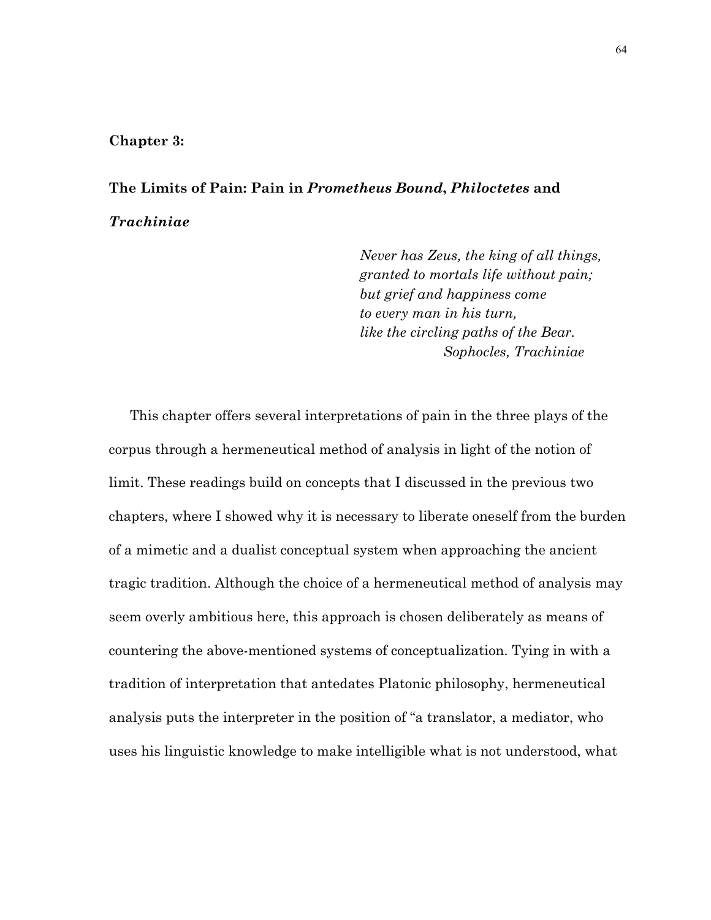## Chapter 3:

## The Limits of Pain: Pain in *Prometheus Bound*, *Philoctetes* and *Trachiniae*

> *Never has Zeus, the king of all things,*
> *granted to mortals life without pain;*
> *but grief and happiness come*
> *to every man in his turn,*
> *like the circling paths of the Bear.*
> *Sophocles, Trachiniae*

This chapter offers several interpretations of pain in the three plays of the corpus through a hermeneutical method of analysis in light of the notion of limit. These readings build on concepts that I discussed in the previous two chapters, where I showed why it is necessary to liberate oneself from the burden of a mimetic and a dualist conceptual system when approaching the ancient tragic tradition. Although the choice of a hermeneutical method of analysis may seem overly ambitious here, this approach is chosen deliberately as means of countering the above-mentioned systems of conceptualization. Tying in with a tradition of interpretation that antedates Platonic philosophy, hermeneutical analysis puts the interpreter in the position of "a translator, a mediator, who uses his linguistic knowledge to make intelligible what is not understood, what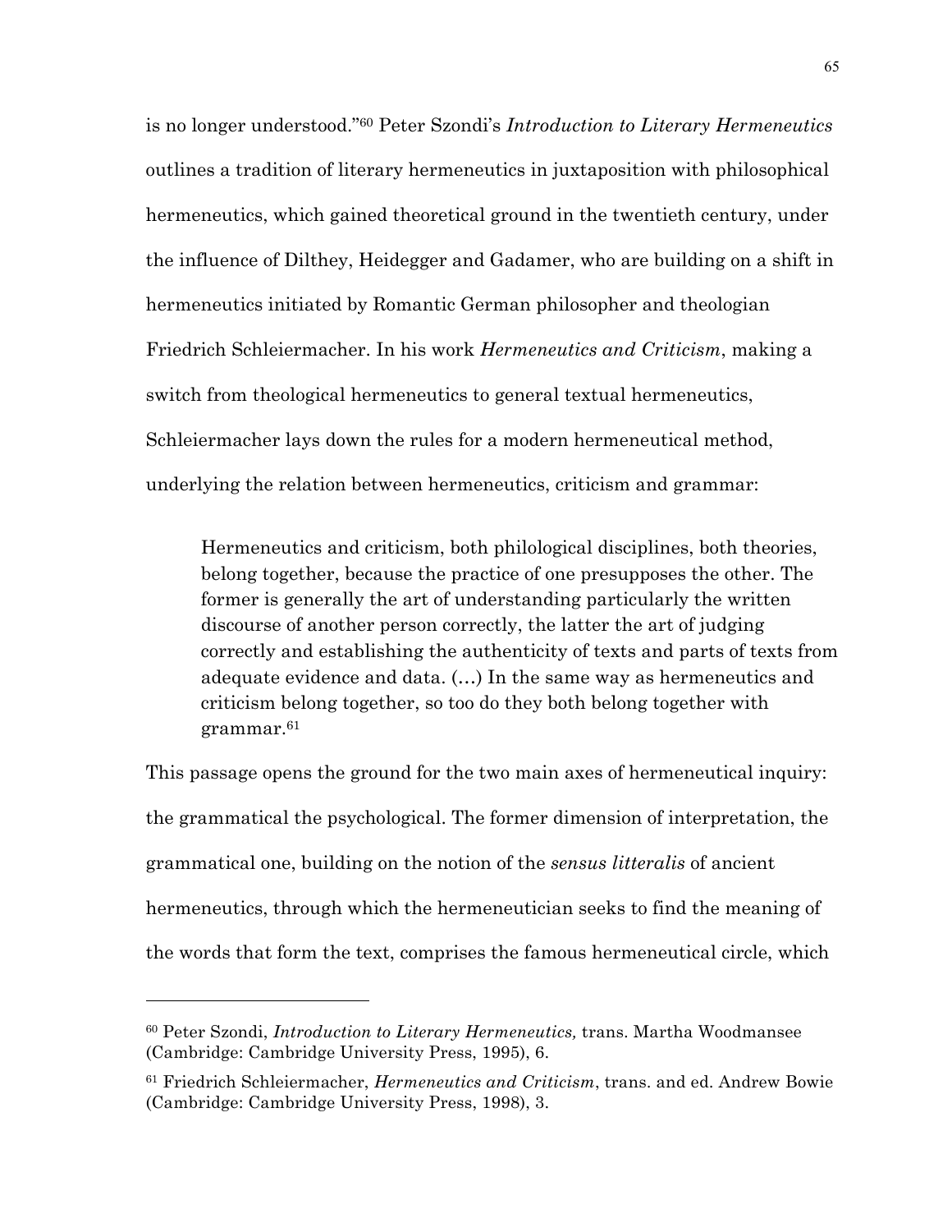is no longer understood."[60] Peter Szondi's *Introduction to Literary Hermeneutics* outlines a tradition of literary hermeneutics in juxtaposition with philosophical hermeneutics, which gained theoretical ground in the twentieth century, under the influence of Dilthey, Heidegger and Gadamer, who are building on a shift in hermeneutics initiated by Romantic German philosopher and theologian Friedrich Schleiermacher. In his work *Hermeneutics and Criticism*, making a switch from theological hermeneutics to general textual hermeneutics, Schleiermacher lays down the rules for a modern hermeneutical method, underlying the relation between hermeneutics, criticism and grammar:

> Hermeneutics and criticism, both philological disciplines, both theories, belong together, because the practice of one presupposes the other. The former is generally the art of understanding particularly the written discourse of another person correctly, the latter the art of judging correctly and establishing the authenticity of texts and parts of texts from adequate evidence and data. (…) In the same way as hermeneutics and criticism belong together, so too do they both belong together with grammar.[61]

This passage opens the ground for the two main axes of hermeneutical inquiry: the grammatical the psychological. The former dimension of interpretation, the grammatical one, building on the notion of the *sensus litteralis* of ancient hermeneutics, through which the hermeneutician seeks to find the meaning of the words that form the text, comprises the famous hermeneutical circle, which

---

[60] Peter Szondi, *Introduction to Literary Hermeneutics,* trans. Martha Woodmansee (Cambridge: Cambridge University Press, 1995), 6.

[61] Friedrich Schleiermacher, *Hermeneutics and Criticism*, trans. and ed. Andrew Bowie (Cambridge: Cambridge University Press, 1998), 3.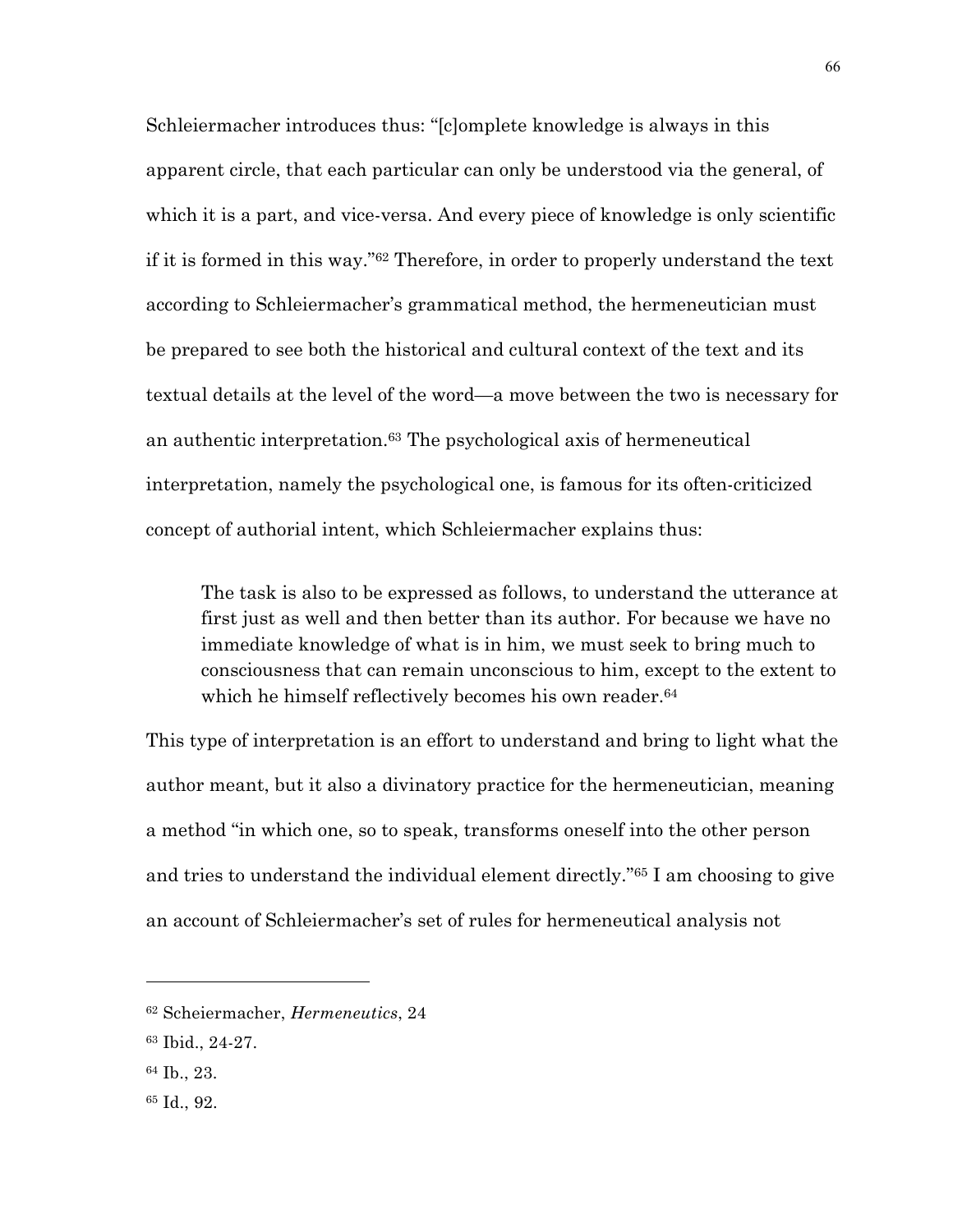Schleiermacher introduces thus: "[c]omplete knowledge is always in this apparent circle, that each particular can only be understood via the general, of which it is a part, and vice-versa. And every piece of knowledge is only scientific if it is formed in this way."[62] Therefore, in order to properly understand the text according to Schleiermacher's grammatical method, the hermeneutician must be prepared to see both the historical and cultural context of the text and its textual details at the level of the word—a move between the two is necessary for an authentic interpretation.[63] The psychological axis of hermeneutical interpretation, namely the psychological one, is famous for its often-criticized concept of authorial intent, which Schleiermacher explains thus:

> The task is also to be expressed as follows, to understand the utterance at first just as well and then better than its author. For because we have no immediate knowledge of what is in him, we must seek to bring much to consciousness that can remain unconscious to him, except to the extent to which he himself reflectively becomes his own reader.[64]

This type of interpretation is an effort to understand and bring to light what the author meant, but it also a divinatory practice for the hermeneutician, meaning a method "in which one, so to speak, transforms oneself into the other person and tries to understand the individual element directly."[65] I am choosing to give an account of Schleiermacher's set of rules for hermeneutical analysis not

---

[62] Scheiermacher, *Hermeneutics*, 24

[63] Ibid., 24-27.

[64] Ib., 23.

[65] Id., 92.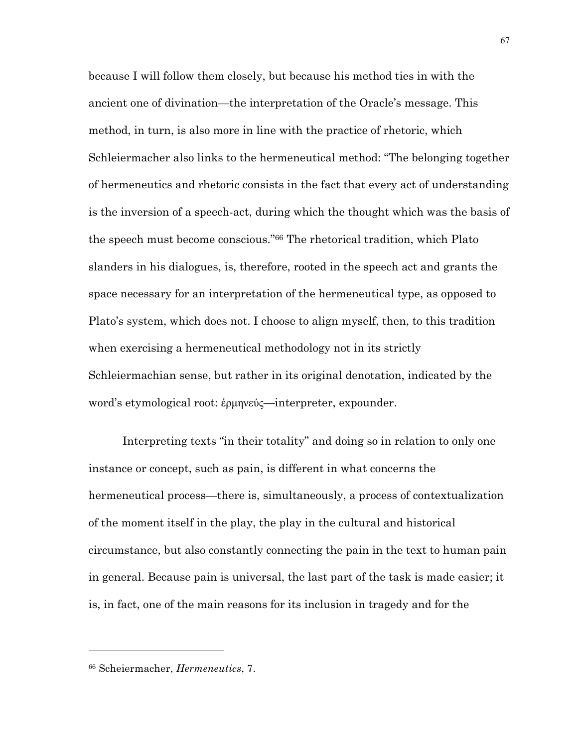because I will follow them closely, but because his method ties in with the ancient one of divination—the interpretation of the Oracle's message. This method, in turn, is also more in line with the practice of rhetoric, which Schleiermacher also links to the hermeneutical method: "The belonging together of hermeneutics and rhetoric consists in the fact that every act of understanding is the inversion of a speech-act, during which the thought which was the basis of the speech must become conscious."[66] The rhetorical tradition, which Plato slanders in his dialogues, is, therefore, rooted in the speech act and grants the space necessary for an interpretation of the hermeneutical type, as opposed to Plato's system, which does not. I choose to align myself, then, to this tradition when exercising a hermeneutical methodology not in its strictly Schleiermachian sense, but rather in its original denotation, indicated by the word's etymological root: ἑρμηνεύς—interpreter, expounder.

Interpreting texts "in their totality" and doing so in relation to only one instance or concept, such as pain, is different in what concerns the hermeneutical process—there is, simultaneously, a process of contextualization of the moment itself in the play, the play in the cultural and historical circumstance, but also constantly connecting the pain in the text to human pain in general. Because pain is universal, the last part of the task is made easier; it is, in fact, one of the main reasons for its inclusion in tragedy and for the

---

[66] Scheiermacher, *Hermeneutics*, 7.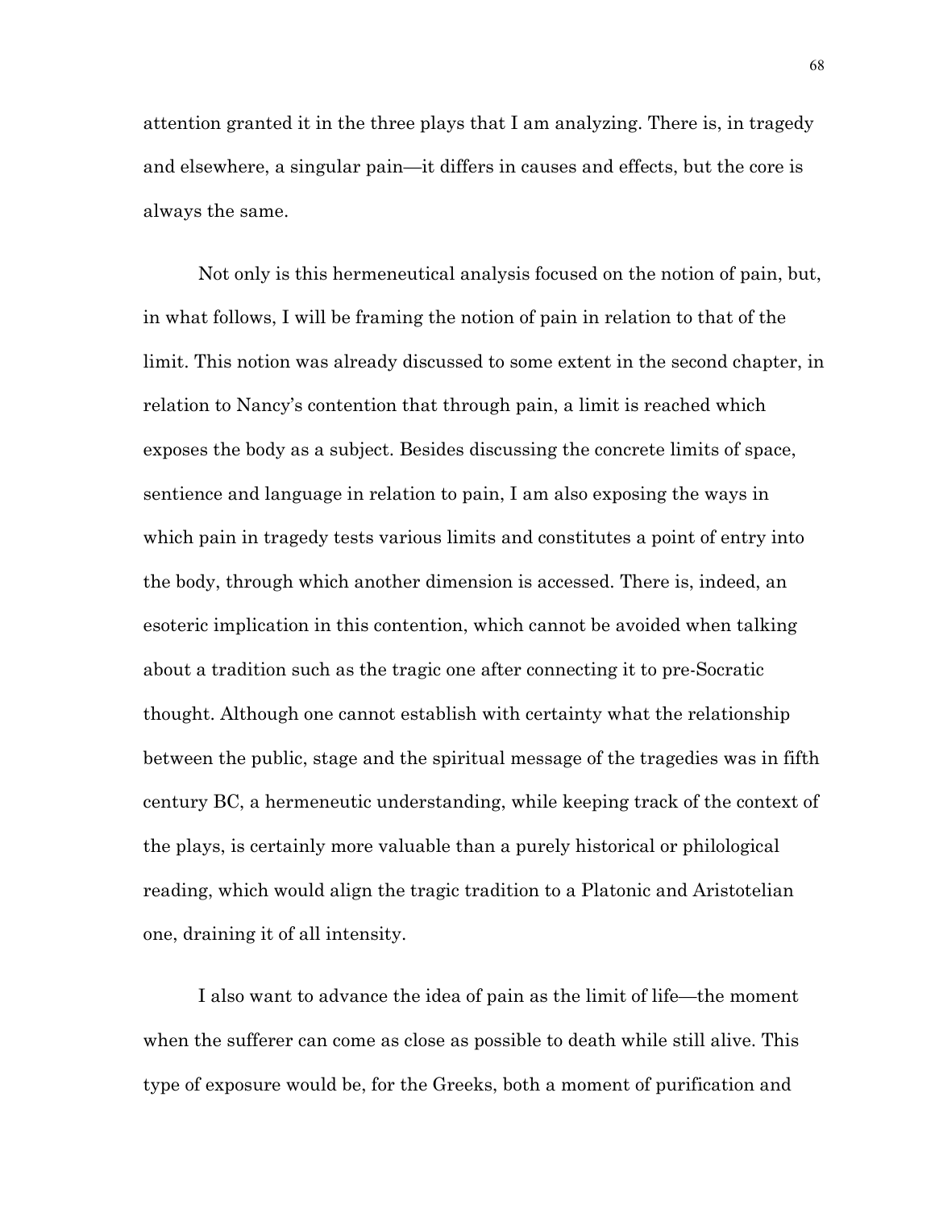attention granted it in the three plays that I am analyzing. There is, in tragedy and elsewhere, a singular pain—it differs in causes and effects, but the core is always the same.

Not only is this hermeneutical analysis focused on the notion of pain, but, in what follows, I will be framing the notion of pain in relation to that of the limit. This notion was already discussed to some extent in the second chapter, in relation to Nancy's contention that through pain, a limit is reached which exposes the body as a subject. Besides discussing the concrete limits of space, sentience and language in relation to pain, I am also exposing the ways in which pain in tragedy tests various limits and constitutes a point of entry into the body, through which another dimension is accessed. There is, indeed, an esoteric implication in this contention, which cannot be avoided when talking about a tradition such as the tragic one after connecting it to pre-Socratic thought. Although one cannot establish with certainty what the relationship between the public, stage and the spiritual message of the tragedies was in fifth century BC, a hermeneutic understanding, while keeping track of the context of the plays, is certainly more valuable than a purely historical or philological reading, which would align the tragic tradition to a Platonic and Aristotelian one, draining it of all intensity.

I also want to advance the idea of pain as the limit of life—the moment when the sufferer can come as close as possible to death while still alive. This type of exposure would be, for the Greeks, both a moment of purification and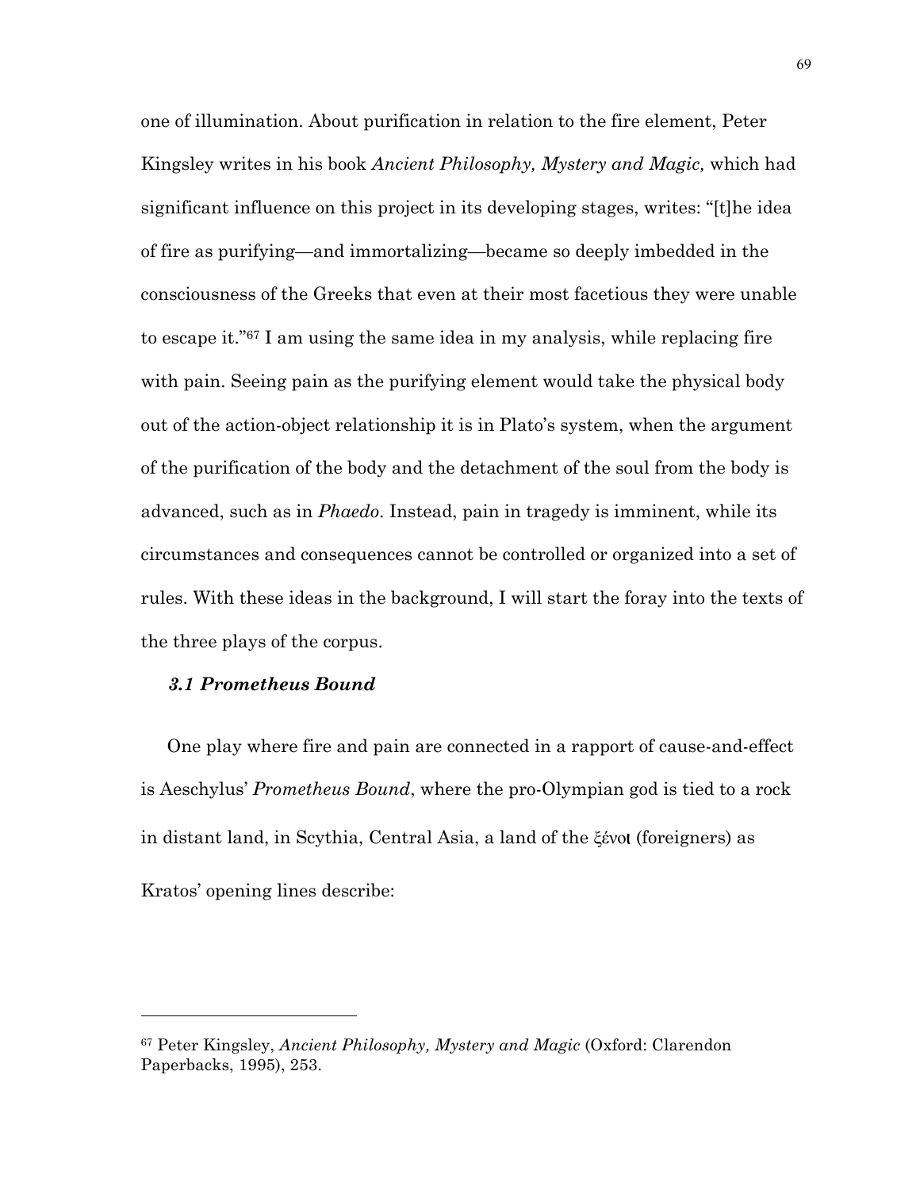one of illumination. About purification in relation to the fire element, Peter Kingsley writes in his book *Ancient Philosophy, Mystery and Magic,* which had significant influence on this project in its developing stages, writes: "[t]he idea of fire as purifying—and immortalizing—became so deeply imbedded in the consciousness of the Greeks that even at their most facetious they were unable to escape it."[67] I am using the same idea in my analysis, while replacing fire with pain. Seeing pain as the purifying element would take the physical body out of the action-object relationship it is in Plato's system, when the argument of the purification of the body and the detachment of the soul from the body is advanced, such as in *Phaedo*. Instead, pain in tragedy is imminent, while its circumstances and consequences cannot be controlled or organized into a set of rules. With these ideas in the background, I will start the foray into the texts of the three plays of the corpus.

### *3.1 Prometheus Bound*

One play where fire and pain are connected in a rapport of cause-and-effect is Aeschylus' *Prometheus Bound*, where the pro-Olympian god is tied to a rock in distant land, in Scythia, Central Asia, a land of the ξένοι (foreigners) as Kratos' opening lines describe:

---

[67] Peter Kingsley, *Ancient Philosophy, Mystery and Magic* (Oxford: Clarendon Paperbacks, 1995), 253.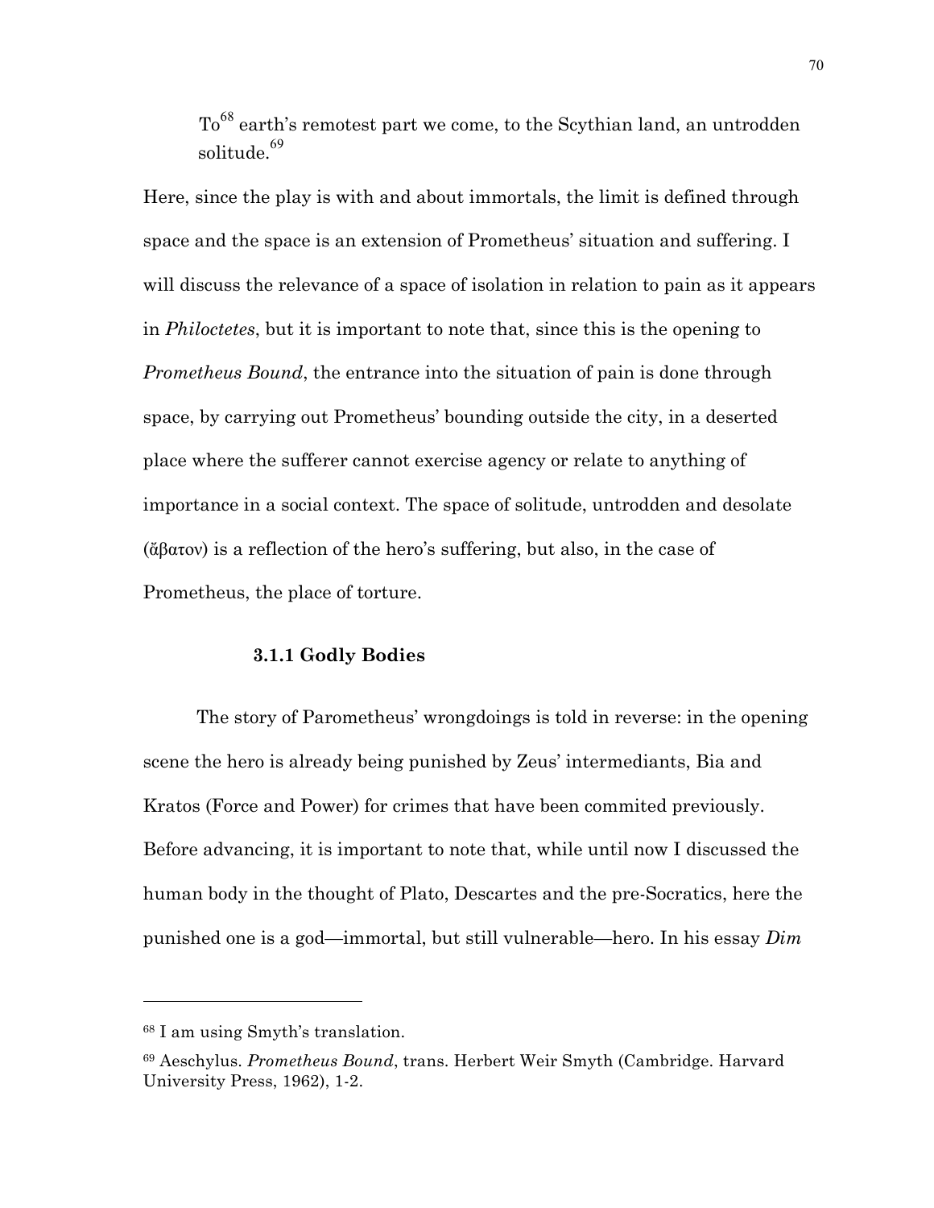> To[68] earth's remotest part we come, to the Scythian land, an untrodden solitude.[69]

Here, since the play is with and about immortals, the limit is defined through space and the space is an extension of Prometheus' situation and suffering. I will discuss the relevance of a space of isolation in relation to pain as it appears in *Philoctetes*, but it is important to note that, since this is the opening to *Prometheus Bound*, the entrance into the situation of pain is done through space, by carrying out Prometheus' bounding outside the city, in a deserted place where the sufferer cannot exercise agency or relate to anything of importance in a social context. The space of solitude, untrodden and desolate (ἄβατον) is a reflection of the hero's suffering, but also, in the case of Prometheus, the place of torture.

### 3.1.1 Godly Bodies

The story of Parometheus' wrongdoings is told in reverse: in the opening scene the hero is already being punished by Zeus' intermediants, Bia and Kratos (Force and Power) for crimes that have been commited previously. Before advancing, it is important to note that, while until now I discussed the human body in the thought of Plato, Descartes and the pre-Socratics, here the punished one is a god—immortal, but still vulnerable—hero. In his essay *Dim*

---

[68] I am using Smyth's translation.

[69] Aeschylus. *Prometheus Bound*, trans. Herbert Weir Smyth (Cambridge. Harvard University Press, 1962), 1-2.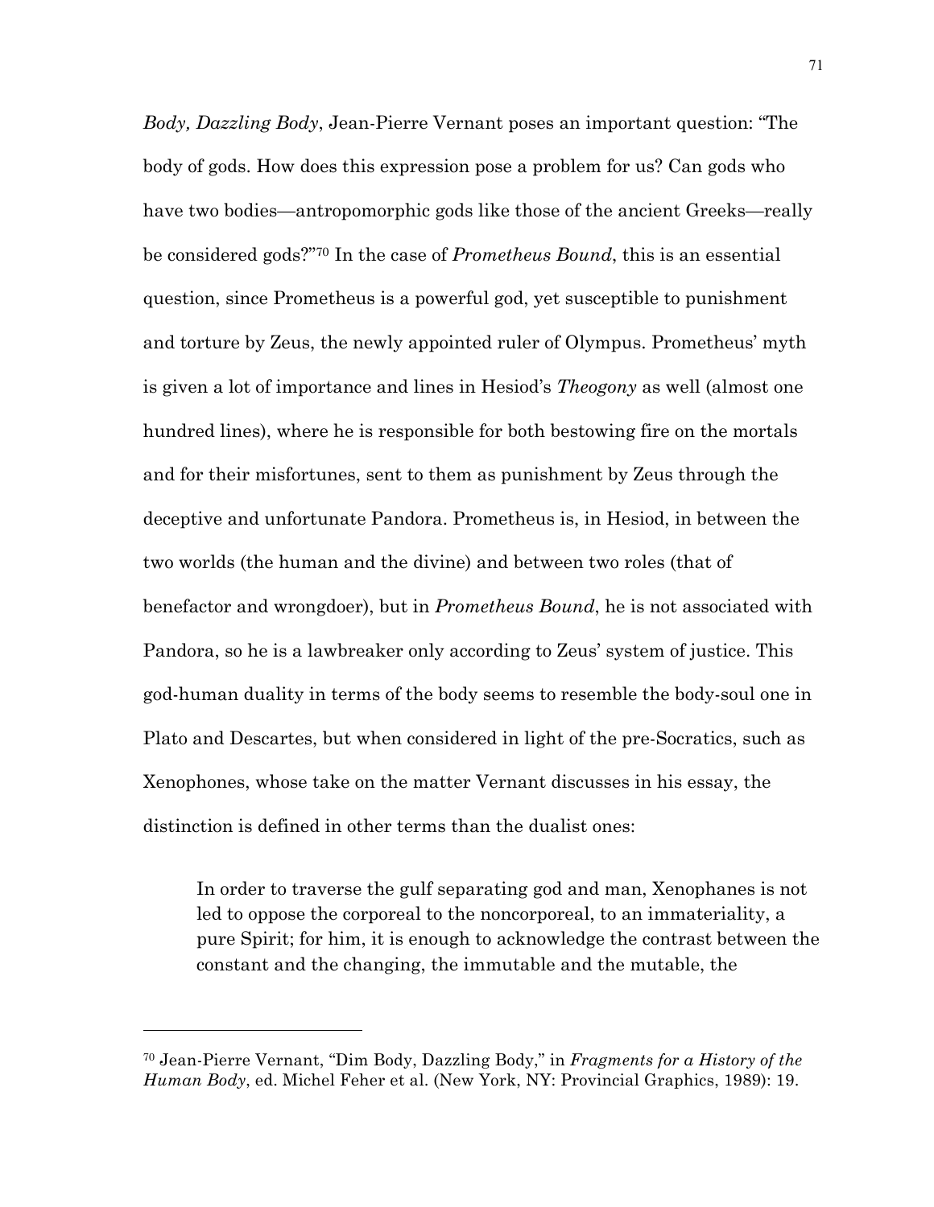*Body, Dazzling Body*, Jean-Pierre Vernant poses an important question: "The body of gods. How does this expression pose a problem for us? Can gods who have two bodies—antropomorphic gods like those of the ancient Greeks—really be considered gods?"[70] In the case of *Prometheus Bound*, this is an essential question, since Prometheus is a powerful god, yet susceptible to punishment and torture by Zeus, the newly appointed ruler of Olympus. Prometheus' myth is given a lot of importance and lines in Hesiod's *Theogony* as well (almost one hundred lines), where he is responsible for both bestowing fire on the mortals and for their misfortunes, sent to them as punishment by Zeus through the deceptive and unfortunate Pandora. Prometheus is, in Hesiod, in between the two worlds (the human and the divine) and between two roles (that of benefactor and wrongdoer), but in *Prometheus Bound*, he is not associated with Pandora, so he is a lawbreaker only according to Zeus' system of justice. This god-human duality in terms of the body seems to resemble the body-soul one in Plato and Descartes, but when considered in light of the pre-Socratics, such as Xenophones, whose take on the matter Vernant discusses in his essay, the distinction is defined in other terms than the dualist ones:

> In order to traverse the gulf separating god and man, Xenophanes is not led to oppose the corporeal to the noncorporeal, to an immateriality, a pure Spirit; for him, it is enough to acknowledge the contrast between the constant and the changing, the immutable and the mutable, the

---

[70] Jean-Pierre Vernant, "Dim Body, Dazzling Body," in *Fragments for a History of the Human Body*, ed. Michel Feher et al. (New York, NY: Provincial Graphics, 1989): 19.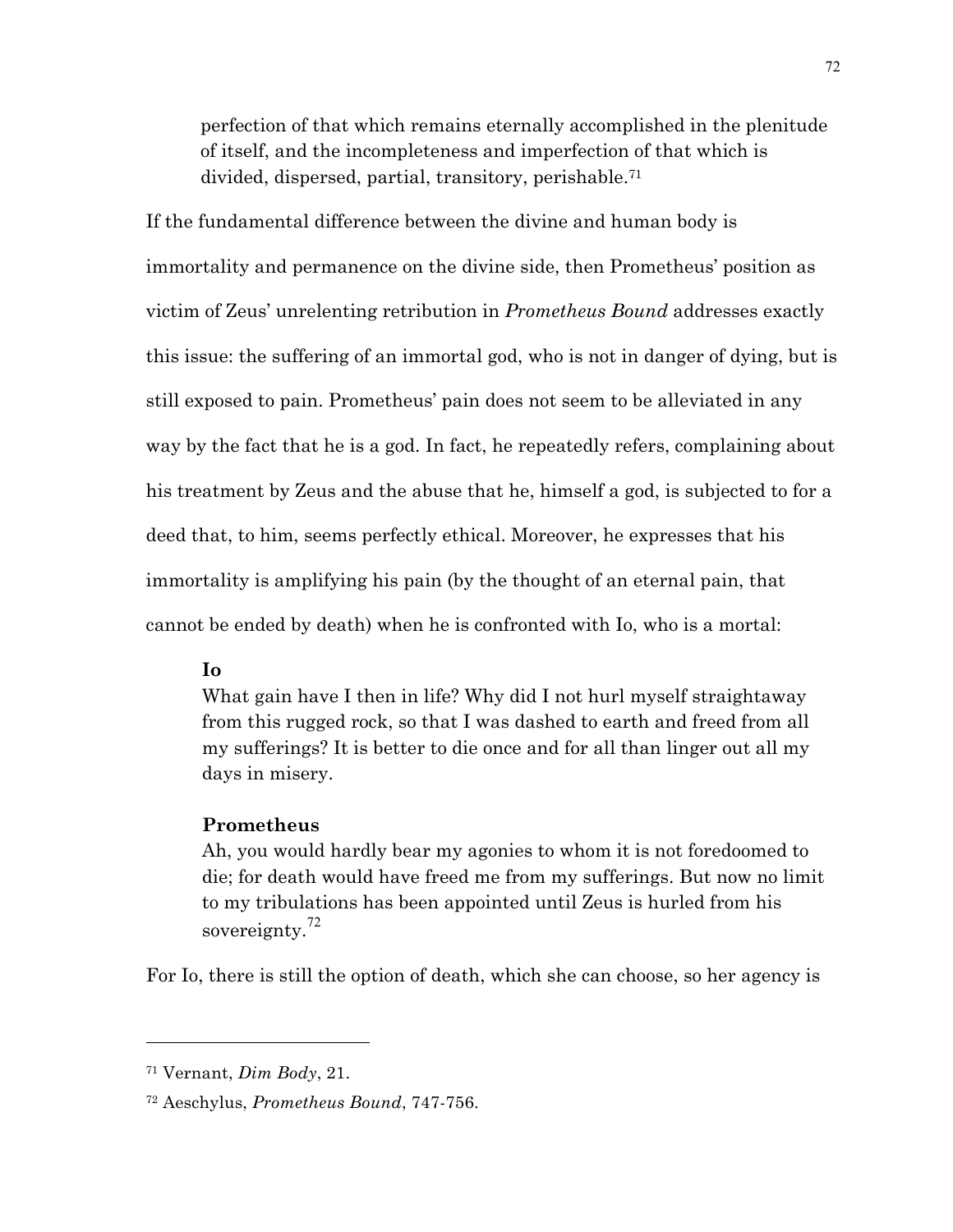> perfection of that which remains eternally accomplished in the plenitude of itself, and the incompleteness and imperfection of that which is divided, dispersed, partial, transitory, perishable.[71]

If the fundamental difference between the divine and human body is immortality and permanence on the divine side, then Prometheus' position as victim of Zeus' unrelenting retribution in *Prometheus Bound* addresses exactly this issue: the suffering of an immortal god, who is not in danger of dying, but is still exposed to pain. Prometheus' pain does not seem to be alleviated in any way by the fact that he is a god. In fact, he repeatedly refers, complaining about his treatment by Zeus and the abuse that he, himself a god, is subjected to for a deed that, to him, seems perfectly ethical. Moreover, he expresses that his immortality is amplifying his pain (by the thought of an eternal pain, that cannot be ended by death) when he is confronted with Io, who is a mortal:

> **Io**
> What gain have I then in life? Why did I not hurl myself straightaway from this rugged rock, so that I was dashed to earth and freed from all my sufferings? It is better to die once and for all than linger out all my days in misery.
>
> **Prometheus**
> Ah, you would hardly bear my agonies to whom it is not foredoomed to die; for death would have freed me from my sufferings. But now no limit to my tribulations has been appointed until Zeus is hurled from his sovereignty.[72]

For Io, there is still the option of death, which she can choose, so her agency is

---

[71] Vernant, *Dim Body*, 21.

[72] Aeschylus, *Prometheus Bound*, 747-756.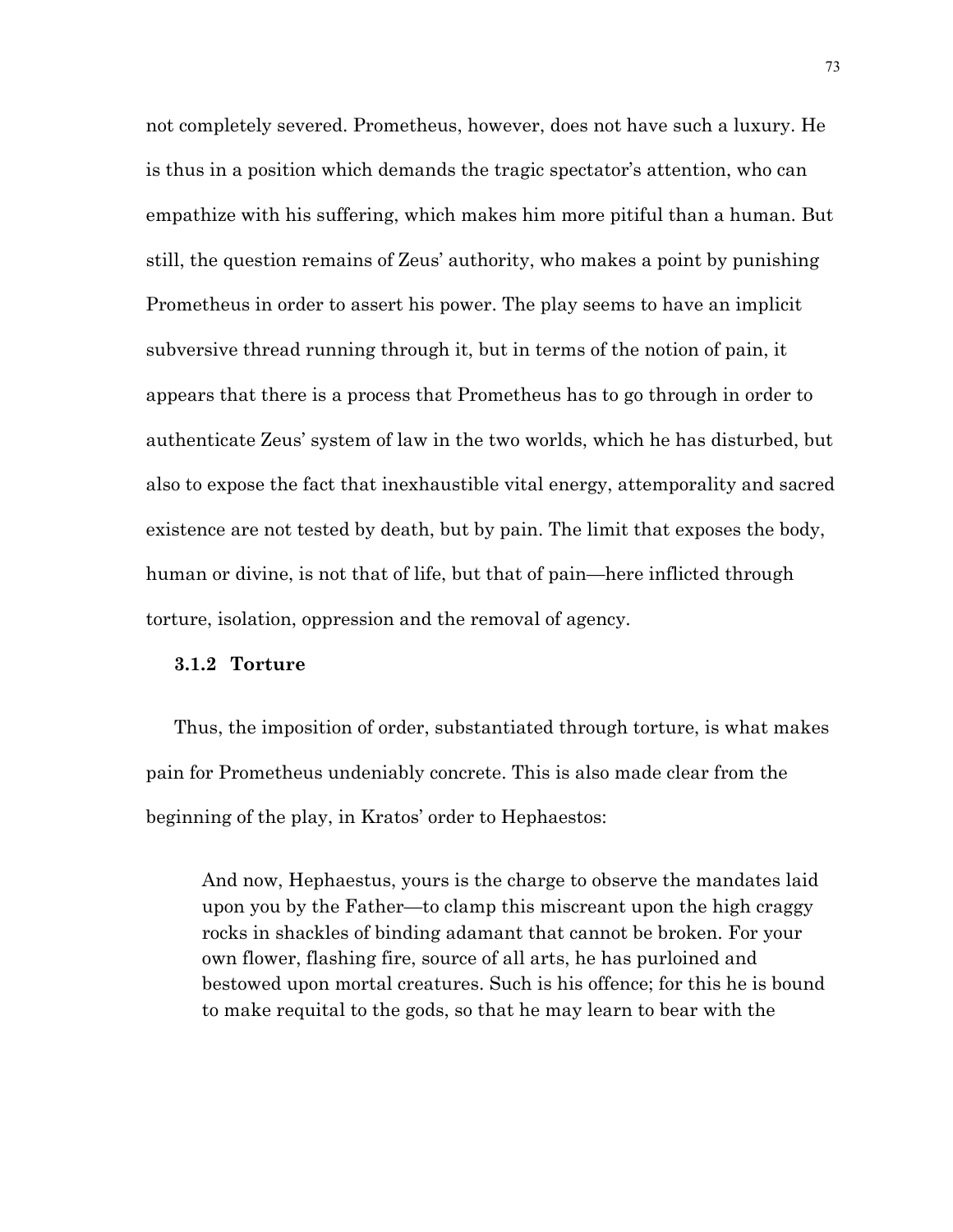not completely severed. Prometheus, however, does not have such a luxury. He is thus in a position which demands the tragic spectator's attention, who can empathize with his suffering, which makes him more pitiful than a human. But still, the question remains of Zeus' authority, who makes a point by punishing Prometheus in order to assert his power. The play seems to have an implicit subversive thread running through it, but in terms of the notion of pain, it appears that there is a process that Prometheus has to go through in order to authenticate Zeus' system of law in the two worlds, which he has disturbed, but also to expose the fact that inexhaustible vital energy, attemporality and sacred existence are not tested by death, but by pain. The limit that exposes the body, human or divine, is not that of life, but that of pain—here inflicted through torture, isolation, oppression and the removal of agency.

### 3.1.2 Torture

Thus, the imposition of order, substantiated through torture, is what makes pain for Prometheus undeniably concrete. This is also made clear from the beginning of the play, in Kratos' order to Hephaestos:

> And now, Hephaestus, yours is the charge to observe the mandates laid upon you by the Father—to clamp this miscreant upon the high craggy rocks in shackles of binding adamant that cannot be broken. For your own flower, flashing fire, source of all arts, he has purloined and bestowed upon mortal creatures. Such is his offence; for this he is bound to make requital to the gods, so that he may learn to bear with the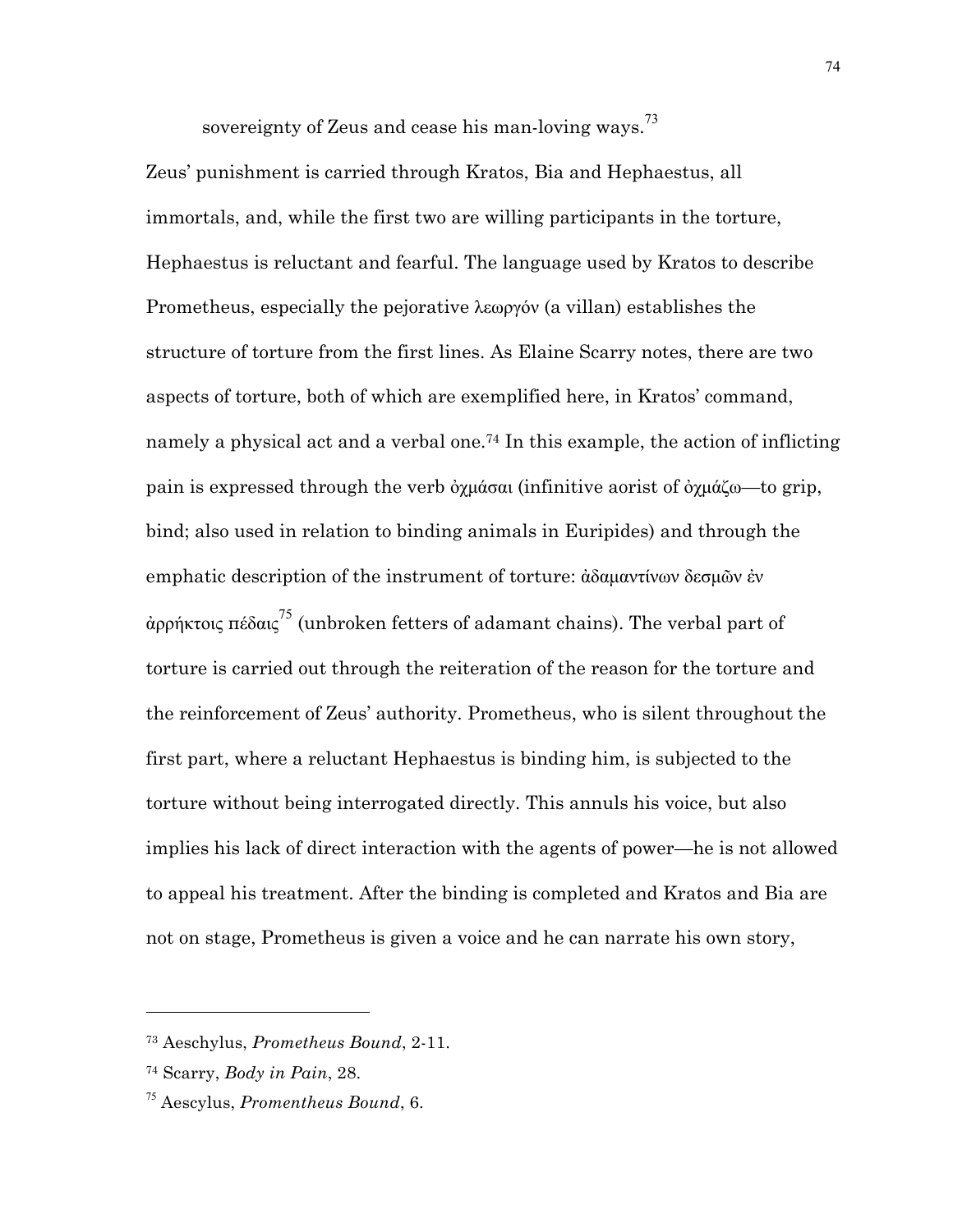sovereignty of Zeus and cease his man-loving ways.[73]

Zeus' punishment is carried through Kratos, Bia and Hephaestus, all immortals, and, while the first two are willing participants in the torture, Hephaestus is reluctant and fearful. The language used by Kratos to describe Prometheus, especially the pejorative λεωργόν (a villan) establishes the structure of torture from the first lines. As Elaine Scarry notes, there are two aspects of torture, both of which are exemplified here, in Kratos' command, namely a physical act and a verbal one.[74] In this example, the action of inflicting pain is expressed through the verb ὀχμάσαι (infinitive aorist of ὀχμάζω—to grip, bind; also used in relation to binding animals in Euripides) and through the emphatic description of the instrument of torture: ἀδαμαντίνων δεσμῶν ἐν ἀρρήκτοις πέδαις[75] (unbroken fetters of adamant chains). The verbal part of torture is carried out through the reiteration of the reason for the torture and the reinforcement of Zeus' authority. Prometheus, who is silent throughout the first part, where a reluctant Hephaestus is binding him, is subjected to the torture without being interrogated directly. This annuls his voice, but also implies his lack of direct interaction with the agents of power—he is not allowed to appeal his treatment. After the binding is completed and Kratos and Bia are not on stage, Prometheus is given a voice and he can narrate his own story,

---

[73] Aeschylus, *Prometheus Bound*, 2-11.

[74] Scarry, *Body in Pain*, 28.

[75] Aescylus, *Promentheus Bound*, 6.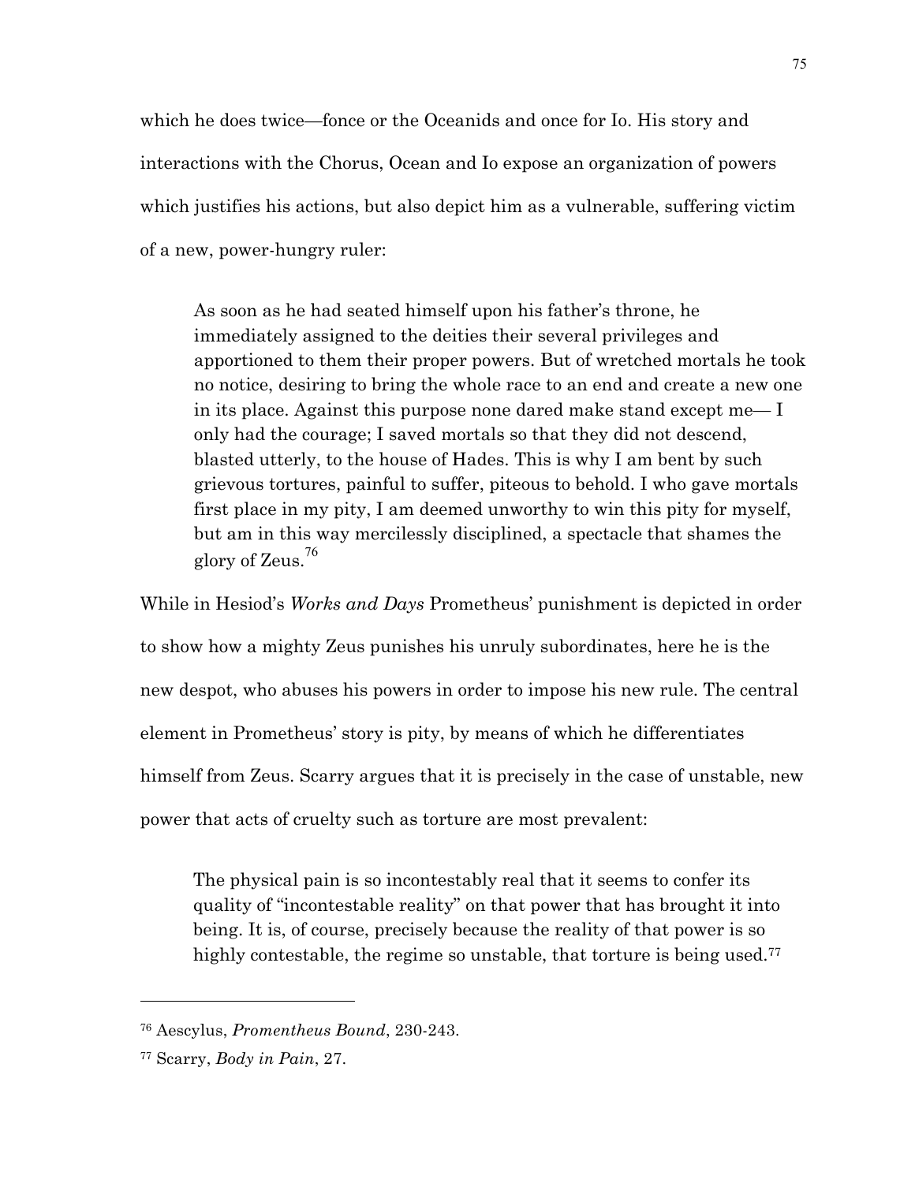which he does twice—fonce or the Oceanids and once for Io. His story and interactions with the Chorus, Ocean and Io expose an organization of powers which justifies his actions, but also depict him as a vulnerable, suffering victim of a new, power-hungry ruler:

> As soon as he had seated himself upon his father's throne, he immediately assigned to the deities their several privileges and apportioned to them their proper powers. But of wretched mortals he took no notice, desiring to bring the whole race to an end and create a new one in its place. Against this purpose none dared make stand except me— I only had the courage; I saved mortals so that they did not descend, blasted utterly, to the house of Hades. This is why I am bent by such grievous tortures, painful to suffer, piteous to behold. I who gave mortals first place in my pity, I am deemed unworthy to win this pity for myself, but am in this way mercilessly disciplined, a spectacle that shames the glory of Zeus.[76]

While in Hesiod's *Works and Days* Prometheus' punishment is depicted in order to show how a mighty Zeus punishes his unruly subordinates, here he is the new despot, who abuses his powers in order to impose his new rule. The central element in Prometheus' story is pity, by means of which he differentiates himself from Zeus. Scarry argues that it is precisely in the case of unstable, new power that acts of cruelty such as torture are most prevalent:

> The physical pain is so incontestably real that it seems to confer its quality of "incontestable reality" on that power that has brought it into being. It is, of course, precisely because the reality of that power is so highly contestable, the regime so unstable, that torture is being used.[77]

---

[76] Aescylus, *Promentheus Bound*, 230-243.

[77] Scarry, *Body in Pain*, 27.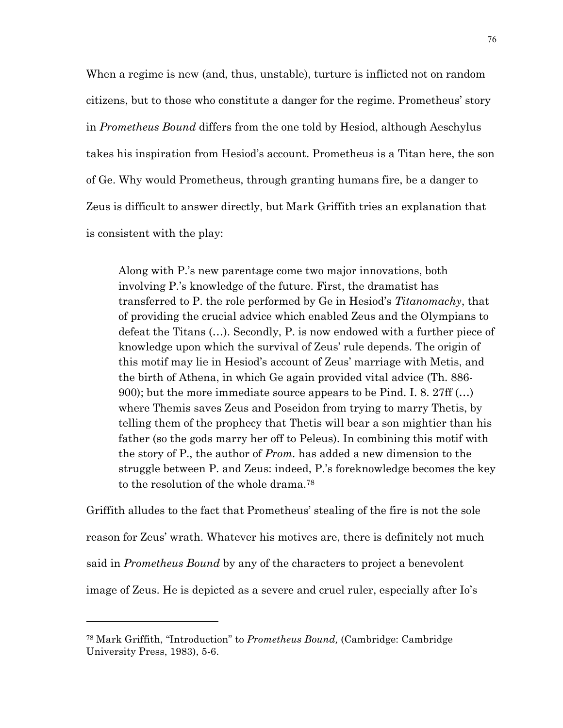When a regime is new (and, thus, unstable), turture is inflicted not on random citizens, but to those who constitute a danger for the regime. Prometheus' story in *Prometheus Bound* differs from the one told by Hesiod, although Aeschylus takes his inspiration from Hesiod's account. Prometheus is a Titan here, the son of Ge. Why would Prometheus, through granting humans fire, be a danger to Zeus is difficult to answer directly, but Mark Griffith tries an explanation that is consistent with the play:

> Along with P.'s new parentage come two major innovations, both involving P.'s knowledge of the future. First, the dramatist has transferred to P. the role performed by Ge in Hesiod's *Titanomachy*, that of providing the crucial advice which enabled Zeus and the Olympians to defeat the Titans (…). Secondly, P. is now endowed with a further piece of knowledge upon which the survival of Zeus' rule depends. The origin of this motif may lie in Hesiod's account of Zeus' marriage with Metis, and the birth of Athena, in which Ge again provided vital advice (Th. 886-900); but the more immediate source appears to be Pind. I. 8. 27ff (…) where Themis saves Zeus and Poseidon from trying to marry Thetis, by telling them of the prophecy that Thetis will bear a son mightier than his father (so the gods marry her off to Peleus). In combining this motif with the story of P., the author of *Prom.* has added a new dimension to the struggle between P. and Zeus: indeed, P.'s foreknowledge becomes the key to the resolution of the whole drama.[78]

Griffith alludes to the fact that Prometheus' stealing of the fire is not the sole reason for Zeus' wrath. Whatever his motives are, there is definitely not much said in *Prometheus Bound* by any of the characters to project a benevolent image of Zeus. He is depicted as a severe and cruel ruler, especially after Io's

---

[78] Mark Griffith, "Introduction" to *Prometheus Bound,* (Cambridge: Cambridge University Press, 1983), 5-6.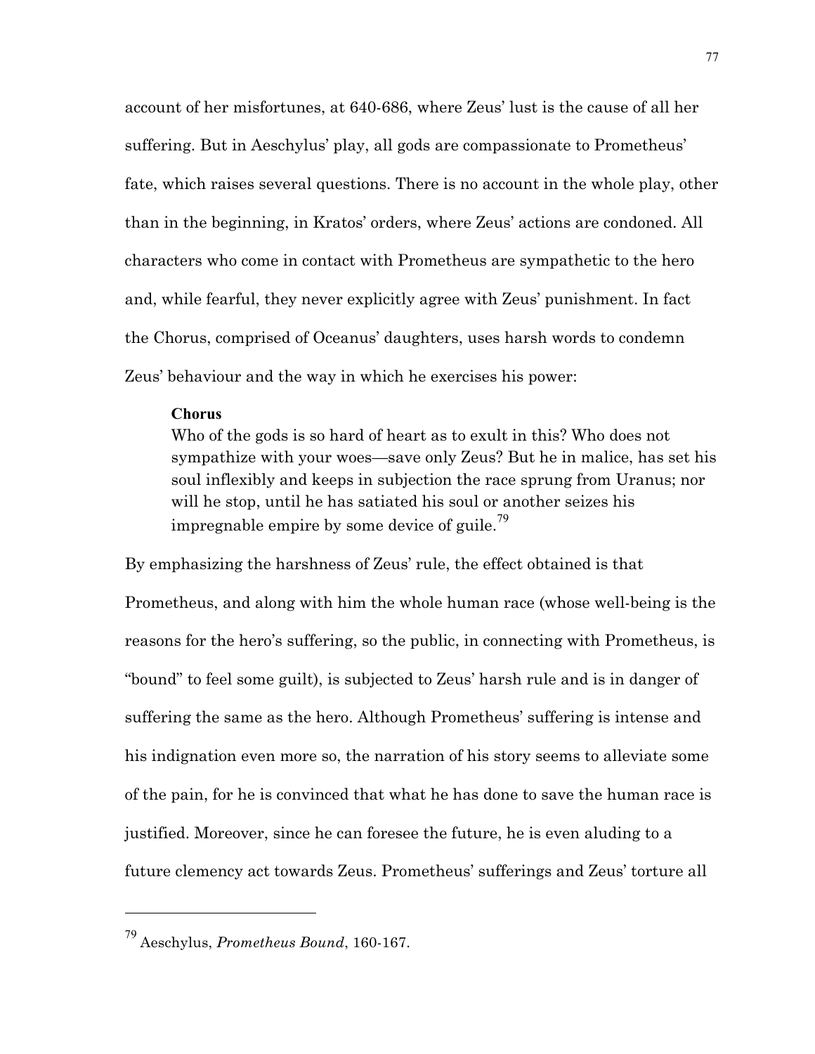account of her misfortunes, at 640-686, where Zeus' lust is the cause of all her suffering. But in Aeschylus' play, all gods are compassionate to Prometheus' fate, which raises several questions. There is no account in the whole play, other than in the beginning, in Kratos' orders, where Zeus' actions are condoned. All characters who come in contact with Prometheus are sympathetic to the hero and, while fearful, they never explicitly agree with Zeus' punishment. In fact the Chorus, comprised of Oceanus' daughters, uses harsh words to condemn Zeus' behaviour and the way in which he exercises his power:

> **Chorus**
> Who of the gods is so hard of heart as to exult in this? Who does not sympathize with your woes—save only Zeus? But he in malice, has set his soul inflexibly and keeps in subjection the race sprung from Uranus; nor will he stop, until he has satiated his soul or another seizes his impregnable empire by some device of guile.[79]

By emphasizing the harshness of Zeus' rule, the effect obtained is that Prometheus, and along with him the whole human race (whose well-being is the reasons for the hero's suffering, so the public, in connecting with Prometheus, is "bound" to feel some guilt), is subjected to Zeus' harsh rule and is in danger of suffering the same as the hero. Although Prometheus' suffering is intense and his indignation even more so, the narration of his story seems to alleviate some of the pain, for he is convinced that what he has done to save the human race is justified. Moreover, since he can foresee the future, he is even aluding to a future clemency act towards Zeus. Prometheus' sufferings and Zeus' torture all

---

[79] Aeschylus, *Prometheus Bound*, 160-167.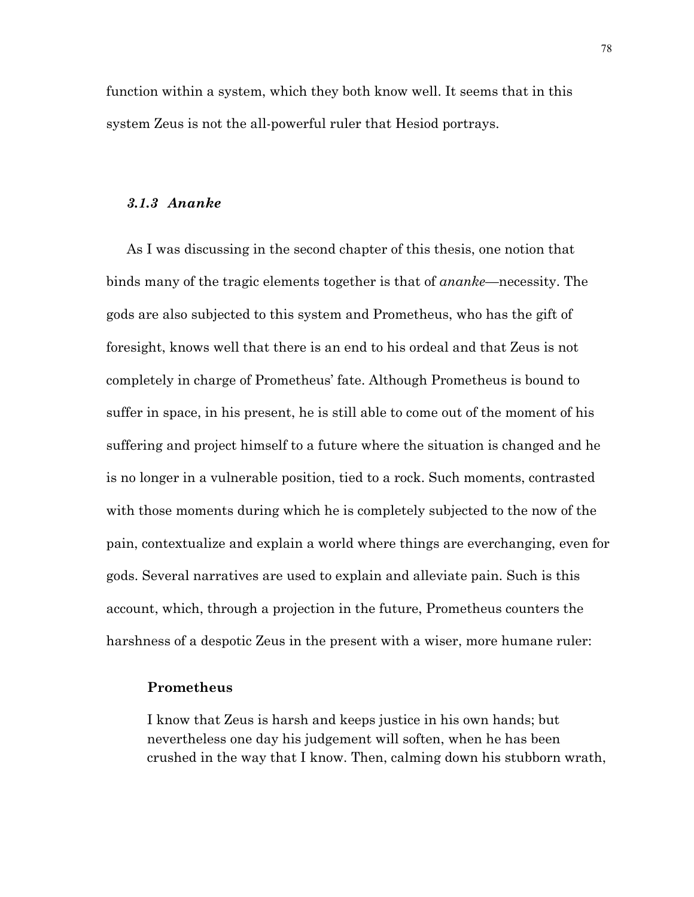function within a system, which they both know well. It seems that in this system Zeus is not the all-powerful ruler that Hesiod portrays.

### *3.1.3 Ananke*

As I was discussing in the second chapter of this thesis, one notion that binds many of the tragic elements together is that of *ananke*—necessity. The gods are also subjected to this system and Prometheus, who has the gift of foresight, knows well that there is an end to his ordeal and that Zeus is not completely in charge of Prometheus' fate. Although Prometheus is bound to suffer in space, in his present, he is still able to come out of the moment of his suffering and project himself to a future where the situation is changed and he is no longer in a vulnerable position, tied to a rock. Such moments, contrasted with those moments during which he is completely subjected to the now of the pain, contextualize and explain a world where things are everchanging, even for gods. Several narratives are used to explain and alleviate pain. Such is this account, which, through a projection in the future, Prometheus counters the harshness of a despotic Zeus in the present with a wiser, more humane ruler:

> **Prometheus**
>
> I know that Zeus is harsh and keeps justice in his own hands; but nevertheless one day his judgement will soften, when he has been crushed in the way that I know. Then, calming down his stubborn wrath,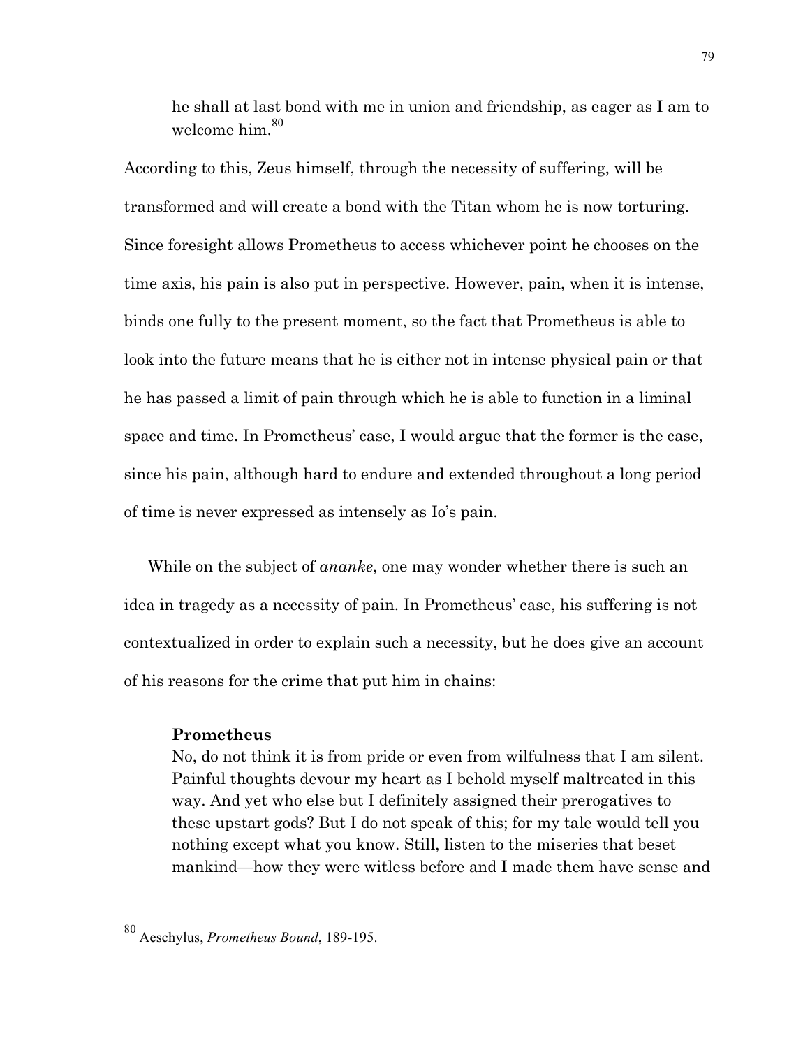> he shall at last bond with me in union and friendship, as eager as I am to welcome him.[80]

According to this, Zeus himself, through the necessity of suffering, will be transformed and will create a bond with the Titan whom he is now torturing. Since foresight allows Prometheus to access whichever point he chooses on the time axis, his pain is also put in perspective. However, pain, when it is intense, binds one fully to the present moment, so the fact that Prometheus is able to look into the future means that he is either not in intense physical pain or that he has passed a limit of pain through which he is able to function in a liminal space and time. In Prometheus' case, I would argue that the former is the case, since his pain, although hard to endure and extended throughout a long period of time is never expressed as intensely as Io's pain.

While on the subject of *ananke*, one may wonder whether there is such an idea in tragedy as a necessity of pain. In Prometheus' case, his suffering is not contextualized in order to explain such a necessity, but he does give an account of his reasons for the crime that put him in chains:

> **Prometheus**
> No, do not think it is from pride or even from wilfulness that I am silent. Painful thoughts devour my heart as I behold myself maltreated in this way. And yet who else but I definitely assigned their prerogatives to these upstart gods? But I do not speak of this; for my tale would tell you nothing except what you know. Still, listen to the miseries that beset mankind—how they were witless before and I made them have sense and

---

[80] Aeschylus, *Prometheus Bound*, 189-195.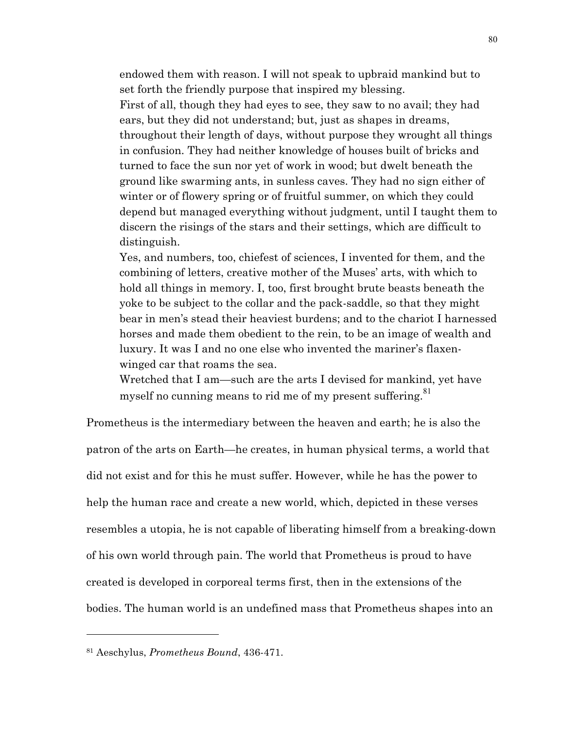> endowed them with reason. I will not speak to upbraid mankind but to set forth the friendly purpose that inspired my blessing.
> First of all, though they had eyes to see, they saw to no avail; they had ears, but they did not understand; but, just as shapes in dreams, throughout their length of days, without purpose they wrought all things in confusion. They had neither knowledge of houses built of bricks and turned to face the sun nor yet of work in wood; but dwelt beneath the ground like swarming ants, in sunless caves. They had no sign either of winter or of flowery spring or of fruitful summer, on which they could depend but managed everything without judgment, until I taught them to discern the risings of the stars and their settings, which are difficult to distinguish.
> Yes, and numbers, too, chiefest of sciences, I invented for them, and the combining of letters, creative mother of the Muses' arts, with which to hold all things in memory. I, too, first brought brute beasts beneath the yoke to be subject to the collar and the pack-saddle, so that they might bear in men's stead their heaviest burdens; and to the chariot I harnessed horses and made them obedient to the rein, to be an image of wealth and luxury. It was I and no one else who invented the mariner's flaxen-winged car that roams the sea.
> Wretched that I am—such are the arts I devised for mankind, yet have myself no cunning means to rid me of my present suffering.[81]

Prometheus is the intermediary between the heaven and earth; he is also the patron of the arts on Earth—he creates, in human physical terms, a world that did not exist and for this he must suffer. However, while he has the power to help the human race and create a new world, which, depicted in these verses resembles a utopia, he is not capable of liberating himself from a breaking-down of his own world through pain. The world that Prometheus is proud to have created is developed in corporeal terms first, then in the extensions of the bodies. The human world is an undefined mass that Prometheus shapes into an

---

[81] Aeschylus, *Prometheus Bound*, 436-471.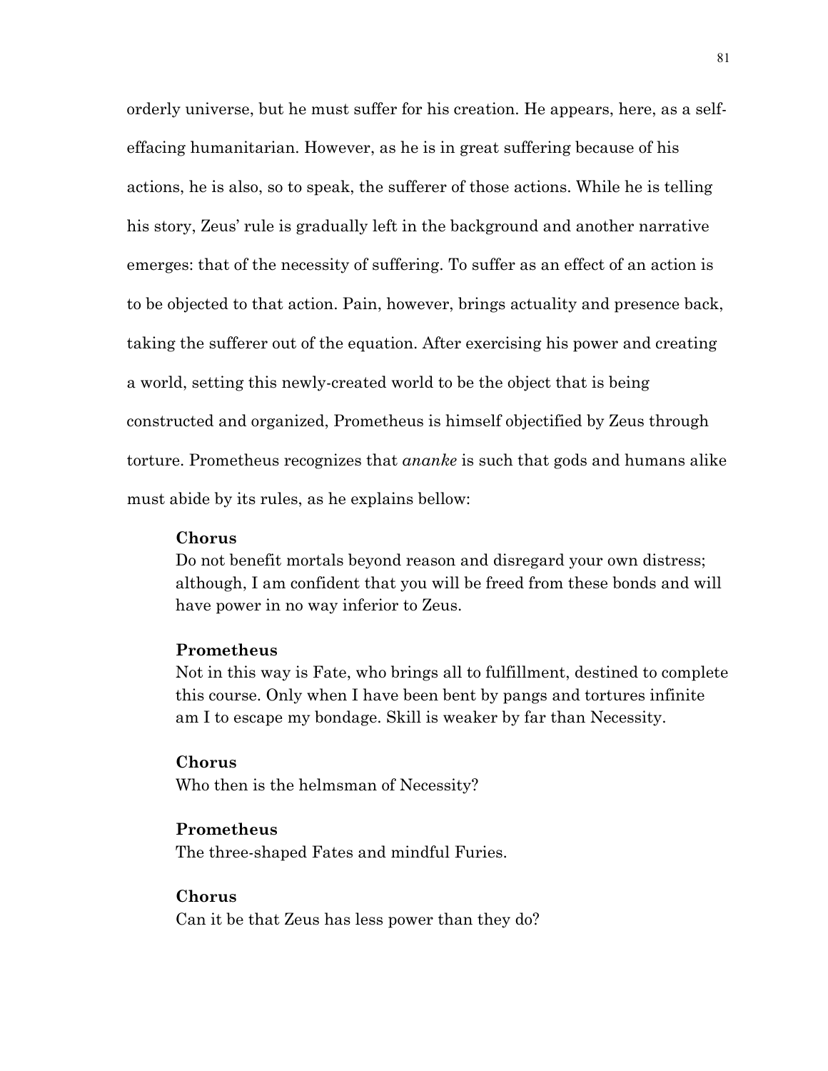orderly universe, but he must suffer for his creation. He appears, here, as a self-effacing humanitarian. However, as he is in great suffering because of his actions, he is also, so to speak, the sufferer of those actions. While he is telling his story, Zeus' rule is gradually left in the background and another narrative emerges: that of the necessity of suffering. To suffer as an effect of an action is to be objected to that action. Pain, however, brings actuality and presence back, taking the sufferer out of the equation. After exercising his power and creating a world, setting this newly-created world to be the object that is being constructed and organized, Prometheus is himself objectified by Zeus through torture. Prometheus recognizes that *ananke* is such that gods and humans alike must abide by its rules, as he explains bellow:

> **Chorus**
> Do not benefit mortals beyond reason and disregard your own distress; although, I am confident that you will be freed from these bonds and will have power in no way inferior to Zeus.
>
> **Prometheus**
> Not in this way is Fate, who brings all to fulfillment, destined to complete this course. Only when I have been bent by pangs and tortures infinite am I to escape my bondage. Skill is weaker by far than Necessity.
>
> **Chorus**
> Who then is the helmsman of Necessity?
>
> **Prometheus**
> The three-shaped Fates and mindful Furies.
>
> **Chorus**
> Can it be that Zeus has less power than they do?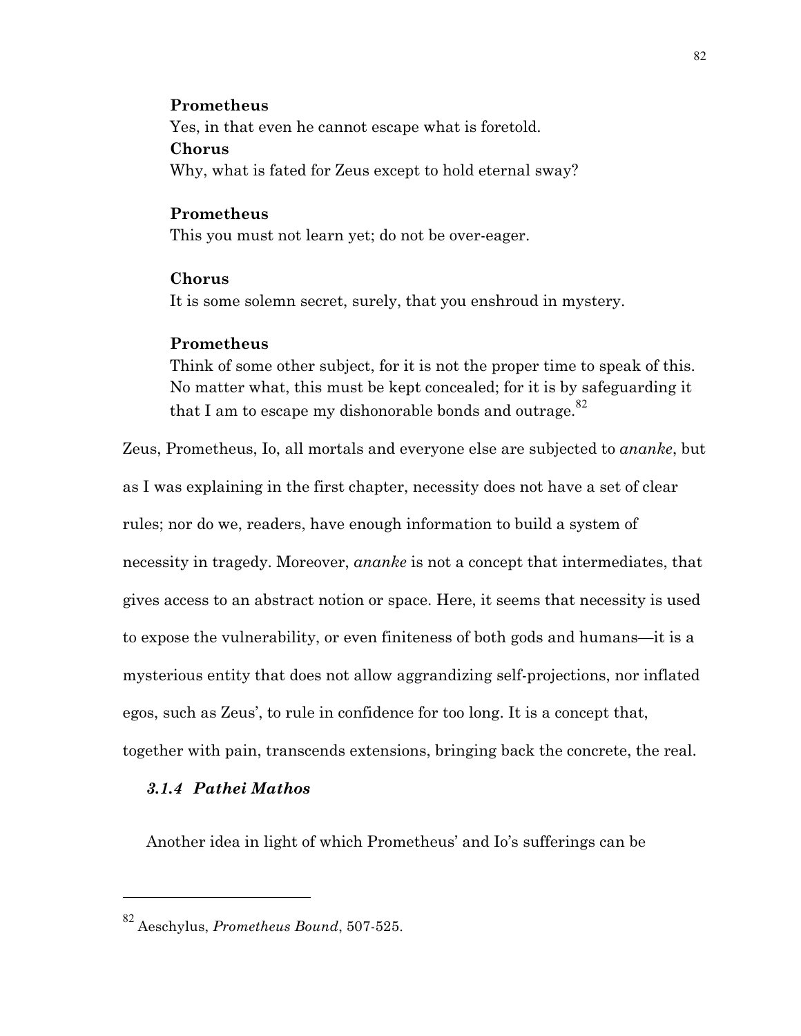**Prometheus**
Yes, in that even he cannot escape what is foretold.
**Chorus**
Why, what is fated for Zeus except to hold eternal sway?

**Prometheus**
This you must not learn yet; do not be over-eager.

**Chorus**
It is some solemn secret, surely, that you enshroud in mystery.

**Prometheus**
Think of some other subject, for it is not the proper time to speak of this. No matter what, this must be kept concealed; for it is by safeguarding it that I am to escape my dishonorable bonds and outrage.[82]

Zeus, Prometheus, Io, all mortals and everyone else are subjected to *ananke*, but as I was explaining in the first chapter, necessity does not have a set of clear rules; nor do we, readers, have enough information to build a system of necessity in tragedy. Moreover, *ananke* is not a concept that intermediates, that gives access to an abstract notion or space. Here, it seems that necessity is used to expose the vulnerability, or even finiteness of both gods and humans—it is a mysterious entity that does not allow aggrandizing self-projections, nor inflated egos, such as Zeus', to rule in confidence for too long. It is a concept that, together with pain, transcends extensions, bringing back the concrete, the real.

### *3.1.4 Pathei Mathos*

Another idea in light of which Prometheus' and Io's sufferings can be

---

[82] Aeschylus, *Prometheus Bound*, 507-525.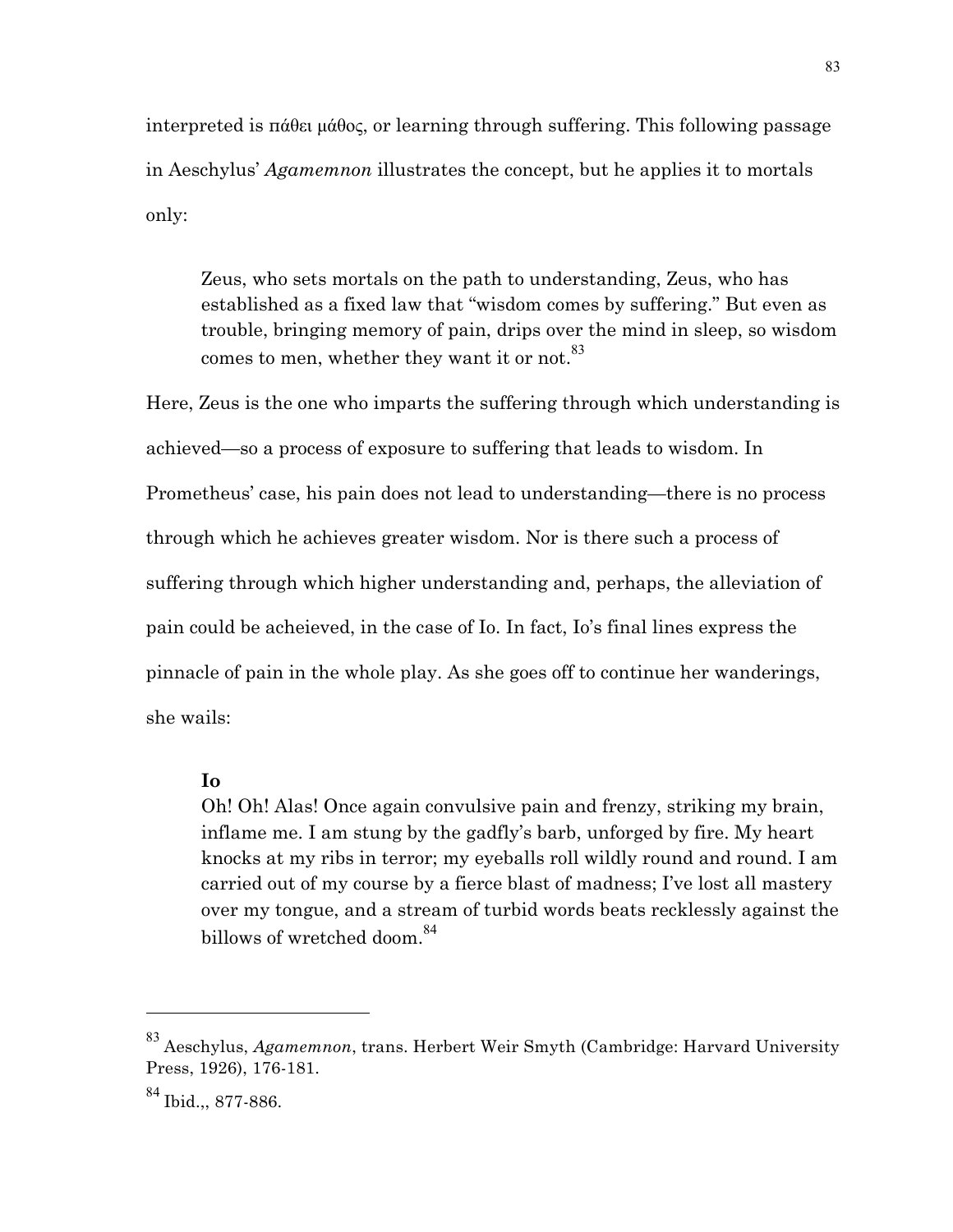interpreted is πάθει μάθος, or learning through suffering. This following passage in Aeschylus' *Agamemnon* illustrates the concept, but he applies it to mortals only:

> Zeus, who sets mortals on the path to understanding, Zeus, who has established as a fixed law that "wisdom comes by suffering." But even as trouble, bringing memory of pain, drips over the mind in sleep, so wisdom comes to men, whether they want it or not.[83]

Here, Zeus is the one who imparts the suffering through which understanding is achieved—so a process of exposure to suffering that leads to wisdom. In Prometheus' case, his pain does not lead to understanding—there is no process through which he achieves greater wisdom. Nor is there such a process of suffering through which higher understanding and, perhaps, the alleviation of pain could be acheieved, in the case of Io. In fact, Io's final lines express the pinnacle of pain in the whole play. As she goes off to continue her wanderings, she wails:

> **Io**
> Oh! Oh! Alas! Once again convulsive pain and frenzy, striking my brain, inflame me. I am stung by the gadfly's barb, unforged by fire. My heart knocks at my ribs in terror; my eyeballs roll wildly round and round. I am carried out of my course by a fierce blast of madness; I've lost all mastery over my tongue, and a stream of turbid words beats recklessly against the billows of wretched doom.[84]

---

[83] Aeschylus, *Agamemnon*, trans. Herbert Weir Smyth (Cambridge: Harvard University Press, 1926), 176-181.

[84] Ibid.,, 877-886.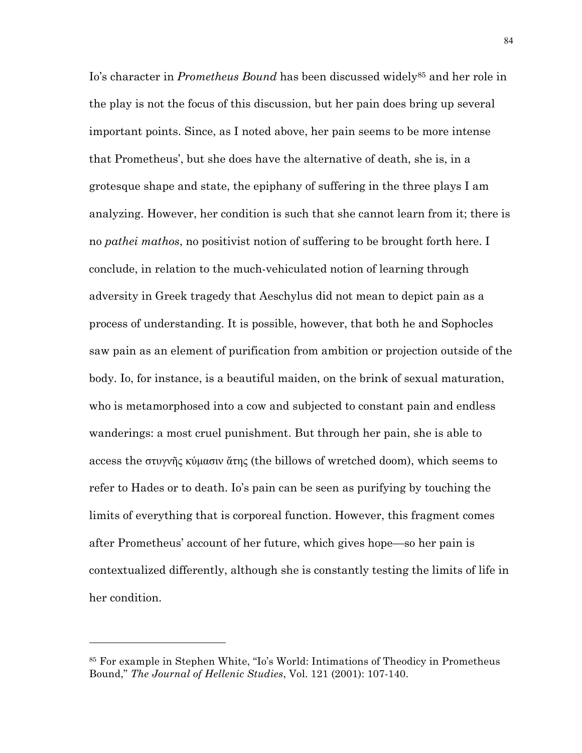Io's character in *Prometheus Bound* has been discussed widely[85] and her role in the play is not the focus of this discussion, but her pain does bring up several important points. Since, as I noted above, her pain seems to be more intense that Prometheus', but she does have the alternative of death, she is, in a grotesque shape and state, the epiphany of suffering in the three plays I am analyzing. However, her condition is such that she cannot learn from it; there is no *pathei mathos*, no positivist notion of suffering to be brought forth here. I conclude, in relation to the much-vehiculated notion of learning through adversity in Greek tragedy that Aeschylus did not mean to depict pain as a process of understanding. It is possible, however, that both he and Sophocles saw pain as an element of purification from ambition or projection outside of the body. Io, for instance, is a beautiful maiden, on the brink of sexual maturation, who is metamorphosed into a cow and subjected to constant pain and endless wanderings: a most cruel punishment. But through her pain, she is able to access the στυγνῆς κύμασιν ἄτης (the billows of wretched doom), which seems to refer to Hades or to death. Io's pain can be seen as purifying by touching the limits of everything that is corporeal function. However, this fragment comes after Prometheus' account of her future, which gives hope—so her pain is contextualized differently, although she is constantly testing the limits of life in her condition.

---

[85] For example in Stephen White, "Io's World: Intimations of Theodicy in Prometheus Bound," *The Journal of Hellenic Studies*, Vol. 121 (2001): 107-140.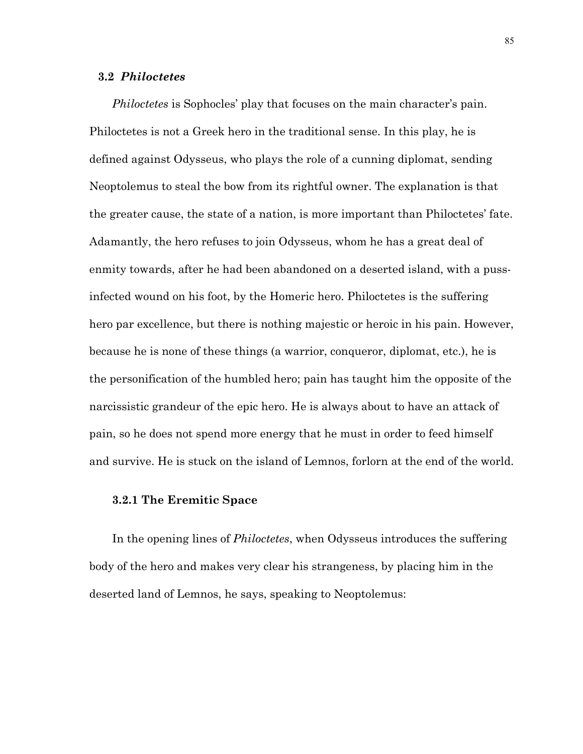### 3.2 *Philoctetes*

*Philoctetes* is Sophocles' play that focuses on the main character's pain. Philoctetes is not a Greek hero in the traditional sense. In this play, he is defined against Odysseus, who plays the role of a cunning diplomat, sending Neoptolemus to steal the bow from its rightful owner. The explanation is that the greater cause, the state of a nation, is more important than Philoctetes' fate. Adamantly, the hero refuses to join Odysseus, whom he has a great deal of enmity towards, after he had been abandoned on a deserted island, with a puss-infected wound on his foot, by the Homeric hero. Philoctetes is the suffering hero par excellence, but there is nothing majestic or heroic in his pain. However, because he is none of these things (a warrior, conqueror, diplomat, etc.), he is the personification of the humbled hero; pain has taught him the opposite of the narcissistic grandeur of the epic hero. He is always about to have an attack of pain, so he does not spend more energy that he must in order to feed himself and survive. He is stuck on the island of Lemnos, forlorn at the end of the world.

#### 3.2.1 The Eremitic Space

In the opening lines of *Philoctetes*, when Odysseus introduces the suffering body of the hero and makes very clear his strangeness, by placing him in the deserted land of Lemnos, he says, speaking to Neoptolemus: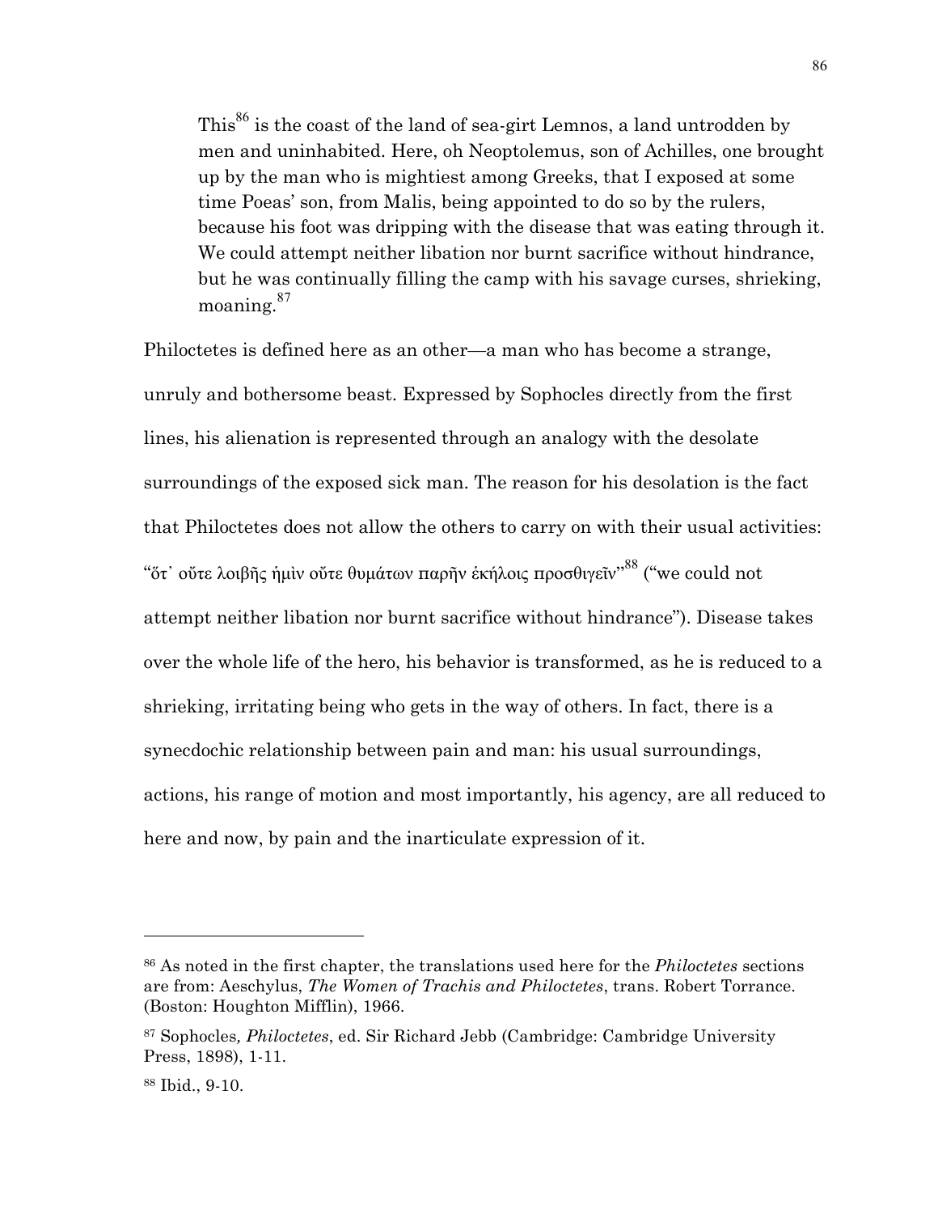This[86] is the coast of the land of sea-girt Lemnos, a land untrodden by men and uninhabited. Here, oh Neoptolemus, son of Achilles, one brought up by the man who is mightiest among Greeks, that I exposed at some time Poeas' son, from Malis, being appointed to do so by the rulers, because his foot was dripping with the disease that was eating through it. We could attempt neither libation nor burnt sacrifice without hindrance, but he was continually filling the camp with his savage curses, shrieking, moaning.[87]

Philoctetes is defined here as an other—a man who has become a strange, unruly and bothersome beast. Expressed by Sophocles directly from the first lines, his alienation is represented through an analogy with the desolate surroundings of the exposed sick man. The reason for his desolation is the fact that Philoctetes does not allow the others to carry on with their usual activities: "ὅτ᾽ οὔτε λοιβῆς ἡμὶν οὔτε θυμάτων παρῆν ἑκήλοις προσθιγεῖν"[88] ("we could not attempt neither libation nor burnt sacrifice without hindrance"). Disease takes over the whole life of the hero, his behavior is transformed, as he is reduced to a shrieking, irritating being who gets in the way of others. In fact, there is a synecdochic relationship between pain and man: his usual surroundings, actions, his range of motion and most importantly, his agency, are all reduced to here and now, by pain and the inarticulate expression of it.

---

[86] As noted in the first chapter, the translations used here for the *Philoctetes* sections are from: Aeschylus, *The Women of Trachis and Philoctetes*, trans. Robert Torrance. (Boston: Houghton Mifflin), 1966.

[87] Sophocles, *Philoctetes*, ed. Sir Richard Jebb (Cambridge: Cambridge University Press, 1898), 1-11.

[88] Ibid., 9-10.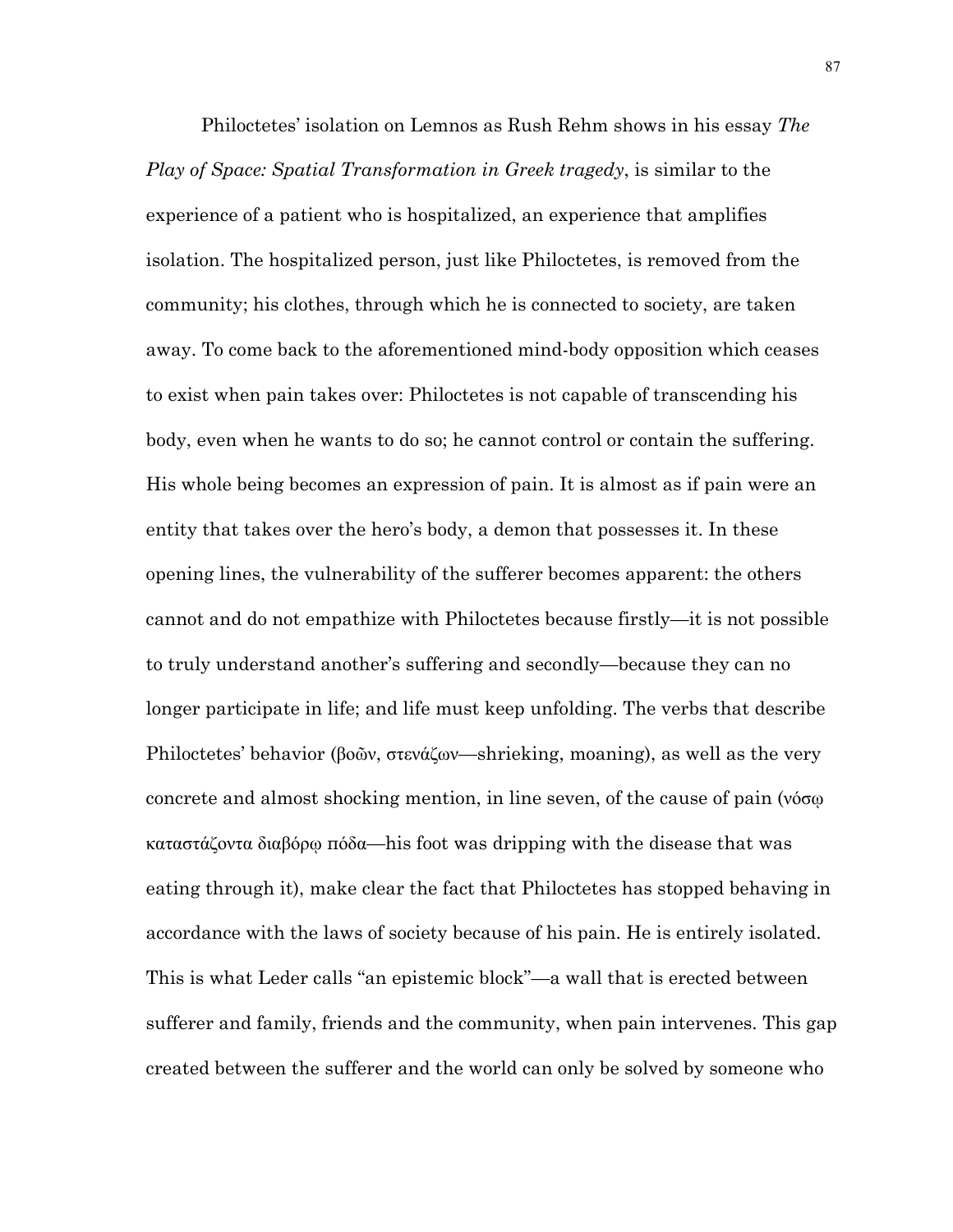Philoctetes' isolation on Lemnos as Rush Rehm shows in his essay *The Play of Space: Spatial Transformation in Greek tragedy*, is similar to the experience of a patient who is hospitalized, an experience that amplifies isolation. The hospitalized person, just like Philoctetes, is removed from the community; his clothes, through which he is connected to society, are taken away. To come back to the aforementioned mind-body opposition which ceases to exist when pain takes over: Philoctetes is not capable of transcending his body, even when he wants to do so; he cannot control or contain the suffering. His whole being becomes an expression of pain. It is almost as if pain were an entity that takes over the hero's body, a demon that possesses it. In these opening lines, the vulnerability of the sufferer becomes apparent: the others cannot and do not empathize with Philoctetes because firstly—it is not possible to truly understand another's suffering and secondly—because they can no longer participate in life; and life must keep unfolding. The verbs that describe Philoctetes' behavior (βοῶν, στενάζων—shrieking, moaning), as well as the very concrete and almost shocking mention, in line seven, of the cause of pain (νόσῳ καταστάζοντα διαβόρῳ πόδα—his foot was dripping with the disease that was eating through it), make clear the fact that Philoctetes has stopped behaving in accordance with the laws of society because of his pain. He is entirely isolated. This is what Leder calls "an epistemic block"—a wall that is erected between sufferer and family, friends and the community, when pain intervenes. This gap created between the sufferer and the world can only be solved by someone who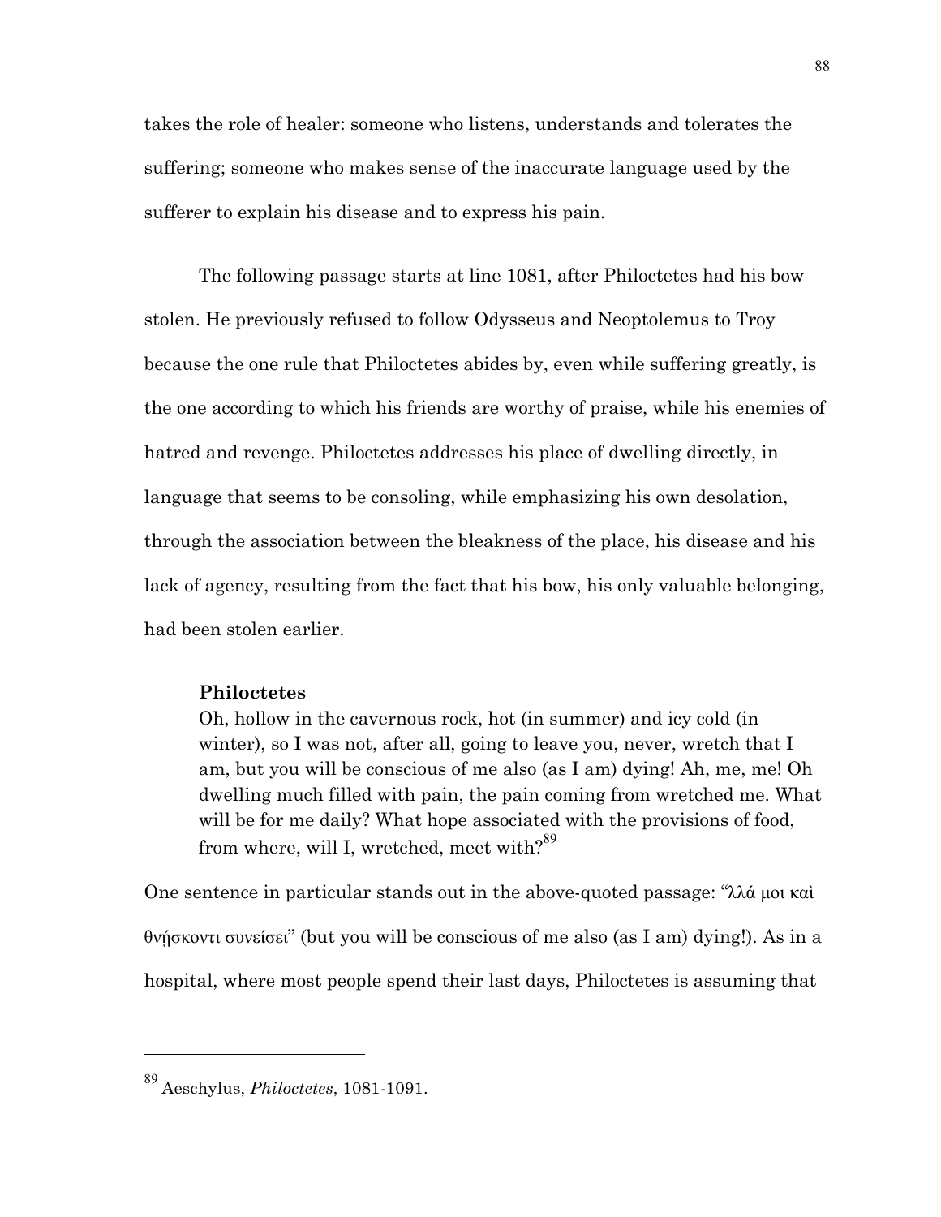takes the role of healer: someone who listens, understands and tolerates the suffering; someone who makes sense of the inaccurate language used by the sufferer to explain his disease and to express his pain.

The following passage starts at line 1081, after Philoctetes had his bow stolen. He previously refused to follow Odysseus and Neoptolemus to Troy because the one rule that Philoctetes abides by, even while suffering greatly, is the one according to which his friends are worthy of praise, while his enemies of hatred and revenge. Philoctetes addresses his place of dwelling directly, in language that seems to be consoling, while emphasizing his own desolation, through the association between the bleakness of the place, his disease and his lack of agency, resulting from the fact that his bow, his only valuable belonging, had been stolen earlier.

> **Philoctetes**
> Oh, hollow in the cavernous rock, hot (in summer) and icy cold (in winter), so I was not, after all, going to leave you, never, wretch that I am, but you will be conscious of me also (as I am) dying! Ah, me, me! Oh dwelling much filled with pain, the pain coming from wretched me. What will be for me daily? What hope associated with the provisions of food, from where, will I, wretched, meet with?[89]

One sentence in particular stands out in the above-quoted passage: "λλά μοι καὶ θνήσκοντι συνείσει" (but you will be conscious of me also (as I am) dying!). As in a hospital, where most people spend their last days, Philoctetes is assuming that

---

[89] Aeschylus, *Philoctetes*, 1081-1091.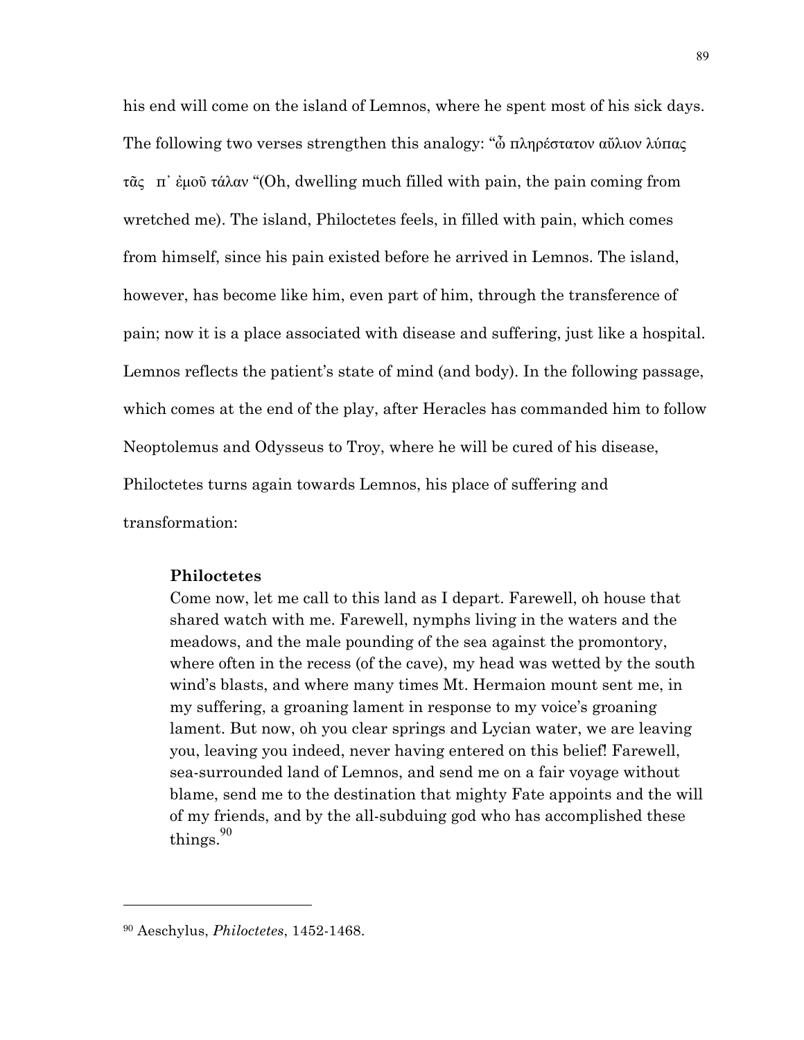his end will come on the island of Lemnos, where he spent most of his sick days. The following two verses strengthen this analogy: "ὦ πληρέστατον αὔλιον λύπας τᾶς π᾽ ἐμοῦ τάλαν "(Oh, dwelling much filled with pain, the pain coming from wretched me). The island, Philoctetes feels, in filled with pain, which comes from himself, since his pain existed before he arrived in Lemnos. The island, however, has become like him, even part of him, through the transference of pain; now it is a place associated with disease and suffering, just like a hospital. Lemnos reflects the patient's state of mind (and body). In the following passage, which comes at the end of the play, after Heracles has commanded him to follow Neoptolemus and Odysseus to Troy, where he will be cured of his disease, Philoctetes turns again towards Lemnos, his place of suffering and transformation:

> **Philoctetes**
> Come now, let me call to this land as I depart. Farewell, oh house that shared watch with me. Farewell, nymphs living in the waters and the meadows, and the male pounding of the sea against the promontory, where often in the recess (of the cave), my head was wetted by the south wind's blasts, and where many times Mt. Hermaion mount sent me, in my suffering, a groaning lament in response to my voice's groaning lament. But now, oh you clear springs and Lycian water, we are leaving you, leaving you indeed, never having entered on this belief! Farewell, sea-surrounded land of Lemnos, and send me on a fair voyage without blame, send me to the destination that mighty Fate appoints and the will of my friends, and by the all-subduing god who has accomplished these things.[90]

[90] Aeschylus, *Philoctetes*, 1452-1468.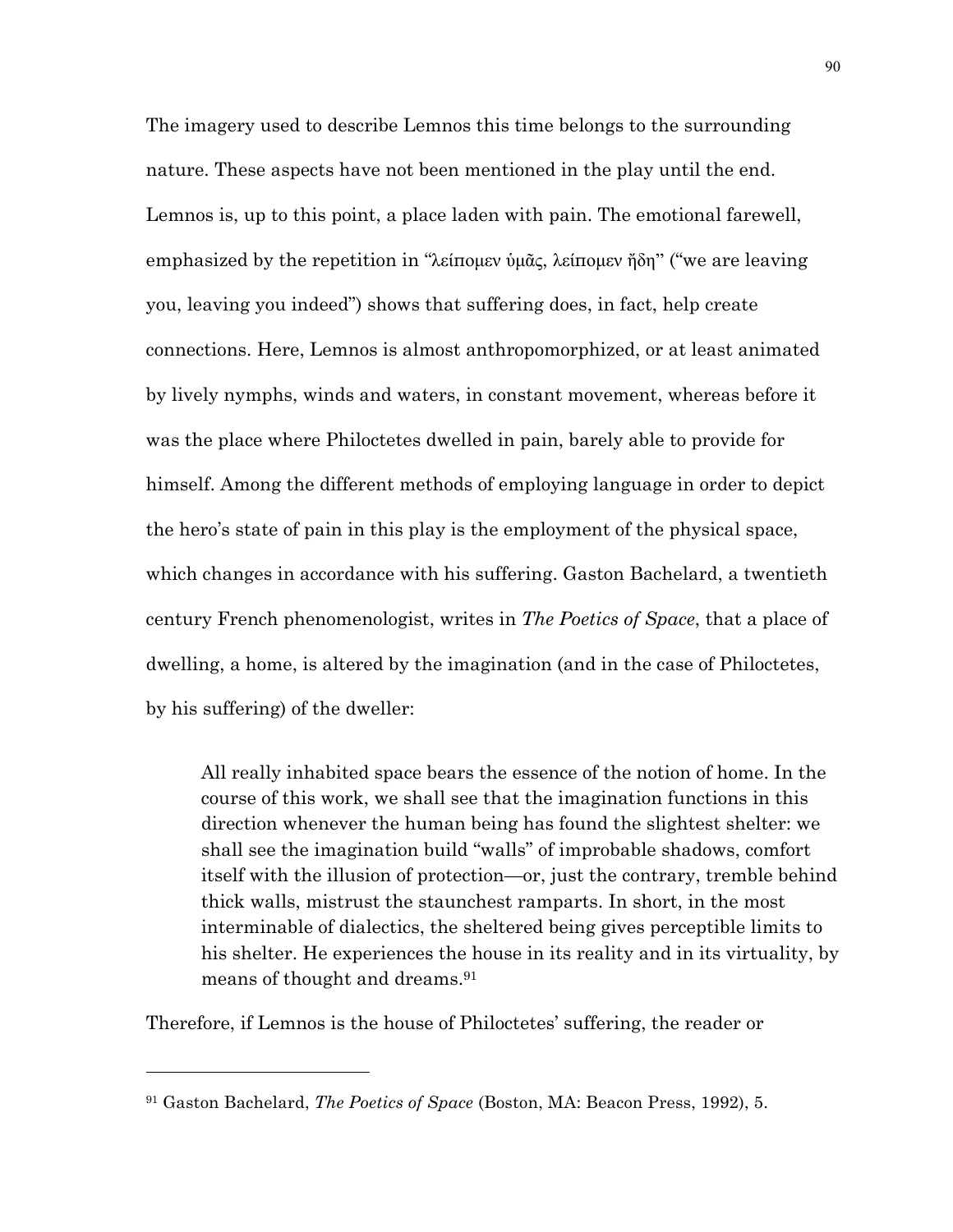The imagery used to describe Lemnos this time belongs to the surrounding nature. These aspects have not been mentioned in the play until the end. Lemnos is, up to this point, a place laden with pain. The emotional farewell, emphasized by the repetition in "λείπομεν ὑμᾶς, λείπομεν ἤδη" ("we are leaving you, leaving you indeed") shows that suffering does, in fact, help create connections. Here, Lemnos is almost anthropomorphized, or at least animated by lively nymphs, winds and waters, in constant movement, whereas before it was the place where Philoctetes dwelled in pain, barely able to provide for himself. Among the different methods of employing language in order to depict the hero's state of pain in this play is the employment of the physical space, which changes in accordance with his suffering. Gaston Bachelard, a twentieth century French phenomenologist, writes in *The Poetics of Space*, that a place of dwelling, a home, is altered by the imagination (and in the case of Philoctetes, by his suffering) of the dweller:

> All really inhabited space bears the essence of the notion of home. In the course of this work, we shall see that the imagination functions in this direction whenever the human being has found the slightest shelter: we shall see the imagination build "walls" of improbable shadows, comfort itself with the illusion of protection—or, just the contrary, tremble behind thick walls, mistrust the staunchest ramparts. In short, in the most interminable of dialectics, the sheltered being gives perceptible limits to his shelter. He experiences the house in its reality and in its virtuality, by means of thought and dreams.[91]

Therefore, if Lemnos is the house of Philoctetes' suffering, the reader or

---

[91] Gaston Bachelard, *The Poetics of Space* (Boston, MA: Beacon Press, 1992), 5.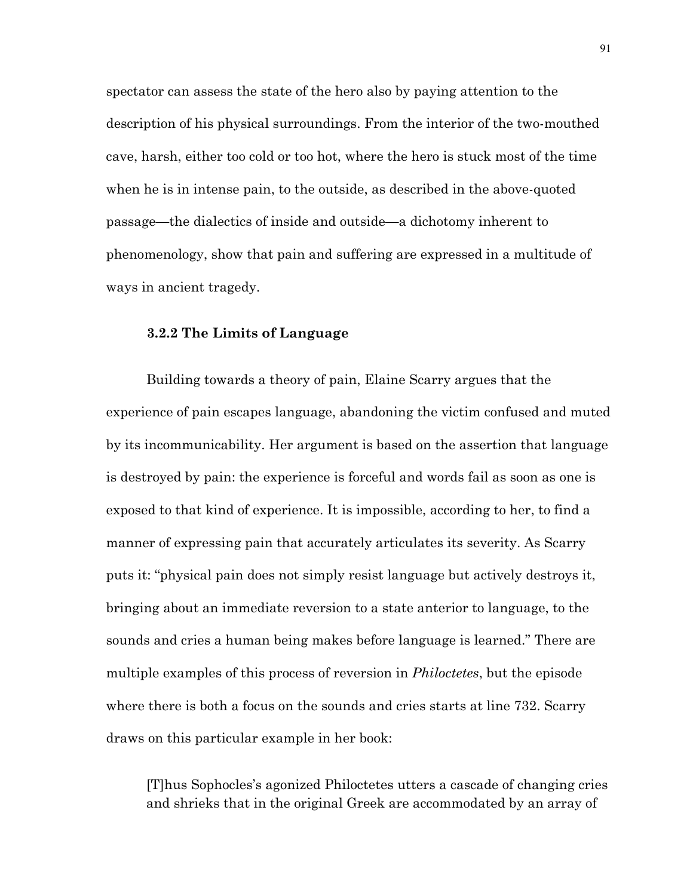spectator can assess the state of the hero also by paying attention to the description of his physical surroundings. From the interior of the two-mouthed cave, harsh, either too cold or too hot, where the hero is stuck most of the time when he is in intense pain, to the outside, as described in the above-quoted passage—the dialectics of inside and outside—a dichotomy inherent to phenomenology, show that pain and suffering are expressed in a multitude of ways in ancient tragedy.

### 3.2.2 The Limits of Language

Building towards a theory of pain, Elaine Scarry argues that the experience of pain escapes language, abandoning the victim confused and muted by its incommunicability. Her argument is based on the assertion that language is destroyed by pain: the experience is forceful and words fail as soon as one is exposed to that kind of experience. It is impossible, according to her, to find a manner of expressing pain that accurately articulates its severity. As Scarry puts it: "physical pain does not simply resist language but actively destroys it, bringing about an immediate reversion to a state anterior to language, to the sounds and cries a human being makes before language is learned." There are multiple examples of this process of reversion in *Philoctetes*, but the episode where there is both a focus on the sounds and cries starts at line 732. Scarry draws on this particular example in her book:

> [T]hus Sophocles's agonized Philoctetes utters a cascade of changing cries and shrieks that in the original Greek are accommodated by an array of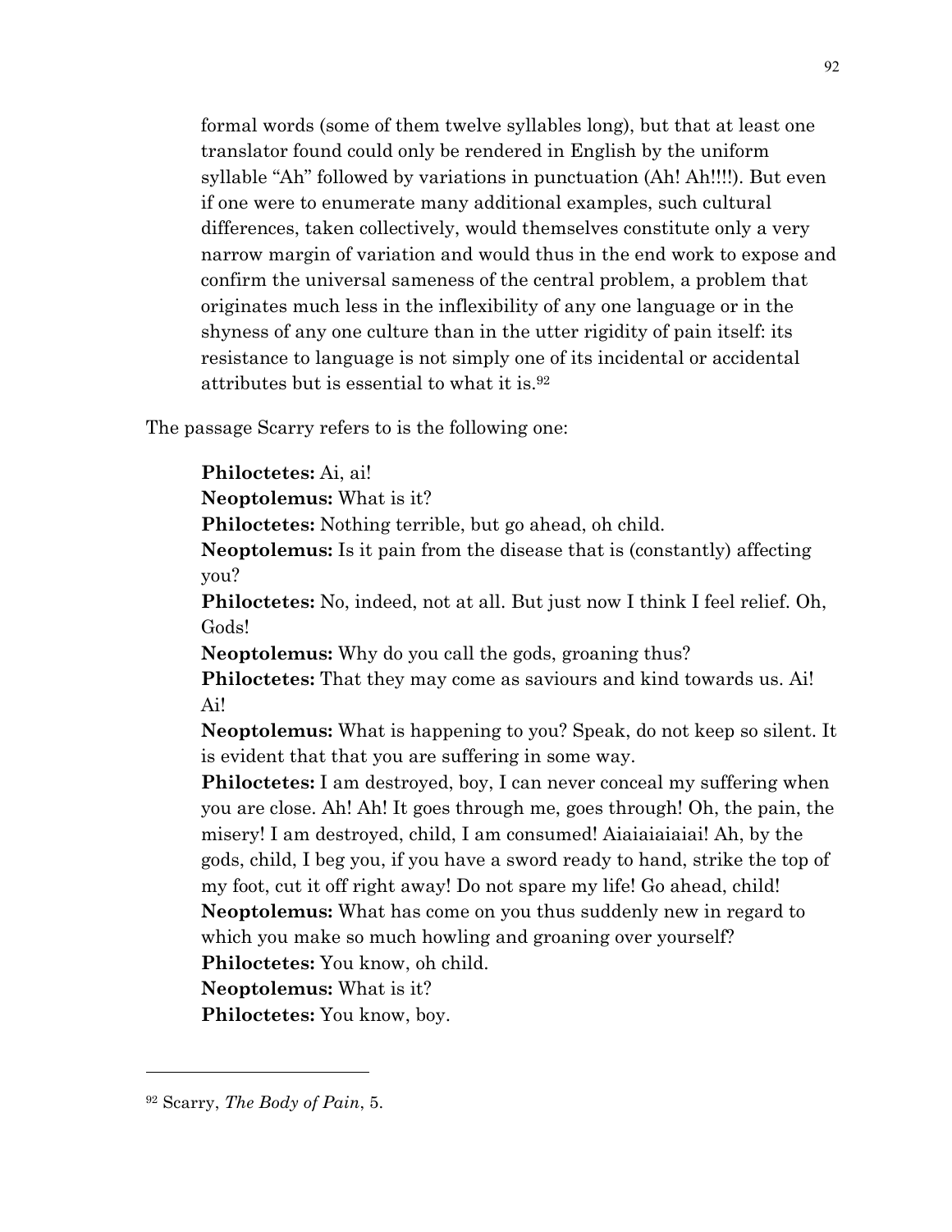> formal words (some of them twelve syllables long), but that at least one translator found could only be rendered in English by the uniform syllable "Ah" followed by variations in punctuation (Ah! Ah!!!!). But even if one were to enumerate many additional examples, such cultural differences, taken collectively, would themselves constitute only a very narrow margin of variation and would thus in the end work to expose and confirm the universal sameness of the central problem, a problem that originates much less in the inflexibility of any one language or in the shyness of any one culture than in the utter rigidity of pain itself: its resistance to language is not simply one of its incidental or accidental attributes but is essential to what it is.[92]

The passage Scarry refers to is the following one:

> **Philoctetes:** Ai, ai!
>
> **Neoptolemus:** What is it?
>
> **Philoctetes:** Nothing terrible, but go ahead, oh child.
>
> **Neoptolemus:** Is it pain from the disease that is (constantly) affecting you?
>
> **Philoctetes:** No, indeed, not at all. But just now I think I feel relief. Oh, Gods!
>
> **Neoptolemus:** Why do you call the gods, groaning thus?
>
> **Philoctetes:** That they may come as saviours and kind towards us. Ai! Ai!
>
> **Neoptolemus:** What is happening to you? Speak, do not keep so silent. It is evident that that you are suffering in some way.
>
> **Philoctetes:** I am destroyed, boy, I can never conceal my suffering when you are close. Ah! Ah! It goes through me, goes through! Oh, the pain, the misery! I am destroyed, child, I am consumed! Aiaiaiaiaiai! Ah, by the gods, child, I beg you, if you have a sword ready to hand, strike the top of my foot, cut it off right away! Do not spare my life! Go ahead, child!
>
> **Neoptolemus:** What has come on you thus suddenly new in regard to which you make so much howling and groaning over yourself?
>
> **Philoctetes:** You know, oh child.
>
> **Neoptolemus:** What is it?
>
> **Philoctetes:** You know, boy.

---

[92] Scarry, *The Body of Pain*, 5.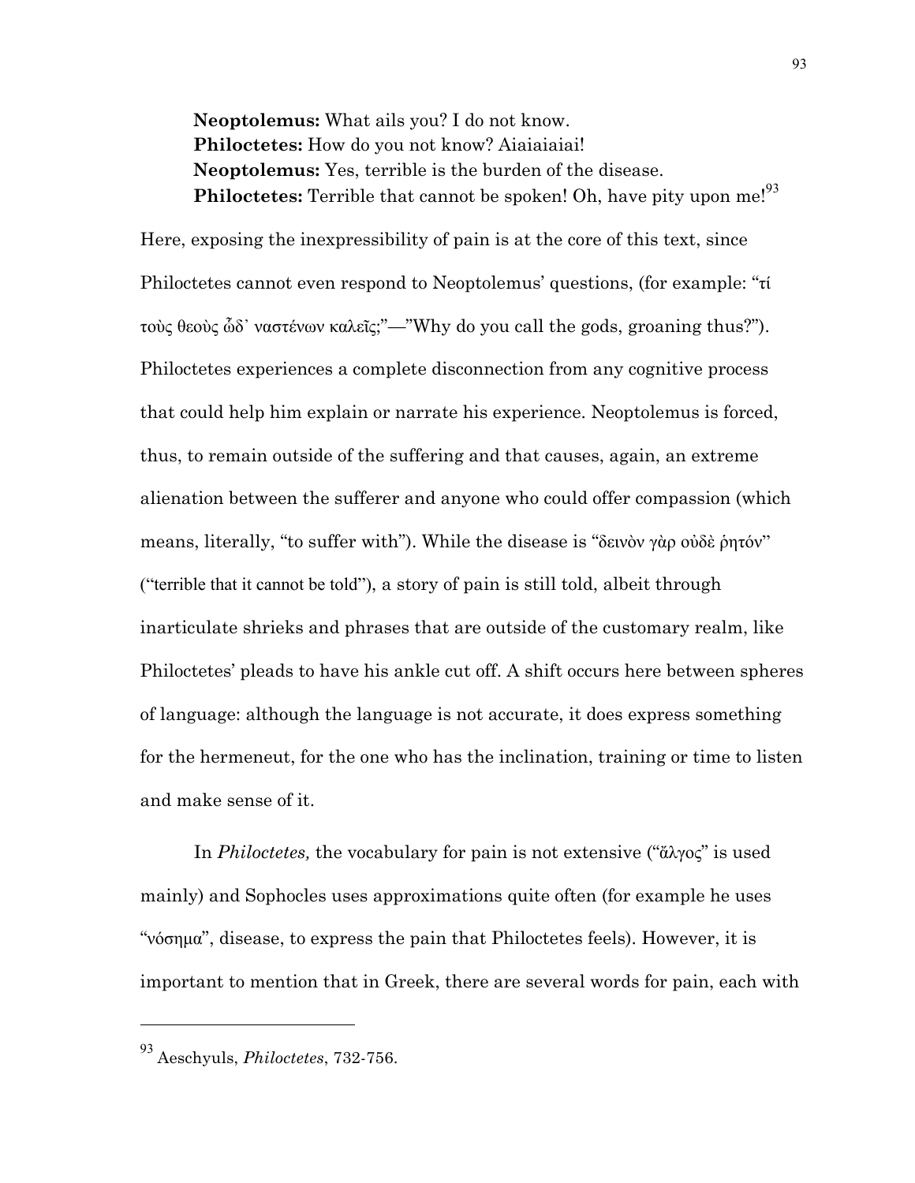**Neoptolemus:** What ails you? I do not know.
**Philoctetes:** How do you not know? Aiaiaiaiai!
**Neoptolemus:** Yes, terrible is the burden of the disease.
**Philoctetes:** Terrible that cannot be spoken! Oh, have pity upon me![93]

Here, exposing the inexpressibility of pain is at the core of this text, since Philoctetes cannot even respond to Neoptolemus' questions, (for example: "τί τοὺς θεοὺς ὧδ᾽ ναστένων καλεῖς;"—"Why do you call the gods, groaning thus?"). Philoctetes experiences a complete disconnection from any cognitive process that could help him explain or narrate his experience. Neoptolemus is forced, thus, to remain outside of the suffering and that causes, again, an extreme alienation between the sufferer and anyone who could offer compassion (which means, literally, "to suffer with"). While the disease is "δεινὸν γὰρ οὐδὲ ῥητόν" ("terrible that it cannot be told"), a story of pain is still told, albeit through inarticulate shrieks and phrases that are outside of the customary realm, like Philoctetes' pleads to have his ankle cut off. A shift occurs here between spheres of language: although the language is not accurate, it does express something for the hermeneut, for the one who has the inclination, training or time to listen and make sense of it.

In *Philoctetes,* the vocabulary for pain is not extensive ("ἄλγος" is used mainly) and Sophocles uses approximations quite often (for example he uses "νόσημα", disease, to express the pain that Philoctetes feels). However, it is important to mention that in Greek, there are several words for pain, each with

---

[93] Aeschyuls, *Philoctetes*, 732-756.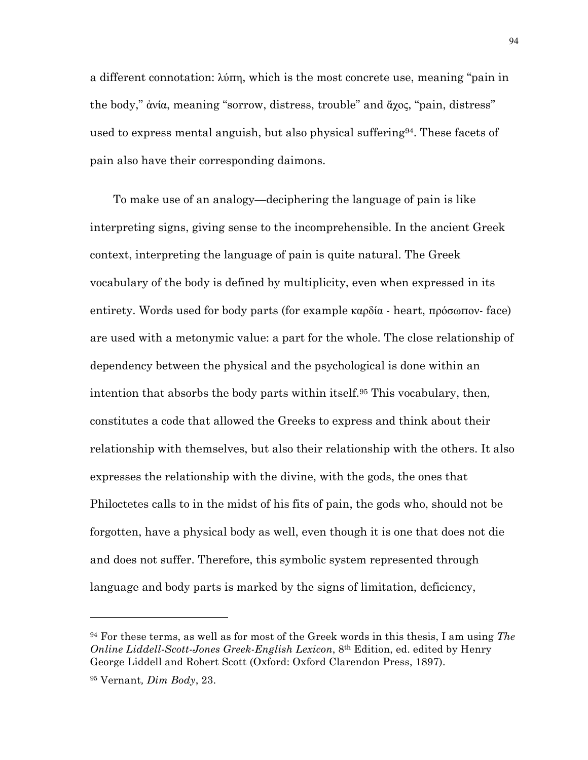a different connotation: λύπη, which is the most concrete use, meaning "pain in the body," ἀνία, meaning "sorrow, distress, trouble" and ἄχος, "pain, distress" used to express mental anguish, but also physical suffering[94]. These facets of pain also have their corresponding daimons.

To make use of an analogy—deciphering the language of pain is like interpreting signs, giving sense to the incomprehensible. In the ancient Greek context, interpreting the language of pain is quite natural. The Greek vocabulary of the body is defined by multiplicity, even when expressed in its entirety. Words used for body parts (for example καρδία - heart, πρόσωπον- face) are used with a metonymic value: a part for the whole. The close relationship of dependency between the physical and the psychological is done within an intention that absorbs the body parts within itself.[95] This vocabulary, then, constitutes a code that allowed the Greeks to express and think about their relationship with themselves, but also their relationship with the others. It also expresses the relationship with the divine, with the gods, the ones that Philoctetes calls to in the midst of his fits of pain, the gods who, should not be forgotten, have a physical body as well, even though it is one that does not die and does not suffer. Therefore, this symbolic system represented through language and body parts is marked by the signs of limitation, deficiency,

---

[94] For these terms, as well as for most of the Greek words in this thesis, I am using *The Online Liddell-Scott-Jones Greek-English Lexicon*, 8th Edition, ed. edited by Henry George Liddell and Robert Scott (Oxford: Oxford Clarendon Press, 1897).

[95] Vernant*, Dim Body*, 23.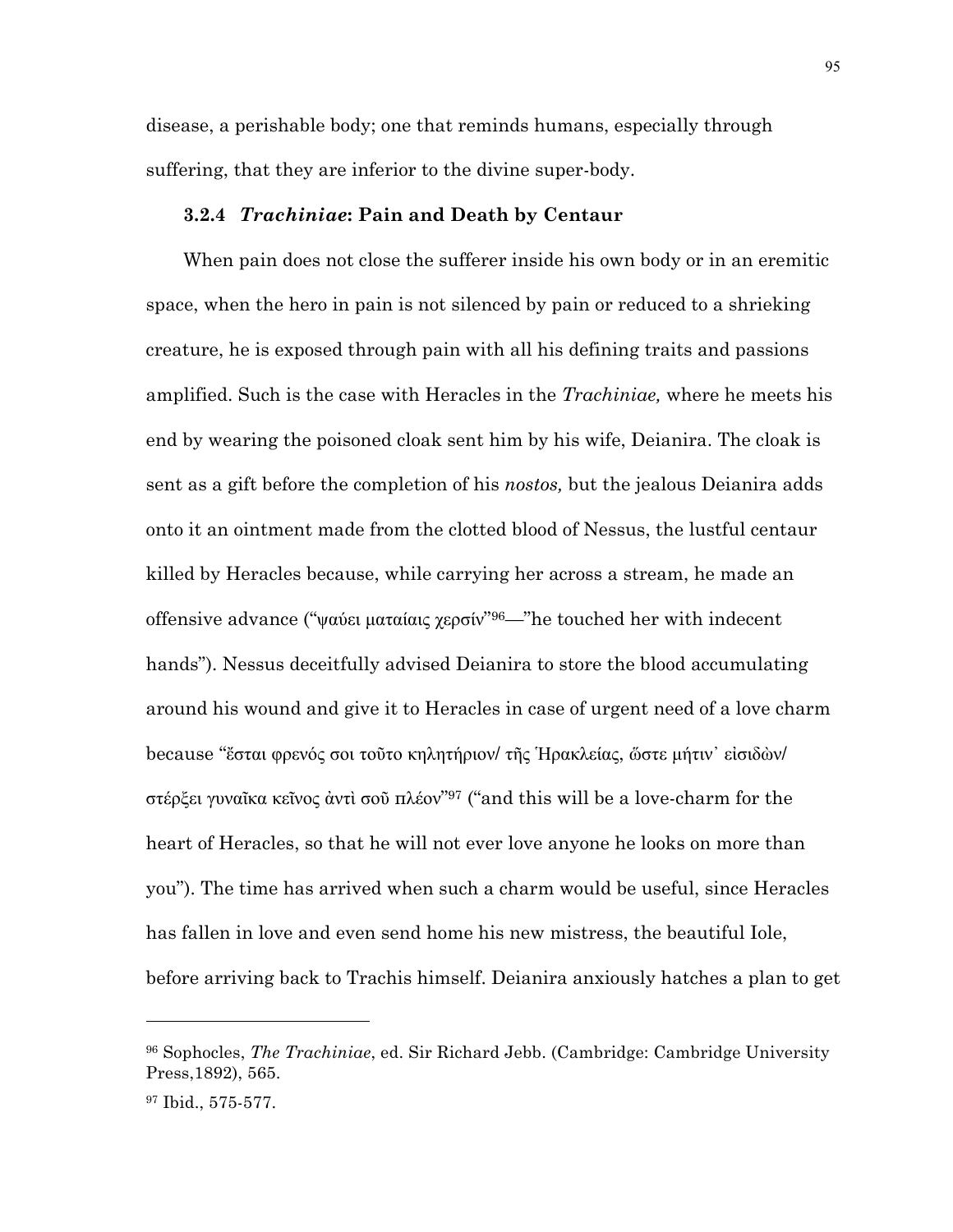disease, a perishable body; one that reminds humans, especially through suffering, that they are inferior to the divine super-body.

### 3.2.4 *Trachiniae*: Pain and Death by Centaur

When pain does not close the sufferer inside his own body or in an eremitic space, when the hero in pain is not silenced by pain or reduced to a shrieking creature, he is exposed through pain with all his defining traits and passions amplified. Such is the case with Heracles in the *Trachiniae,* where he meets his end by wearing the poisoned cloak sent him by his wife, Deianira. The cloak is sent as a gift before the completion of his *nostos,* but the jealous Deianira adds onto it an ointment made from the clotted blood of Nessus, the lustful centaur killed by Heracles because, while carrying her across a stream, he made an offensive advance ("ψαύει ματαίαις χερσίν"[96]—"he touched her with indecent hands"). Nessus deceitfully advised Deianira to store the blood accumulating around his wound and give it to Heracles in case of urgent need of a love charm because "ἔσται φρενός σοι τοῦτο κηλητήριον/ τῆς Ἡρακλείας, ὥστε μήτιν᾽ εἰσιδὼν/ στέρξει γυναῖκα κεῖνος ἀντὶ σοῦ πλέον"[97] ("and this will be a love-charm for the heart of Heracles, so that he will not ever love anyone he looks on more than you"). The time has arrived when such a charm would be useful, since Heracles has fallen in love and even send home his new mistress, the beautiful Iole, before arriving back to Trachis himself. Deianira anxiously hatches a plan to get

---

[96] Sophocles, *The Trachiniae*, ed. Sir Richard Jebb. (Cambridge: Cambridge University Press,1892), 565.

[97] Ibid., 575-577.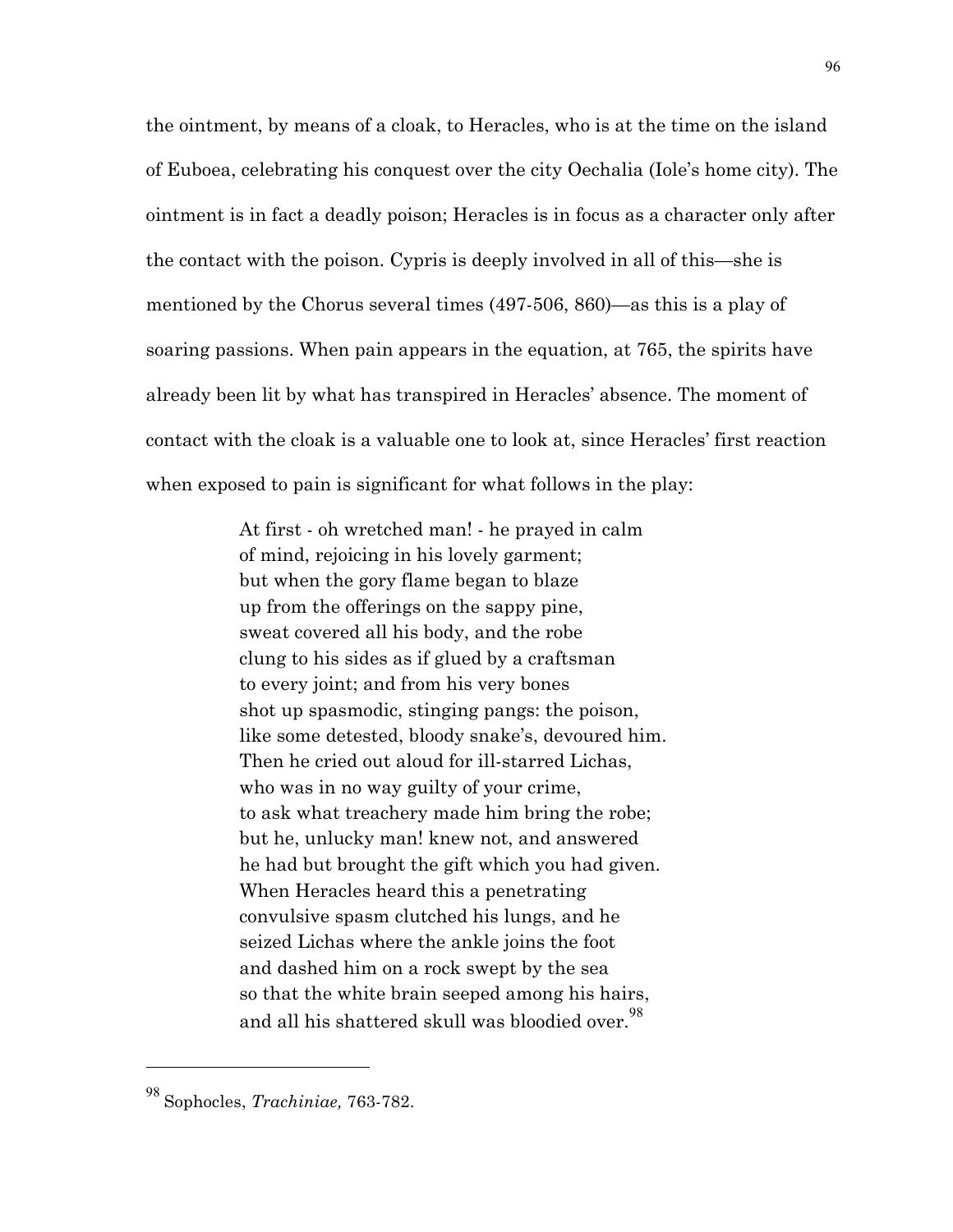the ointment, by means of a cloak, to Heracles, who is at the time on the island of Euboea, celebrating his conquest over the city Oechalia (Iole's home city). The ointment is in fact a deadly poison; Heracles is in focus as a character only after the contact with the poison. Cypris is deeply involved in all of this—she is mentioned by the Chorus several times (497-506, 860)—as this is a play of soaring passions. When pain appears in the equation, at 765, the spirits have already been lit by what has transpired in Heracles' absence. The moment of contact with the cloak is a valuable one to look at, since Heracles' first reaction when exposed to pain is significant for what follows in the play:

> At first - oh wretched man! - he prayed in calm
> of mind, rejoicing in his lovely garment;
> but when the gory flame began to blaze
> up from the offerings on the sappy pine,
> sweat covered all his body, and the robe
> clung to his sides as if glued by a craftsman
> to every joint; and from his very bones
> shot up spasmodic, stinging pangs: the poison,
> like some detested, bloody snake's, devoured him.
> Then he cried out aloud for ill-starred Lichas,
> who was in no way guilty of your crime,
> to ask what treachery made him bring the robe;
> but he, unlucky man! knew not, and answered
> he had but brought the gift which you had given.
> When Heracles heard this a penetrating
> convulsive spasm clutched his lungs, and he
> seized Lichas where the ankle joins the foot
> and dashed him on a rock swept by the sea
> so that the white brain seeped among his hairs,
> and all his shattered skull was bloodied over.[98]

---

[98] Sophocles, *Trachiniae,* 763-782.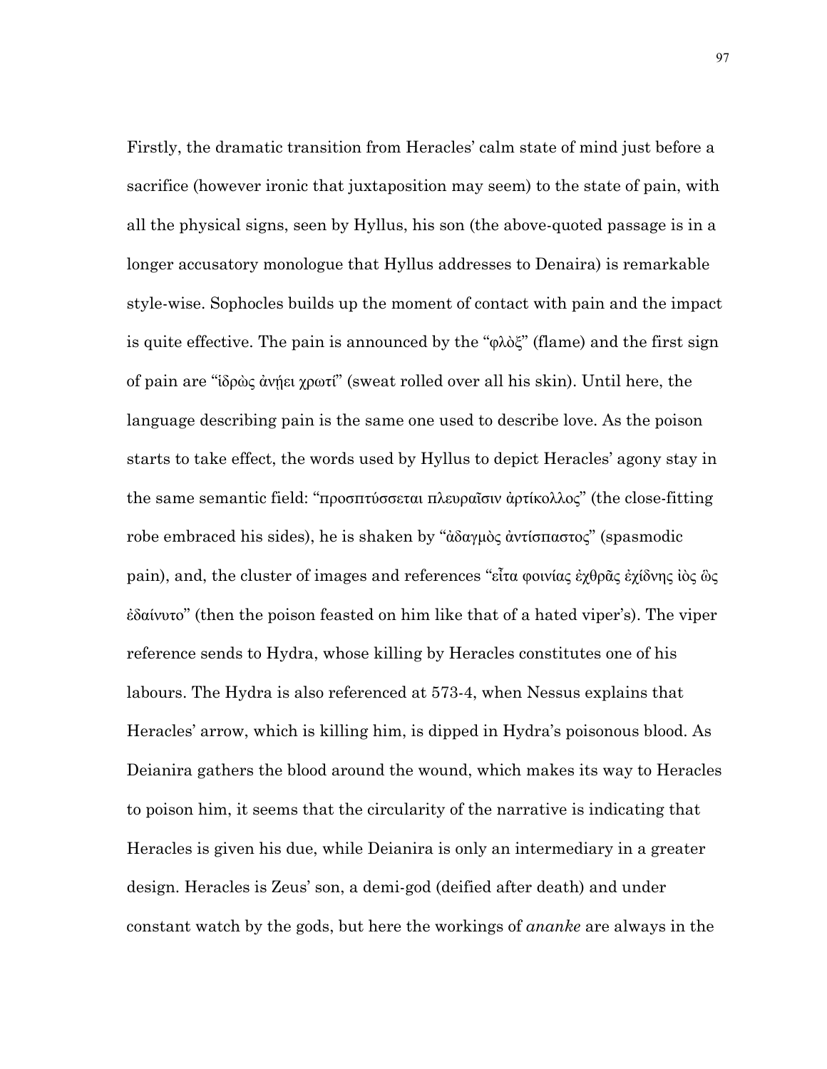Firstly, the dramatic transition from Heracles' calm state of mind just before a sacrifice (however ironic that juxtaposition may seem) to the state of pain, with all the physical signs, seen by Hyllus, his son (the above-quoted passage is in a longer accusatory monologue that Hyllus addresses to Denaira) is remarkable style-wise. Sophocles builds up the moment of contact with pain and the impact is quite effective. The pain is announced by the "φλὸξ" (flame) and the first sign of pain are "ἱδρὼς ἀνῄει χρωτί" (sweat rolled over all his skin). Until here, the language describing pain is the same one used to describe love. As the poison starts to take effect, the words used by Hyllus to depict Heracles' agony stay in the same semantic field: "προσπτύσσεται πλευραῖσιν ἀρτίκολλος" (the close-fitting robe embraced his sides), he is shaken by "ἀδαγμὸς ἀντίσπαστος" (spasmodic pain), and, the cluster of images and references "εἶτα φοινίας ἐχθρᾶς ἐχίδνης ἰὸς ὣς ἐδαίνυτο" (then the poison feasted on him like that of a hated viper's). The viper reference sends to Hydra, whose killing by Heracles constitutes one of his labours. The Hydra is also referenced at 573-4, when Nessus explains that Heracles' arrow, which is killing him, is dipped in Hydra's poisonous blood. As Deianira gathers the blood around the wound, which makes its way to Heracles to poison him, it seems that the circularity of the narrative is indicating that Heracles is given his due, while Deianira is only an intermediary in a greater design. Heracles is Zeus' son, a demi-god (deified after death) and under constant watch by the gods, but here the workings of *ananke* are always in the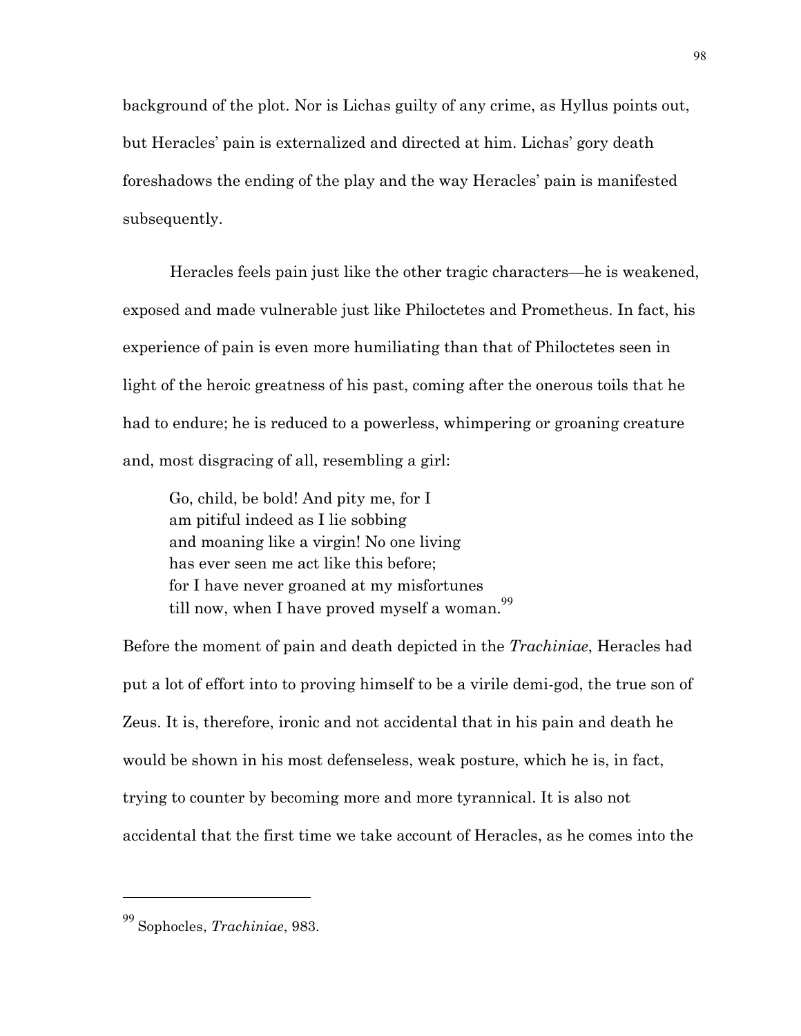background of the plot. Nor is Lichas guilty of any crime, as Hyllus points out, but Heracles' pain is externalized and directed at him. Lichas' gory death foreshadows the ending of the play and the way Heracles' pain is manifested subsequently.

Heracles feels pain just like the other tragic characters—he is weakened, exposed and made vulnerable just like Philoctetes and Prometheus. In fact, his experience of pain is even more humiliating than that of Philoctetes seen in light of the heroic greatness of his past, coming after the onerous toils that he had to endure; he is reduced to a powerless, whimpering or groaning creature and, most disgracing of all, resembling a girl:

> Go, child, be bold! And pity me, for I
> am pitiful indeed as I lie sobbing
> and moaning like a virgin! No one living
> has ever seen me act like this before;
> for I have never groaned at my misfortunes
> till now, when I have proved myself a woman.[99]

Before the moment of pain and death depicted in the *Trachiniae*, Heracles had put a lot of effort into to proving himself to be a virile demi-god, the true son of Zeus. It is, therefore, ironic and not accidental that in his pain and death he would be shown in his most defenseless, weak posture, which he is, in fact, trying to counter by becoming more and more tyrannical. It is also not accidental that the first time we take account of Heracles, as he comes into the

---

[99] Sophocles, *Trachiniae*, 983.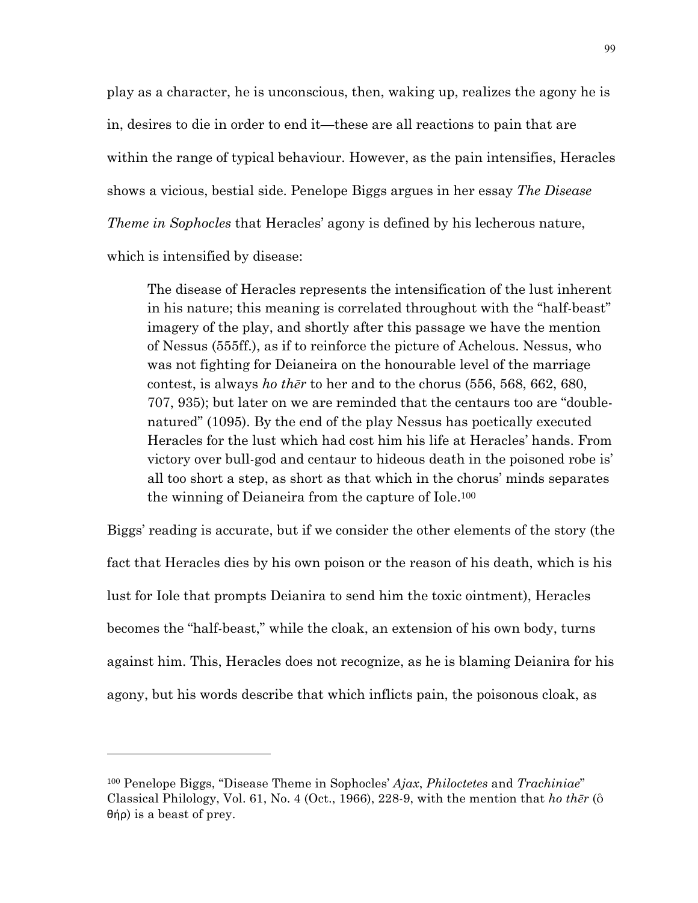play as a character, he is unconscious, then, waking up, realizes the agony he is in, desires to die in order to end it—these are all reactions to pain that are within the range of typical behaviour. However, as the pain intensifies, Heracles shows a vicious, bestial side. Penelope Biggs argues in her essay *The Disease Theme in Sophocles* that Heracles' agony is defined by his lecherous nature, which is intensified by disease:

> The disease of Heracles represents the intensification of the lust inherent in his nature; this meaning is correlated throughout with the "half-beast" imagery of the play, and shortly after this passage we have the mention of Nessus (555ff.), as if to reinforce the picture of Achelous. Nessus, who was not fighting for Deianeira on the honourable level of the marriage contest, is always *ho thēr* to her and to the chorus (556, 568, 662, 680, 707, 935); but later on we are reminded that the centaurs too are "double-natured" (1095). By the end of the play Nessus has poetically executed Heracles for the lust which had cost him his life at Heracles' hands. From victory over bull-god and centaur to hideous death in the poisoned robe is' all too short a step, as short as that which in the chorus' minds separates the winning of Deianeira from the capture of Iole.[100]

Biggs' reading is accurate, but if we consider the other elements of the story (the fact that Heracles dies by his own poison or the reason of his death, which is his lust for Iole that prompts Deianira to send him the toxic ointment), Heracles becomes the "half-beast," while the cloak, an extension of his own body, turns against him. This, Heracles does not recognize, as he is blaming Deianira for his agony, but his words describe that which inflicts pain, the poisonous cloak, as

---

[100] Penelope Biggs, "Disease Theme in Sophocles' *Ajax*, *Philoctetes* and *Trachiniae*" Classical Philology, Vol. 61, No. 4 (Oct., 1966), 228-9, with the mention that *ho thēr* (ὁ θήρ) is a beast of prey.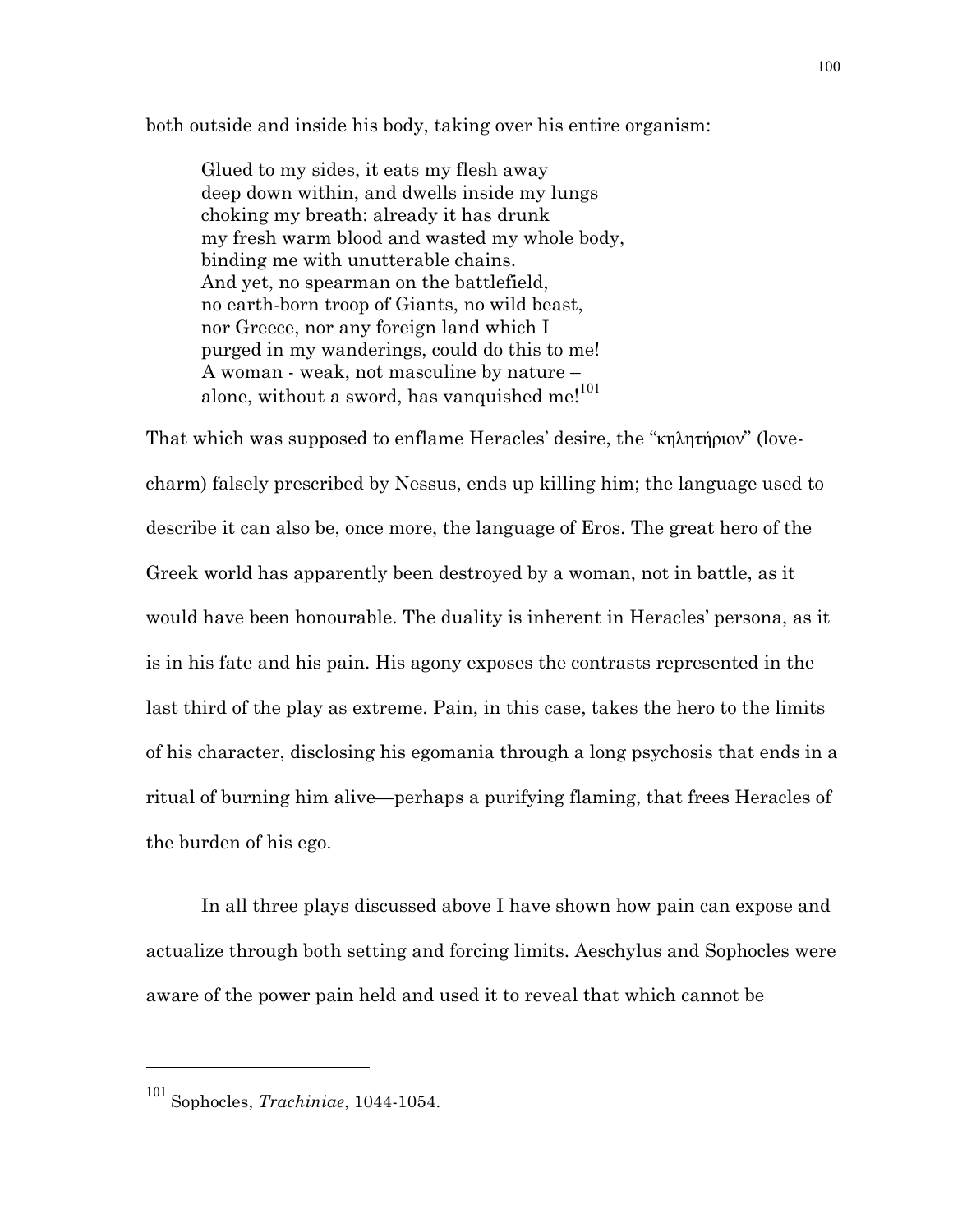both outside and inside his body, taking over his entire organism:

> Glued to my sides, it eats my flesh away
> deep down within, and dwells inside my lungs
> choking my breath: already it has drunk
> my fresh warm blood and wasted my whole body,
> binding me with unutterable chains.
> And yet, no spearman on the battlefield,
> no earth-born troop of Giants, no wild beast,
> nor Greece, nor any foreign land which I
> purged in my wanderings, could do this to me!
> A woman - weak, not masculine by nature –
> alone, without a sword, has vanquished me![101]

That which was supposed to enflame Heracles' desire, the "κηλητήριον" (love-charm) falsely prescribed by Nessus, ends up killing him; the language used to describe it can also be, once more, the language of Eros. The great hero of the Greek world has apparently been destroyed by a woman, not in battle, as it would have been honourable. The duality is inherent in Heracles' persona, as it is in his fate and his pain. His agony exposes the contrasts represented in the last third of the play as extreme. Pain, in this case, takes the hero to the limits of his character, disclosing his egomania through a long psychosis that ends in a ritual of burning him alive—perhaps a purifying flaming, that frees Heracles of the burden of his ego.

In all three plays discussed above I have shown how pain can expose and actualize through both setting and forcing limits. Aeschylus and Sophocles were aware of the power pain held and used it to reveal that which cannot be

---

[101] Sophocles, *Trachiniae*, 1044-1054.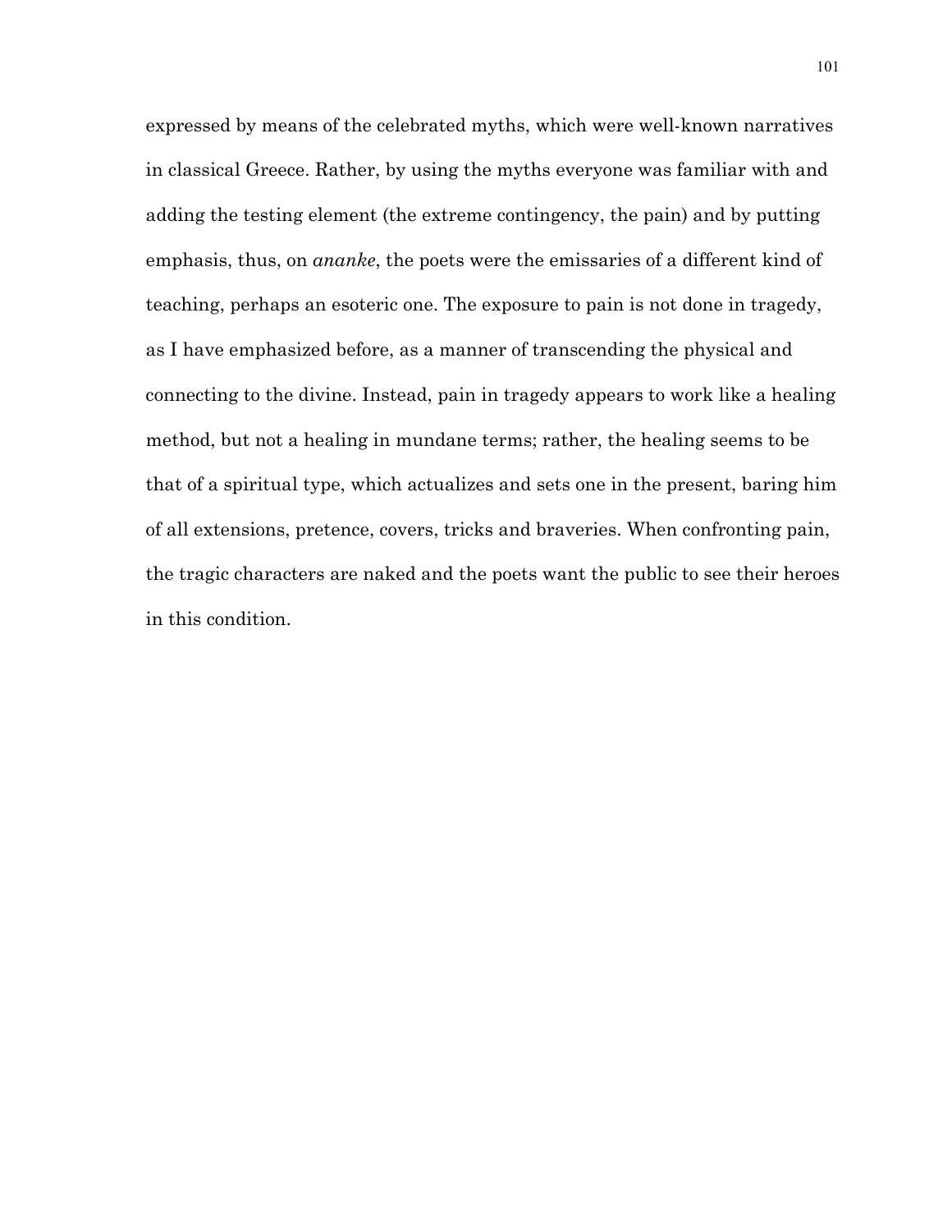expressed by means of the celebrated myths, which were well-known narratives in classical Greece. Rather, by using the myths everyone was familiar with and adding the testing element (the extreme contingency, the pain) and by putting emphasis, thus, on *ananke*, the poets were the emissaries of a different kind of teaching, perhaps an esoteric one. The exposure to pain is not done in tragedy, as I have emphasized before, as a manner of transcending the physical and connecting to the divine. Instead, pain in tragedy appears to work like a healing method, but not a healing in mundane terms; rather, the healing seems to be that of a spiritual type, which actualizes and sets one in the present, baring him of all extensions, pretence, covers, tricks and braveries. When confronting pain, the tragic characters are naked and the poets want the public to see their heroes in this condition.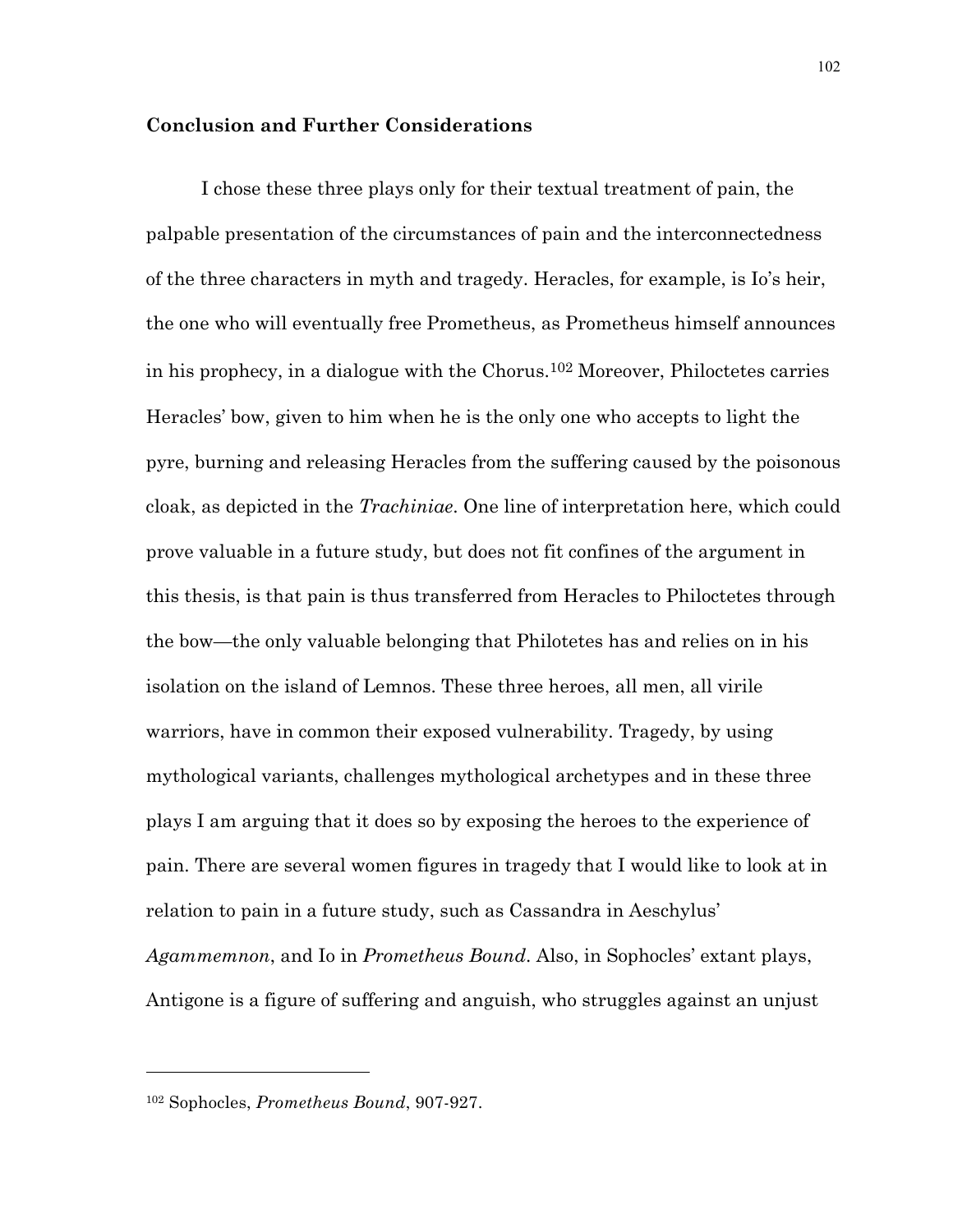**Conclusion and Further Considerations**

I chose these three plays only for their textual treatment of pain, the palpable presentation of the circumstances of pain and the interconnectedness of the three characters in myth and tragedy. Heracles, for example, is Io's heir, the one who will eventually free Prometheus, as Prometheus himself announces in his prophecy, in a dialogue with the Chorus.[102] Moreover, Philoctetes carries Heracles' bow, given to him when he is the only one who accepts to light the pyre, burning and releasing Heracles from the suffering caused by the poisonous cloak, as depicted in the *Trachiniae*. One line of interpretation here, which could prove valuable in a future study, but does not fit confines of the argument in this thesis, is that pain is thus transferred from Heracles to Philoctetes through the bow—the only valuable belonging that Philotetes has and relies on in his isolation on the island of Lemnos. These three heroes, all men, all virile warriors, have in common their exposed vulnerability. Tragedy, by using mythological variants, challenges mythological archetypes and in these three plays I am arguing that it does so by exposing the heroes to the experience of pain. There are several women figures in tragedy that I would like to look at in relation to pain in a future study, such as Cassandra in Aeschylus' *Agammemnon*, and Io in *Prometheus Bound*. Also, in Sophocles' extant plays, Antigone is a figure of suffering and anguish, who struggles against an unjust

---

[102] Sophocles, *Prometheus Bound*, 907-927.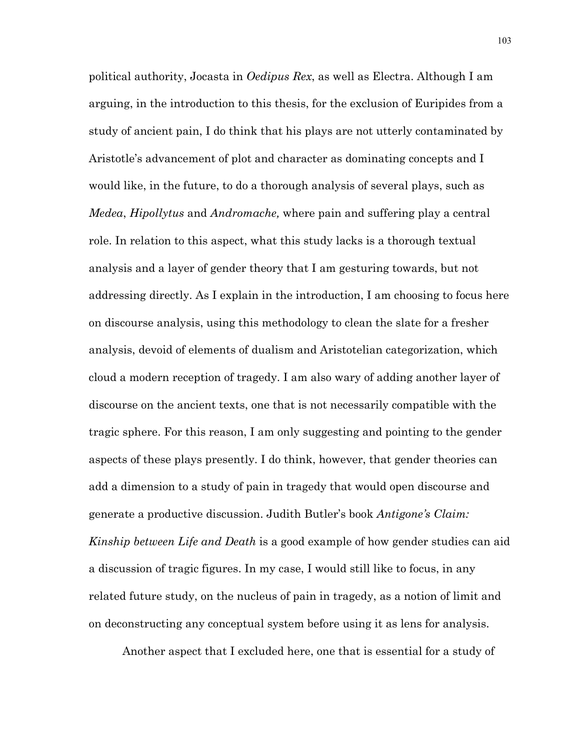political authority, Jocasta in *Oedipus Rex*, as well as Electra. Although I am arguing, in the introduction to this thesis, for the exclusion of Euripides from a study of ancient pain, I do think that his plays are not utterly contaminated by Aristotle's advancement of plot and character as dominating concepts and I would like, in the future, to do a thorough analysis of several plays, such as *Medea*, *Hipollytus* and *Andromache,* where pain and suffering play a central role. In relation to this aspect, what this study lacks is a thorough textual analysis and a layer of gender theory that I am gesturing towards, but not addressing directly. As I explain in the introduction, I am choosing to focus here on discourse analysis, using this methodology to clean the slate for a fresher analysis, devoid of elements of dualism and Aristotelian categorization, which cloud a modern reception of tragedy. I am also wary of adding another layer of discourse on the ancient texts, one that is not necessarily compatible with the tragic sphere. For this reason, I am only suggesting and pointing to the gender aspects of these plays presently. I do think, however, that gender theories can add a dimension to a study of pain in tragedy that would open discourse and generate a productive discussion. Judith Butler's book *Antigone's Claim: Kinship between Life and Death* is a good example of how gender studies can aid a discussion of tragic figures. In my case, I would still like to focus, in any related future study, on the nucleus of pain in tragedy, as a notion of limit and on deconstructing any conceptual system before using it as lens for analysis.

Another aspect that I excluded here, one that is essential for a study of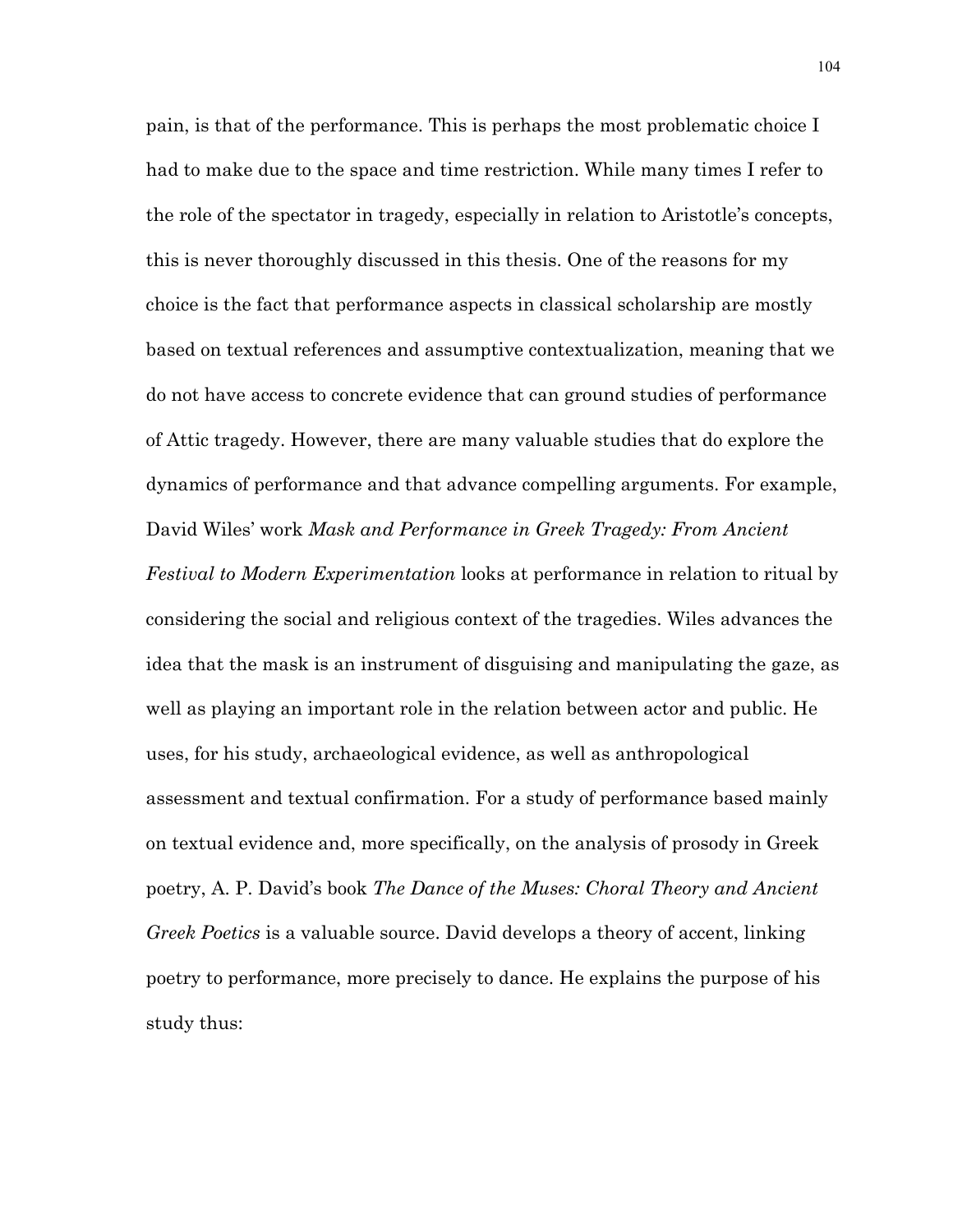pain, is that of the performance. This is perhaps the most problematic choice I had to make due to the space and time restriction. While many times I refer to the role of the spectator in tragedy, especially in relation to Aristotle's concepts, this is never thoroughly discussed in this thesis. One of the reasons for my choice is the fact that performance aspects in classical scholarship are mostly based on textual references and assumptive contextualization, meaning that we do not have access to concrete evidence that can ground studies of performance of Attic tragedy. However, there are many valuable studies that do explore the dynamics of performance and that advance compelling arguments. For example, David Wiles' work *Mask and Performance in Greek Tragedy: From Ancient Festival to Modern Experimentation* looks at performance in relation to ritual by considering the social and religious context of the tragedies. Wiles advances the idea that the mask is an instrument of disguising and manipulating the gaze, as well as playing an important role in the relation between actor and public. He uses, for his study, archaeological evidence, as well as anthropological assessment and textual confirmation. For a study of performance based mainly on textual evidence and, more specifically, on the analysis of prosody in Greek poetry, A. P. David's book *The Dance of the Muses: Choral Theory and Ancient Greek Poetics* is a valuable source. David develops a theory of accent, linking poetry to performance, more precisely to dance. He explains the purpose of his study thus: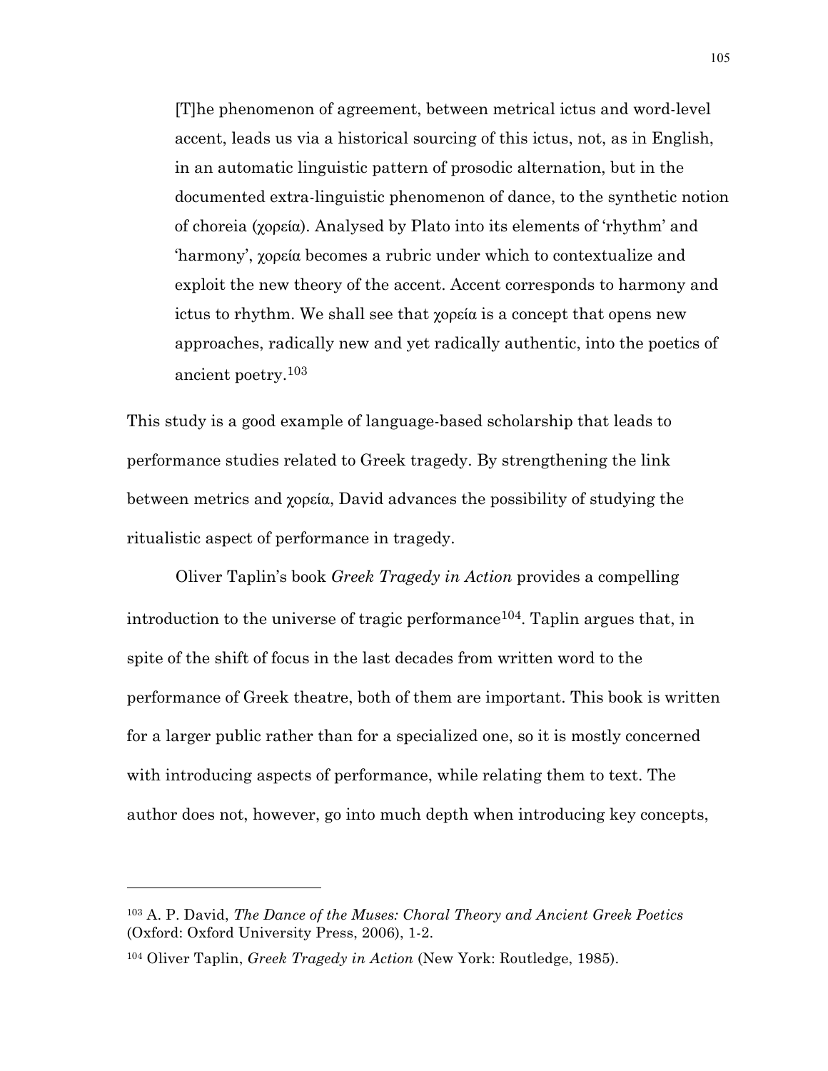> [T]he phenomenon of agreement, between metrical ictus and word-level accent, leads us via a historical sourcing of this ictus, not, as in English, in an automatic linguistic pattern of prosodic alternation, but in the documented extra-linguistic phenomenon of dance, to the synthetic notion of choreia (χορεία). Analysed by Plato into its elements of 'rhythm' and 'harmony', χορεία becomes a rubric under which to contextualize and exploit the new theory of the accent. Accent corresponds to harmony and ictus to rhythm. We shall see that χορεία is a concept that opens new approaches, radically new and yet radically authentic, into the poetics of ancient poetry.[103]

This study is a good example of language-based scholarship that leads to performance studies related to Greek tragedy. By strengthening the link between metrics and χορεία, David advances the possibility of studying the ritualistic aspect of performance in tragedy.

Oliver Taplin's book *Greek Tragedy in Action* provides a compelling introduction to the universe of tragic performance[104]. Taplin argues that, in spite of the shift of focus in the last decades from written word to the performance of Greek theatre, both of them are important. This book is written for a larger public rather than for a specialized one, so it is mostly concerned with introducing aspects of performance, while relating them to text. The author does not, however, go into much depth when introducing key concepts,

---

[103] A. P. David, *The Dance of the Muses: Choral Theory and Ancient Greek Poetics* (Oxford: Oxford University Press, 2006), 1-2.

[104] Oliver Taplin, *Greek Tragedy in Action* (New York: Routledge, 1985).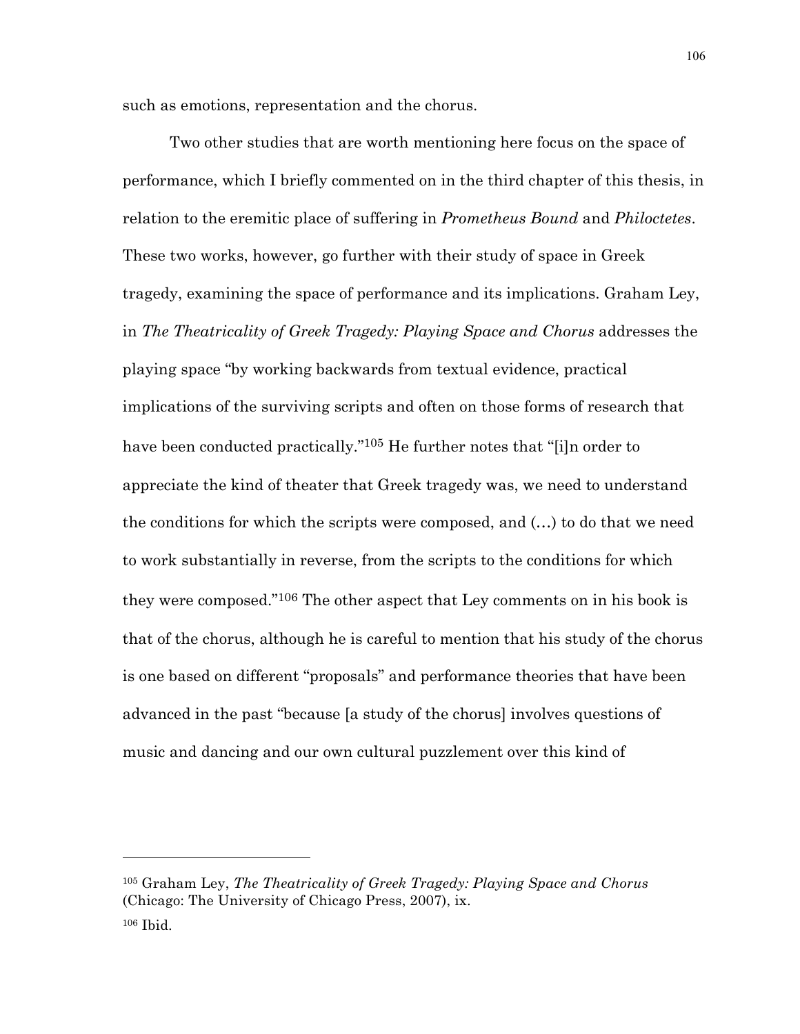such as emotions, representation and the chorus.

Two other studies that are worth mentioning here focus on the space of performance, which I briefly commented on in the third chapter of this thesis, in relation to the eremitic place of suffering in *Prometheus Bound* and *Philoctetes*. These two works, however, go further with their study of space in Greek tragedy, examining the space of performance and its implications. Graham Ley, in *The Theatricality of Greek Tragedy: Playing Space and Chorus* addresses the playing space "by working backwards from textual evidence, practical implications of the surviving scripts and often on those forms of research that have been conducted practically."[105] He further notes that "[i]n order to appreciate the kind of theater that Greek tragedy was, we need to understand the conditions for which the scripts were composed, and (…) to do that we need to work substantially in reverse, from the scripts to the conditions for which they were composed."[106] The other aspect that Ley comments on in his book is that of the chorus, although he is careful to mention that his study of the chorus is one based on different "proposals" and performance theories that have been advanced in the past "because [a study of the chorus] involves questions of music and dancing and our own cultural puzzlement over this kind of

---

[105] Graham Ley, *The Theatricality of Greek Tragedy: Playing Space and Chorus* (Chicago: The University of Chicago Press, 2007), ix.

[106] Ibid.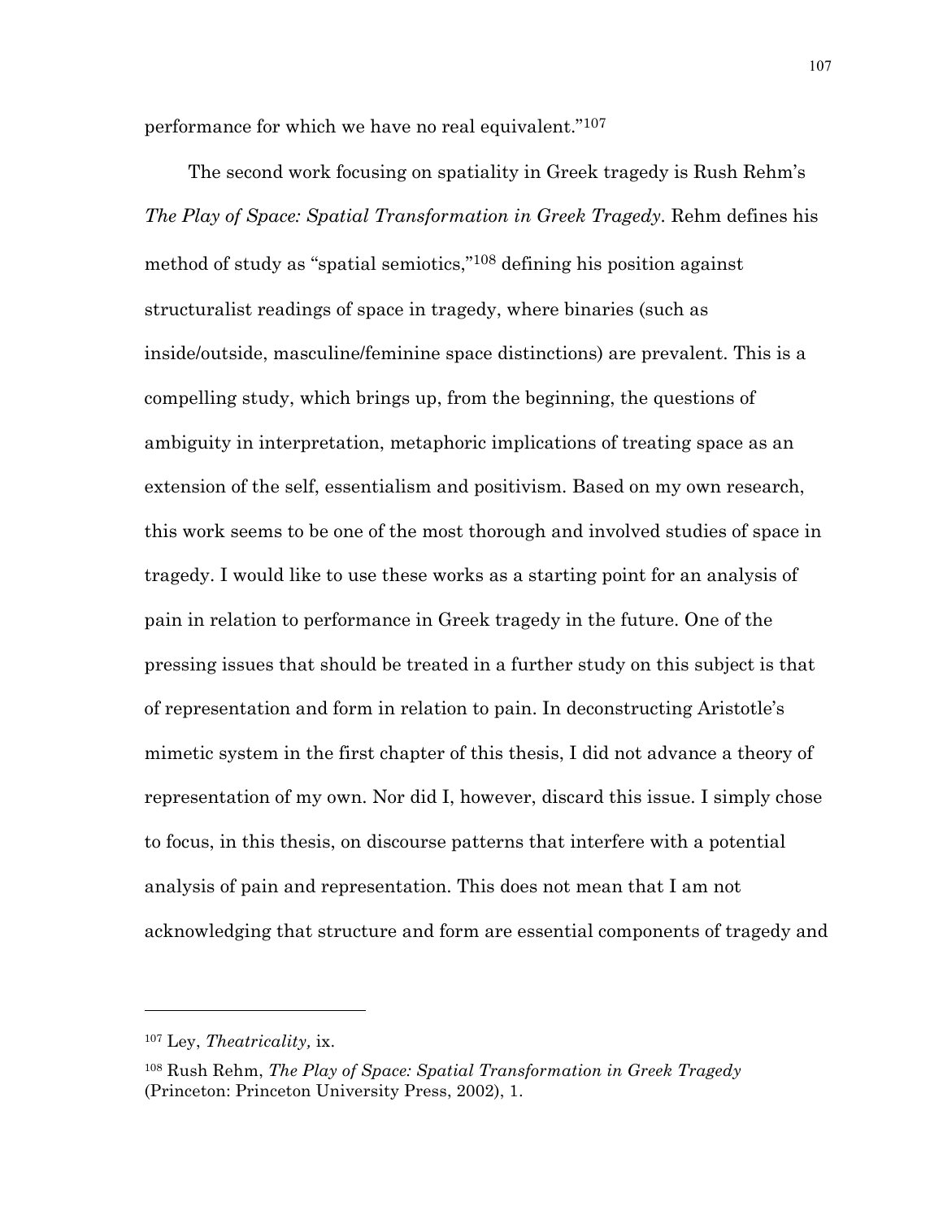performance for which we have no real equivalent."[107]

The second work focusing on spatiality in Greek tragedy is Rush Rehm's *The Play of Space: Spatial Transformation in Greek Tragedy*. Rehm defines his method of study as "spatial semiotics,"[108] defining his position against structuralist readings of space in tragedy, where binaries (such as inside/outside, masculine/feminine space distinctions) are prevalent. This is a compelling study, which brings up, from the beginning, the questions of ambiguity in interpretation, metaphoric implications of treating space as an extension of the self, essentialism and positivism. Based on my own research, this work seems to be one of the most thorough and involved studies of space in tragedy. I would like to use these works as a starting point for an analysis of pain in relation to performance in Greek tragedy in the future. One of the pressing issues that should be treated in a further study on this subject is that of representation and form in relation to pain. In deconstructing Aristotle's mimetic system in the first chapter of this thesis, I did not advance a theory of representation of my own. Nor did I, however, discard this issue. I simply chose to focus, in this thesis, on discourse patterns that interfere with a potential analysis of pain and representation. This does not mean that I am not acknowledging that structure and form are essential components of tragedy and

---

[107] Ley, *Theatricality,* ix.

[108] Rush Rehm, *The Play of Space: Spatial Transformation in Greek Tragedy* (Princeton: Princeton University Press, 2002), 1.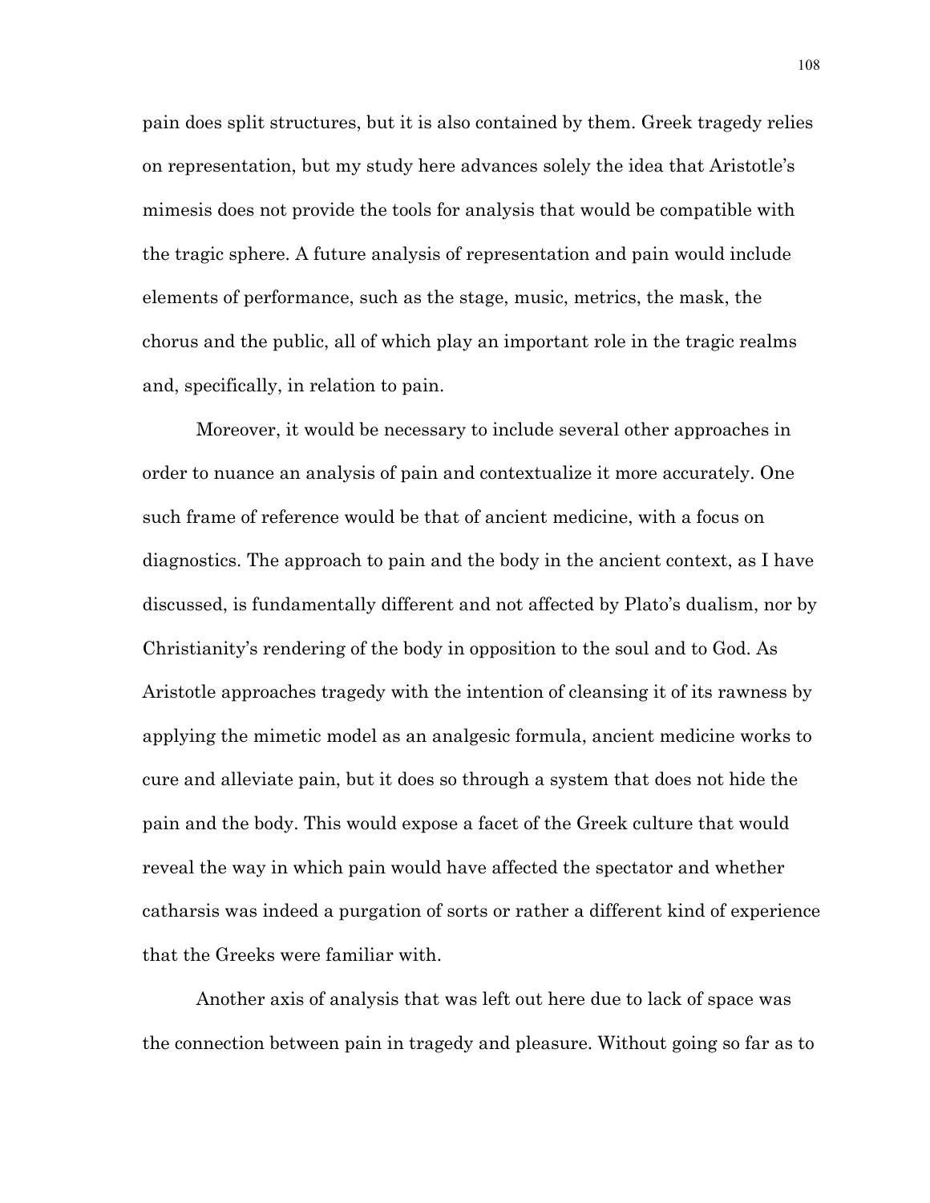pain does split structures, but it is also contained by them. Greek tragedy relies on representation, but my study here advances solely the idea that Aristotle's mimesis does not provide the tools for analysis that would be compatible with the tragic sphere. A future analysis of representation and pain would include elements of performance, such as the stage, music, metrics, the mask, the chorus and the public, all of which play an important role in the tragic realms and, specifically, in relation to pain.

Moreover, it would be necessary to include several other approaches in order to nuance an analysis of pain and contextualize it more accurately. One such frame of reference would be that of ancient medicine, with a focus on diagnostics. The approach to pain and the body in the ancient context, as I have discussed, is fundamentally different and not affected by Plato's dualism, nor by Christianity's rendering of the body in opposition to the soul and to God. As Aristotle approaches tragedy with the intention of cleansing it of its rawness by applying the mimetic model as an analgesic formula, ancient medicine works to cure and alleviate pain, but it does so through a system that does not hide the pain and the body. This would expose a facet of the Greek culture that would reveal the way in which pain would have affected the spectator and whether catharsis was indeed a purgation of sorts or rather a different kind of experience that the Greeks were familiar with.

Another axis of analysis that was left out here due to lack of space was the connection between pain in tragedy and pleasure. Without going so far as to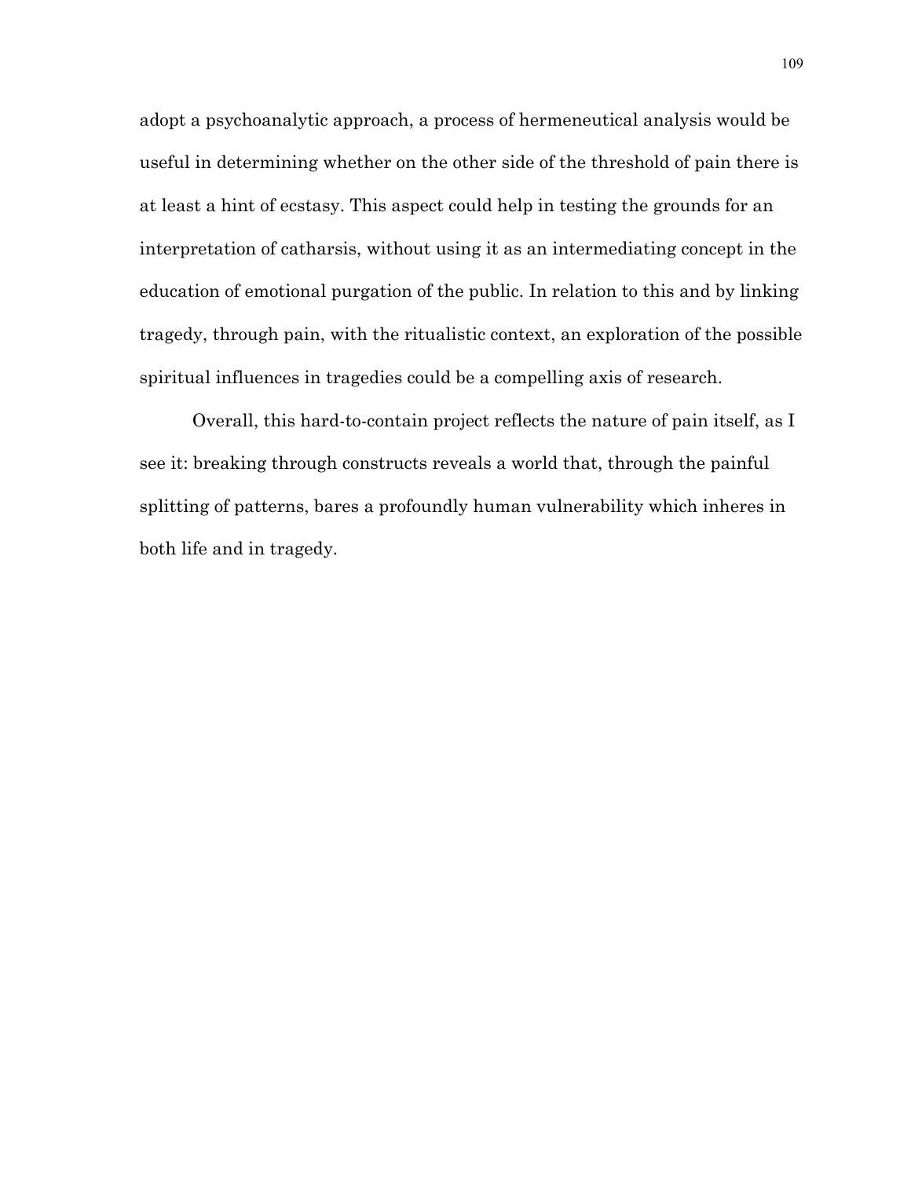adopt a psychoanalytic approach, a process of hermeneutical analysis would be useful in determining whether on the other side of the threshold of pain there is at least a hint of ecstasy. This aspect could help in testing the grounds for an interpretation of catharsis, without using it as an intermediating concept in the education of emotional purgation of the public. In relation to this and by linking tragedy, through pain, with the ritualistic context, an exploration of the possible spiritual influences in tragedies could be a compelling axis of research.

Overall, this hard-to-contain project reflects the nature of pain itself, as I see it: breaking through constructs reveals a world that, through the painful splitting of patterns, bares a profoundly human vulnerability which inheres in both life and in tragedy.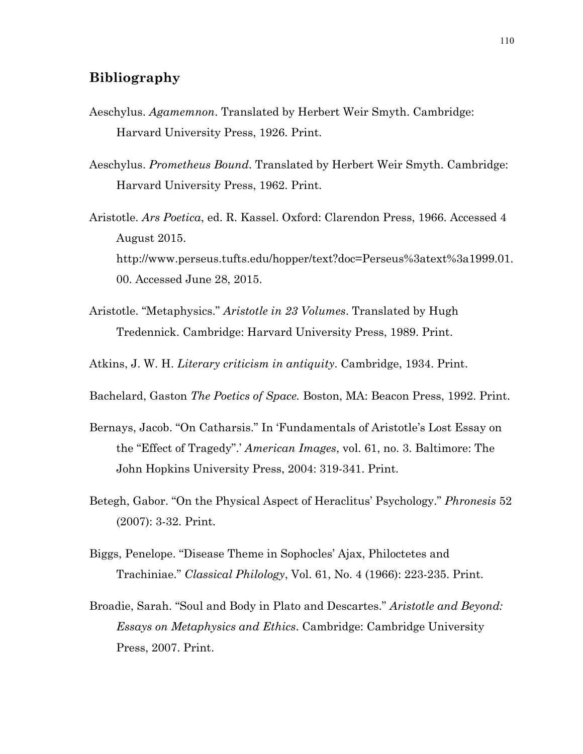## Bibliography

Aeschylus. *Agamemnon*. Translated by Herbert Weir Smyth. Cambridge: Harvard University Press, 1926. Print.

Aeschylus. *Prometheus Bound*. Translated by Herbert Weir Smyth. Cambridge: Harvard University Press, 1962. Print.

Aristotle. *Ars Poetica*, ed. R. Kassel. Oxford: Clarendon Press, 1966. Accessed 4 August 2015. http://www.perseus.tufts.edu/hopper/text?doc=Perseus%3atext%3a1999.01.00. Accessed June 28, 2015.

Aristotle. "Metaphysics." *Aristotle in 23 Volumes*. Translated by Hugh Tredennick. Cambridge: Harvard University Press, 1989. Print.

Atkins, J. W. H. *Literary criticism in antiquity*. Cambridge, 1934. Print.

Bachelard, Gaston *The Poetics of Space.* Boston, MA: Beacon Press, 1992. Print.

Bernays, Jacob. "On Catharsis." In 'Fundamentals of Aristotle's Lost Essay on the "Effect of Tragedy".' *American Images*, vol. 61, no. 3. Baltimore: The John Hopkins University Press, 2004: 319-341. Print.

Betegh, Gabor. "On the Physical Aspect of Heraclitus' Psychology." *Phronesis* 52 (2007): 3-32. Print.

Biggs, Penelope. "Disease Theme in Sophocles' Ajax, Philoctetes and Trachiniae." *Classical Philology*, Vol. 61, No. 4 (1966): 223-235. Print.

Broadie, Sarah. "Soul and Body in Plato and Descartes." *Aristotle and Beyond: Essays on Metaphysics and Ethics*. Cambridge: Cambridge University Press, 2007. Print.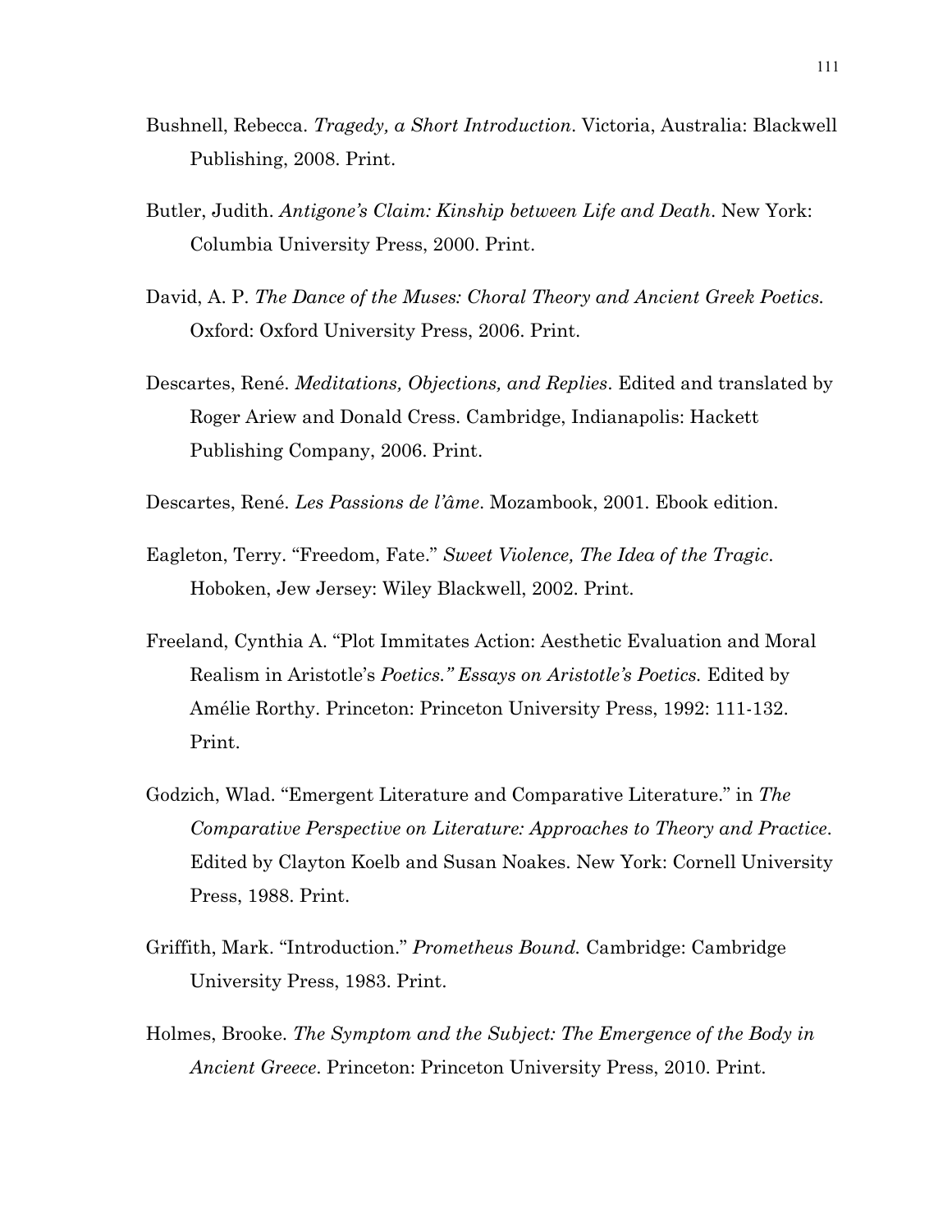Bushnell, Rebecca. *Tragedy, a Short Introduction*. Victoria, Australia: Blackwell Publishing, 2008. Print.

Butler, Judith. *Antigone's Claim: Kinship between Life and Death*. New York: Columbia University Press, 2000. Print.

David, A. P. *The Dance of the Muses: Choral Theory and Ancient Greek Poetics.* Oxford: Oxford University Press, 2006. Print.

Descartes, René. *Meditations, Objections, and Replies*. Edited and translated by Roger Ariew and Donald Cress. Cambridge, Indianapolis: Hackett Publishing Company, 2006. Print.

Descartes, René. *Les Passions de l'âme*. Mozambook, 2001. Ebook edition.

Eagleton, Terry. "Freedom, Fate." *Sweet Violence, The Idea of the Tragic*. Hoboken, Jew Jersey: Wiley Blackwell, 2002. Print.

Freeland, Cynthia A. "Plot Immitates Action: Aesthetic Evaluation and Moral Realism in Aristotle's *Poetics." Essays on Aristotle's Poetics.* Edited by Amélie Rorthy. Princeton: Princeton University Press, 1992: 111-132. Print.

Godzich, Wlad. "Emergent Literature and Comparative Literature." in *The Comparative Perspective on Literature: Approaches to Theory and Practice*. Edited by Clayton Koelb and Susan Noakes. New York: Cornell University Press, 1988. Print.

Griffith, Mark. "Introduction." *Prometheus Bound.* Cambridge: Cambridge University Press, 1983. Print.

Holmes, Brooke. *The Symptom and the Subject: The Emergence of the Body in Ancient Greece*. Princeton: Princeton University Press, 2010. Print.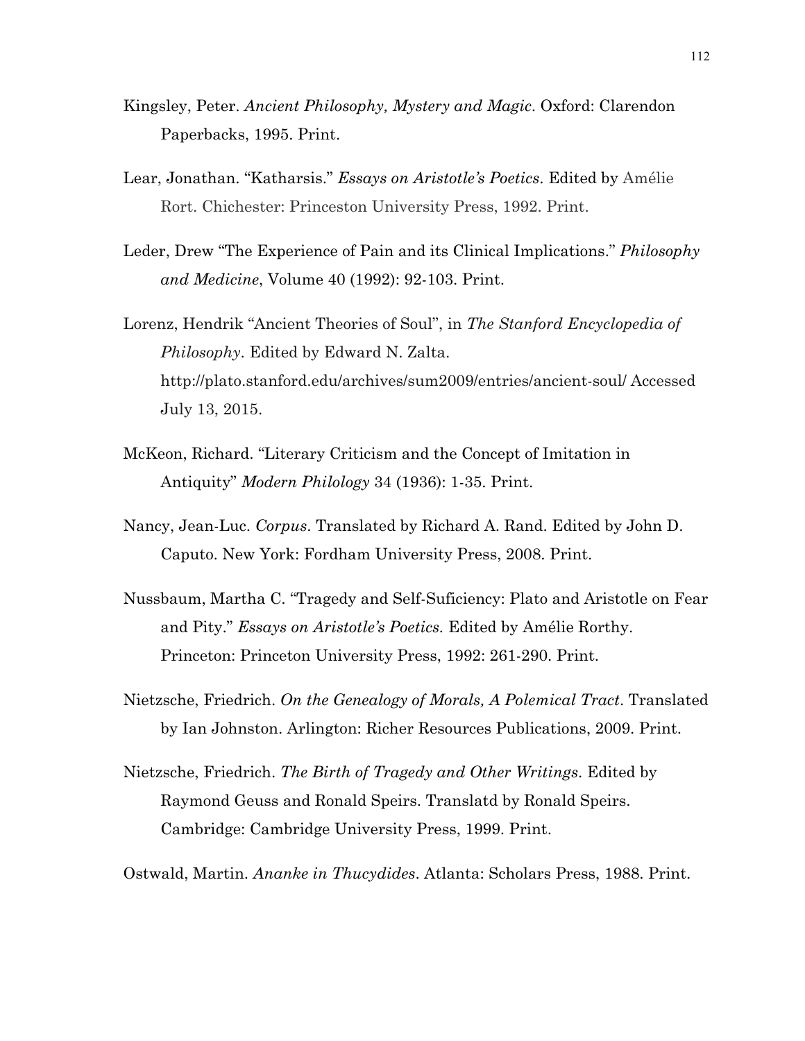Kingsley, Peter. *Ancient Philosophy, Mystery and Magic*. Oxford: Clarendon Paperbacks, 1995. Print.

Lear, Jonathan. "Katharsis." *Essays on Aristotle's Poetics*. Edited by Amélie Rort. Chichester: Princeston University Press, 1992. Print.

Leder, Drew "The Experience of Pain and its Clinical Implications." *Philosophy and Medicine*, Volume 40 (1992): 92-103. Print.

Lorenz, Hendrik "Ancient Theories of Soul", in *The Stanford Encyclopedia of Philosophy*. Edited by Edward N. Zalta. http://plato.stanford.edu/archives/sum2009/entries/ancient-soul/ Accessed July 13, 2015.

McKeon, Richard. "Literary Criticism and the Concept of Imitation in Antiquity" *Modern Philology* 34 (1936): 1-35. Print.

Nancy, Jean-Luc. *Corpus*. Translated by Richard A. Rand. Edited by John D. Caputo. New York: Fordham University Press, 2008. Print.

Nussbaum, Martha C. "Tragedy and Self-Suficiency: Plato and Aristotle on Fear and Pity." *Essays on Aristotle's Poetics.* Edited by Amélie Rorthy. Princeton: Princeton University Press, 1992: 261-290. Print.

Nietzsche, Friedrich. *On the Genealogy of Morals, A Polemical Tract*. Translated by Ian Johnston. Arlington: Richer Resources Publications, 2009. Print.

Nietzsche, Friedrich. *The Birth of Tragedy and Other Writings*. Edited by Raymond Geuss and Ronald Speirs. Translatd by Ronald Speirs. Cambridge: Cambridge University Press, 1999. Print.

Ostwald, Martin. *Ananke in Thucydides*. Atlanta: Scholars Press, 1988. Print.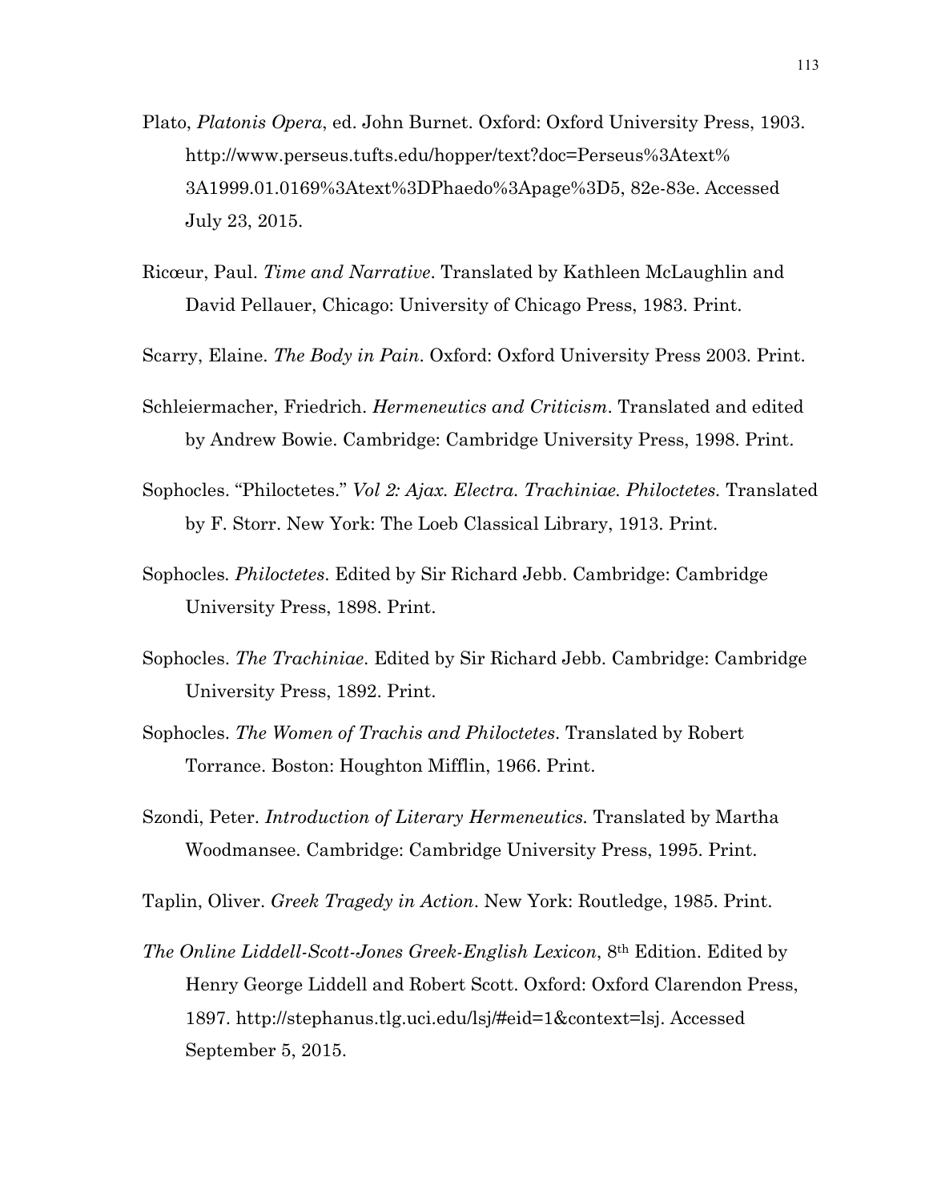Plato, *Platonis Opera*, ed. John Burnet. Oxford: Oxford University Press, 1903. http://www.perseus.tufts.edu/hopper/text?doc=Perseus%3Atext%3A1999.01.0169%3Atext%3DPhaedo%3Apage%3D5, 82e-83e. Accessed July 23, 2015.

Ricœur, Paul. *Time and Narrative*. Translated by Kathleen McLaughlin and David Pellauer, Chicago: University of Chicago Press, 1983. Print.

Scarry, Elaine. *The Body in Pain*. Oxford: Oxford University Press 2003. Print.

Schleiermacher, Friedrich. *Hermeneutics and Criticism*. Translated and edited by Andrew Bowie. Cambridge: Cambridge University Press, 1998. Print.

Sophocles. "Philoctetes." *Vol 2: Ajax. Electra. Trachiniae. Philoctetes.* Translated by F. Storr. New York: The Loeb Classical Library, 1913. Print.

Sophocles. *Philoctetes*. Edited by Sir Richard Jebb. Cambridge: Cambridge University Press, 1898. Print.

Sophocles. *The Trachiniae*. Edited by Sir Richard Jebb. Cambridge: Cambridge University Press, 1892. Print.

Sophocles. *The Women of Trachis and Philoctetes*. Translated by Robert Torrance. Boston: Houghton Mifflin, 1966. Print.

Szondi, Peter. *Introduction of Literary Hermeneutics*. Translated by Martha Woodmansee. Cambridge: Cambridge University Press, 1995. Print.

Taplin, Oliver. *Greek Tragedy in Action*. New York: Routledge, 1985. Print.

*The Online Liddell-Scott-Jones Greek-English Lexicon*, 8th Edition. Edited by Henry George Liddell and Robert Scott. Oxford: Oxford Clarendon Press, 1897. http://stephanus.tlg.uci.edu/lsj/#eid=1&context=lsj. Accessed September 5, 2015.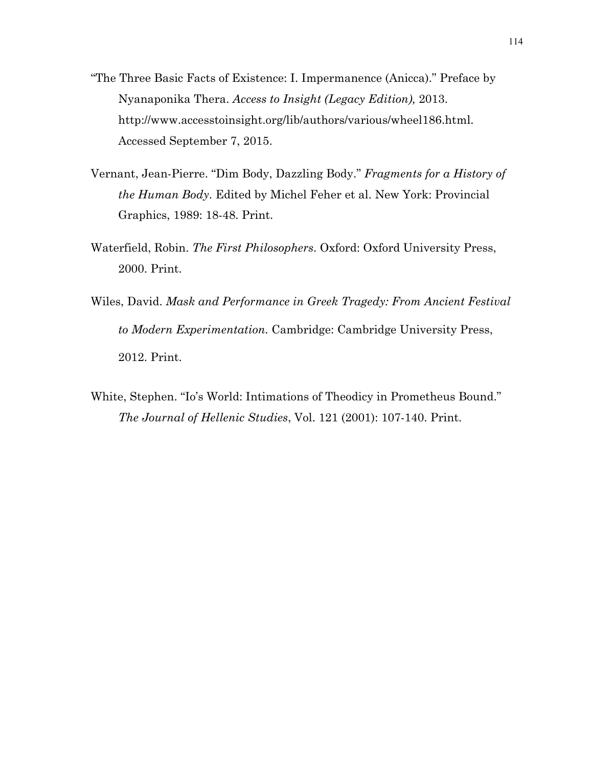"The Three Basic Facts of Existence: I. Impermanence (Anicca)." Preface by Nyanaponika Thera. *Access to Insight (Legacy Edition),* 2013. http://www.accesstoinsight.org/lib/authors/various/wheel186.html. Accessed September 7, 2015.

Vernant, Jean-Pierre. "Dim Body, Dazzling Body." *Fragments for a History of the Human Body*. Edited by Michel Feher et al. New York: Provincial Graphics, 1989: 18-48. Print.

Waterfield, Robin. *The First Philosophers*. Oxford: Oxford University Press, 2000. Print.

Wiles, David. *Mask and Performance in Greek Tragedy: From Ancient Festival to Modern Experimentation*. Cambridge: Cambridge University Press, 2012. Print.

White, Stephen. "Io's World: Intimations of Theodicy in Prometheus Bound." *The Journal of Hellenic Studies*, Vol. 121 (2001): 107-140. Print.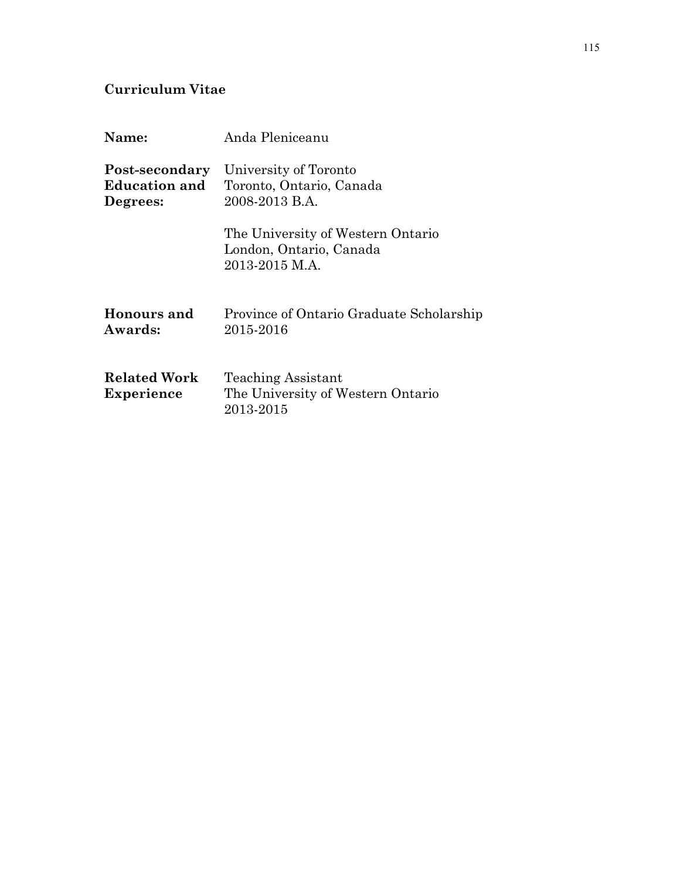## Curriculum Vitae

| | |
|---|---|
| **Name:** | Anda Pleniceanu |
| **Post-secondary Education and Degrees:** | University of Toronto<br>Toronto, Ontario, Canada<br>2008-2013 B.A. |
| | The University of Western Ontario<br>London, Ontario, Canada<br>2013-2015 M.A. |
| **Honours and Awards:** | Province of Ontario Graduate Scholarship<br>2015-2016 |
| **Related Work Experience** | Teaching Assistant<br>The University of Western Ontario<br>2013-2015 |